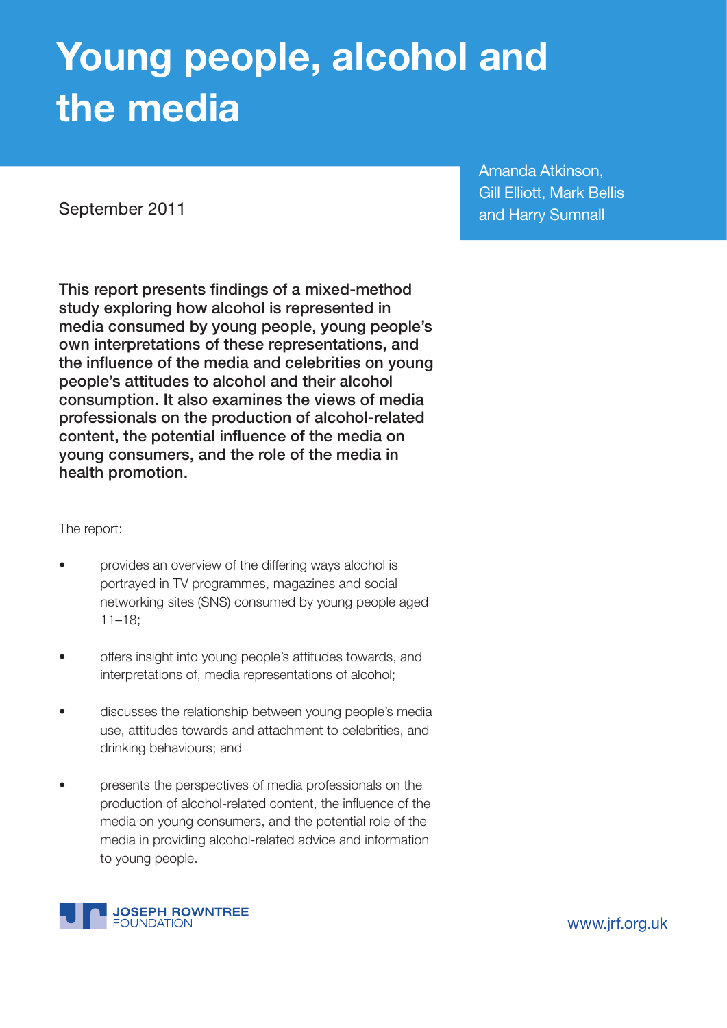# Young people, alcohol and the media

September 2011

Amanda Atkinson, Gill Elliott, Mark Bellis and Harry Sumnall

**This report presents findings of a mixed-method study exploring how alcohol is represented in media consumed by young people, young people's own interpretations of these representations, and the influence of the media and celebrities on young people's attitudes to alcohol and their alcohol consumption. It also examines the views of media professionals on the production of alcohol-related content, the potential influence of the media on young consumers, and the role of the media in health promotion.**

The report:

- provides an overview of the differing ways alcohol is portrayed in TV programmes, magazines and social networking sites (SNS) consumed by young people aged 11–18;
- offers insight into young people's attitudes towards, and interpretations of, media representations of alcohol;
- discusses the relationship between young people's media use, attitudes towards and attachment to celebrities, and drinking behaviours; and
- presents the perspectives of media professionals on the production of alcohol-related content, the influence of the media on young consumers, and the potential role of the media in providing alcohol-related advice and information to young people.

JOSEPH ROWNTREE FOUNDATION

www.jrf.org.uk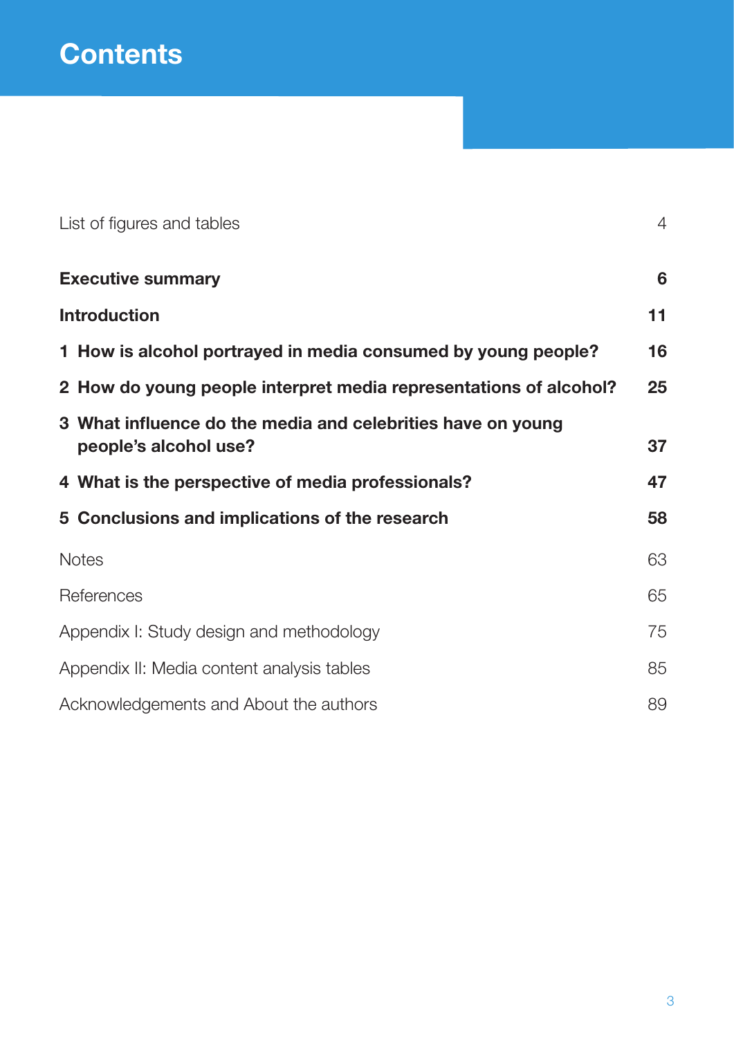# Contents

| | |
|---|---|
| List of figures and tables | 4 |
| **Executive summary** | **6** |
| **Introduction** | **11** |
| **1 How is alcohol portrayed in media consumed by young people?** | **16** |
| **2 How do young people interpret media representations of alcohol?** | **25** |
| **3 What influence do the media and celebrities have on young people's alcohol use?** | **37** |
| **4 What is the perspective of media professionals?** | **47** |
| **5 Conclusions and implications of the research** | **58** |
| Notes | 63 |
| References | 65 |
| Appendix I: Study design and methodology | 75 |
| Appendix II: Media content analysis tables | 85 |
| Acknowledgements and About the authors | 89 |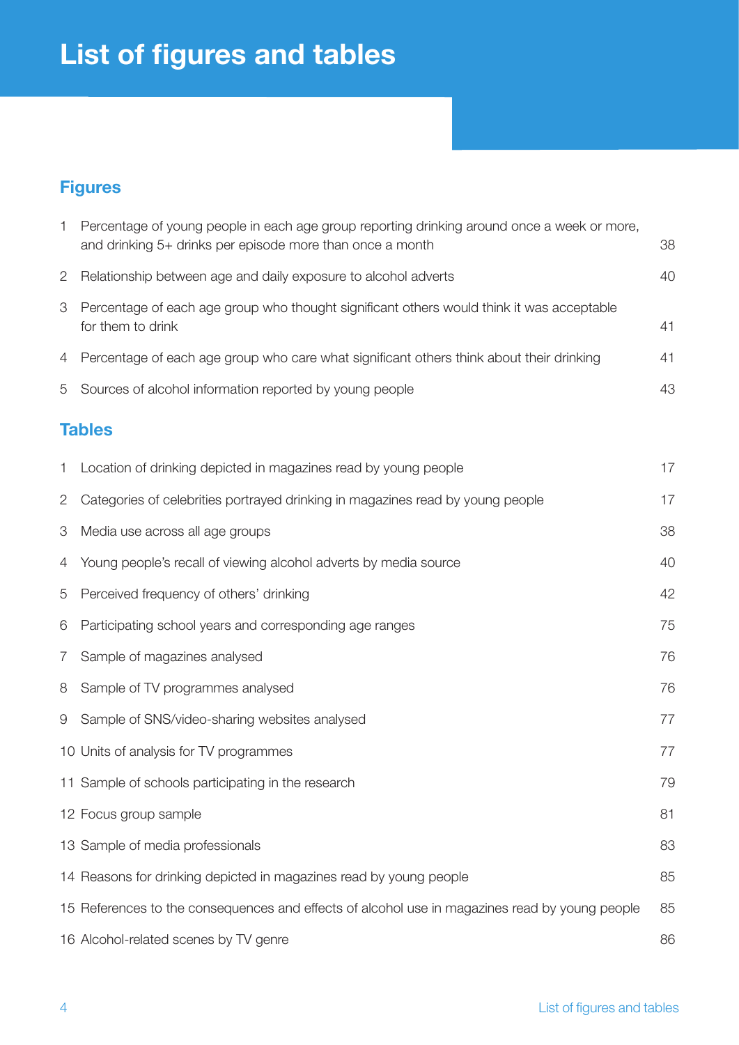# List of figures and tables

## Figures

| | | |
|---|---|---|
| 1 | Percentage of young people in each age group reporting drinking around once a week or more, and drinking 5+ drinks per episode more than once a month | 38 |
| 2 | Relationship between age and daily exposure to alcohol adverts | 40 |
| 3 | Percentage of each age group who thought significant others would think it was acceptable for them to drink | 41 |
| 4 | Percentage of each age group who care what significant others think about their drinking | 41 |
| 5 | Sources of alcohol information reported by young people | 43 |

## Tables

| | | |
|---|---|---|
| 1 | Location of drinking depicted in magazines read by young people | 17 |
| 2 | Categories of celebrities portrayed drinking in magazines read by young people | 17 |
| 3 | Media use across all age groups | 38 |
| 4 | Young people's recall of viewing alcohol adverts by media source | 40 |
| 5 | Perceived frequency of others' drinking | 42 |
| 6 | Participating school years and corresponding age ranges | 75 |
| 7 | Sample of magazines analysed | 76 |
| 8 | Sample of TV programmes analysed | 76 |
| 9 | Sample of SNS/video-sharing websites analysed | 77 |
| 10 | Units of analysis for TV programmes | 77 |
| 11 | Sample of schools participating in the research | 79 |
| 12 | Focus group sample | 81 |
| 13 | Sample of media professionals | 83 |
| 14 | Reasons for drinking depicted in magazines read by young people | 85 |
| 15 | References to the consequences and effects of alcohol use in magazines read by young people | 85 |
| 16 | Alcohol-related scenes by TV genre | 86 |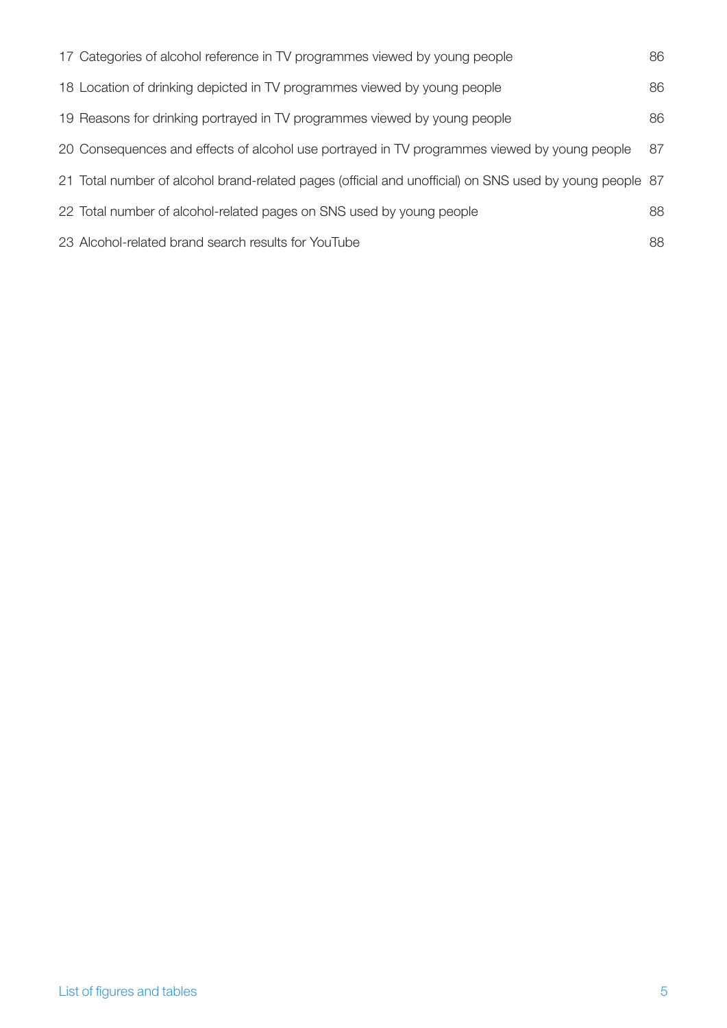17 Categories of alcohol reference in TV programmes viewed by young people 86

18 Location of drinking depicted in TV programmes viewed by young people 86

19 Reasons for drinking portrayed in TV programmes viewed by young people 86

20 Consequences and effects of alcohol use portrayed in TV programmes viewed by young people 87

21 Total number of alcohol brand-related pages (official and unofficial) on SNS used by young people 87

22 Total number of alcohol-related pages on SNS used by young people 88

23 Alcohol-related brand search results for YouTube 88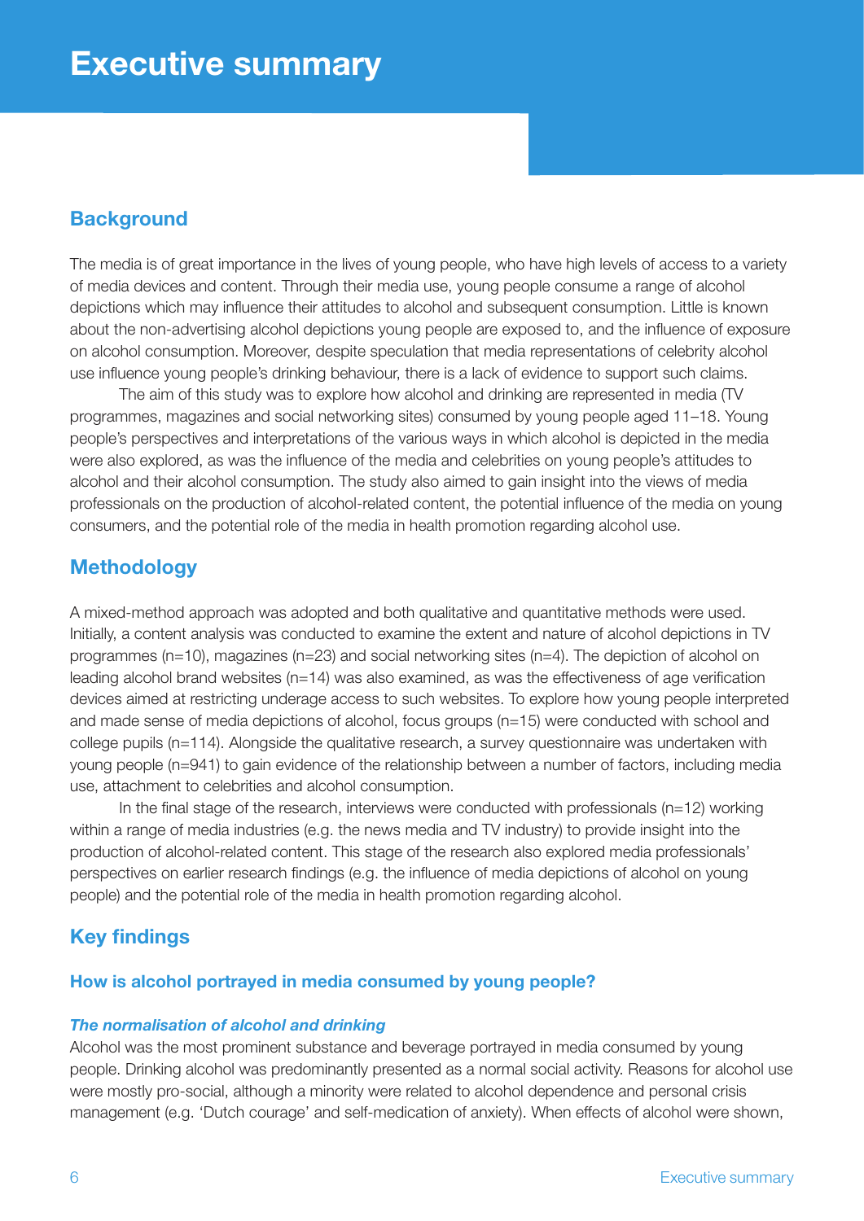# Executive summary

## Background

The media is of great importance in the lives of young people, who have high levels of access to a variety of media devices and content. Through their media use, young people consume a range of alcohol depictions which may influence their attitudes to alcohol and subsequent consumption. Little is known about the non-advertising alcohol depictions young people are exposed to, and the influence of exposure on alcohol consumption. Moreover, despite speculation that media representations of celebrity alcohol use influence young people's drinking behaviour, there is a lack of evidence to support such claims.

The aim of this study was to explore how alcohol and drinking are represented in media (TV programmes, magazines and social networking sites) consumed by young people aged 11–18. Young people's perspectives and interpretations of the various ways in which alcohol is depicted in the media were also explored, as was the influence of the media and celebrities on young people's attitudes to alcohol and their alcohol consumption. The study also aimed to gain insight into the views of media professionals on the production of alcohol-related content, the potential influence of the media on young consumers, and the potential role of the media in health promotion regarding alcohol use.

## Methodology

A mixed-method approach was adopted and both qualitative and quantitative methods were used. Initially, a content analysis was conducted to examine the extent and nature of alcohol depictions in TV programmes (n=10), magazines (n=23) and social networking sites (n=4). The depiction of alcohol on leading alcohol brand websites (n=14) was also examined, as was the effectiveness of age verification devices aimed at restricting underage access to such websites. To explore how young people interpreted and made sense of media depictions of alcohol, focus groups (n=15) were conducted with school and college pupils (n=114). Alongside the qualitative research, a survey questionnaire was undertaken with young people (n=941) to gain evidence of the relationship between a number of factors, including media use, attachment to celebrities and alcohol consumption.

In the final stage of the research, interviews were conducted with professionals (n=12) working within a range of media industries (e.g. the news media and TV industry) to provide insight into the production of alcohol-related content. This stage of the research also explored media professionals' perspectives on earlier research findings (e.g. the influence of media depictions of alcohol on young people) and the potential role of the media in health promotion regarding alcohol.

## Key findings

### How is alcohol portrayed in media consumed by young people?

#### *The normalisation of alcohol and drinking*

Alcohol was the most prominent substance and beverage portrayed in media consumed by young people. Drinking alcohol was predominantly presented as a normal social activity. Reasons for alcohol use were mostly pro-social, although a minority were related to alcohol dependence and personal crisis management (e.g. 'Dutch courage' and self-medication of anxiety). When effects of alcohol were shown,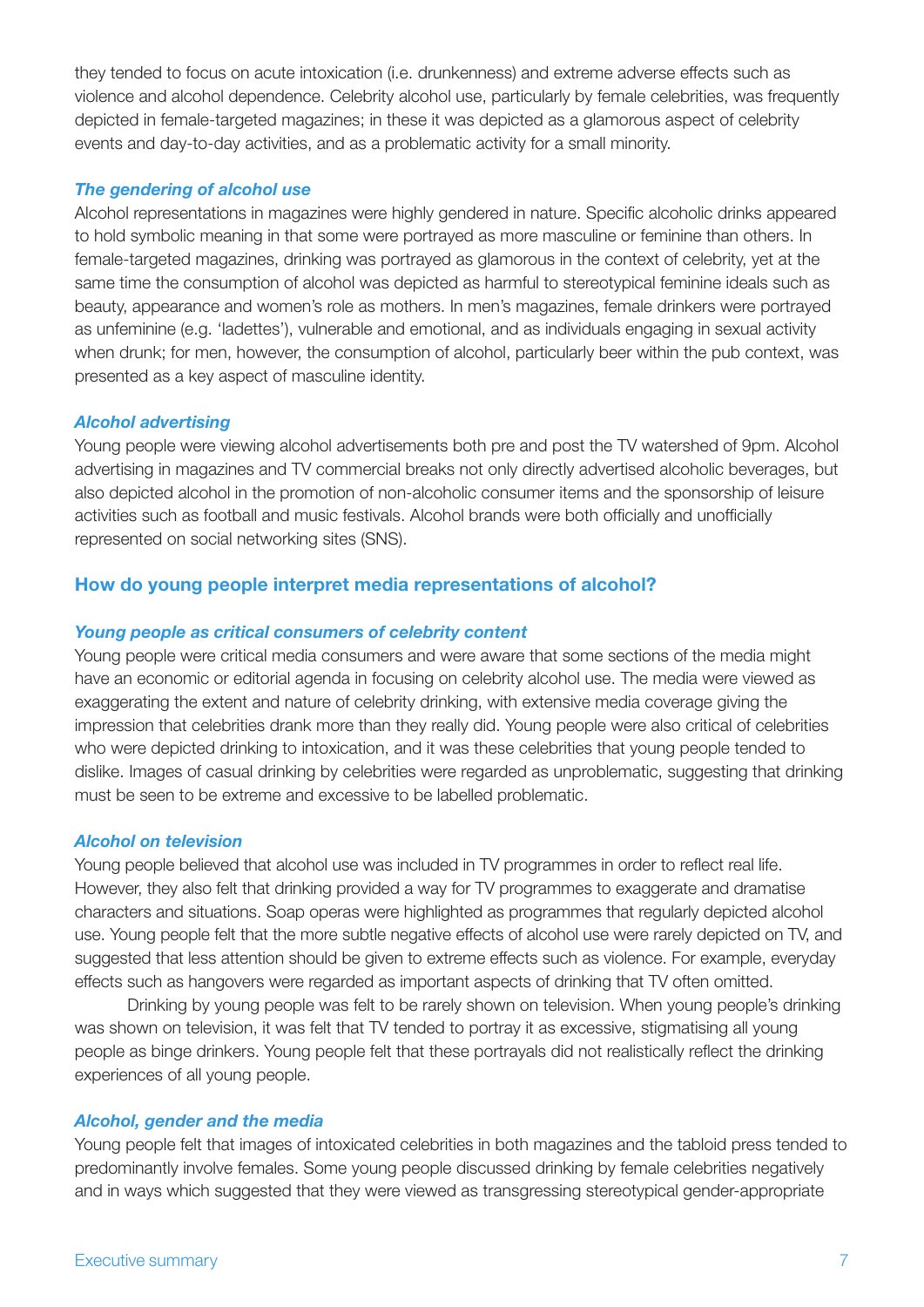they tended to focus on acute intoxication (i.e. drunkenness) and extreme adverse effects such as violence and alcohol dependence. Celebrity alcohol use, particularly by female celebrities, was frequently depicted in female-targeted magazines; in these it was depicted as a glamorous aspect of celebrity events and day-to-day activities, and as a problematic activity for a small minority.

#### *The gendering of alcohol use*

Alcohol representations in magazines were highly gendered in nature. Specific alcoholic drinks appeared to hold symbolic meaning in that some were portrayed as more masculine or feminine than others. In female-targeted magazines, drinking was portrayed as glamorous in the context of celebrity, yet at the same time the consumption of alcohol was depicted as harmful to stereotypical feminine ideals such as beauty, appearance and women's role as mothers. In men's magazines, female drinkers were portrayed as unfeminine (e.g. 'ladettes'), vulnerable and emotional, and as individuals engaging in sexual activity when drunk; for men, however, the consumption of alcohol, particularly beer within the pub context, was presented as a key aspect of masculine identity.

#### *Alcohol advertising*

Young people were viewing alcohol advertisements both pre and post the TV watershed of 9pm. Alcohol advertising in magazines and TV commercial breaks not only directly advertised alcoholic beverages, but also depicted alcohol in the promotion of non-alcoholic consumer items and the sponsorship of leisure activities such as football and music festivals. Alcohol brands were both officially and unofficially represented on social networking sites (SNS).

### How do young people interpret media representations of alcohol?

#### *Young people as critical consumers of celebrity content*

Young people were critical media consumers and were aware that some sections of the media might have an economic or editorial agenda in focusing on celebrity alcohol use. The media were viewed as exaggerating the extent and nature of celebrity drinking, with extensive media coverage giving the impression that celebrities drank more than they really did. Young people were also critical of celebrities who were depicted drinking to intoxication, and it was these celebrities that young people tended to dislike. Images of casual drinking by celebrities were regarded as unproblematic, suggesting that drinking must be seen to be extreme and excessive to be labelled problematic.

#### *Alcohol on television*

Young people believed that alcohol use was included in TV programmes in order to reflect real life. However, they also felt that drinking provided a way for TV programmes to exaggerate and dramatise characters and situations. Soap operas were highlighted as programmes that regularly depicted alcohol use. Young people felt that the more subtle negative effects of alcohol use were rarely depicted on TV, and suggested that less attention should be given to extreme effects such as violence. For example, everyday effects such as hangovers were regarded as important aspects of drinking that TV often omitted.

Drinking by young people was felt to be rarely shown on television. When young people's drinking was shown on television, it was felt that TV tended to portray it as excessive, stigmatising all young people as binge drinkers. Young people felt that these portrayals did not realistically reflect the drinking experiences of all young people.

#### *Alcohol, gender and the media*

Young people felt that images of intoxicated celebrities in both magazines and the tabloid press tended to predominantly involve females. Some young people discussed drinking by female celebrities negatively and in ways which suggested that they were viewed as transgressing stereotypical gender-appropriate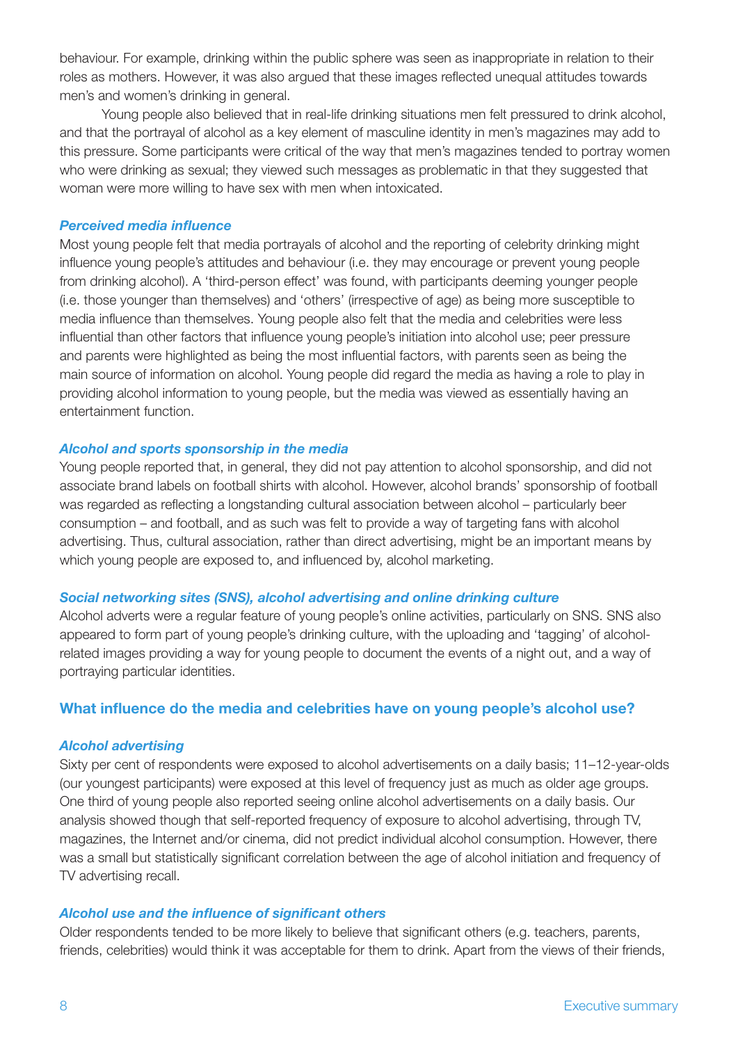behaviour. For example, drinking within the public sphere was seen as inappropriate in relation to their roles as mothers. However, it was also argued that these images reflected unequal attitudes towards men's and women's drinking in general.

Young people also believed that in real-life drinking situations men felt pressured to drink alcohol, and that the portrayal of alcohol as a key element of masculine identity in men's magazines may add to this pressure. Some participants were critical of the way that men's magazines tended to portray women who were drinking as sexual; they viewed such messages as problematic in that they suggested that woman were more willing to have sex with men when intoxicated.

#### *Perceived media influence*

Most young people felt that media portrayals of alcohol and the reporting of celebrity drinking might influence young people's attitudes and behaviour (i.e. they may encourage or prevent young people from drinking alcohol). A 'third-person effect' was found, with participants deeming younger people (i.e. those younger than themselves) and 'others' (irrespective of age) as being more susceptible to media influence than themselves. Young people also felt that the media and celebrities were less influential than other factors that influence young people's initiation into alcohol use; peer pressure and parents were highlighted as being the most influential factors, with parents seen as being the main source of information on alcohol. Young people did regard the media as having a role to play in providing alcohol information to young people, but the media was viewed as essentially having an entertainment function.

#### *Alcohol and sports sponsorship in the media*

Young people reported that, in general, they did not pay attention to alcohol sponsorship, and did not associate brand labels on football shirts with alcohol. However, alcohol brands' sponsorship of football was regarded as reflecting a longstanding cultural association between alcohol – particularly beer consumption – and football, and as such was felt to provide a way of targeting fans with alcohol advertising. Thus, cultural association, rather than direct advertising, might be an important means by which young people are exposed to, and influenced by, alcohol marketing.

#### *Social networking sites (SNS), alcohol advertising and online drinking culture*

Alcohol adverts were a regular feature of young people's online activities, particularly on SNS. SNS also appeared to form part of young people's drinking culture, with the uploading and 'tagging' of alcohol-related images providing a way for young people to document the events of a night out, and a way of portraying particular identities.

### What influence do the media and celebrities have on young people's alcohol use?

#### *Alcohol advertising*

Sixty per cent of respondents were exposed to alcohol advertisements on a daily basis; 11–12-year-olds (our youngest participants) were exposed at this level of frequency just as much as older age groups. One third of young people also reported seeing online alcohol advertisements on a daily basis. Our analysis showed though that self-reported frequency of exposure to alcohol advertising, through TV, magazines, the Internet and/or cinema, did not predict individual alcohol consumption. However, there was a small but statistically significant correlation between the age of alcohol initiation and frequency of TV advertising recall.

#### *Alcohol use and the influence of significant others*

Older respondents tended to be more likely to believe that significant others (e.g. teachers, parents, friends, celebrities) would think it was acceptable for them to drink. Apart from the views of their friends,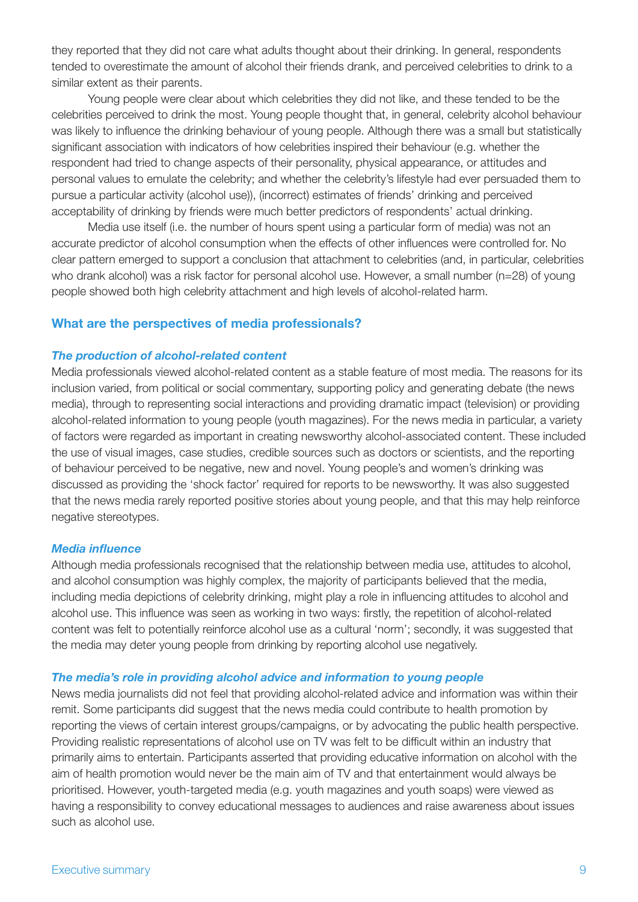they reported that they did not care what adults thought about their drinking. In general, respondents tended to overestimate the amount of alcohol their friends drank, and perceived celebrities to drink to a similar extent as their parents.

Young people were clear about which celebrities they did not like, and these tended to be the celebrities perceived to drink the most. Young people thought that, in general, celebrity alcohol behaviour was likely to influence the drinking behaviour of young people. Although there was a small but statistically significant association with indicators of how celebrities inspired their behaviour (e.g. whether the respondent had tried to change aspects of their personality, physical appearance, or attitudes and personal values to emulate the celebrity; and whether the celebrity's lifestyle had ever persuaded them to pursue a particular activity (alcohol use)), (incorrect) estimates of friends' drinking and perceived acceptability of drinking by friends were much better predictors of respondents' actual drinking.

Media use itself (i.e. the number of hours spent using a particular form of media) was not an accurate predictor of alcohol consumption when the effects of other influences were controlled for. No clear pattern emerged to support a conclusion that attachment to celebrities (and, in particular, celebrities who drank alcohol) was a risk factor for personal alcohol use. However, a small number (n=28) of young people showed both high celebrity attachment and high levels of alcohol-related harm.

## What are the perspectives of media professionals?

### *The production of alcohol-related content*

Media professionals viewed alcohol-related content as a stable feature of most media. The reasons for its inclusion varied, from political or social commentary, supporting policy and generating debate (the news media), through to representing social interactions and providing dramatic impact (television) or providing alcohol-related information to young people (youth magazines). For the news media in particular, a variety of factors were regarded as important in creating newsworthy alcohol-associated content. These included the use of visual images, case studies, credible sources such as doctors or scientists, and the reporting of behaviour perceived to be negative, new and novel. Young people's and women's drinking was discussed as providing the 'shock factor' required for reports to be newsworthy. It was also suggested that the news media rarely reported positive stories about young people, and that this may help reinforce negative stereotypes.

### *Media influence*

Although media professionals recognised that the relationship between media use, attitudes to alcohol, and alcohol consumption was highly complex, the majority of participants believed that the media, including media depictions of celebrity drinking, might play a role in influencing attitudes to alcohol and alcohol use. This influence was seen as working in two ways: firstly, the repetition of alcohol-related content was felt to potentially reinforce alcohol use as a cultural 'norm'; secondly, it was suggested that the media may deter young people from drinking by reporting alcohol use negatively.

### *The media's role in providing alcohol advice and information to young people*

News media journalists did not feel that providing alcohol-related advice and information was within their remit. Some participants did suggest that the news media could contribute to health promotion by reporting the views of certain interest groups/campaigns, or by advocating the public health perspective. Providing realistic representations of alcohol use on TV was felt to be difficult within an industry that primarily aims to entertain. Participants asserted that providing educative information on alcohol with the aim of health promotion would never be the main aim of TV and that entertainment would always be prioritised. However, youth-targeted media (e.g. youth magazines and youth soaps) were viewed as having a responsibility to convey educational messages to audiences and raise awareness about issues such as alcohol use.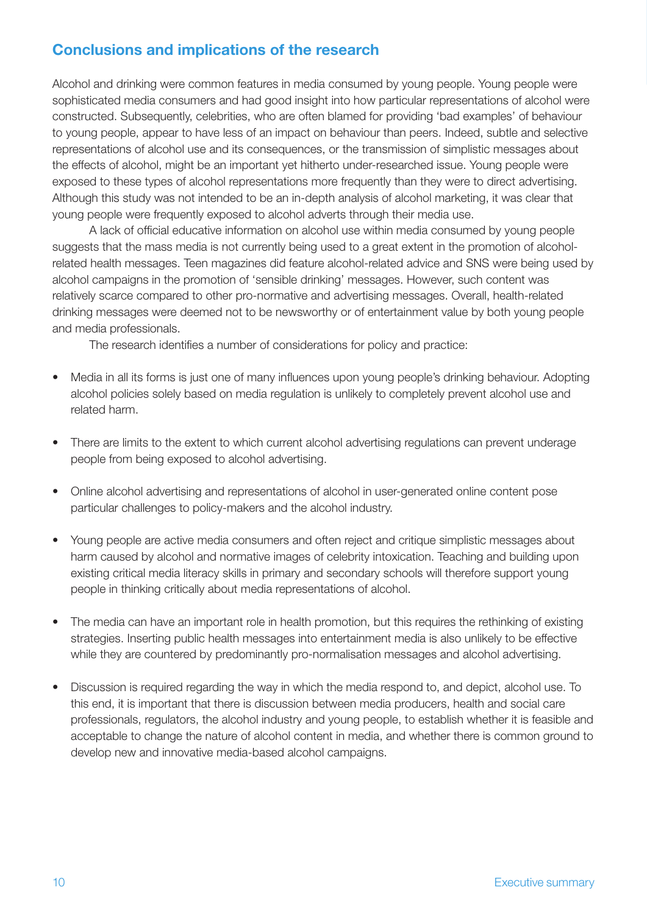## Conclusions and implications of the research

Alcohol and drinking were common features in media consumed by young people. Young people were sophisticated media consumers and had good insight into how particular representations of alcohol were constructed. Subsequently, celebrities, who are often blamed for providing 'bad examples' of behaviour to young people, appear to have less of an impact on behaviour than peers. Indeed, subtle and selective representations of alcohol use and its consequences, or the transmission of simplistic messages about the effects of alcohol, might be an important yet hitherto under-researched issue. Young people were exposed to these types of alcohol representations more frequently than they were to direct advertising. Although this study was not intended to be an in-depth analysis of alcohol marketing, it was clear that young people were frequently exposed to alcohol adverts through their media use.

A lack of official educative information on alcohol use within media consumed by young people suggests that the mass media is not currently being used to a great extent in the promotion of alcohol-related health messages. Teen magazines did feature alcohol-related advice and SNS were being used by alcohol campaigns in the promotion of 'sensible drinking' messages. However, such content was relatively scarce compared to other pro-normative and advertising messages. Overall, health-related drinking messages were deemed not to be newsworthy or of entertainment value by both young people and media professionals.

The research identifies a number of considerations for policy and practice:

- Media in all its forms is just one of many influences upon young people's drinking behaviour. Adopting alcohol policies solely based on media regulation is unlikely to completely prevent alcohol use and related harm.
- There are limits to the extent to which current alcohol advertising regulations can prevent underage people from being exposed to alcohol advertising.
- Online alcohol advertising and representations of alcohol in user-generated online content pose particular challenges to policy-makers and the alcohol industry.
- Young people are active media consumers and often reject and critique simplistic messages about harm caused by alcohol and normative images of celebrity intoxication. Teaching and building upon existing critical media literacy skills in primary and secondary schools will therefore support young people in thinking critically about media representations of alcohol.
- The media can have an important role in health promotion, but this requires the rethinking of existing strategies. Inserting public health messages into entertainment media is also unlikely to be effective while they are countered by predominantly pro-normalisation messages and alcohol advertising.
- Discussion is required regarding the way in which the media respond to, and depict, alcohol use. To this end, it is important that there is discussion between media producers, health and social care professionals, regulators, the alcohol industry and young people, to establish whether it is feasible and acceptable to change the nature of alcohol content in media, and whether there is common ground to develop new and innovative media-based alcohol campaigns.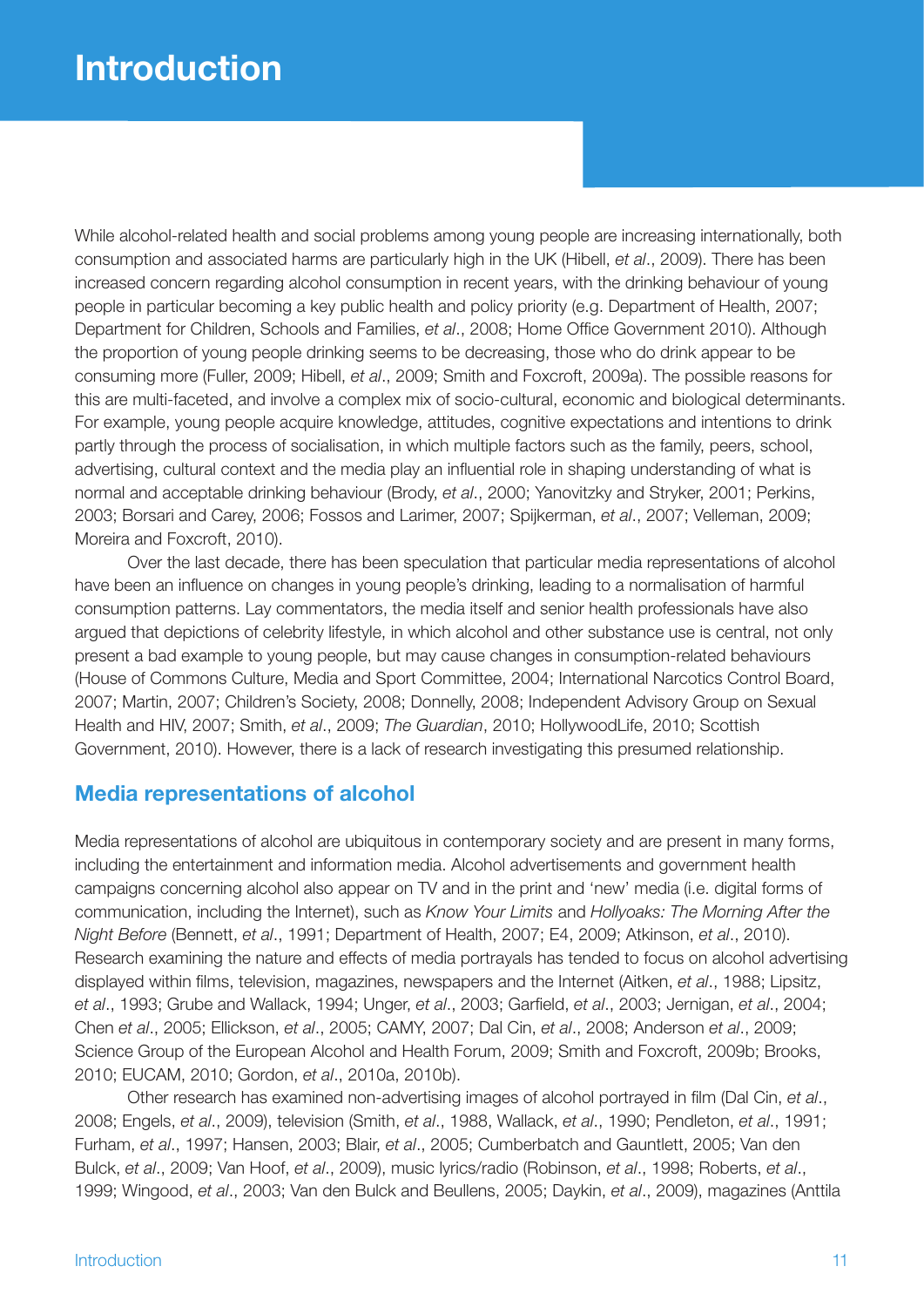# Introduction

While alcohol-related health and social problems among young people are increasing internationally, both consumption and associated harms are particularly high in the UK (Hibell, *et al*., 2009). There has been increased concern regarding alcohol consumption in recent years, with the drinking behaviour of young people in particular becoming a key public health and policy priority (e.g. Department of Health, 2007; Department for Children, Schools and Families, *et al*., 2008; Home Office Government 2010). Although the proportion of young people drinking seems to be decreasing, those who do drink appear to be consuming more (Fuller, 2009; Hibell, *et al*., 2009; Smith and Foxcroft, 2009a). The possible reasons for this are multi-faceted, and involve a complex mix of socio-cultural, economic and biological determinants. For example, young people acquire knowledge, attitudes, cognitive expectations and intentions to drink partly through the process of socialisation, in which multiple factors such as the family, peers, school, advertising, cultural context and the media play an influential role in shaping understanding of what is normal and acceptable drinking behaviour (Brody, *et al*., 2000; Yanovitzky and Stryker, 2001; Perkins, 2003; Borsari and Carey, 2006; Fossos and Larimer, 2007; Spijkerman, *et al*., 2007; Velleman, 2009; Moreira and Foxcroft, 2010).

Over the last decade, there has been speculation that particular media representations of alcohol have been an influence on changes in young people's drinking, leading to a normalisation of harmful consumption patterns. Lay commentators, the media itself and senior health professionals have also argued that depictions of celebrity lifestyle, in which alcohol and other substance use is central, not only present a bad example to young people, but may cause changes in consumption-related behaviours (House of Commons Culture, Media and Sport Committee, 2004; International Narcotics Control Board, 2007; Martin, 2007; Children's Society, 2008; Donnelly, 2008; Independent Advisory Group on Sexual Health and HIV, 2007; Smith, *et al*., 2009; *The Guardian*, 2010; HollywoodLife, 2010; Scottish Government, 2010). However, there is a lack of research investigating this presumed relationship.

## Media representations of alcohol

Media representations of alcohol are ubiquitous in contemporary society and are present in many forms, including the entertainment and information media. Alcohol advertisements and government health campaigns concerning alcohol also appear on TV and in the print and 'new' media (i.e. digital forms of communication, including the Internet), such as *Know Your Limits* and *Hollyoaks: The Morning After the Night Before* (Bennett, *et al*., 1991; Department of Health, 2007; E4, 2009; Atkinson, *et al*., 2010). Research examining the nature and effects of media portrayals has tended to focus on alcohol advertising displayed within films, television, magazines, newspapers and the Internet (Aitken, *et al*., 1988; Lipsitz, *et al*., 1993; Grube and Wallack, 1994; Unger, *et al*., 2003; Garfield, *et al*., 2003; Jernigan, *et al*., 2004; Chen *et al*., 2005; Ellickson, *et al*., 2005; CAMY, 2007; Dal Cin, *et al*., 2008; Anderson *et al*., 2009; Science Group of the European Alcohol and Health Forum, 2009; Smith and Foxcroft, 2009b; Brooks, 2010; EUCAM, 2010; Gordon, *et al*., 2010a, 2010b).

Other research has examined non-advertising images of alcohol portrayed in film (Dal Cin, *et al*., 2008; Engels, *et al*., 2009), television (Smith, *et al*., 1988, Wallack, *et al*., 1990; Pendleton, *et al*., 1991; Furham, *et al*., 1997; Hansen, 2003; Blair, *et al*., 2005; Cumberbatch and Gauntlett, 2005; Van den Bulck, *et al*., 2009; Van Hoof, *et al*., 2009), music lyrics/radio (Robinson, *et al*., 1998; Roberts, *et al*., 1999; Wingood, *et al*., 2003; Van den Bulck and Beullens, 2005; Daykin, *et al*., 2009), magazines (Anttila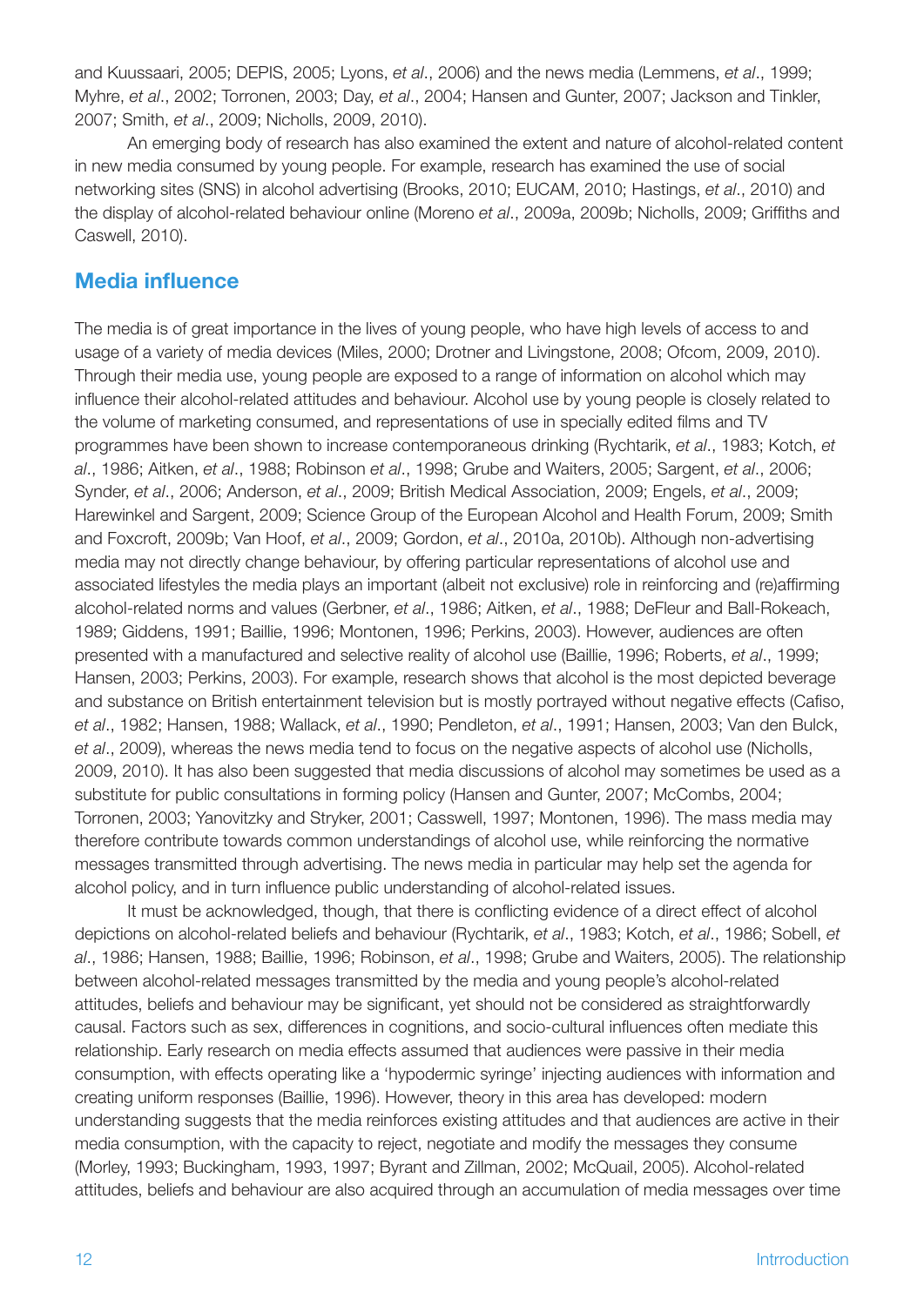and Kuussaari, 2005; DEPIS, 2005; Lyons, *et al*., 2006) and the news media (Lemmens, *et al*., 1999; Myhre, *et al*., 2002; Torronen, 2003; Day, *et al*., 2004; Hansen and Gunter, 2007; Jackson and Tinkler, 2007; Smith, *et al*., 2009; Nicholls, 2009, 2010).

An emerging body of research has also examined the extent and nature of alcohol-related content in new media consumed by young people. For example, research has examined the use of social networking sites (SNS) in alcohol advertising (Brooks, 2010; EUCAM, 2010; Hastings, *et al*., 2010) and the display of alcohol-related behaviour online (Moreno *et al*., 2009a, 2009b; Nicholls, 2009; Griffiths and Caswell, 2010).

## Media influence

The media is of great importance in the lives of young people, who have high levels of access to and usage of a variety of media devices (Miles, 2000; Drotner and Livingstone, 2008; Ofcom, 2009, 2010). Through their media use, young people are exposed to a range of information on alcohol which may influence their alcohol-related attitudes and behaviour. Alcohol use by young people is closely related to the volume of marketing consumed, and representations of use in specially edited films and TV programmes have been shown to increase contemporaneous drinking (Rychtarik, *et al*., 1983; Kotch, *et al*., 1986; Aitken, *et al*., 1988; Robinson *et al*., 1998; Grube and Waiters, 2005; Sargent, *et al*., 2006; Synder, *et al*., 2006; Anderson, *et al*., 2009; British Medical Association, 2009; Engels, *et al*., 2009; Harewinkel and Sargent, 2009; Science Group of the European Alcohol and Health Forum, 2009; Smith and Foxcroft, 2009b; Van Hoof, *et al*., 2009; Gordon, *et al*., 2010a, 2010b). Although non-advertising media may not directly change behaviour, by offering particular representations of alcohol use and associated lifestyles the media plays an important (albeit not exclusive) role in reinforcing and (re)affirming alcohol-related norms and values (Gerbner, *et al*., 1986; Aitken, *et al*., 1988; DeFleur and Ball-Rokeach, 1989; Giddens, 1991; Baillie, 1996; Montonen, 1996; Perkins, 2003). However, audiences are often presented with a manufactured and selective reality of alcohol use (Baillie, 1996; Roberts, *et al*., 1999; Hansen, 2003; Perkins, 2003). For example, research shows that alcohol is the most depicted beverage and substance on British entertainment television but is mostly portrayed without negative effects (Cafiso, *et al*., 1982; Hansen, 1988; Wallack, *et al*., 1990; Pendleton, *et al*., 1991; Hansen, 2003; Van den Bulck, *et al*., 2009), whereas the news media tend to focus on the negative aspects of alcohol use (Nicholls, 2009, 2010). It has also been suggested that media discussions of alcohol may sometimes be used as a substitute for public consultations in forming policy (Hansen and Gunter, 2007; McCombs, 2004; Torronen, 2003; Yanovitzky and Stryker, 2001; Casswell, 1997; Montonen, 1996). The mass media may therefore contribute towards common understandings of alcohol use, while reinforcing the normative messages transmitted through advertising. The news media in particular may help set the agenda for alcohol policy, and in turn influence public understanding of alcohol-related issues.

It must be acknowledged, though, that there is conflicting evidence of a direct effect of alcohol depictions on alcohol-related beliefs and behaviour (Rychtarik, *et al*., 1983; Kotch, *et al*., 1986; Sobell, *et al*., 1986; Hansen, 1988; Baillie, 1996; Robinson, *et al*., 1998; Grube and Waiters, 2005). The relationship between alcohol-related messages transmitted by the media and young people's alcohol-related attitudes, beliefs and behaviour may be significant, yet should not be considered as straightforwardly causal. Factors such as sex, differences in cognitions, and socio-cultural influences often mediate this relationship. Early research on media effects assumed that audiences were passive in their media consumption, with effects operating like a 'hypodermic syringe' injecting audiences with information and creating uniform responses (Baillie, 1996). However, theory in this area has developed: modern understanding suggests that the media reinforces existing attitudes and that audiences are active in their media consumption, with the capacity to reject, negotiate and modify the messages they consume (Morley, 1993; Buckingham, 1993, 1997; Byrant and Zillman, 2002; McQuail, 2005). Alcohol-related attitudes, beliefs and behaviour are also acquired through an accumulation of media messages over time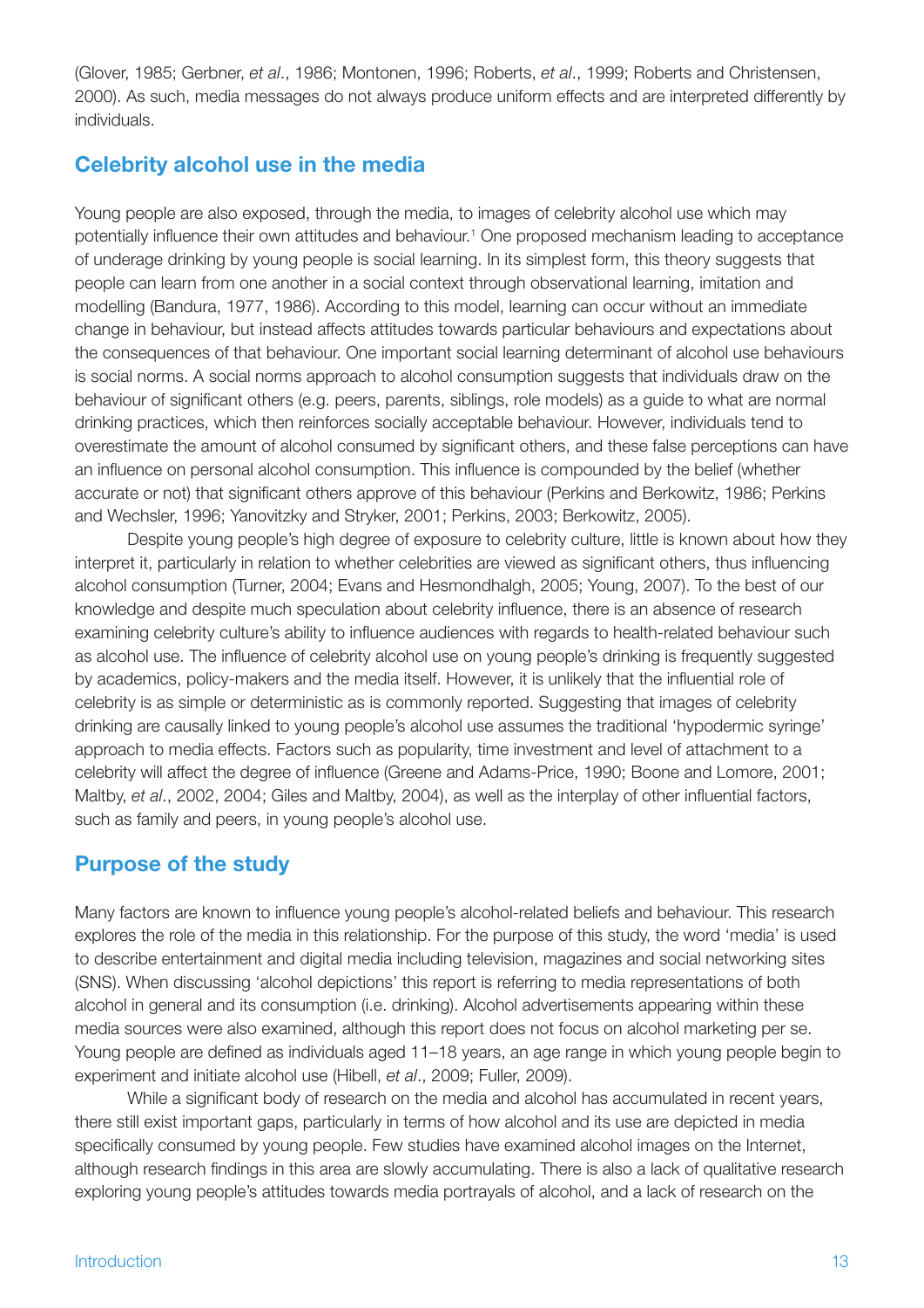(Glover, 1985; Gerbner, *et al*., 1986; Montonen, 1996; Roberts, *et al*., 1999; Roberts and Christensen, 2000). As such, media messages do not always produce uniform effects and are interpreted differently by individuals.

## Celebrity alcohol use in the media

Young people are also exposed, through the media, to images of celebrity alcohol use which may potentially influence their own attitudes and behaviour.[1] One proposed mechanism leading to acceptance of underage drinking by young people is social learning. In its simplest form, this theory suggests that people can learn from one another in a social context through observational learning, imitation and modelling (Bandura, 1977, 1986). According to this model, learning can occur without an immediate change in behaviour, but instead affects attitudes towards particular behaviours and expectations about the consequences of that behaviour. One important social learning determinant of alcohol use behaviours is social norms. A social norms approach to alcohol consumption suggests that individuals draw on the behaviour of significant others (e.g. peers, parents, siblings, role models) as a guide to what are normal drinking practices, which then reinforces socially acceptable behaviour. However, individuals tend to overestimate the amount of alcohol consumed by significant others, and these false perceptions can have an influence on personal alcohol consumption. This influence is compounded by the belief (whether accurate or not) that significant others approve of this behaviour (Perkins and Berkowitz, 1986; Perkins and Wechsler, 1996; Yanovitzky and Stryker, 2001; Perkins, 2003; Berkowitz, 2005).

Despite young people's high degree of exposure to celebrity culture, little is known about how they interpret it, particularly in relation to whether celebrities are viewed as significant others, thus influencing alcohol consumption (Turner, 2004; Evans and Hesmondhalgh, 2005; Young, 2007). To the best of our knowledge and despite much speculation about celebrity influence, there is an absence of research examining celebrity culture's ability to influence audiences with regards to health-related behaviour such as alcohol use. The influence of celebrity alcohol use on young people's drinking is frequently suggested by academics, policy-makers and the media itself. However, it is unlikely that the influential role of celebrity is as simple or deterministic as is commonly reported. Suggesting that images of celebrity drinking are causally linked to young people's alcohol use assumes the traditional 'hypodermic syringe' approach to media effects. Factors such as popularity, time investment and level of attachment to a celebrity will affect the degree of influence (Greene and Adams-Price, 1990; Boone and Lomore, 2001; Maltby, *et al*., 2002, 2004; Giles and Maltby, 2004), as well as the interplay of other influential factors, such as family and peers, in young people's alcohol use.

## Purpose of the study

Many factors are known to influence young people's alcohol-related beliefs and behaviour. This research explores the role of the media in this relationship. For the purpose of this study, the word 'media' is used to describe entertainment and digital media including television, magazines and social networking sites (SNS). When discussing 'alcohol depictions' this report is referring to media representations of both alcohol in general and its consumption (i.e. drinking). Alcohol advertisements appearing within these media sources were also examined, although this report does not focus on alcohol marketing per se. Young people are defined as individuals aged 11–18 years, an age range in which young people begin to experiment and initiate alcohol use (Hibell, *et al*., 2009; Fuller, 2009).

While a significant body of research on the media and alcohol has accumulated in recent years, there still exist important gaps, particularly in terms of how alcohol and its use are depicted in media specifically consumed by young people. Few studies have examined alcohol images on the Internet, although research findings in this area are slowly accumulating. There is also a lack of qualitative research exploring young people's attitudes towards media portrayals of alcohol, and a lack of research on the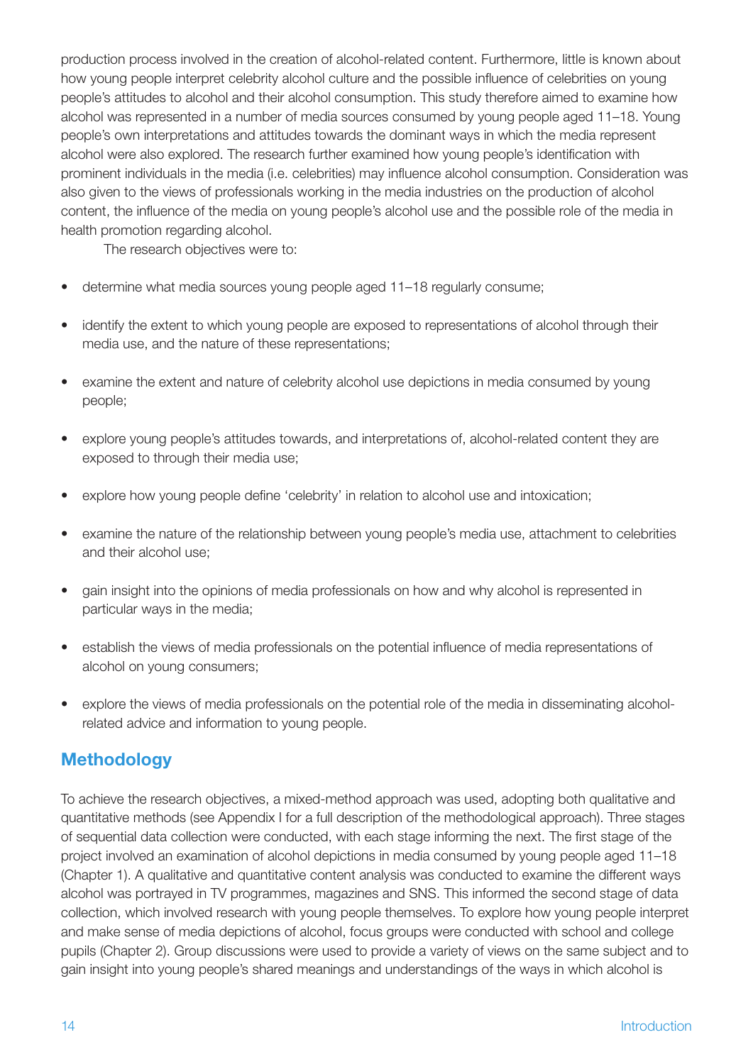production process involved in the creation of alcohol-related content. Furthermore, little is known about how young people interpret celebrity alcohol culture and the possible influence of celebrities on young people's attitudes to alcohol and their alcohol consumption. This study therefore aimed to examine how alcohol was represented in a number of media sources consumed by young people aged 11–18. Young people's own interpretations and attitudes towards the dominant ways in which the media represent alcohol were also explored. The research further examined how young people's identification with prominent individuals in the media (i.e. celebrities) may influence alcohol consumption. Consideration was also given to the views of professionals working in the media industries on the production of alcohol content, the influence of the media on young people's alcohol use and the possible role of the media in health promotion regarding alcohol.

The research objectives were to:

- determine what media sources young people aged 11–18 regularly consume;
- identify the extent to which young people are exposed to representations of alcohol through their media use, and the nature of these representations;
- examine the extent and nature of celebrity alcohol use depictions in media consumed by young people;
- explore young people's attitudes towards, and interpretations of, alcohol-related content they are exposed to through their media use;
- explore how young people define 'celebrity' in relation to alcohol use and intoxication;
- examine the nature of the relationship between young people's media use, attachment to celebrities and their alcohol use;
- gain insight into the opinions of media professionals on how and why alcohol is represented in particular ways in the media;
- establish the views of media professionals on the potential influence of media representations of alcohol on young consumers;
- explore the views of media professionals on the potential role of the media in disseminating alcohol-related advice and information to young people.

## Methodology

To achieve the research objectives, a mixed-method approach was used, adopting both qualitative and quantitative methods (see Appendix I for a full description of the methodological approach). Three stages of sequential data collection were conducted, with each stage informing the next. The first stage of the project involved an examination of alcohol depictions in media consumed by young people aged 11–18 (Chapter 1). A qualitative and quantitative content analysis was conducted to examine the different ways alcohol was portrayed in TV programmes, magazines and SNS. This informed the second stage of data collection, which involved research with young people themselves. To explore how young people interpret and make sense of media depictions of alcohol, focus groups were conducted with school and college pupils (Chapter 2). Group discussions were used to provide a variety of views on the same subject and to gain insight into young people's shared meanings and understandings of the ways in which alcohol is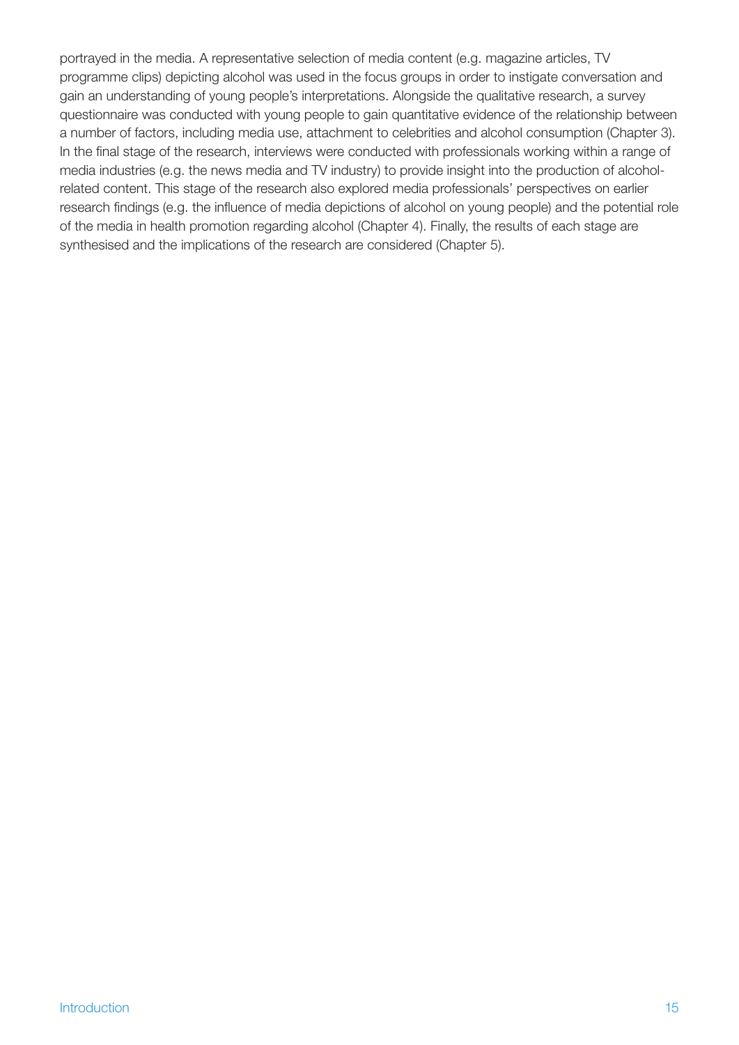portrayed in the media. A representative selection of media content (e.g. magazine articles, TV programme clips) depicting alcohol was used in the focus groups in order to instigate conversation and gain an understanding of young people's interpretations. Alongside the qualitative research, a survey questionnaire was conducted with young people to gain quantitative evidence of the relationship between a number of factors, including media use, attachment to celebrities and alcohol consumption (Chapter 3). In the final stage of the research, interviews were conducted with professionals working within a range of media industries (e.g. the news media and TV industry) to provide insight into the production of alcohol-related content. This stage of the research also explored media professionals' perspectives on earlier research findings (e.g. the influence of media depictions of alcohol on young people) and the potential role of the media in health promotion regarding alcohol (Chapter 4). Finally, the results of each stage are synthesised and the implications of the research are considered (Chapter 5).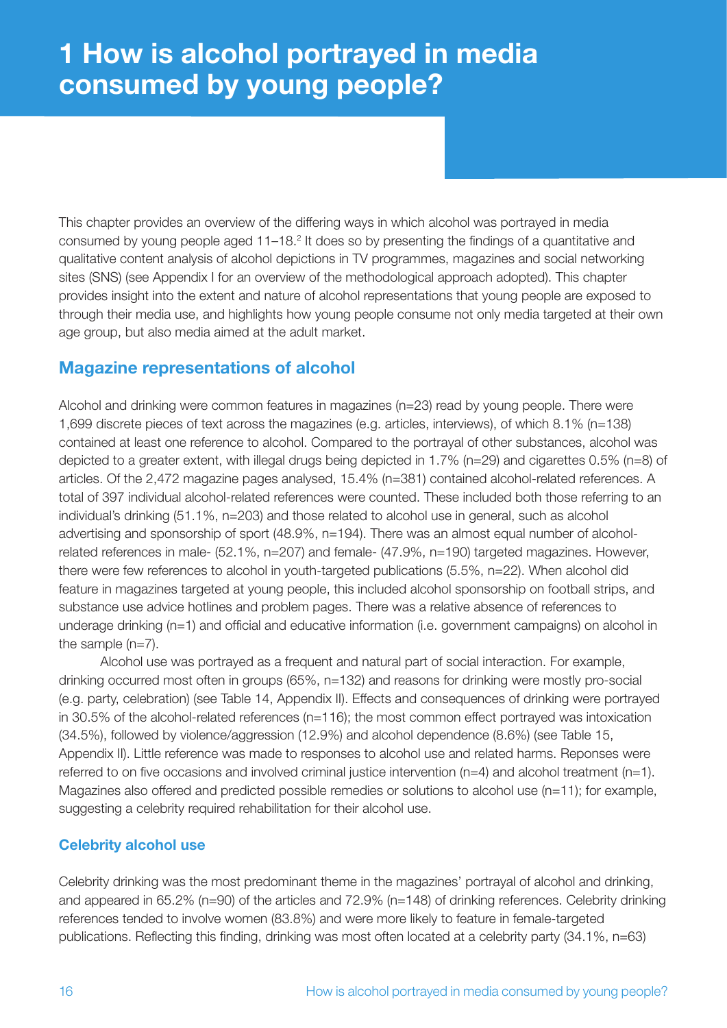# 1 How is alcohol portrayed in media consumed by young people?

This chapter provides an overview of the differing ways in which alcohol was portrayed in media consumed by young people aged 11–18.[2] It does so by presenting the findings of a quantitative and qualitative content analysis of alcohol depictions in TV programmes, magazines and social networking sites (SNS) (see Appendix I for an overview of the methodological approach adopted). This chapter provides insight into the extent and nature of alcohol representations that young people are exposed to through their media use, and highlights how young people consume not only media targeted at their own age group, but also media aimed at the adult market.

## Magazine representations of alcohol

Alcohol and drinking were common features in magazines (n=23) read by young people. There were 1,699 discrete pieces of text across the magazines (e.g. articles, interviews), of which 8.1% (n=138) contained at least one reference to alcohol. Compared to the portrayal of other substances, alcohol was depicted to a greater extent, with illegal drugs being depicted in 1.7% (n=29) and cigarettes 0.5% (n=8) of articles. Of the 2,472 magazine pages analysed, 15.4% (n=381) contained alcohol-related references. A total of 397 individual alcohol-related references were counted. These included both those referring to an individual's drinking (51.1%, n=203) and those related to alcohol use in general, such as alcohol advertising and sponsorship of sport (48.9%, n=194). There was an almost equal number of alcohol-related references in male- (52.1%, n=207) and female- (47.9%, n=190) targeted magazines. However, there were few references to alcohol in youth-targeted publications (5.5%, n=22). When alcohol did feature in magazines targeted at young people, this included alcohol sponsorship on football strips, and substance use advice hotlines and problem pages. There was a relative absence of references to underage drinking (n=1) and official and educative information (i.e. government campaigns) on alcohol in the sample (n=7).

Alcohol use was portrayed as a frequent and natural part of social interaction. For example, drinking occurred most often in groups (65%, n=132) and reasons for drinking were mostly pro-social (e.g. party, celebration) (see Table 14, Appendix II). Effects and consequences of drinking were portrayed in 30.5% of the alcohol-related references (n=116); the most common effect portrayed was intoxication (34.5%), followed by violence/aggression (12.9%) and alcohol dependence (8.6%) (see Table 15, Appendix II). Little reference was made to responses to alcohol use and related harms. Reponses were referred to on five occasions and involved criminal justice intervention (n=4) and alcohol treatment (n=1). Magazines also offered and predicted possible remedies or solutions to alcohol use (n=11); for example, suggesting a celebrity required rehabilitation for their alcohol use.

### Celebrity alcohol use

Celebrity drinking was the most predominant theme in the magazines' portrayal of alcohol and drinking, and appeared in 65.2% (n=90) of the articles and 72.9% (n=148) of drinking references. Celebrity drinking references tended to involve women (83.8%) and were more likely to feature in female-targeted publications. Reflecting this finding, drinking was most often located at a celebrity party (34.1%, n=63)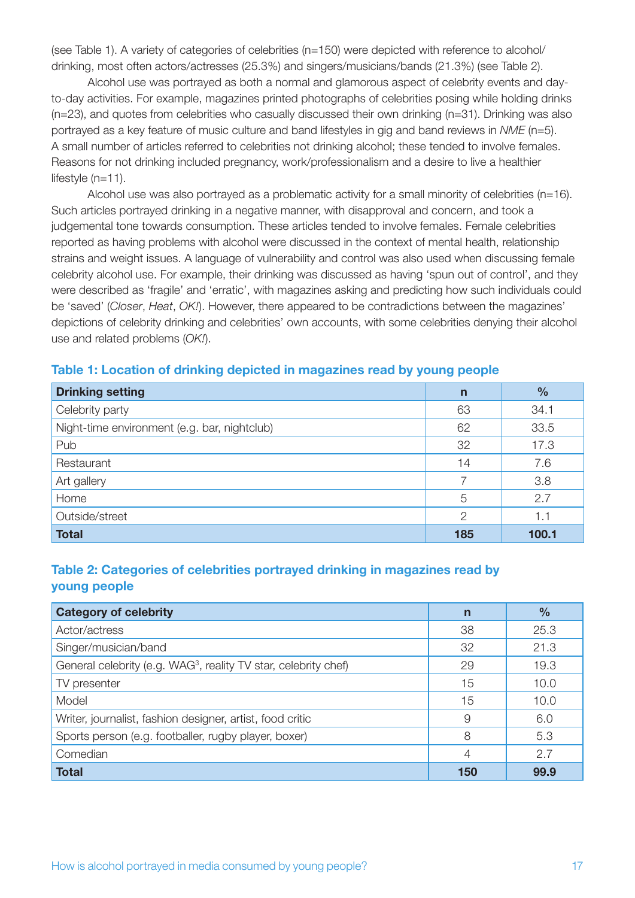(see Table 1). A variety of categories of celebrities (n=150) were depicted with reference to alcohol/drinking, most often actors/actresses (25.3%) and singers/musicians/bands (21.3%) (see Table 2).

Alcohol use was portrayed as both a normal and glamorous aspect of celebrity events and day-to-day activities. For example, magazines printed photographs of celebrities posing while holding drinks (n=23), and quotes from celebrities who casually discussed their own drinking (n=31). Drinking was also portrayed as a key feature of music culture and band lifestyles in gig and band reviews in *NME* (n=5). A small number of articles referred to celebrities not drinking alcohol; these tended to involve females. Reasons for not drinking included pregnancy, work/professionalism and a desire to live a healthier lifestyle (n=11).

Alcohol use was also portrayed as a problematic activity for a small minority of celebrities (n=16). Such articles portrayed drinking in a negative manner, with disapproval and concern, and took a judgemental tone towards consumption. These articles tended to involve females. Female celebrities reported as having problems with alcohol were discussed in the context of mental health, relationship strains and weight issues. A language of vulnerability and control was also used when discussing female celebrity alcohol use. For example, their drinking was discussed as having 'spun out of control', and they were described as 'fragile' and 'erratic', with magazines asking and predicting how such individuals could be 'saved' (*Closer*, *Heat*, *OK!*). However, there appeared to be contradictions between the magazines' depictions of celebrity drinking and celebrities' own accounts, with some celebrities denying their alcohol use and related problems (*OK!*).

### Table 1: Location of drinking depicted in magazines read by young people

| Drinking setting | n | % |
|---|---|---|
| Celebrity party | 63 | 34.1 |
| Night-time environment (e.g. bar, nightclub) | 62 | 33.5 |
| Pub | 32 | 17.3 |
| Restaurant | 14 | 7.6 |
| Art gallery | 7 | 3.8 |
| Home | 5 | 2.7 |
| Outside/street | 2 | 1.1 |
| **Total** | **185** | **100.1** |

### Table 2: Categories of celebrities portrayed drinking in magazines read by young people

| Category of celebrity | n | % |
|---|---|---|
| Actor/actress | 38 | 25.3 |
| Singer/musician/band | 32 | 21.3 |
| General celebrity (e.g. WAG[3], reality TV star, celebrity chef) | 29 | 19.3 |
| TV presenter | 15 | 10.0 |
| Model | 15 | 10.0 |
| Writer, journalist, fashion designer, artist, food critic | 9 | 6.0 |
| Sports person (e.g. footballer, rugby player, boxer) | 8 | 5.3 |
| Comedian | 4 | 2.7 |
| **Total** | **150** | **99.9** |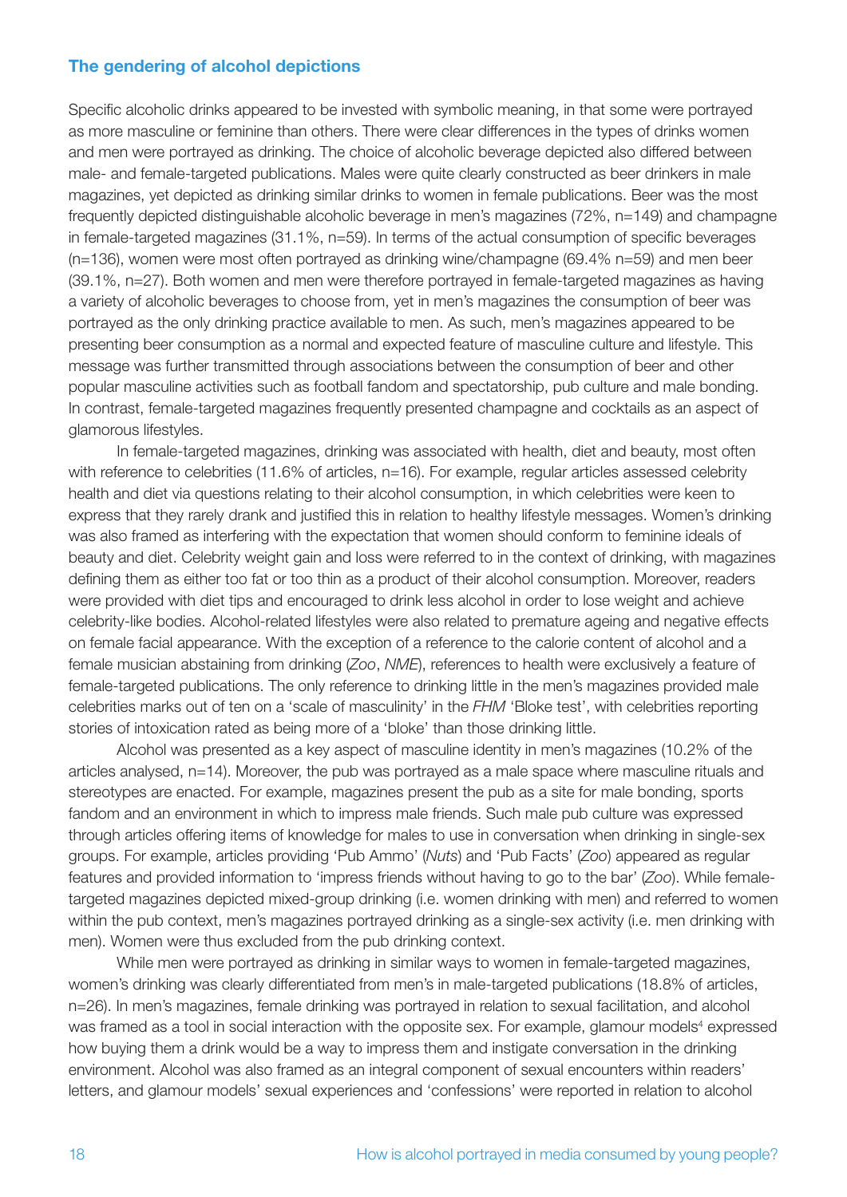### The gendering of alcohol depictions

Specific alcoholic drinks appeared to be invested with symbolic meaning, in that some were portrayed as more masculine or feminine than others. There were clear differences in the types of drinks women and men were portrayed as drinking. The choice of alcoholic beverage depicted also differed between male- and female-targeted publications. Males were quite clearly constructed as beer drinkers in male magazines, yet depicted as drinking similar drinks to women in female publications. Beer was the most frequently depicted distinguishable alcoholic beverage in men's magazines (72%, n=149) and champagne in female-targeted magazines (31.1%, n=59). In terms of the actual consumption of specific beverages (n=136), women were most often portrayed as drinking wine/champagne (69.4% n=59) and men beer (39.1%, n=27). Both women and men were therefore portrayed in female-targeted magazines as having a variety of alcoholic beverages to choose from, yet in men's magazines the consumption of beer was portrayed as the only drinking practice available to men. As such, men's magazines appeared to be presenting beer consumption as a normal and expected feature of masculine culture and lifestyle. This message was further transmitted through associations between the consumption of beer and other popular masculine activities such as football fandom and spectatorship, pub culture and male bonding. In contrast, female-targeted magazines frequently presented champagne and cocktails as an aspect of glamorous lifestyles.

In female-targeted magazines, drinking was associated with health, diet and beauty, most often with reference to celebrities (11.6% of articles, n=16). For example, regular articles assessed celebrity health and diet via questions relating to their alcohol consumption, in which celebrities were keen to express that they rarely drank and justified this in relation to healthy lifestyle messages. Women's drinking was also framed as interfering with the expectation that women should conform to feminine ideals of beauty and diet. Celebrity weight gain and loss were referred to in the context of drinking, with magazines defining them as either too fat or too thin as a product of their alcohol consumption. Moreover, readers were provided with diet tips and encouraged to drink less alcohol in order to lose weight and achieve celebrity-like bodies. Alcohol-related lifestyles were also related to premature ageing and negative effects on female facial appearance. With the exception of a reference to the calorie content of alcohol and a female musician abstaining from drinking (*Zoo*, *NME*), references to health were exclusively a feature of female-targeted publications. The only reference to drinking little in the men's magazines provided male celebrities marks out of ten on a 'scale of masculinity' in the *FHM* 'Bloke test', with celebrities reporting stories of intoxication rated as being more of a 'bloke' than those drinking little.

Alcohol was presented as a key aspect of masculine identity in men's magazines (10.2% of the articles analysed, n=14). Moreover, the pub was portrayed as a male space where masculine rituals and stereotypes are enacted. For example, magazines present the pub as a site for male bonding, sports fandom and an environment in which to impress male friends. Such male pub culture was expressed through articles offering items of knowledge for males to use in conversation when drinking in single-sex groups. For example, articles providing 'Pub Ammo' (*Nuts*) and 'Pub Facts' (*Zoo*) appeared as regular features and provided information to 'impress friends without having to go to the bar' (*Zoo*). While female-targeted magazines depicted mixed-group drinking (i.e. women drinking with men) and referred to women within the pub context, men's magazines portrayed drinking as a single-sex activity (i.e. men drinking with men). Women were thus excluded from the pub drinking context.

While men were portrayed as drinking in similar ways to women in female-targeted magazines, women's drinking was clearly differentiated from men's in male-targeted publications (18.8% of articles, n=26). In men's magazines, female drinking was portrayed in relation to sexual facilitation, and alcohol was framed as a tool in social interaction with the opposite sex. For example, glamour models[4] expressed how buying them a drink would be a way to impress them and instigate conversation in the drinking environment. Alcohol was also framed as an integral component of sexual encounters within readers' letters, and glamour models' sexual experiences and 'confessions' were reported in relation to alcohol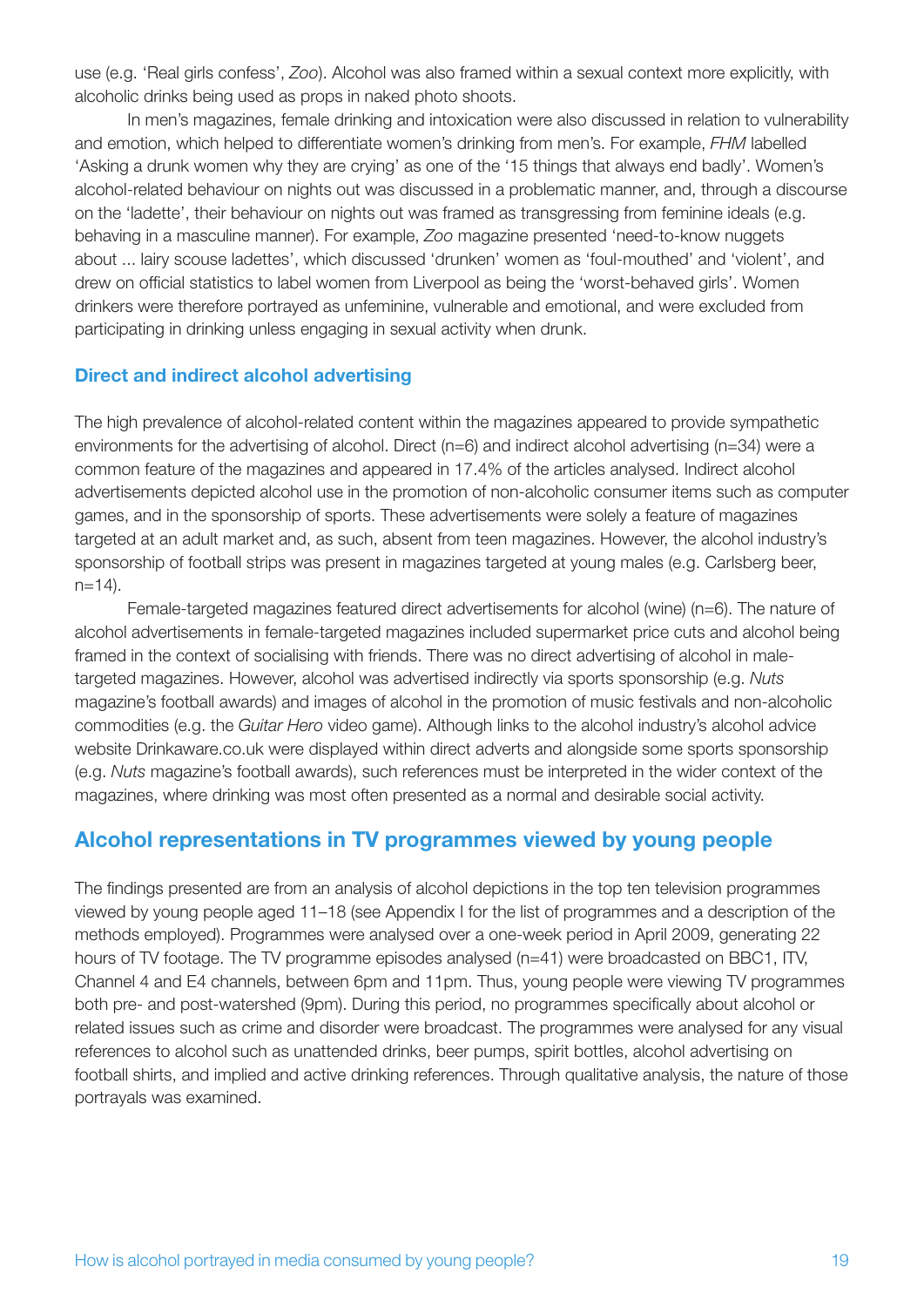use (e.g. 'Real girls confess', *Zoo*). Alcohol was also framed within a sexual context more explicitly, with alcoholic drinks being used as props in naked photo shoots.

In men's magazines, female drinking and intoxication were also discussed in relation to vulnerability and emotion, which helped to differentiate women's drinking from men's. For example, *FHM* labelled 'Asking a drunk women why they are crying' as one of the '15 things that always end badly'. Women's alcohol-related behaviour on nights out was discussed in a problematic manner, and, through a discourse on the 'ladette', their behaviour on nights out was framed as transgressing from feminine ideals (e.g. behaving in a masculine manner). For example, *Zoo* magazine presented 'need-to-know nuggets about ... lairy scouse ladettes', which discussed 'drunken' women as 'foul-mouthed' and 'violent', and drew on official statistics to label women from Liverpool as being the 'worst-behaved girls'. Women drinkers were therefore portrayed as unfeminine, vulnerable and emotional, and were excluded from participating in drinking unless engaging in sexual activity when drunk.

### Direct and indirect alcohol advertising

The high prevalence of alcohol-related content within the magazines appeared to provide sympathetic environments for the advertising of alcohol. Direct (n=6) and indirect alcohol advertising (n=34) were a common feature of the magazines and appeared in 17.4% of the articles analysed. Indirect alcohol advertisements depicted alcohol use in the promotion of non-alcoholic consumer items such as computer games, and in the sponsorship of sports. These advertisements were solely a feature of magazines targeted at an adult market and, as such, absent from teen magazines. However, the alcohol industry's sponsorship of football strips was present in magazines targeted at young males (e.g. Carlsberg beer, n=14).

Female-targeted magazines featured direct advertisements for alcohol (wine) (n=6). The nature of alcohol advertisements in female-targeted magazines included supermarket price cuts and alcohol being framed in the context of socialising with friends. There was no direct advertising of alcohol in male-targeted magazines. However, alcohol was advertised indirectly via sports sponsorship (e.g. *Nuts* magazine's football awards) and images of alcohol in the promotion of music festivals and non-alcoholic commodities (e.g. the *Guitar Hero* video game). Although links to the alcohol industry's alcohol advice website Drinkaware.co.uk were displayed within direct adverts and alongside some sports sponsorship (e.g. *Nuts* magazine's football awards), such references must be interpreted in the wider context of the magazines, where drinking was most often presented as a normal and desirable social activity.

## Alcohol representations in TV programmes viewed by young people

The findings presented are from an analysis of alcohol depictions in the top ten television programmes viewed by young people aged 11–18 (see Appendix I for the list of programmes and a description of the methods employed). Programmes were analysed over a one-week period in April 2009, generating 22 hours of TV footage. The TV programme episodes analysed (n=41) were broadcasted on BBC1, ITV, Channel 4 and E4 channels, between 6pm and 11pm. Thus, young people were viewing TV programmes both pre- and post-watershed (9pm). During this period, no programmes specifically about alcohol or related issues such as crime and disorder were broadcast. The programmes were analysed for any visual references to alcohol such as unattended drinks, beer pumps, spirit bottles, alcohol advertising on football shirts, and implied and active drinking references. Through qualitative analysis, the nature of those portrayals was examined.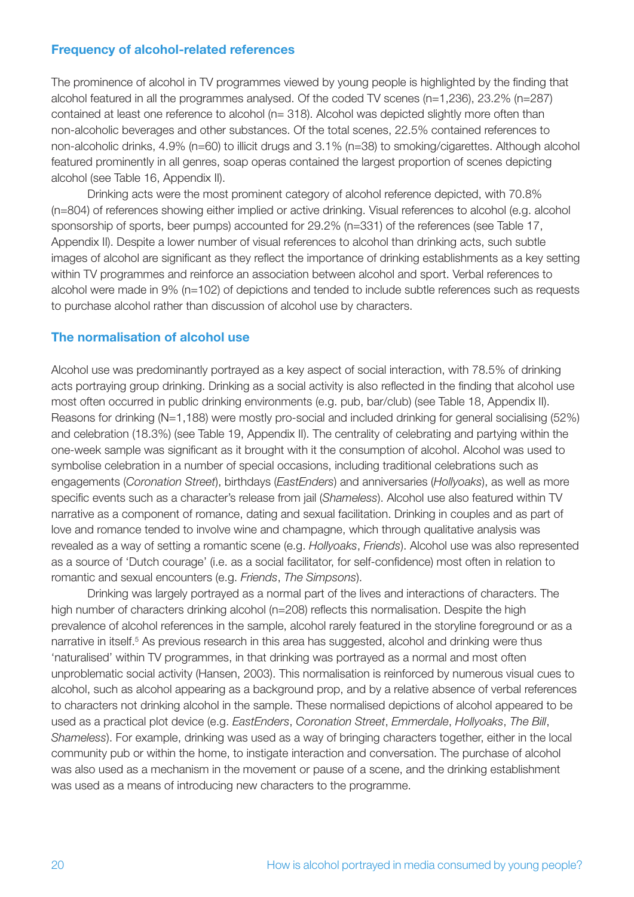## Frequency of alcohol-related references

The prominence of alcohol in TV programmes viewed by young people is highlighted by the finding that alcohol featured in all the programmes analysed. Of the coded TV scenes (n=1,236), 23.2% (n=287) contained at least one reference to alcohol (n= 318). Alcohol was depicted slightly more often than non-alcoholic beverages and other substances. Of the total scenes, 22.5% contained references to non-alcoholic drinks, 4.9% (n=60) to illicit drugs and 3.1% (n=38) to smoking/cigarettes. Although alcohol featured prominently in all genres, soap operas contained the largest proportion of scenes depicting alcohol (see Table 16, Appendix II).

Drinking acts were the most prominent category of alcohol reference depicted, with 70.8% (n=804) of references showing either implied or active drinking. Visual references to alcohol (e.g. alcohol sponsorship of sports, beer pumps) accounted for 29.2% (n=331) of the references (see Table 17, Appendix II). Despite a lower number of visual references to alcohol than drinking acts, such subtle images of alcohol are significant as they reflect the importance of drinking establishments as a key setting within TV programmes and reinforce an association between alcohol and sport. Verbal references to alcohol were made in 9% (n=102) of depictions and tended to include subtle references such as requests to purchase alcohol rather than discussion of alcohol use by characters.

## The normalisation of alcohol use

Alcohol use was predominantly portrayed as a key aspect of social interaction, with 78.5% of drinking acts portraying group drinking. Drinking as a social activity is also reflected in the finding that alcohol use most often occurred in public drinking environments (e.g. pub, bar/club) (see Table 18, Appendix II). Reasons for drinking (N=1,188) were mostly pro-social and included drinking for general socialising (52%) and celebration (18.3%) (see Table 19, Appendix II). The centrality of celebrating and partying within the one-week sample was significant as it brought with it the consumption of alcohol. Alcohol was used to symbolise celebration in a number of special occasions, including traditional celebrations such as engagements (*Coronation Street*), birthdays (*EastEnders*) and anniversaries (*Hollyoaks*), as well as more specific events such as a character's release from jail (*Shameless*). Alcohol use also featured within TV narrative as a component of romance, dating and sexual facilitation. Drinking in couples and as part of love and romance tended to involve wine and champagne, which through qualitative analysis was revealed as a way of setting a romantic scene (e.g. *Hollyoaks*, *Friends*). Alcohol use was also represented as a source of 'Dutch courage' (i.e. as a social facilitator, for self-confidence) most often in relation to romantic and sexual encounters (e.g. *Friends*, *The Simpsons*).

Drinking was largely portrayed as a normal part of the lives and interactions of characters. The high number of characters drinking alcohol (n=208) reflects this normalisation. Despite the high prevalence of alcohol references in the sample, alcohol rarely featured in the storyline foreground or as a narrative in itself.[5] As previous research in this area has suggested, alcohol and drinking were thus 'naturalised' within TV programmes, in that drinking was portrayed as a normal and most often unproblematic social activity (Hansen, 2003). This normalisation is reinforced by numerous visual cues to alcohol, such as alcohol appearing as a background prop, and by a relative absence of verbal references to characters not drinking alcohol in the sample. These normalised depictions of alcohol appeared to be used as a practical plot device (e.g. *EastEnders*, *Coronation Street*, *Emmerdale*, *Hollyoaks*, *The Bill*, *Shameless*). For example, drinking was used as a way of bringing characters together, either in the local community pub or within the home, to instigate interaction and conversation. The purchase of alcohol was also used as a mechanism in the movement or pause of a scene, and the drinking establishment was used as a means of introducing new characters to the programme.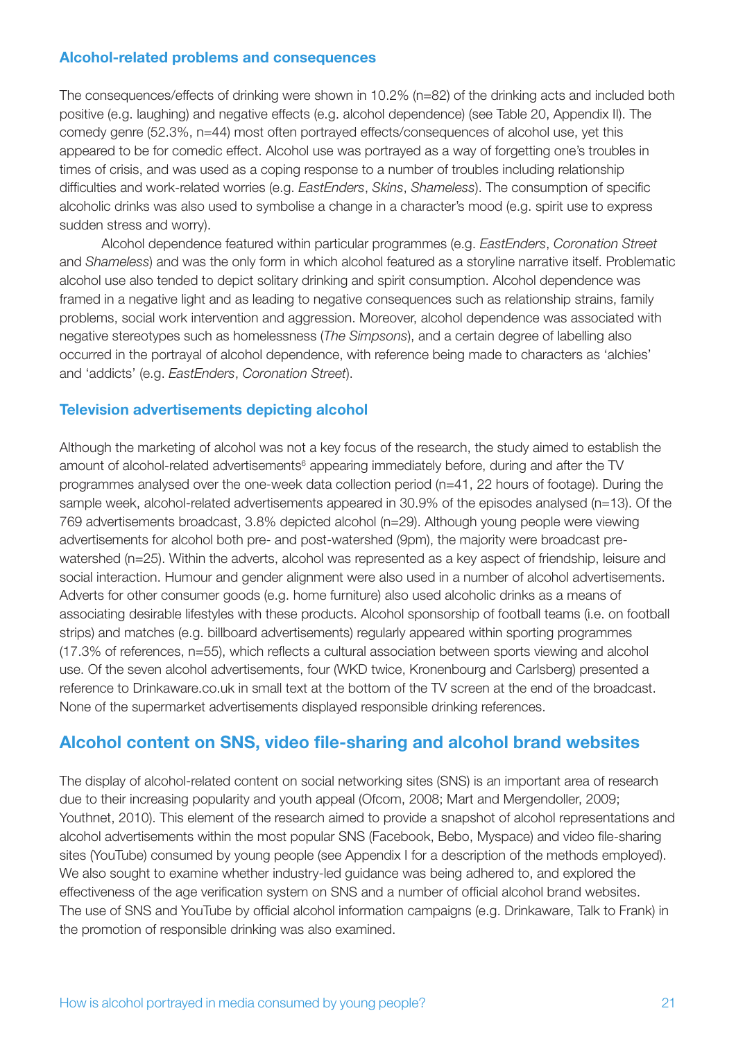### Alcohol-related problems and consequences

The consequences/effects of drinking were shown in 10.2% (n=82) of the drinking acts and included both positive (e.g. laughing) and negative effects (e.g. alcohol dependence) (see Table 20, Appendix II). The comedy genre (52.3%, n=44) most often portrayed effects/consequences of alcohol use, yet this appeared to be for comedic effect. Alcohol use was portrayed as a way of forgetting one's troubles in times of crisis, and was used as a coping response to a number of troubles including relationship difficulties and work-related worries (e.g. *EastEnders*, *Skins*, *Shameless*). The consumption of specific alcoholic drinks was also used to symbolise a change in a character's mood (e.g. spirit use to express sudden stress and worry).

Alcohol dependence featured within particular programmes (e.g. *EastEnders*, *Coronation Street* and *Shameless*) and was the only form in which alcohol featured as a storyline narrative itself. Problematic alcohol use also tended to depict solitary drinking and spirit consumption. Alcohol dependence was framed in a negative light and as leading to negative consequences such as relationship strains, family problems, social work intervention and aggression. Moreover, alcohol dependence was associated with negative stereotypes such as homelessness (*The Simpsons*), and a certain degree of labelling also occurred in the portrayal of alcohol dependence, with reference being made to characters as 'alchies' and 'addicts' (e.g. *EastEnders*, *Coronation Street*).

### Television advertisements depicting alcohol

Although the marketing of alcohol was not a key focus of the research, the study aimed to establish the amount of alcohol-related advertisements[6] appearing immediately before, during and after the TV programmes analysed over the one-week data collection period (n=41, 22 hours of footage). During the sample week, alcohol-related advertisements appeared in 30.9% of the episodes analysed (n=13). Of the 769 advertisements broadcast, 3.8% depicted alcohol (n=29). Although young people were viewing advertisements for alcohol both pre- and post-watershed (9pm), the majority were broadcast pre-watershed (n=25). Within the adverts, alcohol was represented as a key aspect of friendship, leisure and social interaction. Humour and gender alignment were also used in a number of alcohol advertisements. Adverts for other consumer goods (e.g. home furniture) also used alcoholic drinks as a means of associating desirable lifestyles with these products. Alcohol sponsorship of football teams (i.e. on football strips) and matches (e.g. billboard advertisements) regularly appeared within sporting programmes (17.3% of references, n=55), which reflects a cultural association between sports viewing and alcohol use. Of the seven alcohol advertisements, four (WKD twice, Kronenbourg and Carlsberg) presented a reference to Drinkaware.co.uk in small text at the bottom of the TV screen at the end of the broadcast. None of the supermarket advertisements displayed responsible drinking references.

## Alcohol content on SNS, video file-sharing and alcohol brand websites

The display of alcohol-related content on social networking sites (SNS) is an important area of research due to their increasing popularity and youth appeal (Ofcom, 2008; Mart and Mergendoller, 2009; Youthnet, 2010). This element of the research aimed to provide a snapshot of alcohol representations and alcohol advertisements within the most popular SNS (Facebook, Bebo, Myspace) and video file-sharing sites (YouTube) consumed by young people (see Appendix I for a description of the methods employed). We also sought to examine whether industry-led guidance was being adhered to, and explored the effectiveness of the age verification system on SNS and a number of official alcohol brand websites. The use of SNS and YouTube by official alcohol information campaigns (e.g. Drinkaware, Talk to Frank) in the promotion of responsible drinking was also examined.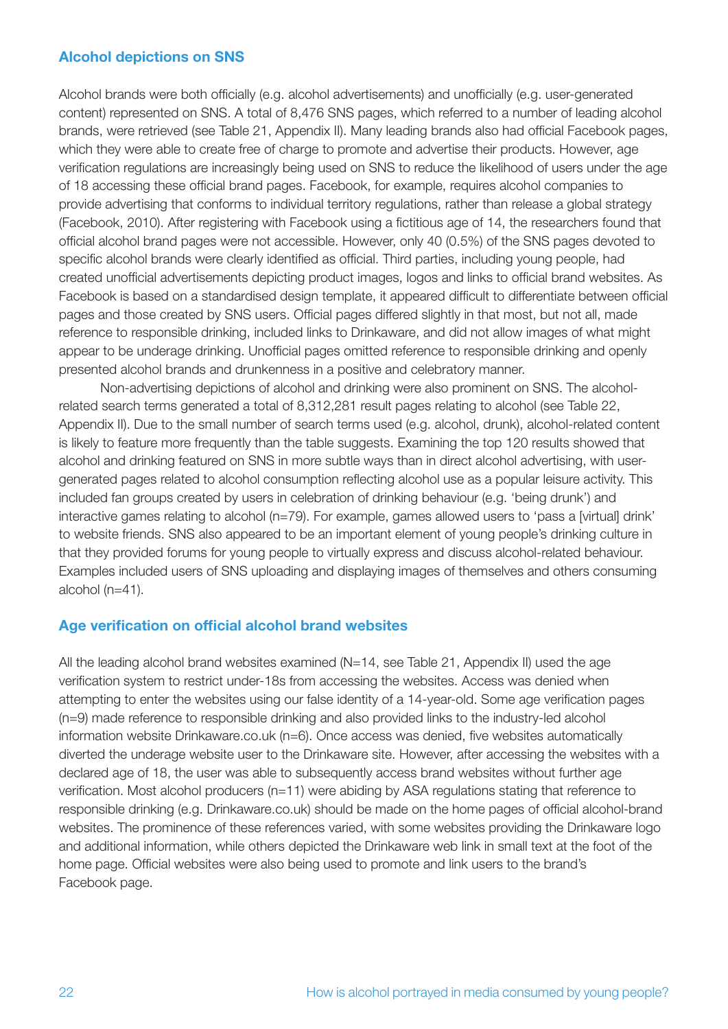## Alcohol depictions on SNS

Alcohol brands were both officially (e.g. alcohol advertisements) and unofficially (e.g. user-generated content) represented on SNS. A total of 8,476 SNS pages, which referred to a number of leading alcohol brands, were retrieved (see Table 21, Appendix II). Many leading brands also had official Facebook pages, which they were able to create free of charge to promote and advertise their products. However, age verification regulations are increasingly being used on SNS to reduce the likelihood of users under the age of 18 accessing these official brand pages. Facebook, for example, requires alcohol companies to provide advertising that conforms to individual territory regulations, rather than release a global strategy (Facebook, 2010). After registering with Facebook using a fictitious age of 14, the researchers found that official alcohol brand pages were not accessible. However, only 40 (0.5%) of the SNS pages devoted to specific alcohol brands were clearly identified as official. Third parties, including young people, had created unofficial advertisements depicting product images, logos and links to official brand websites. As Facebook is based on a standardised design template, it appeared difficult to differentiate between official pages and those created by SNS users. Official pages differed slightly in that most, but not all, made reference to responsible drinking, included links to Drinkaware, and did not allow images of what might appear to be underage drinking. Unofficial pages omitted reference to responsible drinking and openly presented alcohol brands and drunkenness in a positive and celebratory manner.

Non-advertising depictions of alcohol and drinking were also prominent on SNS. The alcohol-related search terms generated a total of 8,312,281 result pages relating to alcohol (see Table 22, Appendix II). Due to the small number of search terms used (e.g. alcohol, drunk), alcohol-related content is likely to feature more frequently than the table suggests. Examining the top 120 results showed that alcohol and drinking featured on SNS in more subtle ways than in direct alcohol advertising, with user-generated pages related to alcohol consumption reflecting alcohol use as a popular leisure activity. This included fan groups created by users in celebration of drinking behaviour (e.g. 'being drunk') and interactive games relating to alcohol (n=79). For example, games allowed users to 'pass a [virtual] drink' to website friends. SNS also appeared to be an important element of young people's drinking culture in that they provided forums for young people to virtually express and discuss alcohol-related behaviour. Examples included users of SNS uploading and displaying images of themselves and others consuming alcohol (n=41).

## Age verification on official alcohol brand websites

All the leading alcohol brand websites examined (N=14, see Table 21, Appendix II) used the age verification system to restrict under-18s from accessing the websites. Access was denied when attempting to enter the websites using our false identity of a 14-year-old. Some age verification pages (n=9) made reference to responsible drinking and also provided links to the industry-led alcohol information website Drinkaware.co.uk (n=6). Once access was denied, five websites automatically diverted the underage website user to the Drinkaware site. However, after accessing the websites with a declared age of 18, the user was able to subsequently access brand websites without further age verification. Most alcohol producers (n=11) were abiding by ASA regulations stating that reference to responsible drinking (e.g. Drinkaware.co.uk) should be made on the home pages of official alcohol-brand websites. The prominence of these references varied, with some websites providing the Drinkaware logo and additional information, while others depicted the Drinkaware web link in small text at the foot of the home page. Official websites were also being used to promote and link users to the brand's Facebook page.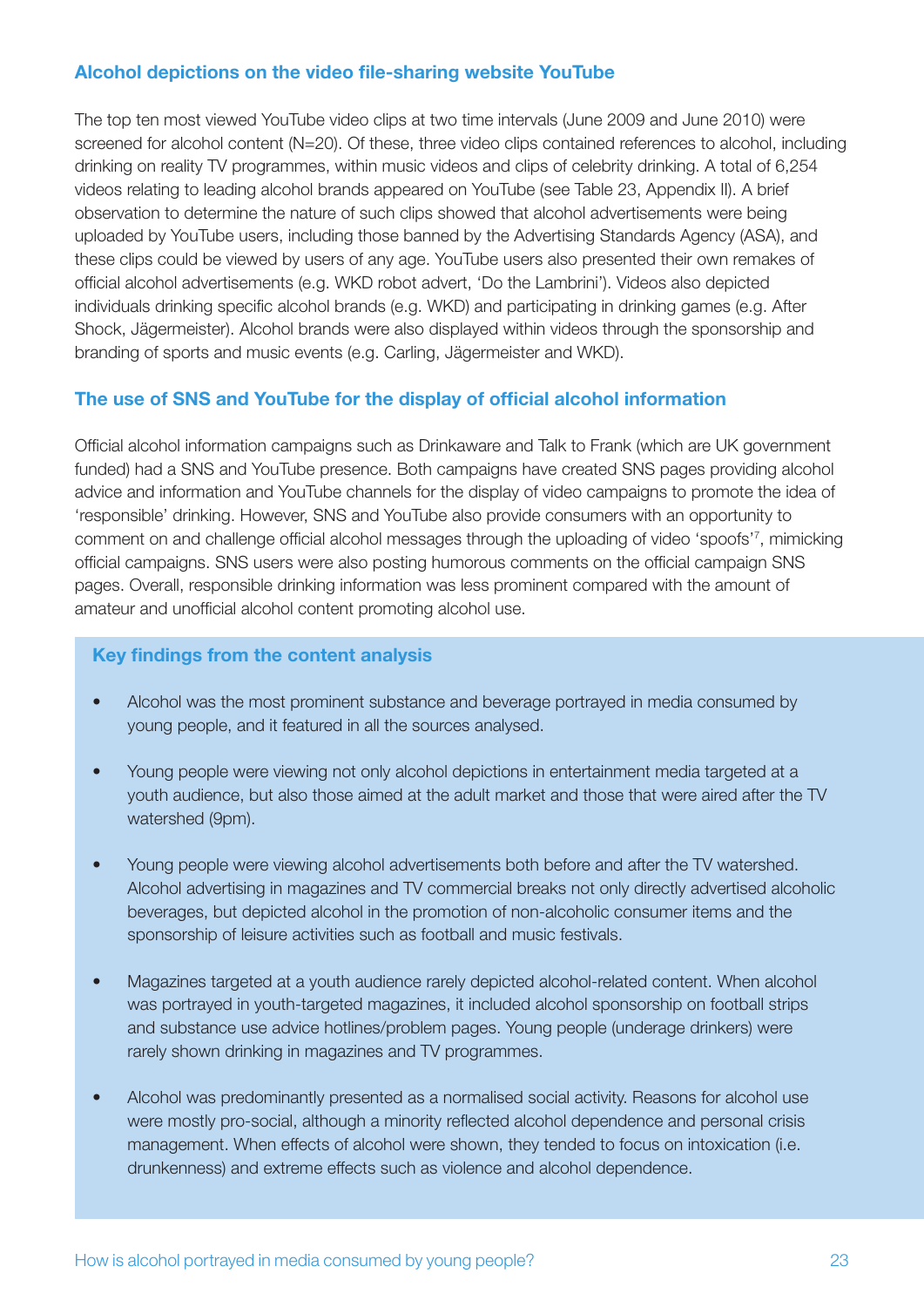### Alcohol depictions on the video file-sharing website YouTube

The top ten most viewed YouTube video clips at two time intervals (June 2009 and June 2010) were screened for alcohol content (N=20). Of these, three video clips contained references to alcohol, including drinking on reality TV programmes, within music videos and clips of celebrity drinking. A total of 6,254 videos relating to leading alcohol brands appeared on YouTube (see Table 23, Appendix II). A brief observation to determine the nature of such clips showed that alcohol advertisements were being uploaded by YouTube users, including those banned by the Advertising Standards Agency (ASA), and these clips could be viewed by users of any age. YouTube users also presented their own remakes of official alcohol advertisements (e.g. WKD robot advert, 'Do the Lambrini'). Videos also depicted individuals drinking specific alcohol brands (e.g. WKD) and participating in drinking games (e.g. After Shock, Jägermeister). Alcohol brands were also displayed within videos through the sponsorship and branding of sports and music events (e.g. Carling, Jägermeister and WKD).

### The use of SNS and YouTube for the display of official alcohol information

Official alcohol information campaigns such as Drinkaware and Talk to Frank (which are UK government funded) had a SNS and YouTube presence. Both campaigns have created SNS pages providing alcohol advice and information and YouTube channels for the display of video campaigns to promote the idea of 'responsible' drinking. However, SNS and YouTube also provide consumers with an opportunity to comment on and challenge official alcohol messages through the uploading of video 'spoofs'[7], mimicking official campaigns. SNS users were also posting humorous comments on the official campaign SNS pages. Overall, responsible drinking information was less prominent compared with the amount of amateur and unofficial alcohol content promoting alcohol use.

### Key findings from the content analysis

- Alcohol was the most prominent substance and beverage portrayed in media consumed by young people, and it featured in all the sources analysed.
- Young people were viewing not only alcohol depictions in entertainment media targeted at a youth audience, but also those aimed at the adult market and those that were aired after the TV watershed (9pm).
- Young people were viewing alcohol advertisements both before and after the TV watershed. Alcohol advertising in magazines and TV commercial breaks not only directly advertised alcoholic beverages, but depicted alcohol in the promotion of non-alcoholic consumer items and the sponsorship of leisure activities such as football and music festivals.
- Magazines targeted at a youth audience rarely depicted alcohol-related content. When alcohol was portrayed in youth-targeted magazines, it included alcohol sponsorship on football strips and substance use advice hotlines/problem pages. Young people (underage drinkers) were rarely shown drinking in magazines and TV programmes.
- Alcohol was predominantly presented as a normalised social activity. Reasons for alcohol use were mostly pro-social, although a minority reflected alcohol dependence and personal crisis management. When effects of alcohol were shown, they tended to focus on intoxication (i.e. drunkenness) and extreme effects such as violence and alcohol dependence.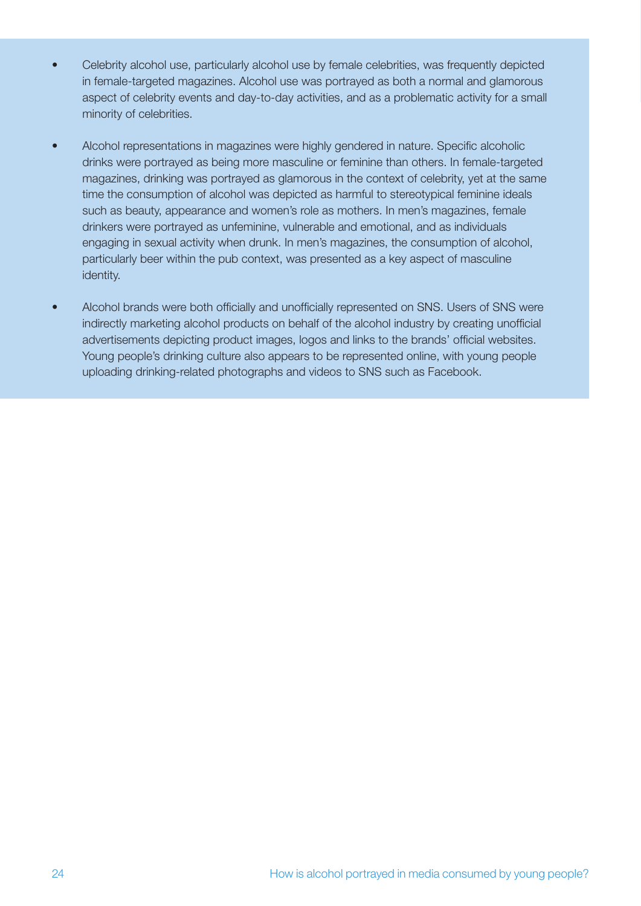- Celebrity alcohol use, particularly alcohol use by female celebrities, was frequently depicted in female-targeted magazines. Alcohol use was portrayed as both a normal and glamorous aspect of celebrity events and day-to-day activities, and as a problematic activity for a small minority of celebrities.

- Alcohol representations in magazines were highly gendered in nature. Specific alcoholic drinks were portrayed as being more masculine or feminine than others. In female-targeted magazines, drinking was portrayed as glamorous in the context of celebrity, yet at the same time the consumption of alcohol was depicted as harmful to stereotypical feminine ideals such as beauty, appearance and women's role as mothers. In men's magazines, female drinkers were portrayed as unfeminine, vulnerable and emotional, and as individuals engaging in sexual activity when drunk. In men's magazines, the consumption of alcohol, particularly beer within the pub context, was presented as a key aspect of masculine identity.

- Alcohol brands were both officially and unofficially represented on SNS. Users of SNS were indirectly marketing alcohol products on behalf of the alcohol industry by creating unofficial advertisements depicting product images, logos and links to the brands' official websites. Young people's drinking culture also appears to be represented online, with young people uploading drinking-related photographs and videos to SNS such as Facebook.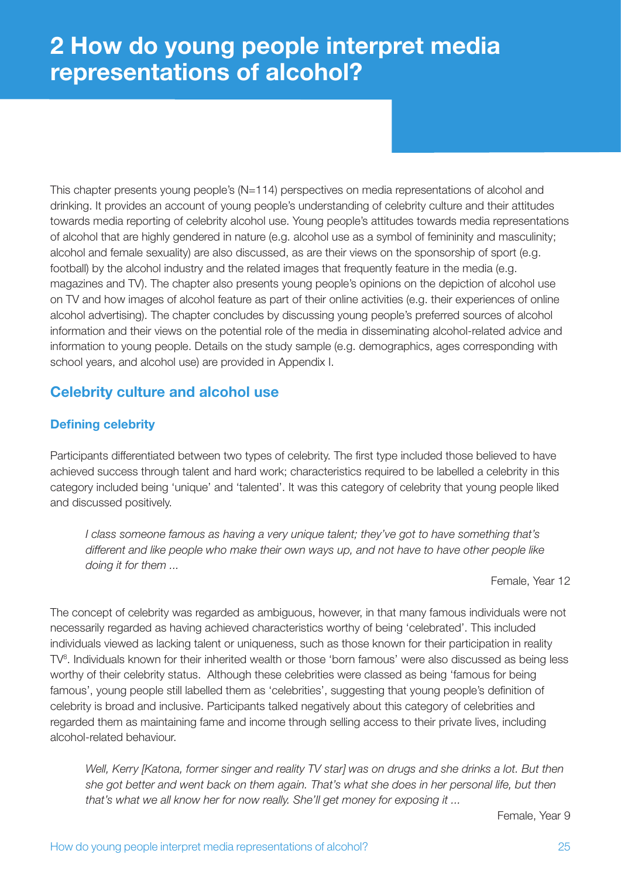# 2 How do young people interpret media representations of alcohol?

This chapter presents young people's (N=114) perspectives on media representations of alcohol and drinking. It provides an account of young people's understanding of celebrity culture and their attitudes towards media reporting of celebrity alcohol use. Young people's attitudes towards media representations of alcohol that are highly gendered in nature (e.g. alcohol use as a symbol of femininity and masculinity; alcohol and female sexuality) are also discussed, as are their views on the sponsorship of sport (e.g. football) by the alcohol industry and the related images that frequently feature in the media (e.g. magazines and TV). The chapter also presents young people's opinions on the depiction of alcohol use on TV and how images of alcohol feature as part of their online activities (e.g. their experiences of online alcohol advertising). The chapter concludes by discussing young people's preferred sources of alcohol information and their views on the potential role of the media in disseminating alcohol-related advice and information to young people. Details on the study sample (e.g. demographics, ages corresponding with school years, and alcohol use) are provided in Appendix I.

## Celebrity culture and alcohol use

### Defining celebrity

Participants differentiated between two types of celebrity. The first type included those believed to have achieved success through talent and hard work; characteristics required to be labelled a celebrity in this category included being 'unique' and 'talented'. It was this category of celebrity that young people liked and discussed positively.

> *I class someone famous as having a very unique talent; they've got to have something that's different and like people who make their own ways up, and not have to have other people like doing it for them ...*
>
> Female, Year 12

The concept of celebrity was regarded as ambiguous, however, in that many famous individuals were not necessarily regarded as having achieved characteristics worthy of being 'celebrated'. This included individuals viewed as lacking talent or uniqueness, such as those known for their participation in reality TV[8]. Individuals known for their inherited wealth or those 'born famous' were also discussed as being less worthy of their celebrity status. Although these celebrities were classed as being 'famous for being famous', young people still labelled them as 'celebrities', suggesting that young people's definition of celebrity is broad and inclusive. Participants talked negatively about this category of celebrities and regarded them as maintaining fame and income through selling access to their private lives, including alcohol-related behaviour.

> *Well, Kerry [Katona, former singer and reality TV star] was on drugs and she drinks a lot. But then she got better and went back on them again. That's what she does in her personal life, but then that's what we all know her for now really. She'll get money for exposing it ...*
>
> Female, Year 9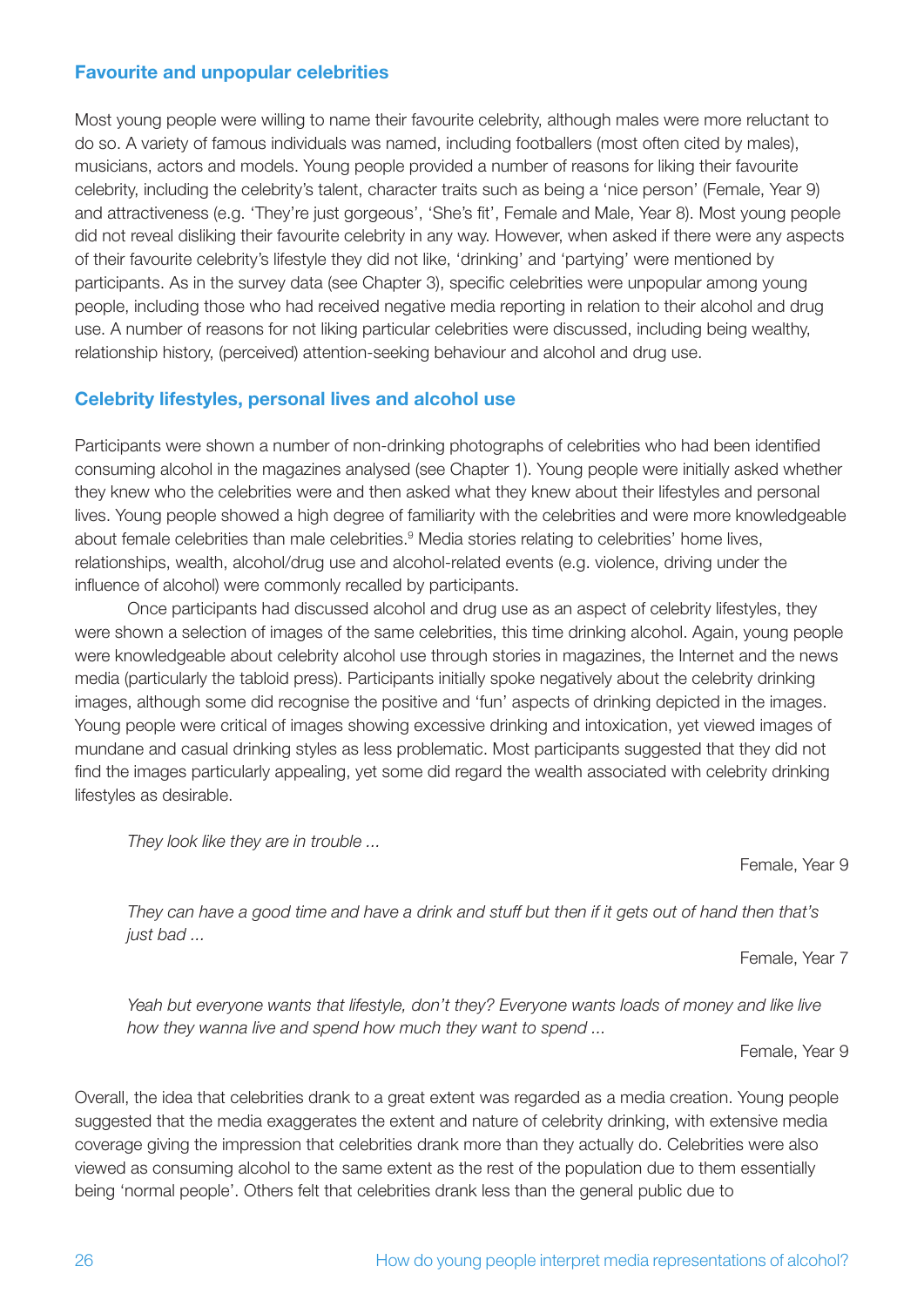## Favourite and unpopular celebrities

Most young people were willing to name their favourite celebrity, although males were more reluctant to do so. A variety of famous individuals was named, including footballers (most often cited by males), musicians, actors and models. Young people provided a number of reasons for liking their favourite celebrity, including the celebrity's talent, character traits such as being a 'nice person' (Female, Year 9) and attractiveness (e.g. 'They're just gorgeous', 'She's fit', Female and Male, Year 8). Most young people did not reveal disliking their favourite celebrity in any way. However, when asked if there were any aspects of their favourite celebrity's lifestyle they did not like, 'drinking' and 'partying' were mentioned by participants. As in the survey data (see Chapter 3), specific celebrities were unpopular among young people, including those who had received negative media reporting in relation to their alcohol and drug use. A number of reasons for not liking particular celebrities were discussed, including being wealthy, relationship history, (perceived) attention-seeking behaviour and alcohol and drug use.

## Celebrity lifestyles, personal lives and alcohol use

Participants were shown a number of non-drinking photographs of celebrities who had been identified consuming alcohol in the magazines analysed (see Chapter 1). Young people were initially asked whether they knew who the celebrities were and then asked what they knew about their lifestyles and personal lives. Young people showed a high degree of familiarity with the celebrities and were more knowledgeable about female celebrities than male celebrities.[9] Media stories relating to celebrities' home lives, relationships, wealth, alcohol/drug use and alcohol-related events (e.g. violence, driving under the influence of alcohol) were commonly recalled by participants.

Once participants had discussed alcohol and drug use as an aspect of celebrity lifestyles, they were shown a selection of images of the same celebrities, this time drinking alcohol. Again, young people were knowledgeable about celebrity alcohol use through stories in magazines, the Internet and the news media (particularly the tabloid press). Participants initially spoke negatively about the celebrity drinking images, although some did recognise the positive and 'fun' aspects of drinking depicted in the images. Young people were critical of images showing excessive drinking and intoxication, yet viewed images of mundane and casual drinking styles as less problematic. Most participants suggested that they did not find the images particularly appealing, yet some did regard the wealth associated with celebrity drinking lifestyles as desirable.

> *They look like they are in trouble ...*
>
> Female, Year 9

> *They can have a good time and have a drink and stuff but then if it gets out of hand then that's just bad ...*
>
> Female, Year 7

> *Yeah but everyone wants that lifestyle, don't they? Everyone wants loads of money and like live how they wanna live and spend how much they want to spend ...*
>
> Female, Year 9

Overall, the idea that celebrities drank to a great extent was regarded as a media creation. Young people suggested that the media exaggerates the extent and nature of celebrity drinking, with extensive media coverage giving the impression that celebrities drank more than they actually do. Celebrities were also viewed as consuming alcohol to the same extent as the rest of the population due to them essentially being 'normal people'. Others felt that celebrities drank less than the general public due to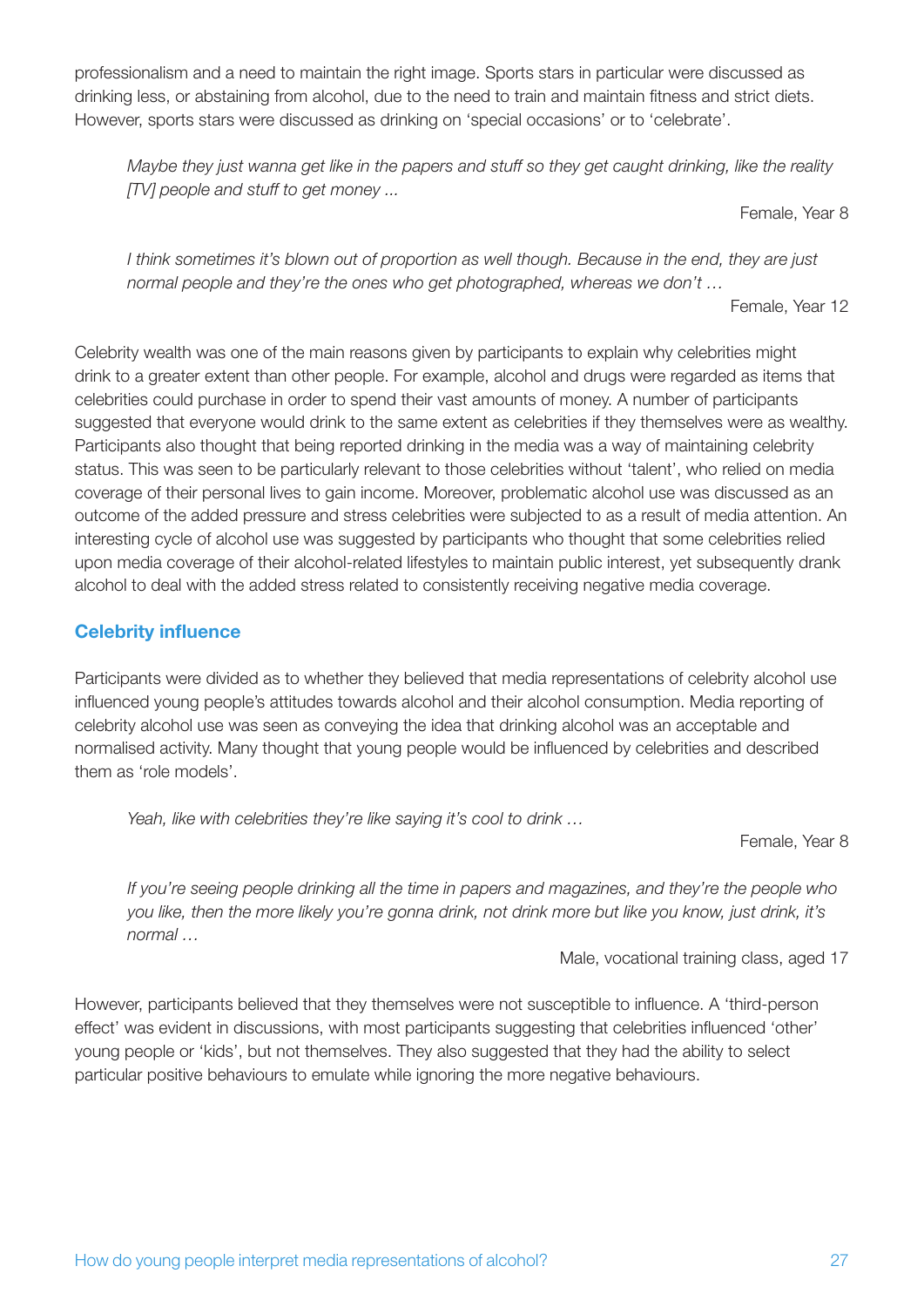professionalism and a need to maintain the right image. Sports stars in particular were discussed as drinking less, or abstaining from alcohol, due to the need to train and maintain fitness and strict diets. However, sports stars were discussed as drinking on 'special occasions' or to 'celebrate'.

> *Maybe they just wanna get like in the papers and stuff so they get caught drinking, like the reality [TV] people and stuff to get money ...*
>
> Female, Year 8

> *I think sometimes it's blown out of proportion as well though. Because in the end, they are just normal people and they're the ones who get photographed, whereas we don't …*
>
> Female, Year 12

Celebrity wealth was one of the main reasons given by participants to explain why celebrities might drink to a greater extent than other people. For example, alcohol and drugs were regarded as items that celebrities could purchase in order to spend their vast amounts of money. A number of participants suggested that everyone would drink to the same extent as celebrities if they themselves were as wealthy. Participants also thought that being reported drinking in the media was a way of maintaining celebrity status. This was seen to be particularly relevant to those celebrities without 'talent', who relied on media coverage of their personal lives to gain income. Moreover, problematic alcohol use was discussed as an outcome of the added pressure and stress celebrities were subjected to as a result of media attention. An interesting cycle of alcohol use was suggested by participants who thought that some celebrities relied upon media coverage of their alcohol-related lifestyles to maintain public interest, yet subsequently drank alcohol to deal with the added stress related to consistently receiving negative media coverage.

### Celebrity influence

Participants were divided as to whether they believed that media representations of celebrity alcohol use influenced young people's attitudes towards alcohol and their alcohol consumption. Media reporting of celebrity alcohol use was seen as conveying the idea that drinking alcohol was an acceptable and normalised activity. Many thought that young people would be influenced by celebrities and described them as 'role models'.

> *Yeah, like with celebrities they're like saying it's cool to drink …*
>
> Female, Year 8

> *If you're seeing people drinking all the time in papers and magazines, and they're the people who you like, then the more likely you're gonna drink, not drink more but like you know, just drink, it's normal …*
>
> Male, vocational training class, aged 17

However, participants believed that they themselves were not susceptible to influence. A 'third-person effect' was evident in discussions, with most participants suggesting that celebrities influenced 'other' young people or 'kids', but not themselves. They also suggested that they had the ability to select particular positive behaviours to emulate while ignoring the more negative behaviours.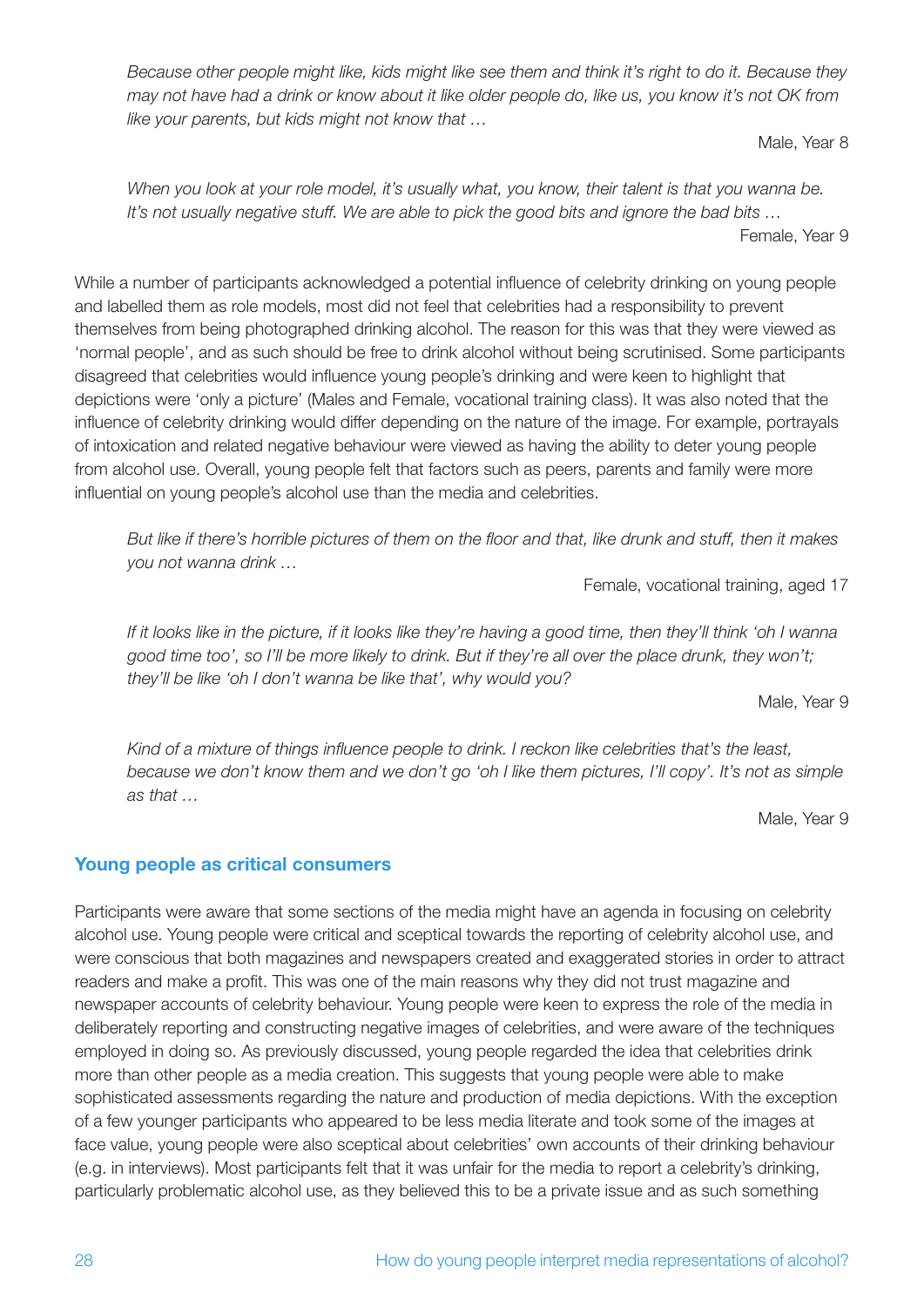> *Because other people might like, kids might like see them and think it's right to do it. Because they may not have had a drink or know about it like older people do, like us, you know it's not OK from like your parents, but kids might not know that …*
>
> Male, Year 8

> *When you look at your role model, it's usually what, you know, their talent is that you wanna be. It's not usually negative stuff. We are able to pick the good bits and ignore the bad bits …*
>
> Female, Year 9

While a number of participants acknowledged a potential influence of celebrity drinking on young people and labelled them as role models, most did not feel that celebrities had a responsibility to prevent themselves from being photographed drinking alcohol. The reason for this was that they were viewed as 'normal people', and as such should be free to drink alcohol without being scrutinised. Some participants disagreed that celebrities would influence young people's drinking and were keen to highlight that depictions were 'only a picture' (Males and Female, vocational training class). It was also noted that the influence of celebrity drinking would differ depending on the nature of the image. For example, portrayals of intoxication and related negative behaviour were viewed as having the ability to deter young people from alcohol use. Overall, young people felt that factors such as peers, parents and family were more influential on young people's alcohol use than the media and celebrities.

> *But like if there's horrible pictures of them on the floor and that, like drunk and stuff, then it makes you not wanna drink …*
>
> Female, vocational training, aged 17

> *If it looks like in the picture, if it looks like they're having a good time, then they'll think 'oh I wanna good time too', so I'll be more likely to drink. But if they're all over the place drunk, they won't; they'll be like 'oh I don't wanna be like that', why would you?*
>
> Male, Year 9

> *Kind of a mixture of things influence people to drink. I reckon like celebrities that's the least, because we don't know them and we don't go 'oh I like them pictures, I'll copy'. It's not as simple as that …*
>
> Male, Year 9

### Young people as critical consumers

Participants were aware that some sections of the media might have an agenda in focusing on celebrity alcohol use. Young people were critical and sceptical towards the reporting of celebrity alcohol use, and were conscious that both magazines and newspapers created and exaggerated stories in order to attract readers and make a profit. This was one of the main reasons why they did not trust magazine and newspaper accounts of celebrity behaviour. Young people were keen to express the role of the media in deliberately reporting and constructing negative images of celebrities, and were aware of the techniques employed in doing so. As previously discussed, young people regarded the idea that celebrities drink more than other people as a media creation. This suggests that young people were able to make sophisticated assessments regarding the nature and production of media depictions. With the exception of a few younger participants who appeared to be less media literate and took some of the images at face value, young people were also sceptical about celebrities' own accounts of their drinking behaviour (e.g. in interviews). Most participants felt that it was unfair for the media to report a celebrity's drinking, particularly problematic alcohol use, as they believed this to be a private issue and as such something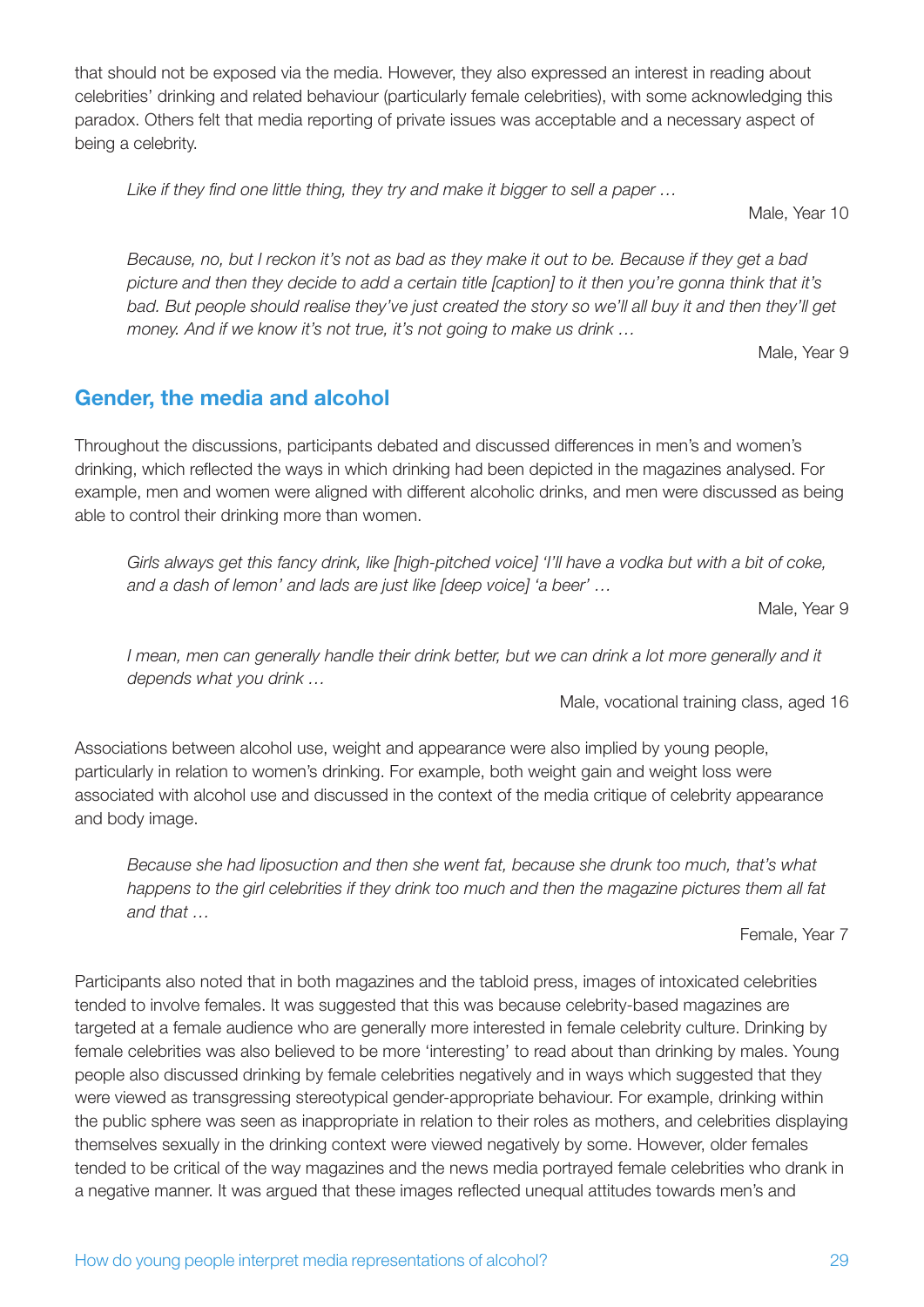that should not be exposed via the media. However, they also expressed an interest in reading about celebrities' drinking and related behaviour (particularly female celebrities), with some acknowledging this paradox. Others felt that media reporting of private issues was acceptable and a necessary aspect of being a celebrity.

> *Like if they find one little thing, they try and make it bigger to sell a paper …*
>
> Male, Year 10

> *Because, no, but I reckon it's not as bad as they make it out to be. Because if they get a bad picture and then they decide to add a certain title [caption] to it then you're gonna think that it's bad. But people should realise they've just created the story so we'll all buy it and then they'll get money. And if we know it's not true, it's not going to make us drink …*
>
> Male, Year 9

## Gender, the media and alcohol

Throughout the discussions, participants debated and discussed differences in men's and women's drinking, which reflected the ways in which drinking had been depicted in the magazines analysed. For example, men and women were aligned with different alcoholic drinks, and men were discussed as being able to control their drinking more than women.

> *Girls always get this fancy drink, like [high-pitched voice] 'I'll have a vodka but with a bit of coke, and a dash of lemon' and lads are just like [deep voice] 'a beer' …*
>
> Male, Year 9

> *I mean, men can generally handle their drink better, but we can drink a lot more generally and it depends what you drink …*
>
> Male, vocational training class, aged 16

Associations between alcohol use, weight and appearance were also implied by young people, particularly in relation to women's drinking. For example, both weight gain and weight loss were associated with alcohol use and discussed in the context of the media critique of celebrity appearance and body image.

> *Because she had liposuction and then she went fat, because she drunk too much, that's what happens to the girl celebrities if they drink too much and then the magazine pictures them all fat and that …*
>
> Female, Year 7

Participants also noted that in both magazines and the tabloid press, images of intoxicated celebrities tended to involve females. It was suggested that this was because celebrity-based magazines are targeted at a female audience who are generally more interested in female celebrity culture. Drinking by female celebrities was also believed to be more 'interesting' to read about than drinking by males. Young people also discussed drinking by female celebrities negatively and in ways which suggested that they were viewed as transgressing stereotypical gender-appropriate behaviour. For example, drinking within the public sphere was seen as inappropriate in relation to their roles as mothers, and celebrities displaying themselves sexually in the drinking context were viewed negatively by some. However, older females tended to be critical of the way magazines and the news media portrayed female celebrities who drank in a negative manner. It was argued that these images reflected unequal attitudes towards men's and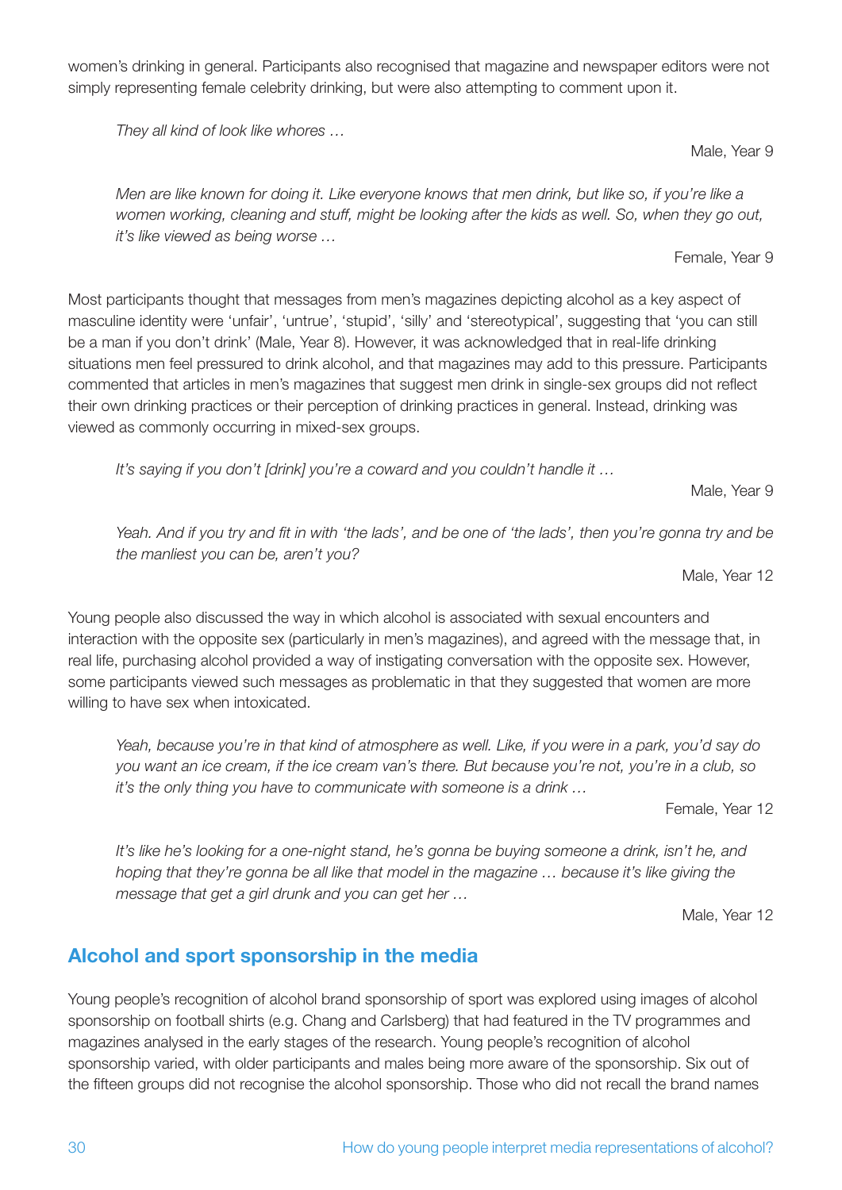women's drinking in general. Participants also recognised that magazine and newspaper editors were not simply representing female celebrity drinking, but were also attempting to comment upon it.

> *They all kind of look like whores …*
>
> Male, Year 9

> *Men are like known for doing it. Like everyone knows that men drink, but like so, if you're like a women working, cleaning and stuff, might be looking after the kids as well. So, when they go out, it's like viewed as being worse …*
>
> Female, Year 9

Most participants thought that messages from men's magazines depicting alcohol as a key aspect of masculine identity were 'unfair', 'untrue', 'stupid', 'silly' and 'stereotypical', suggesting that 'you can still be a man if you don't drink' (Male, Year 8). However, it was acknowledged that in real-life drinking situations men feel pressured to drink alcohol, and that magazines may add to this pressure. Participants commented that articles in men's magazines that suggest men drink in single-sex groups did not reflect their own drinking practices or their perception of drinking practices in general. Instead, drinking was viewed as commonly occurring in mixed-sex groups.

> *It's saying if you don't [drink] you're a coward and you couldn't handle it …*
>
> Male, Year 9

> *Yeah. And if you try and fit in with 'the lads', and be one of 'the lads', then you're gonna try and be the manliest you can be, aren't you?*
>
> Male, Year 12

Young people also discussed the way in which alcohol is associated with sexual encounters and interaction with the opposite sex (particularly in men's magazines), and agreed with the message that, in real life, purchasing alcohol provided a way of instigating conversation with the opposite sex. However, some participants viewed such messages as problematic in that they suggested that women are more willing to have sex when intoxicated.

> *Yeah, because you're in that kind of atmosphere as well. Like, if you were in a park, you'd say do you want an ice cream, if the ice cream van's there. But because you're not, you're in a club, so it's the only thing you have to communicate with someone is a drink …*
>
> Female, Year 12

> *It's like he's looking for a one-night stand, he's gonna be buying someone a drink, isn't he, and hoping that they're gonna be all like that model in the magazine … because it's like giving the message that get a girl drunk and you can get her …*
>
> Male, Year 12

## Alcohol and sport sponsorship in the media

Young people's recognition of alcohol brand sponsorship of sport was explored using images of alcohol sponsorship on football shirts (e.g. Chang and Carlsberg) that had featured in the TV programmes and magazines analysed in the early stages of the research. Young people's recognition of alcohol sponsorship varied, with older participants and males being more aware of the sponsorship. Six out of the fifteen groups did not recognise the alcohol sponsorship. Those who did not recall the brand names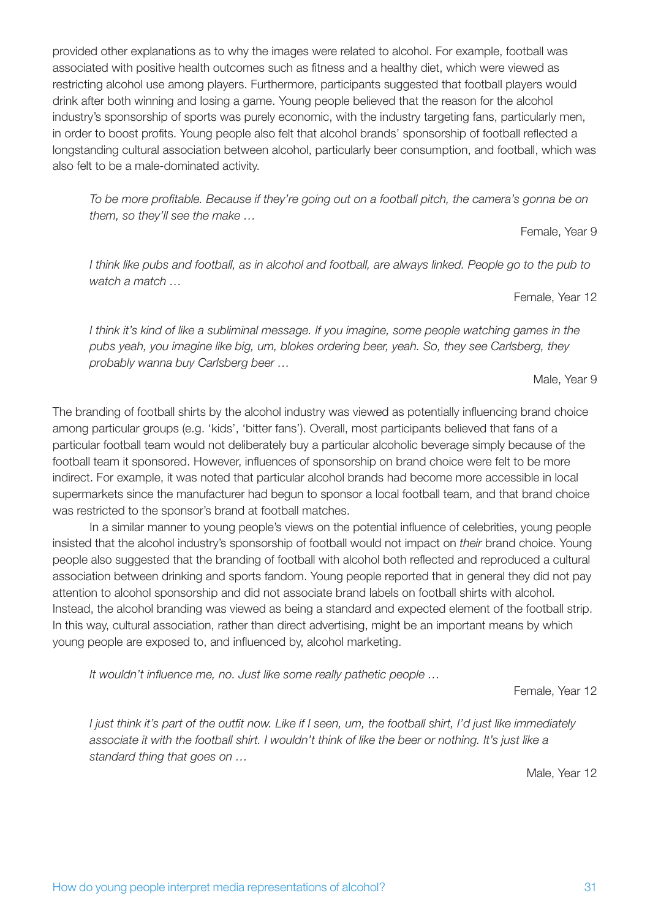provided other explanations as to why the images were related to alcohol. For example, football was associated with positive health outcomes such as fitness and a healthy diet, which were viewed as restricting alcohol use among players. Furthermore, participants suggested that football players would drink after both winning and losing a game. Young people believed that the reason for the alcohol industry's sponsorship of sports was purely economic, with the industry targeting fans, particularly men, in order to boost profits. Young people also felt that alcohol brands' sponsorship of football reflected a longstanding cultural association between alcohol, particularly beer consumption, and football, which was also felt to be a male-dominated activity.

> *To be more profitable. Because if they're going out on a football pitch, the camera's gonna be on them, so they'll see the make …*
>
> Female, Year 9

> *I think like pubs and football, as in alcohol and football, are always linked. People go to the pub to watch a match …*
>
> Female, Year 12

> *I think it's kind of like a subliminal message. If you imagine, some people watching games in the pubs yeah, you imagine like big, um, blokes ordering beer, yeah. So, they see Carlsberg, they probably wanna buy Carlsberg beer …*
>
> Male, Year 9

The branding of football shirts by the alcohol industry was viewed as potentially influencing brand choice among particular groups (e.g. 'kids', 'bitter fans'). Overall, most participants believed that fans of a particular football team would not deliberately buy a particular alcoholic beverage simply because of the football team it sponsored. However, influences of sponsorship on brand choice were felt to be more indirect. For example, it was noted that particular alcohol brands had become more accessible in local supermarkets since the manufacturer had begun to sponsor a local football team, and that brand choice was restricted to the sponsor's brand at football matches.

In a similar manner to young people's views on the potential influence of celebrities, young people insisted that the alcohol industry's sponsorship of football would not impact on *their* brand choice. Young people also suggested that the branding of football with alcohol both reflected and reproduced a cultural association between drinking and sports fandom. Young people reported that in general they did not pay attention to alcohol sponsorship and did not associate brand labels on football shirts with alcohol. Instead, the alcohol branding was viewed as being a standard and expected element of the football strip. In this way, cultural association, rather than direct advertising, might be an important means by which young people are exposed to, and influenced by, alcohol marketing.

> *It wouldn't influence me, no. Just like some really pathetic people …*
>
> Female, Year 12

> *I just think it's part of the outfit now. Like if I seen, um, the football shirt, I'd just like immediately associate it with the football shirt. I wouldn't think of like the beer or nothing. It's just like a standard thing that goes on …*
>
> Male, Year 12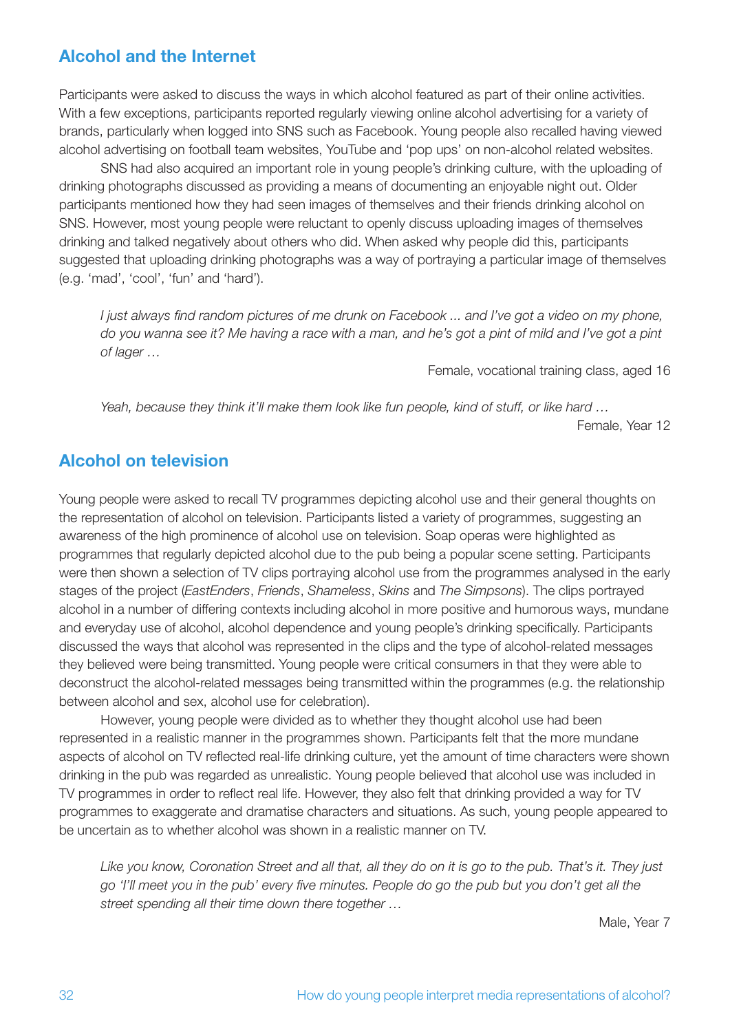## Alcohol and the Internet

Participants were asked to discuss the ways in which alcohol featured as part of their online activities. With a few exceptions, participants reported regularly viewing online alcohol advertising for a variety of brands, particularly when logged into SNS such as Facebook. Young people also recalled having viewed alcohol advertising on football team websites, YouTube and 'pop ups' on non-alcohol related websites.

SNS had also acquired an important role in young people's drinking culture, with the uploading of drinking photographs discussed as providing a means of documenting an enjoyable night out. Older participants mentioned how they had seen images of themselves and their friends drinking alcohol on SNS. However, most young people were reluctant to openly discuss uploading images of themselves drinking and talked negatively about others who did. When asked why people did this, participants suggested that uploading drinking photographs was a way of portraying a particular image of themselves (e.g. 'mad', 'cool', 'fun' and 'hard').

> *I just always find random pictures of me drunk on Facebook ... and I've got a video on my phone, do you wanna see it? Me having a race with a man, and he's got a pint of mild and I've got a pint of lager …*
>
> Female, vocational training class, aged 16

> *Yeah, because they think it'll make them look like fun people, kind of stuff, or like hard …*
>
> Female, Year 12

## Alcohol on television

Young people were asked to recall TV programmes depicting alcohol use and their general thoughts on the representation of alcohol on television. Participants listed a variety of programmes, suggesting an awareness of the high prominence of alcohol use on television. Soap operas were highlighted as programmes that regularly depicted alcohol due to the pub being a popular scene setting. Participants were then shown a selection of TV clips portraying alcohol use from the programmes analysed in the early stages of the project (*EastEnders*, *Friends*, *Shameless*, *Skins* and *The Simpsons*). The clips portrayed alcohol in a number of differing contexts including alcohol in more positive and humorous ways, mundane and everyday use of alcohol, alcohol dependence and young people's drinking specifically. Participants discussed the ways that alcohol was represented in the clips and the type of alcohol-related messages they believed were being transmitted. Young people were critical consumers in that they were able to deconstruct the alcohol-related messages being transmitted within the programmes (e.g. the relationship between alcohol and sex, alcohol use for celebration).

However, young people were divided as to whether they thought alcohol use had been represented in a realistic manner in the programmes shown. Participants felt that the more mundane aspects of alcohol on TV reflected real-life drinking culture, yet the amount of time characters were shown drinking in the pub was regarded as unrealistic. Young people believed that alcohol use was included in TV programmes in order to reflect real life. However, they also felt that drinking provided a way for TV programmes to exaggerate and dramatise characters and situations. As such, young people appeared to be uncertain as to whether alcohol was shown in a realistic manner on TV.

> *Like you know, Coronation Street and all that, all they do on it is go to the pub. That's it. They just go 'I'll meet you in the pub' every five minutes. People do go the pub but you don't get all the street spending all their time down there together …*
>
> Male, Year 7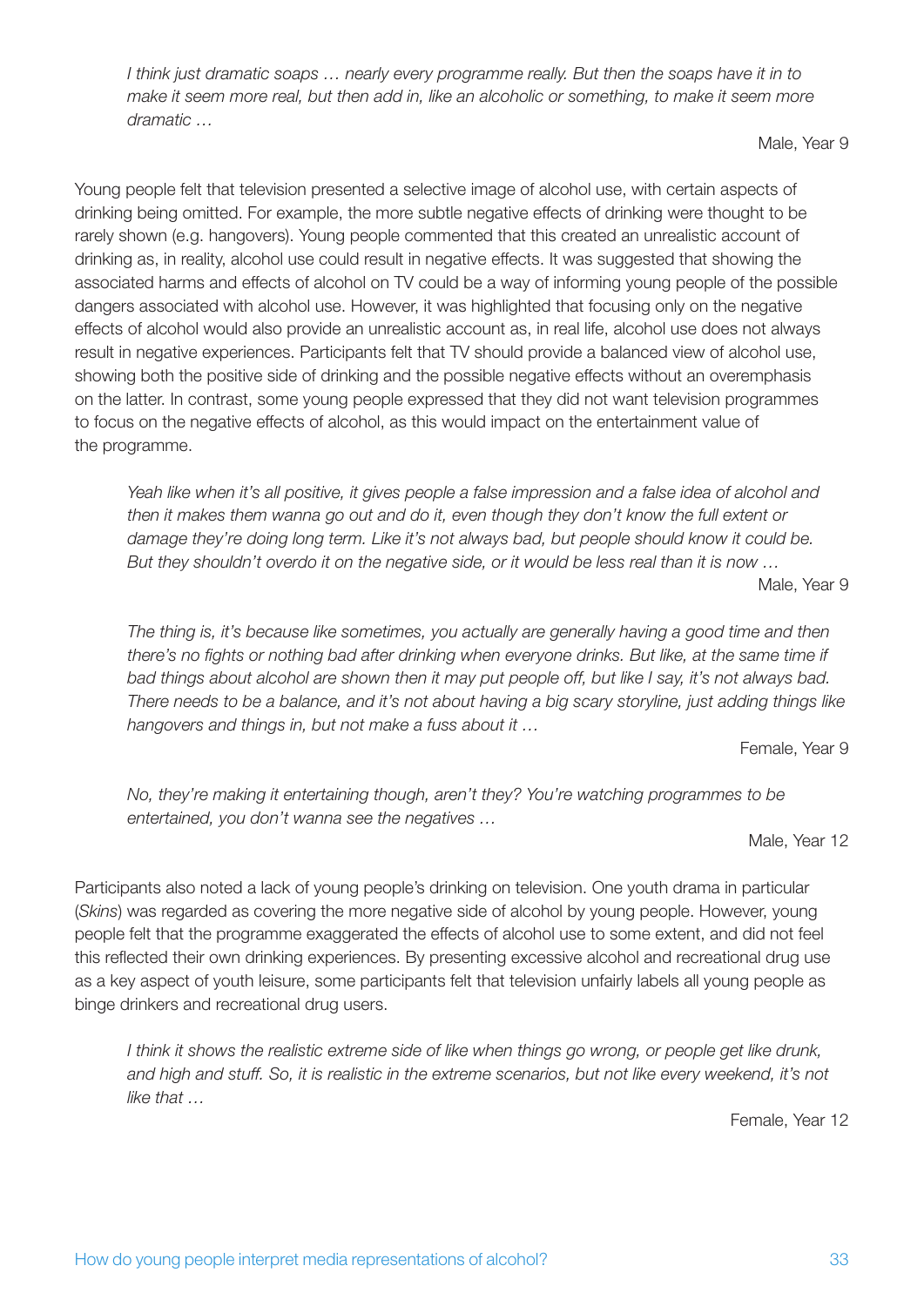*I think just dramatic soaps … nearly every programme really. But then the soaps have it in to make it seem more real, but then add in, like an alcoholic or something, to make it seem more dramatic …*

Male, Year 9

Young people felt that television presented a selective image of alcohol use, with certain aspects of drinking being omitted. For example, the more subtle negative effects of drinking were thought to be rarely shown (e.g. hangovers). Young people commented that this created an unrealistic account of drinking as, in reality, alcohol use could result in negative effects. It was suggested that showing the associated harms and effects of alcohol on TV could be a way of informing young people of the possible dangers associated with alcohol use. However, it was highlighted that focusing only on the negative effects of alcohol would also provide an unrealistic account as, in real life, alcohol use does not always result in negative experiences. Participants felt that TV should provide a balanced view of alcohol use, showing both the positive side of drinking and the possible negative effects without an overemphasis on the latter. In contrast, some young people expressed that they did not want television programmes to focus on the negative effects of alcohol, as this would impact on the entertainment value of the programme.

*Yeah like when it's all positive, it gives people a false impression and a false idea of alcohol and then it makes them wanna go out and do it, even though they don't know the full extent or damage they're doing long term. Like it's not always bad, but people should know it could be. But they shouldn't overdo it on the negative side, or it would be less real than it is now …*

Male, Year 9

*The thing is, it's because like sometimes, you actually are generally having a good time and then there's no fights or nothing bad after drinking when everyone drinks. But like, at the same time if bad things about alcohol are shown then it may put people off, but like I say, it's not always bad. There needs to be a balance, and it's not about having a big scary storyline, just adding things like hangovers and things in, but not make a fuss about it …*

Female, Year 9

*No, they're making it entertaining though, aren't they? You're watching programmes to be entertained, you don't wanna see the negatives …*

Male, Year 12

Participants also noted a lack of young people's drinking on television. One youth drama in particular (*Skins*) was regarded as covering the more negative side of alcohol by young people. However, young people felt that the programme exaggerated the effects of alcohol use to some extent, and did not feel this reflected their own drinking experiences. By presenting excessive alcohol and recreational drug use as a key aspect of youth leisure, some participants felt that television unfairly labels all young people as binge drinkers and recreational drug users.

*I think it shows the realistic extreme side of like when things go wrong, or people get like drunk, and high and stuff. So, it is realistic in the extreme scenarios, but not like every weekend, it's not like that …*

Female, Year 12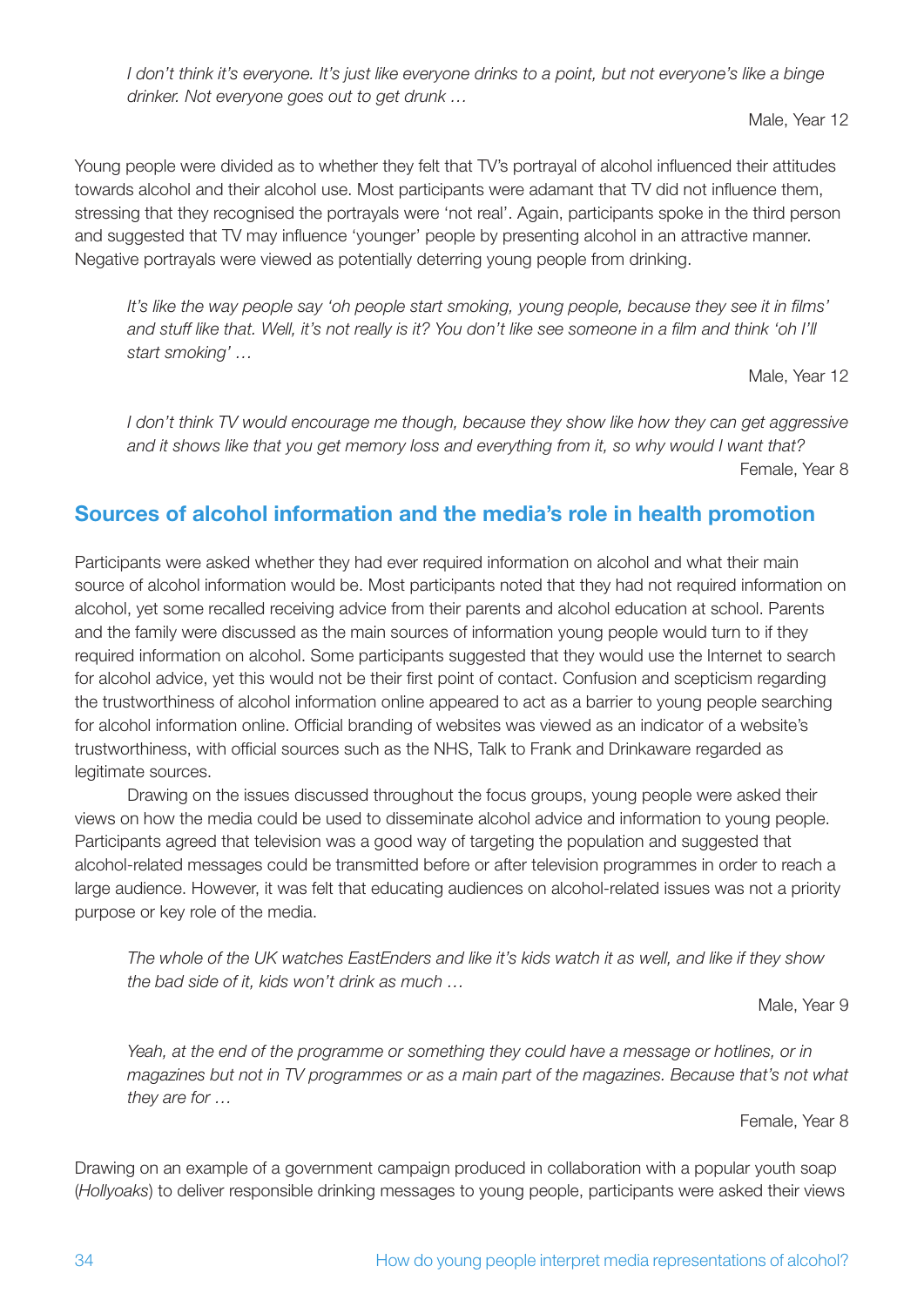*I don't think it's everyone. It's just like everyone drinks to a point, but not everyone's like a binge drinker. Not everyone goes out to get drunk …*

Male, Year 12

Young people were divided as to whether they felt that TV's portrayal of alcohol influenced their attitudes towards alcohol and their alcohol use. Most participants were adamant that TV did not influence them, stressing that they recognised the portrayals were 'not real'. Again, participants spoke in the third person and suggested that TV may influence 'younger' people by presenting alcohol in an attractive manner. Negative portrayals were viewed as potentially deterring young people from drinking.

*It's like the way people say 'oh people start smoking, young people, because they see it in films' and stuff like that. Well, it's not really is it? You don't like see someone in a film and think 'oh I'll start smoking' …*

Male, Year 12

*I don't think TV would encourage me though, because they show like how they can get aggressive and it shows like that you get memory loss and everything from it, so why would I want that?*

Female, Year 8

## Sources of alcohol information and the media's role in health promotion

Participants were asked whether they had ever required information on alcohol and what their main source of alcohol information would be. Most participants noted that they had not required information on alcohol, yet some recalled receiving advice from their parents and alcohol education at school. Parents and the family were discussed as the main sources of information young people would turn to if they required information on alcohol. Some participants suggested that they would use the Internet to search for alcohol advice, yet this would not be their first point of contact. Confusion and scepticism regarding the trustworthiness of alcohol information online appeared to act as a barrier to young people searching for alcohol information online. Official branding of websites was viewed as an indicator of a website's trustworthiness, with official sources such as the NHS, Talk to Frank and Drinkaware regarded as legitimate sources.

Drawing on the issues discussed throughout the focus groups, young people were asked their views on how the media could be used to disseminate alcohol advice and information to young people. Participants agreed that television was a good way of targeting the population and suggested that alcohol-related messages could be transmitted before or after television programmes in order to reach a large audience. However, it was felt that educating audiences on alcohol-related issues was not a priority purpose or key role of the media.

*The whole of the UK watches EastEnders and like it's kids watch it as well, and like if they show the bad side of it, kids won't drink as much …*

Male, Year 9

*Yeah, at the end of the programme or something they could have a message or hotlines, or in magazines but not in TV programmes or as a main part of the magazines. Because that's not what they are for …*

Female, Year 8

Drawing on an example of a government campaign produced in collaboration with a popular youth soap (*Hollyoaks*) to deliver responsible drinking messages to young people, participants were asked their views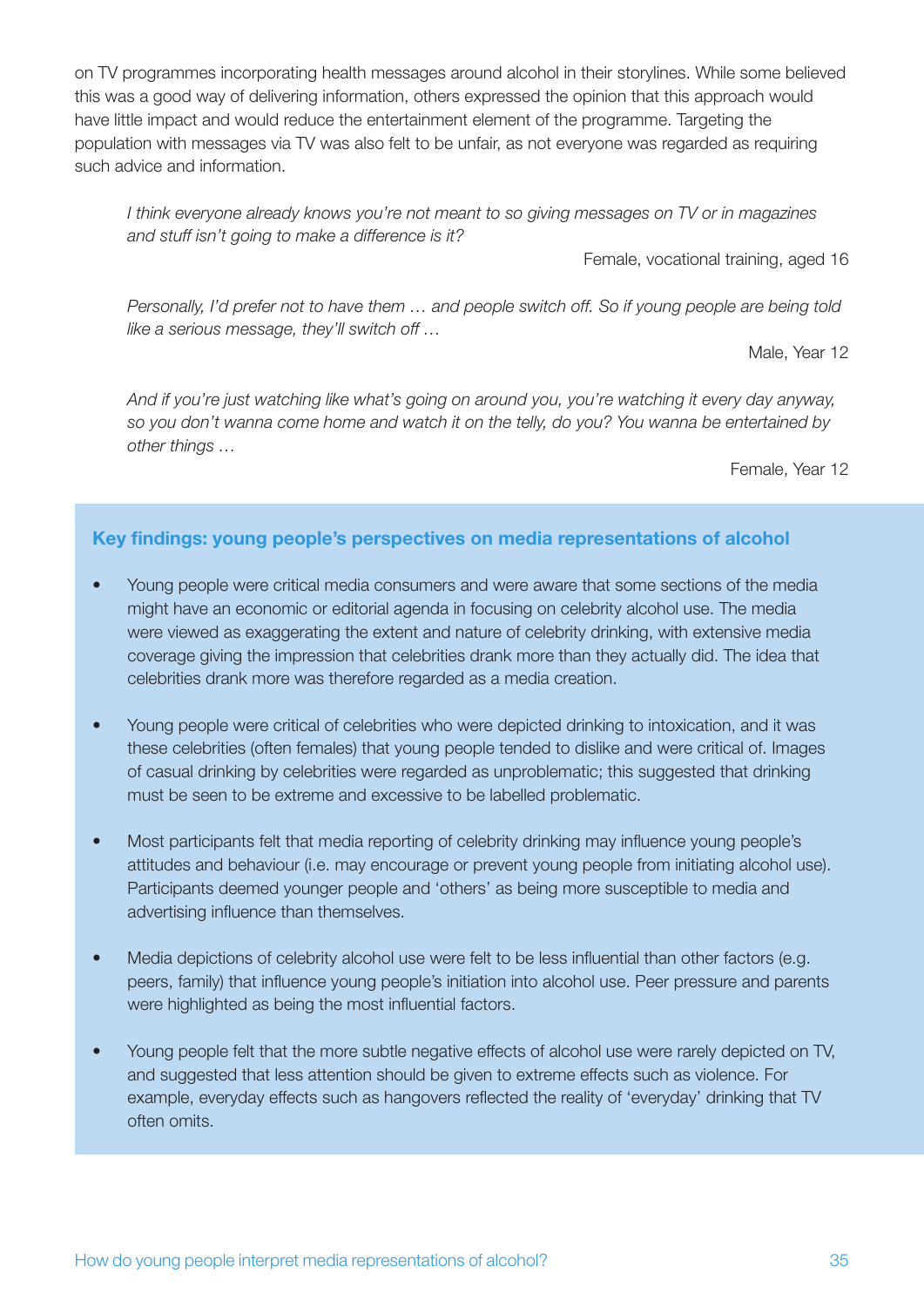on TV programmes incorporating health messages around alcohol in their storylines. While some believed this was a good way of delivering information, others expressed the opinion that this approach would have little impact and would reduce the entertainment element of the programme. Targeting the population with messages via TV was also felt to be unfair, as not everyone was regarded as requiring such advice and information.

> *I think everyone already knows you're not meant to so giving messages on TV or in magazines and stuff isn't going to make a difference is it?*
>
> Female, vocational training, aged 16

> *Personally, I'd prefer not to have them … and people switch off. So if young people are being told like a serious message, they'll switch off …*
>
> Male, Year 12

> *And if you're just watching like what's going on around you, you're watching it every day anyway, so you don't wanna come home and watch it on the telly, do you? You wanna be entertained by other things …*
>
> Female, Year 12

### Key findings: young people's perspectives on media representations of alcohol

- Young people were critical media consumers and were aware that some sections of the media might have an economic or editorial agenda in focusing on celebrity alcohol use. The media were viewed as exaggerating the extent and nature of celebrity drinking, with extensive media coverage giving the impression that celebrities drank more than they actually did. The idea that celebrities drank more was therefore regarded as a media creation.
- Young people were critical of celebrities who were depicted drinking to intoxication, and it was these celebrities (often females) that young people tended to dislike and were critical of. Images of casual drinking by celebrities were regarded as unproblematic; this suggested that drinking must be seen to be extreme and excessive to be labelled problematic.
- Most participants felt that media reporting of celebrity drinking may influence young people's attitudes and behaviour (i.e. may encourage or prevent young people from initiating alcohol use). Participants deemed younger people and 'others' as being more susceptible to media and advertising influence than themselves.
- Media depictions of celebrity alcohol use were felt to be less influential than other factors (e.g. peers, family) that influence young people's initiation into alcohol use. Peer pressure and parents were highlighted as being the most influential factors.
- Young people felt that the more subtle negative effects of alcohol use were rarely depicted on TV, and suggested that less attention should be given to extreme effects such as violence. For example, everyday effects such as hangovers reflected the reality of 'everyday' drinking that TV often omits.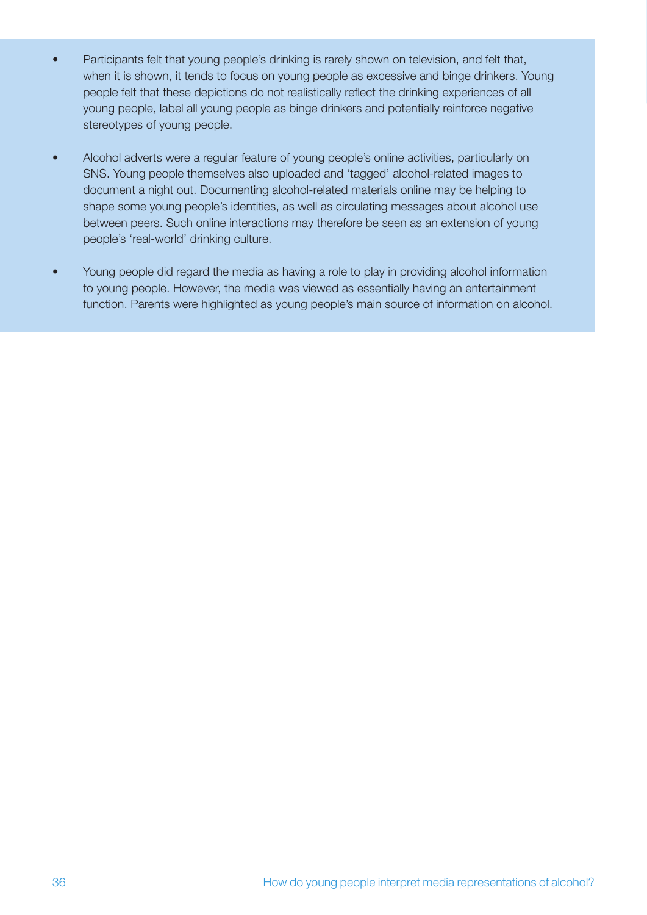- Participants felt that young people’s drinking is rarely shown on television, and felt that, when it is shown, it tends to focus on young people as excessive and binge drinkers. Young people felt that these depictions do not realistically reflect the drinking experiences of all young people, label all young people as binge drinkers and potentially reinforce negative stereotypes of young people.

- Alcohol adverts were a regular feature of young people’s online activities, particularly on SNS. Young people themselves also uploaded and ‘tagged’ alcohol-related images to document a night out. Documenting alcohol-related materials online may be helping to shape some young people’s identities, as well as circulating messages about alcohol use between peers. Such online interactions may therefore be seen as an extension of young people’s ‘real-world’ drinking culture.

- Young people did regard the media as having a role to play in providing alcohol information to young people. However, the media was viewed as essentially having an entertainment function. Parents were highlighted as young people’s main source of information on alcohol.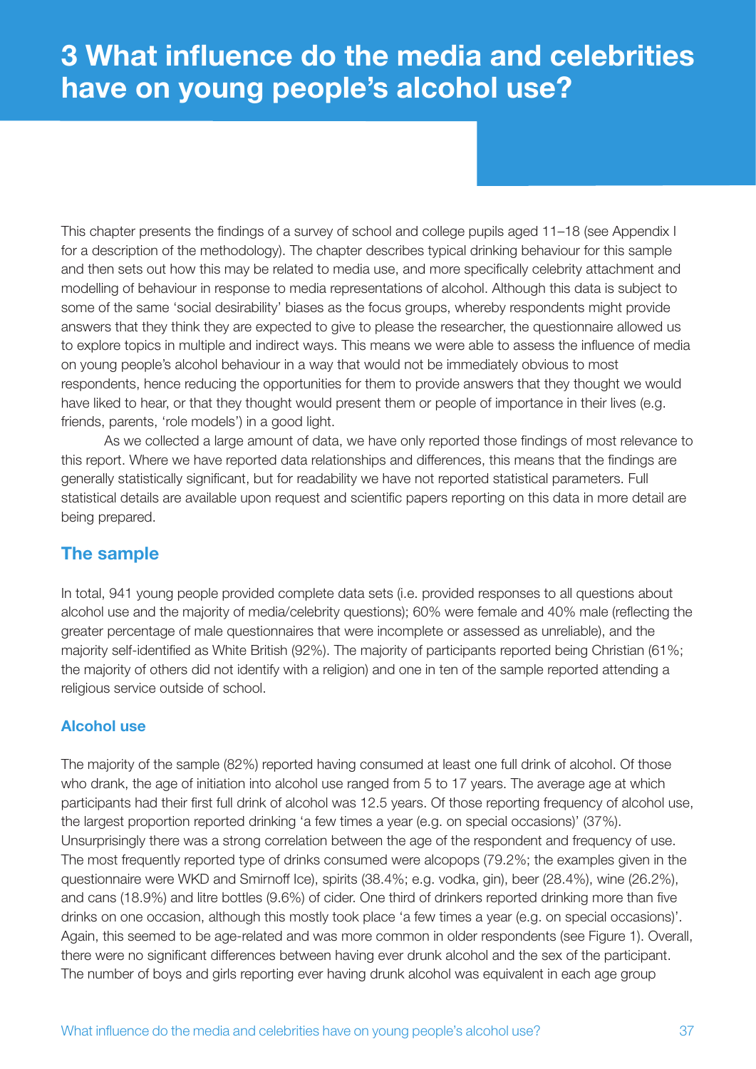# 3 What influence do the media and celebrities have on young people's alcohol use?

This chapter presents the findings of a survey of school and college pupils aged 11–18 (see Appendix I for a description of the methodology). The chapter describes typical drinking behaviour for this sample and then sets out how this may be related to media use, and more specifically celebrity attachment and modelling of behaviour in response to media representations of alcohol. Although this data is subject to some of the same 'social desirability' biases as the focus groups, whereby respondents might provide answers that they think they are expected to give to please the researcher, the questionnaire allowed us to explore topics in multiple and indirect ways. This means we were able to assess the influence of media on young people's alcohol behaviour in a way that would not be immediately obvious to most respondents, hence reducing the opportunities for them to provide answers that they thought we would have liked to hear, or that they thought would present them or people of importance in their lives (e.g. friends, parents, 'role models') in a good light.

As we collected a large amount of data, we have only reported those findings of most relevance to this report. Where we have reported data relationships and differences, this means that the findings are generally statistically significant, but for readability we have not reported statistical parameters. Full statistical details are available upon request and scientific papers reporting on this data in more detail are being prepared.

## The sample

In total, 941 young people provided complete data sets (i.e. provided responses to all questions about alcohol use and the majority of media/celebrity questions); 60% were female and 40% male (reflecting the greater percentage of male questionnaires that were incomplete or assessed as unreliable), and the majority self-identified as White British (92%). The majority of participants reported being Christian (61%; the majority of others did not identify with a religion) and one in ten of the sample reported attending a religious service outside of school.

### Alcohol use

The majority of the sample (82%) reported having consumed at least one full drink of alcohol. Of those who drank, the age of initiation into alcohol use ranged from 5 to 17 years. The average age at which participants had their first full drink of alcohol was 12.5 years. Of those reporting frequency of alcohol use, the largest proportion reported drinking 'a few times a year (e.g. on special occasions)' (37%). Unsurprisingly there was a strong correlation between the age of the respondent and frequency of use. The most frequently reported type of drinks consumed were alcopops (79.2%; the examples given in the questionnaire were WKD and Smirnoff Ice), spirits (38.4%; e.g. vodka, gin), beer (28.4%), wine (26.2%), and cans (18.9%) and litre bottles (9.6%) of cider. One third of drinkers reported drinking more than five drinks on one occasion, although this mostly took place 'a few times a year (e.g. on special occasions)'. Again, this seemed to be age-related and was more common in older respondents (see Figure 1). Overall, there were no significant differences between having ever drunk alcohol and the sex of the participant. The number of boys and girls reporting ever having drunk alcohol was equivalent in each age group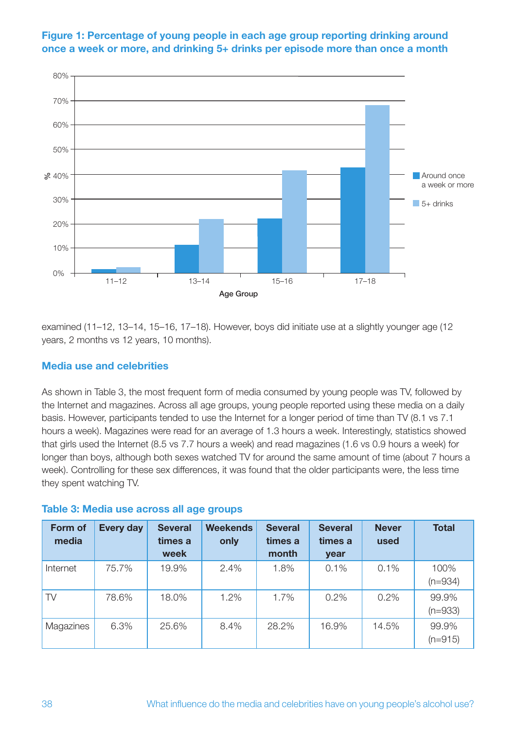**Figure 1: Percentage of young people in each age group reporting drinking around once a week or more, and drinking 5+ drinks per episode more than once a month**

examined (11–12, 13–14, 15–16, 17–18). However, boys did initiate use at a slightly younger age (12 years, 2 months vs 12 years, 10 months).

## Media use and celebrities

As shown in Table 3, the most frequent form of media consumed by young people was TV, followed by the Internet and magazines. Across all age groups, young people reported using these media on a daily basis. However, participants tended to use the Internet for a longer period of time than TV (8.1 vs 7.1 hours a week). Magazines were read for an average of 1.3 hours a week. Interestingly, statistics showed that girls used the Internet (8.5 vs 7.7 hours a week) and read magazines (1.6 vs 0.9 hours a week) for longer than boys, although both sexes watched TV for around the same amount of time (about 7 hours a week). Controlling for these sex differences, it was found that the older participants were, the less time they spent watching TV.

**Table 3: Media use across all age groups**

| Form of media | Every day | Several times a week | Weekends only | Several times a month | Several times a year | Never used | Total |
|---|---|---|---|---|---|---|---|
| Internet | 75.7% | 19.9% | 2.4% | 1.8% | 0.1% | 0.1% | 100% (n=934) |
| TV | 78.6% | 18.0% | 1.2% | 1.7% | 0.2% | 0.2% | 99.9% (n=933) |
| Magazines | 6.3% | 25.6% | 8.4% | 28.2% | 16.9% | 14.5% | 99.9% (n=915) |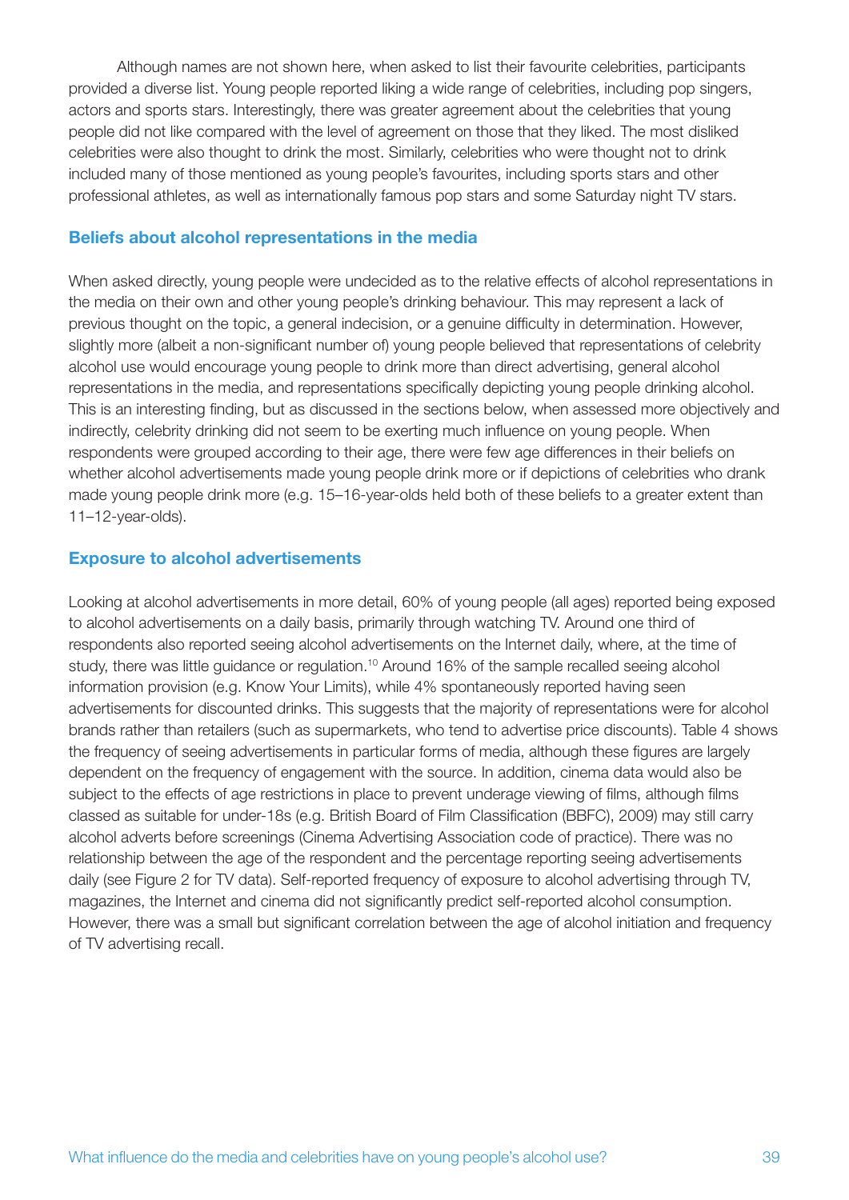Although names are not shown here, when asked to list their favourite celebrities, participants provided a diverse list. Young people reported liking a wide range of celebrities, including pop singers, actors and sports stars. Interestingly, there was greater agreement about the celebrities that young people did not like compared with the level of agreement on those that they liked. The most disliked celebrities were also thought to drink the most. Similarly, celebrities who were thought not to drink included many of those mentioned as young people's favourites, including sports stars and other professional athletes, as well as internationally famous pop stars and some Saturday night TV stars.

## Beliefs about alcohol representations in the media

When asked directly, young people were undecided as to the relative effects of alcohol representations in the media on their own and other young people's drinking behaviour. This may represent a lack of previous thought on the topic, a general indecision, or a genuine difficulty in determination. However, slightly more (albeit a non-significant number of) young people believed that representations of celebrity alcohol use would encourage young people to drink more than direct advertising, general alcohol representations in the media, and representations specifically depicting young people drinking alcohol. This is an interesting finding, but as discussed in the sections below, when assessed more objectively and indirectly, celebrity drinking did not seem to be exerting much influence on young people. When respondents were grouped according to their age, there were few age differences in their beliefs on whether alcohol advertisements made young people drink more or if depictions of celebrities who drank made young people drink more (e.g. 15–16-year-olds held both of these beliefs to a greater extent than 11–12-year-olds).

## Exposure to alcohol advertisements

Looking at alcohol advertisements in more detail, 60% of young people (all ages) reported being exposed to alcohol advertisements on a daily basis, primarily through watching TV. Around one third of respondents also reported seeing alcohol advertisements on the Internet daily, where, at the time of study, there was little guidance or regulation.[10] Around 16% of the sample recalled seeing alcohol information provision (e.g. Know Your Limits), while 4% spontaneously reported having seen advertisements for discounted drinks. This suggests that the majority of representations were for alcohol brands rather than retailers (such as supermarkets, who tend to advertise price discounts). Table 4 shows the frequency of seeing advertisements in particular forms of media, although these figures are largely dependent on the frequency of engagement with the source. In addition, cinema data would also be subject to the effects of age restrictions in place to prevent underage viewing of films, although films classed as suitable for under-18s (e.g. British Board of Film Classification (BBFC), 2009) may still carry alcohol adverts before screenings (Cinema Advertising Association code of practice). There was no relationship between the age of the respondent and the percentage reporting seeing advertisements daily (see Figure 2 for TV data). Self-reported frequency of exposure to alcohol advertising through TV, magazines, the Internet and cinema did not significantly predict self-reported alcohol consumption. However, there was a small but significant correlation between the age of alcohol initiation and frequency of TV advertising recall.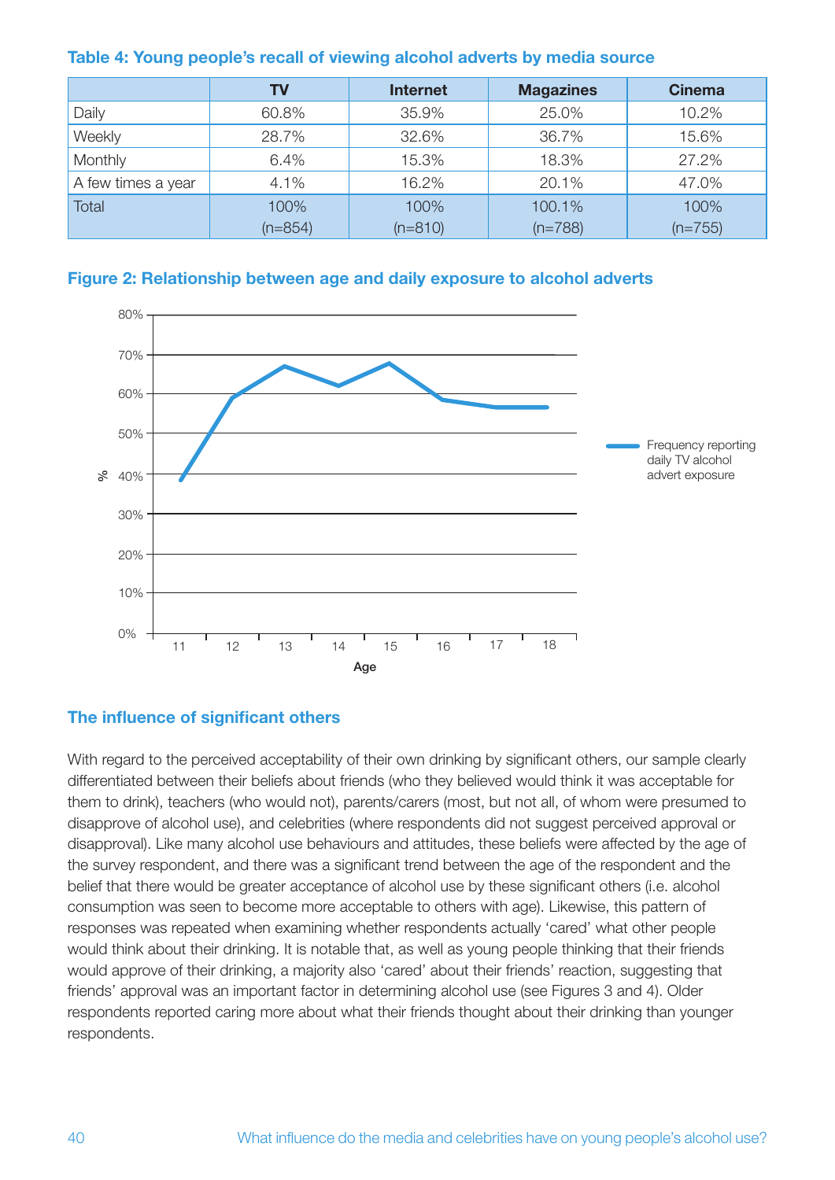**Table 4: Young people's recall of viewing alcohol adverts by media source**

| | TV | Internet | Magazines | Cinema |
|---|---|---|---|---|
| Daily | 60.8% | 35.9% | 25.0% | 10.2% |
| Weekly | 28.7% | 32.6% | 36.7% | 15.6% |
| Monthly | 6.4% | 15.3% | 18.3% | 27.2% |
| A few times a year | 4.1% | 16.2% | 20.1% | 47.0% |
| Total | 100% (n=854) | 100% (n=810) | 100.1% (n=788) | 100% (n=755) |

**Figure 2: Relationship between age and daily exposure to alcohol adverts**

## The influence of significant others

With regard to the perceived acceptability of their own drinking by significant others, our sample clearly differentiated between their beliefs about friends (who they believed would think it was acceptable for them to drink), teachers (who would not), parents/carers (most, but not all, of whom were presumed to disapprove of alcohol use), and celebrities (where respondents did not suggest perceived approval or disapproval). Like many alcohol use behaviours and attitudes, these beliefs were affected by the age of the survey respondent, and there was a significant trend between the age of the respondent and the belief that there would be greater acceptance of alcohol use by these significant others (i.e. alcohol consumption was seen to become more acceptable to others with age). Likewise, this pattern of responses was repeated when examining whether respondents actually 'cared' what other people would think about their drinking. It is notable that, as well as young people thinking that their friends would approve of their drinking, a majority also 'cared' about their friends' reaction, suggesting that friends' approval was an important factor in determining alcohol use (see Figures 3 and 4). Older respondents reported caring more about what their friends thought about their drinking than younger respondents.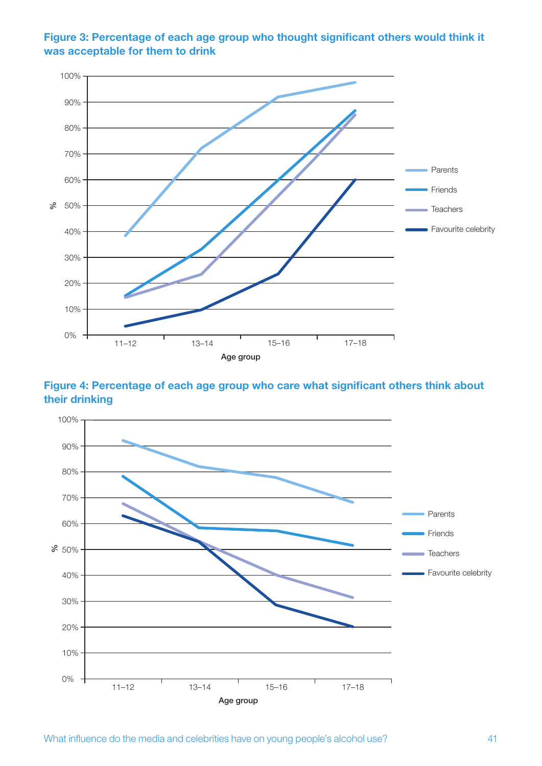**Figure 3: Percentage of each age group who thought significant others would think it was acceptable for them to drink**

**Figure 4: Percentage of each age group who care what significant others think about their drinking**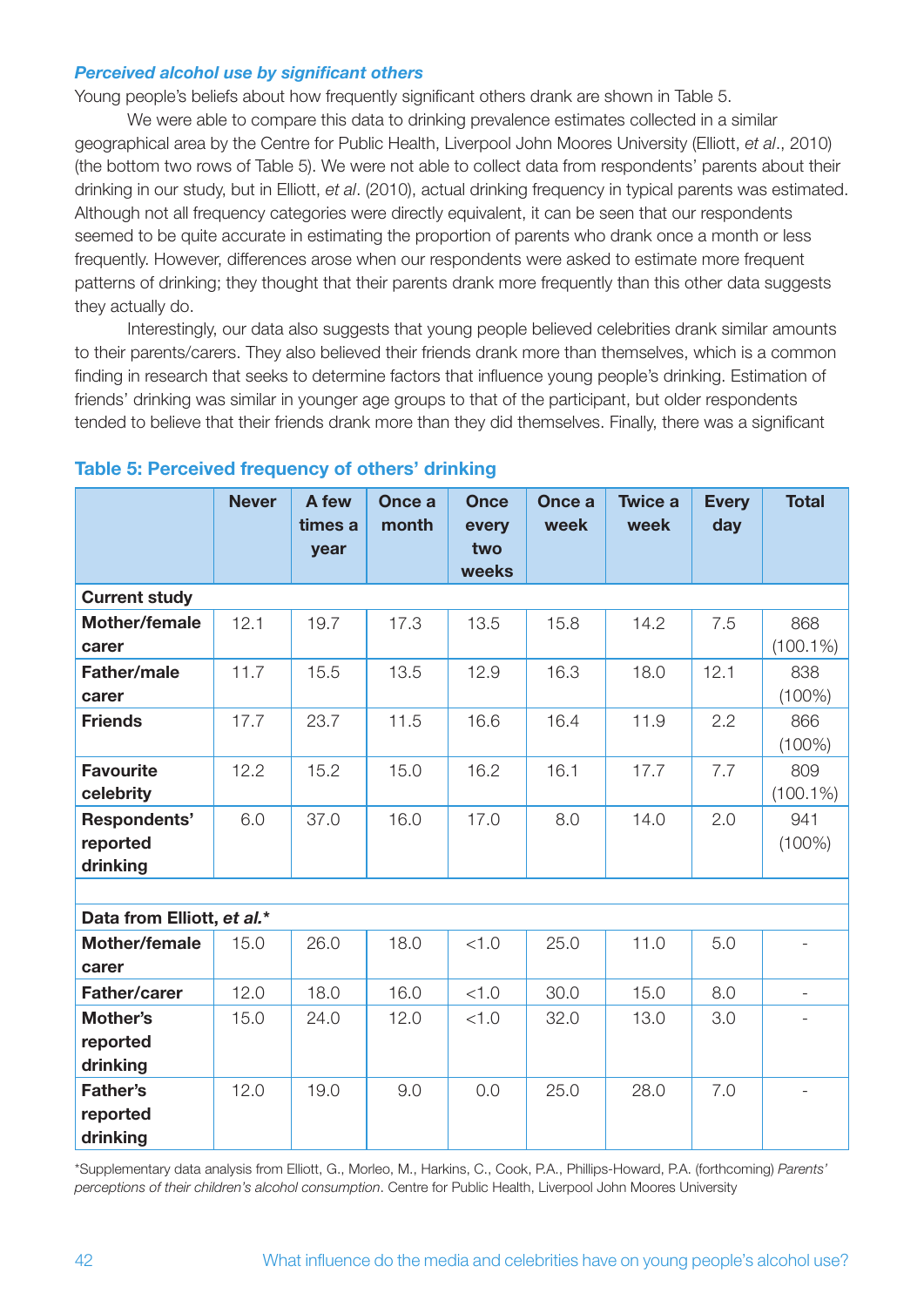### *Perceived alcohol use by significant others*

Young people's beliefs about how frequently significant others drank are shown in Table 5.

We were able to compare this data to drinking prevalence estimates collected in a similar geographical area by the Centre for Public Health, Liverpool John Moores University (Elliott, *et al*., 2010) (the bottom two rows of Table 5). We were not able to collect data from respondents' parents about their drinking in our study, but in Elliott, *et al*. (2010), actual drinking frequency in typical parents was estimated. Although not all frequency categories were directly equivalent, it can be seen that our respondents seemed to be quite accurate in estimating the proportion of parents who drank once a month or less frequently. However, differences arose when our respondents were asked to estimate more frequent patterns of drinking; they thought that their parents drank more frequently than this other data suggests they actually do.

Interestingly, our data also suggests that young people believed celebrities drank similar amounts to their parents/carers. They also believed their friends drank more than themselves, which is a common finding in research that seeks to determine factors that influence young people's drinking. Estimation of friends' drinking was similar in younger age groups to that of the participant, but older respondents tended to believe that their friends drank more than they did themselves. Finally, there was a significant

**Table 5: Perceived frequency of others' drinking**

| | Never | A few times a year | Once a month | Once every two weeks | Once a week | Twice a week | Every day | Total |
|---|---|---|---|---|---|---|---|---|
| **Current study** | | | | | | | | |
| **Mother/female carer** | 12.1 | 19.7 | 17.3 | 13.5 | 15.8 | 14.2 | 7.5 | 868 (100.1%) |
| **Father/male carer** | 11.7 | 15.5 | 13.5 | 12.9 | 16.3 | 18.0 | 12.1 | 838 (100%) |
| **Friends** | 17.7 | 23.7 | 11.5 | 16.6 | 16.4 | 11.9 | 2.2 | 866 (100%) |
| **Favourite celebrity** | 12.2 | 15.2 | 15.0 | 16.2 | 16.1 | 17.7 | 7.7 | 809 (100.1%) |
| **Respondents' reported drinking** | 6.0 | 37.0 | 16.0 | 17.0 | 8.0 | 14.0 | 2.0 | 941 (100%) |
| | | | | | | | | |
| **Data from Elliott, *et al.*\*** | | | | | | | | |
| **Mother/female carer** | 15.0 | 26.0 | 18.0 | <1.0 | 25.0 | 11.0 | 5.0 | - |
| **Father/carer** | 12.0 | 18.0 | 16.0 | <1.0 | 30.0 | 15.0 | 8.0 | - |
| **Mother's reported drinking** | 15.0 | 24.0 | 12.0 | <1.0 | 32.0 | 13.0 | 3.0 | - |
| **Father's reported drinking** | 12.0 | 19.0 | 9.0 | 0.0 | 25.0 | 28.0 | 7.0 | - |

\*Supplementary data analysis from Elliott, G., Morleo, M., Harkins, C., Cook, P.A., Phillips-Howard, P.A. (forthcoming) *Parents' perceptions of their children's alcohol consumption*. Centre for Public Health, Liverpool John Moores University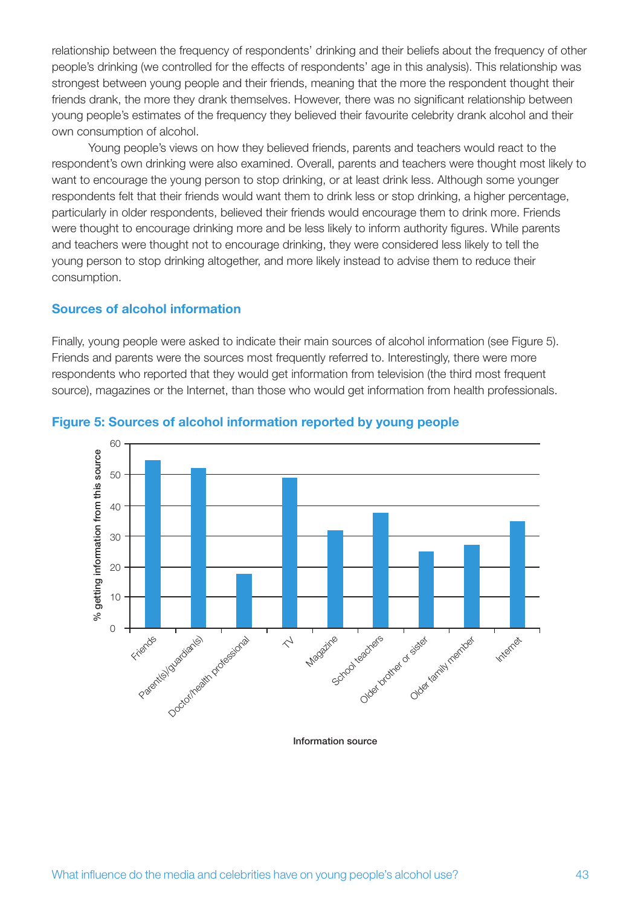relationship between the frequency of respondents' drinking and their beliefs about the frequency of other people's drinking (we controlled for the effects of respondents' age in this analysis). This relationship was strongest between young people and their friends, meaning that the more the respondent thought their friends drank, the more they drank themselves. However, there was no significant relationship between young people's estimates of the frequency they believed their favourite celebrity drank alcohol and their own consumption of alcohol.

Young people's views on how they believed friends, parents and teachers would react to the respondent's own drinking were also examined. Overall, parents and teachers were thought most likely to want to encourage the young person to stop drinking, or at least drink less. Although some younger respondents felt that their friends would want them to drink less or stop drinking, a higher percentage, particularly in older respondents, believed their friends would encourage them to drink more. Friends were thought to encourage drinking more and be less likely to inform authority figures. While parents and teachers were thought not to encourage drinking, they were considered less likely to tell the young person to stop drinking altogether, and more likely instead to advise them to reduce their consumption.

### Sources of alcohol information

Finally, young people were asked to indicate their main sources of alcohol information (see Figure 5). Friends and parents were the sources most frequently referred to. Interestingly, there were more respondents who reported that they would get information from television (the third most frequent source), magazines or the Internet, than those who would get information from health professionals.

**Figure 5: Sources of alcohol information reported by young people**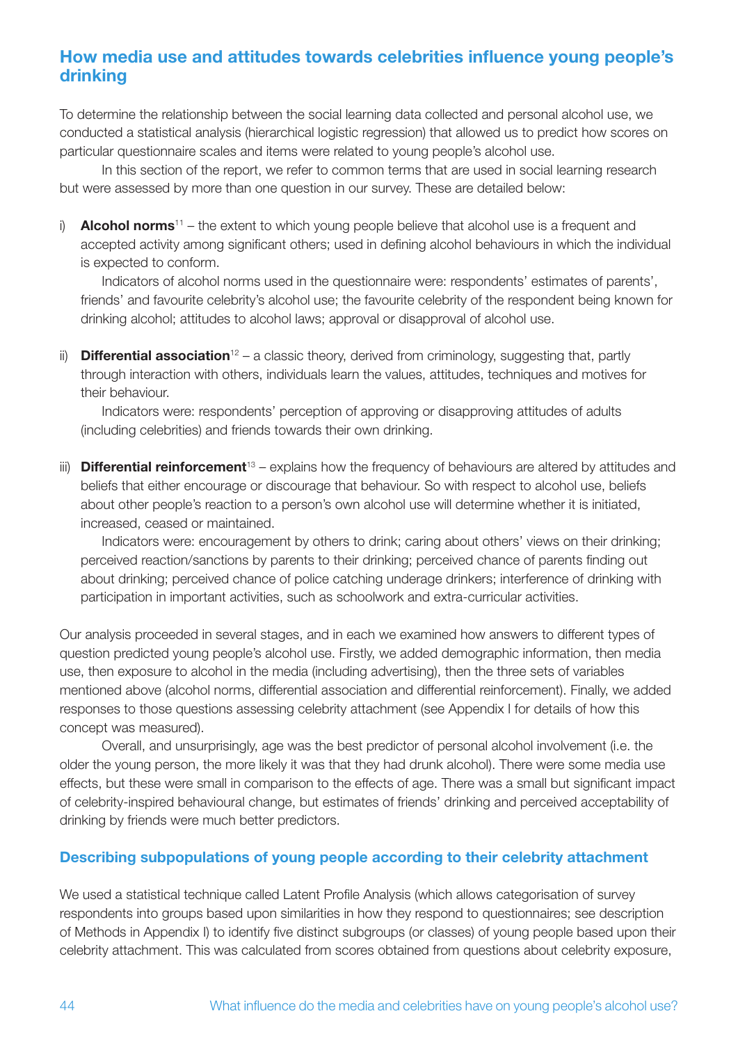## How media use and attitudes towards celebrities influence young people's drinking

To determine the relationship between the social learning data collected and personal alcohol use, we conducted a statistical analysis (hierarchical logistic regression) that allowed us to predict how scores on particular questionnaire scales and items were related to young people's alcohol use.

In this section of the report, we refer to common terms that are used in social learning research but were assessed by more than one question in our survey. These are detailed below:

i) **Alcohol norms**[11] – the extent to which young people believe that alcohol use is a frequent and accepted activity among significant others; used in defining alcohol behaviours in which the individual is expected to conform.

   Indicators of alcohol norms used in the questionnaire were: respondents' estimates of parents', friends' and favourite celebrity's alcohol use; the favourite celebrity of the respondent being known for drinking alcohol; attitudes to alcohol laws; approval or disapproval of alcohol use.

ii) **Differential association**[12] – a classic theory, derived from criminology, suggesting that, partly through interaction with others, individuals learn the values, attitudes, techniques and motives for their behaviour.

   Indicators were: respondents' perception of approving or disapproving attitudes of adults (including celebrities) and friends towards their own drinking.

iii) **Differential reinforcement**[13] – explains how the frequency of behaviours are altered by attitudes and beliefs that either encourage or discourage that behaviour. So with respect to alcohol use, beliefs about other people's reaction to a person's own alcohol use will determine whether it is initiated, increased, ceased or maintained.

   Indicators were: encouragement by others to drink; caring about others' views on their drinking; perceived reaction/sanctions by parents to their drinking; perceived chance of parents finding out about drinking; perceived chance of police catching underage drinkers; interference of drinking with participation in important activities, such as schoolwork and extra-curricular activities.

Our analysis proceeded in several stages, and in each we examined how answers to different types of question predicted young people's alcohol use. Firstly, we added demographic information, then media use, then exposure to alcohol in the media (including advertising), then the three sets of variables mentioned above (alcohol norms, differential association and differential reinforcement). Finally, we added responses to those questions assessing celebrity attachment (see Appendix I for details of how this concept was measured).

Overall, and unsurprisingly, age was the best predictor of personal alcohol involvement (i.e. the older the young person, the more likely it was that they had drunk alcohol). There were some media use effects, but these were small in comparison to the effects of age. There was a small but significant impact of celebrity-inspired behavioural change, but estimates of friends' drinking and perceived acceptability of drinking by friends were much better predictors.

### Describing subpopulations of young people according to their celebrity attachment

We used a statistical technique called Latent Profile Analysis (which allows categorisation of survey respondents into groups based upon similarities in how they respond to questionnaires; see description of Methods in Appendix I) to identify five distinct subgroups (or classes) of young people based upon their celebrity attachment. This was calculated from scores obtained from questions about celebrity exposure,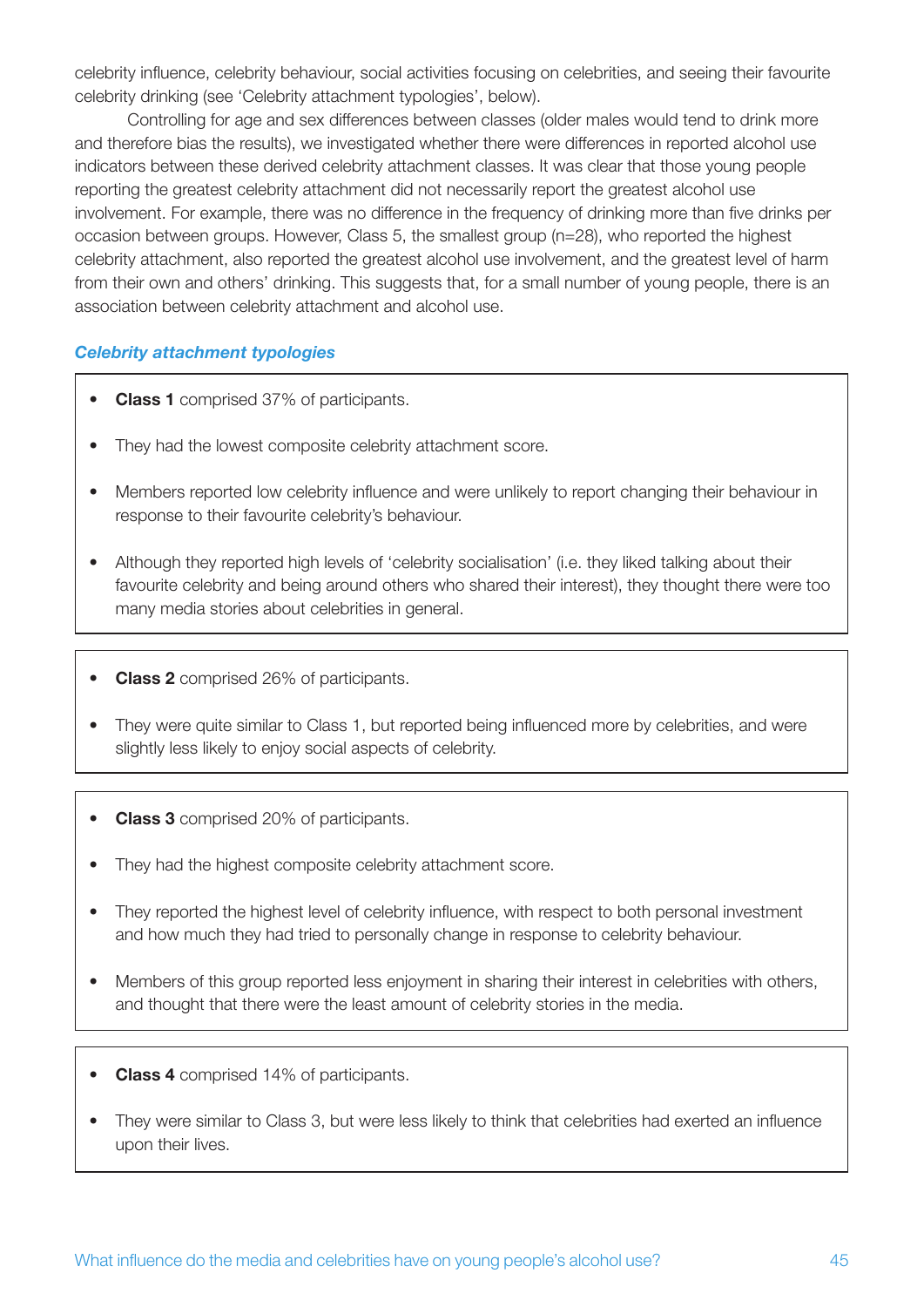celebrity influence, celebrity behaviour, social activities focusing on celebrities, and seeing their favourite celebrity drinking (see 'Celebrity attachment typologies', below).

Controlling for age and sex differences between classes (older males would tend to drink more and therefore bias the results), we investigated whether there were differences in reported alcohol use indicators between these derived celebrity attachment classes. It was clear that those young people reporting the greatest celebrity attachment did not necessarily report the greatest alcohol use involvement. For example, there was no difference in the frequency of drinking more than five drinks per occasion between groups. However, Class 5, the smallest group (n=28), who reported the highest celebrity attachment, also reported the greatest alcohol use involvement, and the greatest level of harm from their own and others' drinking. This suggests that, for a small number of young people, there is an association between celebrity attachment and alcohol use.

### *Celebrity attachment typologies*

- **Class 1** comprised 37% of participants.
- They had the lowest composite celebrity attachment score.
- Members reported low celebrity influence and were unlikely to report changing their behaviour in response to their favourite celebrity's behaviour.
- Although they reported high levels of 'celebrity socialisation' (i.e. they liked talking about their favourite celebrity and being around others who shared their interest), they thought there were too many media stories about celebrities in general.

- **Class 2** comprised 26% of participants.
- They were quite similar to Class 1, but reported being influenced more by celebrities, and were slightly less likely to enjoy social aspects of celebrity.

- **Class 3** comprised 20% of participants.
- They had the highest composite celebrity attachment score.
- They reported the highest level of celebrity influence, with respect to both personal investment and how much they had tried to personally change in response to celebrity behaviour.
- Members of this group reported less enjoyment in sharing their interest in celebrities with others, and thought that there were the least amount of celebrity stories in the media.

- **Class 4** comprised 14% of participants.
- They were similar to Class 3, but were less likely to think that celebrities had exerted an influence upon their lives.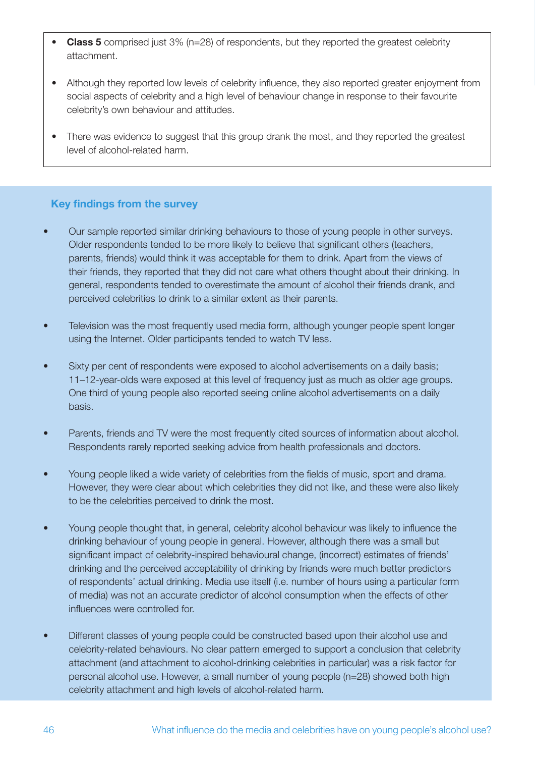- **Class 5** comprised just 3% (n=28) of respondents, but they reported the greatest celebrity attachment.
- Although they reported low levels of celebrity influence, they also reported greater enjoyment from social aspects of celebrity and a high level of behaviour change in response to their favourite celebrity's own behaviour and attitudes.
- There was evidence to suggest that this group drank the most, and they reported the greatest level of alcohol-related harm.

## Key findings from the survey

- Our sample reported similar drinking behaviours to those of young people in other surveys. Older respondents tended to be more likely to believe that significant others (teachers, parents, friends) would think it was acceptable for them to drink. Apart from the views of their friends, they reported that they did not care what others thought about their drinking. In general, respondents tended to overestimate the amount of alcohol their friends drank, and perceived celebrities to drink to a similar extent as their parents.
- Television was the most frequently used media form, although younger people spent longer using the Internet. Older participants tended to watch TV less.
- Sixty per cent of respondents were exposed to alcohol advertisements on a daily basis; 11–12-year-olds were exposed at this level of frequency just as much as older age groups. One third of young people also reported seeing online alcohol advertisements on a daily basis.
- Parents, friends and TV were the most frequently cited sources of information about alcohol. Respondents rarely reported seeking advice from health professionals and doctors.
- Young people liked a wide variety of celebrities from the fields of music, sport and drama. However, they were clear about which celebrities they did not like, and these were also likely to be the celebrities perceived to drink the most.
- Young people thought that, in general, celebrity alcohol behaviour was likely to influence the drinking behaviour of young people in general. However, although there was a small but significant impact of celebrity-inspired behavioural change, (incorrect) estimates of friends' drinking and the perceived acceptability of drinking by friends were much better predictors of respondents' actual drinking. Media use itself (i.e. number of hours using a particular form of media) was not an accurate predictor of alcohol consumption when the effects of other influences were controlled for.
- Different classes of young people could be constructed based upon their alcohol use and celebrity-related behaviours. No clear pattern emerged to support a conclusion that celebrity attachment (and attachment to alcohol-drinking celebrities in particular) was a risk factor for personal alcohol use. However, a small number of young people (n=28) showed both high celebrity attachment and high levels of alcohol-related harm.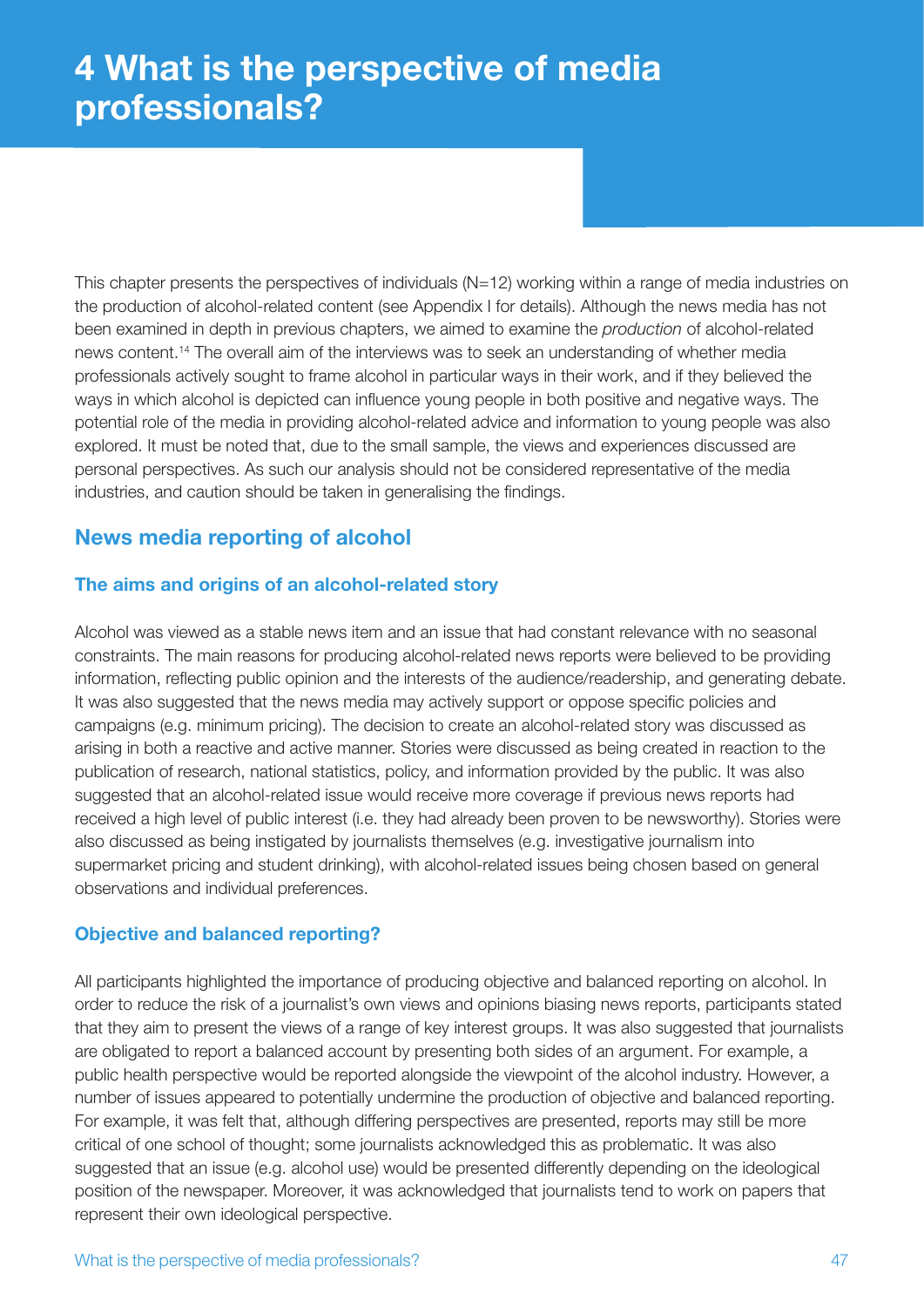# 4 What is the perspective of media professionals?

This chapter presents the perspectives of individuals (N=12) working within a range of media industries on the production of alcohol-related content (see Appendix I for details). Although the news media has not been examined in depth in previous chapters, we aimed to examine the *production* of alcohol-related news content.[14] The overall aim of the interviews was to seek an understanding of whether media professionals actively sought to frame alcohol in particular ways in their work, and if they believed the ways in which alcohol is depicted can influence young people in both positive and negative ways. The potential role of the media in providing alcohol-related advice and information to young people was also explored. It must be noted that, due to the small sample, the views and experiences discussed are personal perspectives. As such our analysis should not be considered representative of the media industries, and caution should be taken in generalising the findings.

## News media reporting of alcohol

### The aims and origins of an alcohol-related story

Alcohol was viewed as a stable news item and an issue that had constant relevance with no seasonal constraints. The main reasons for producing alcohol-related news reports were believed to be providing information, reflecting public opinion and the interests of the audience/readership, and generating debate. It was also suggested that the news media may actively support or oppose specific policies and campaigns (e.g. minimum pricing). The decision to create an alcohol-related story was discussed as arising in both a reactive and active manner. Stories were discussed as being created in reaction to the publication of research, national statistics, policy, and information provided by the public. It was also suggested that an alcohol-related issue would receive more coverage if previous news reports had received a high level of public interest (i.e. they had already been proven to be newsworthy). Stories were also discussed as being instigated by journalists themselves (e.g. investigative journalism into supermarket pricing and student drinking), with alcohol-related issues being chosen based on general observations and individual preferences.

### Objective and balanced reporting?

All participants highlighted the importance of producing objective and balanced reporting on alcohol. In order to reduce the risk of a journalist's own views and opinions biasing news reports, participants stated that they aim to present the views of a range of key interest groups. It was also suggested that journalists are obligated to report a balanced account by presenting both sides of an argument. For example, a public health perspective would be reported alongside the viewpoint of the alcohol industry. However, a number of issues appeared to potentially undermine the production of objective and balanced reporting. For example, it was felt that, although differing perspectives are presented, reports may still be more critical of one school of thought; some journalists acknowledged this as problematic. It was also suggested that an issue (e.g. alcohol use) would be presented differently depending on the ideological position of the newspaper. Moreover, it was acknowledged that journalists tend to work on papers that represent their own ideological perspective.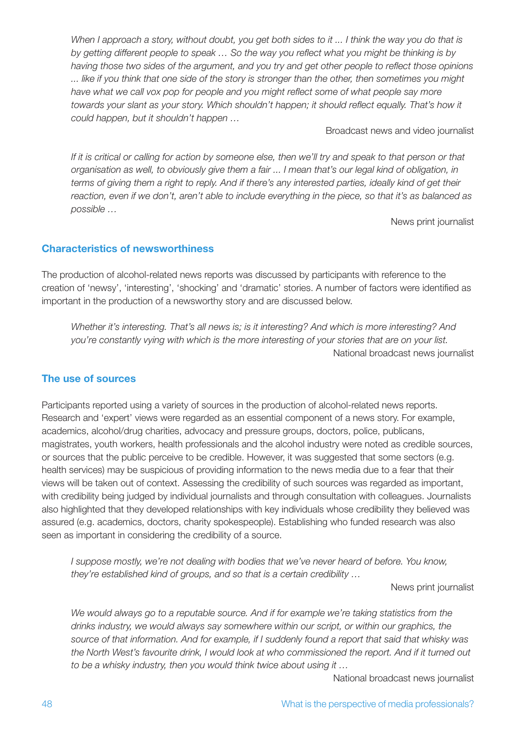*When I approach a story, without doubt, you get both sides to it ... I think the way you do that is by getting different people to speak … So the way you reflect what you might be thinking is by having those two sides of the argument, and you try and get other people to reflect those opinions ... like if you think that one side of the story is stronger than the other, then sometimes you might have what we call vox pop for people and you might reflect some of what people say more towards your slant as your story. Which shouldn't happen; it should reflect equally. That's how it could happen, but it shouldn't happen …*

Broadcast news and video journalist

*If it is critical or calling for action by someone else, then we'll try and speak to that person or that organisation as well, to obviously give them a fair ... I mean that's our legal kind of obligation, in terms of giving them a right to reply. And if there's any interested parties, ideally kind of get their reaction, even if we don't, aren't able to include everything in the piece, so that it's as balanced as possible …*

News print journalist

### Characteristics of newsworthiness

The production of alcohol-related news reports was discussed by participants with reference to the creation of 'newsy', 'interesting', 'shocking' and 'dramatic' stories. A number of factors were identified as important in the production of a newsworthy story and are discussed below.

*Whether it's interesting. That's all news is; is it interesting? And which is more interesting? And you're constantly vying with which is the more interesting of your stories that are on your list.*

National broadcast news journalist

### The use of sources

Participants reported using a variety of sources in the production of alcohol-related news reports. Research and 'expert' views were regarded as an essential component of a news story. For example, academics, alcohol/drug charities, advocacy and pressure groups, doctors, police, publicans, magistrates, youth workers, health professionals and the alcohol industry were noted as credible sources, or sources that the public perceive to be credible. However, it was suggested that some sectors (e.g. health services) may be suspicious of providing information to the news media due to a fear that their views will be taken out of context. Assessing the credibility of such sources was regarded as important, with credibility being judged by individual journalists and through consultation with colleagues. Journalists also highlighted that they developed relationships with key individuals whose credibility they believed was assured (e.g. academics, doctors, charity spokespeople). Establishing who funded research was also seen as important in considering the credibility of a source.

*I suppose mostly, we're not dealing with bodies that we've never heard of before. You know, they're established kind of groups, and so that is a certain credibility …*

News print journalist

*We would always go to a reputable source. And if for example we're taking statistics from the drinks industry, we would always say somewhere within our script, or within our graphics, the source of that information. And for example, if I suddenly found a report that said that whisky was the North West's favourite drink, I would look at who commissioned the report. And if it turned out to be a whisky industry, then you would think twice about using it …*

National broadcast news journalist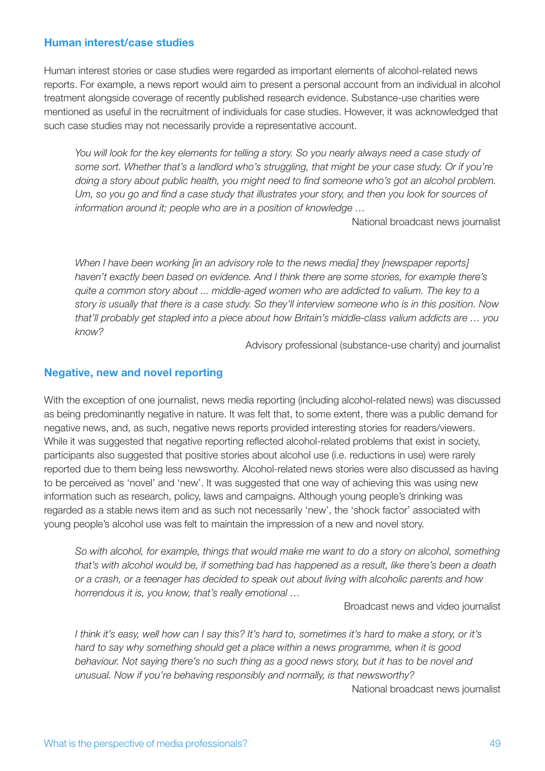### Human interest/case studies

Human interest stories or case studies were regarded as important elements of alcohol-related news reports. For example, a news report would aim to present a personal account from an individual in alcohol treatment alongside coverage of recently published research evidence. Substance-use charities were mentioned as useful in the recruitment of individuals for case studies. However, it was acknowledged that such case studies may not necessarily provide a representative account.

> *You will look for the key elements for telling a story. So you nearly always need a case study of some sort. Whether that's a landlord who's struggling, that might be your case study. Or if you're doing a story about public health, you might need to find someone who's got an alcohol problem. Um, so you go and find a case study that illustrates your story, and then you look for sources of information around it; people who are in a position of knowledge …*
>
> National broadcast news journalist

> *When I have been working [in an advisory role to the news media] they [newspaper reports] haven't exactly been based on evidence. And I think there are some stories, for example there's quite a common story about ... middle-aged women who are addicted to valium. The key to a story is usually that there is a case study. So they'll interview someone who is in this position. Now that'll probably get stapled into a piece about how Britain's middle-class valium addicts are … you know?*
>
> Advisory professional (substance-use charity) and journalist

### Negative, new and novel reporting

With the exception of one journalist, news media reporting (including alcohol-related news) was discussed as being predominantly negative in nature. It was felt that, to some extent, there was a public demand for negative news, and, as such, negative news reports provided interesting stories for readers/viewers. While it was suggested that negative reporting reflected alcohol-related problems that exist in society, participants also suggested that positive stories about alcohol use (i.e. reductions in use) were rarely reported due to them being less newsworthy. Alcohol-related news stories were also discussed as having to be perceived as 'novel' and 'new'. It was suggested that one way of achieving this was using new information such as research, policy, laws and campaigns. Although young people's drinking was regarded as a stable news item and as such not necessarily 'new', the 'shock factor' associated with young people's alcohol use was felt to maintain the impression of a new and novel story.

> *So with alcohol, for example, things that would make me want to do a story on alcohol, something that's with alcohol would be, if something bad has happened as a result, like there's been a death or a crash, or a teenager has decided to speak out about living with alcoholic parents and how horrendous it is, you know, that's really emotional …*
>
> Broadcast news and video journalist

> *I think it's easy, well how can I say this? It's hard to, sometimes it's hard to make a story, or it's hard to say why something should get a place within a news programme, when it is good behaviour. Not saying there's no such thing as a good news story, but it has to be novel and unusual. Now if you're behaving responsibly and normally, is that newsworthy?*
>
> National broadcast news journalist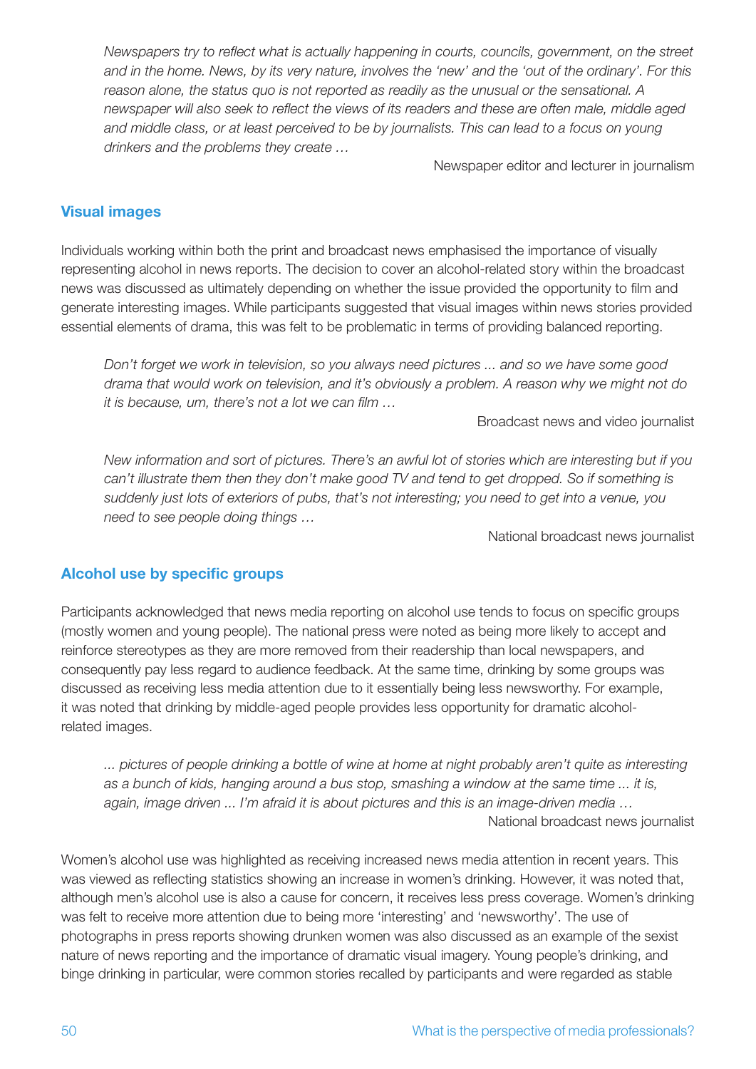> *Newspapers try to reflect what is actually happening in courts, councils, government, on the street and in the home. News, by its very nature, involves the 'new' and the 'out of the ordinary'. For this reason alone, the status quo is not reported as readily as the unusual or the sensational. A newspaper will also seek to reflect the views of its readers and these are often male, middle aged and middle class, or at least perceived to be by journalists. This can lead to a focus on young drinkers and the problems they create …*
>
> Newspaper editor and lecturer in journalism

## Visual images

Individuals working within both the print and broadcast news emphasised the importance of visually representing alcohol in news reports. The decision to cover an alcohol-related story within the broadcast news was discussed as ultimately depending on whether the issue provided the opportunity to film and generate interesting images. While participants suggested that visual images within news stories provided essential elements of drama, this was felt to be problematic in terms of providing balanced reporting.

> *Don't forget we work in television, so you always need pictures ... and so we have some good drama that would work on television, and it's obviously a problem. A reason why we might not do it is because, um, there's not a lot we can film …*
>
> Broadcast news and video journalist

> *New information and sort of pictures. There's an awful lot of stories which are interesting but if you can't illustrate them then they don't make good TV and tend to get dropped. So if something is suddenly just lots of exteriors of pubs, that's not interesting; you need to get into a venue, you need to see people doing things …*
>
> National broadcast news journalist

## Alcohol use by specific groups

Participants acknowledged that news media reporting on alcohol use tends to focus on specific groups (mostly women and young people). The national press were noted as being more likely to accept and reinforce stereotypes as they are more removed from their readership than local newspapers, and consequently pay less regard to audience feedback. At the same time, drinking by some groups was discussed as receiving less media attention due to it essentially being less newsworthy. For example, it was noted that drinking by middle-aged people provides less opportunity for dramatic alcohol-related images.

> *... pictures of people drinking a bottle of wine at home at night probably aren't quite as interesting as a bunch of kids, hanging around a bus stop, smashing a window at the same time ... it is, again, image driven ... I'm afraid it is about pictures and this is an image-driven media …*
>
> National broadcast news journalist

Women's alcohol use was highlighted as receiving increased news media attention in recent years. This was viewed as reflecting statistics showing an increase in women's drinking. However, it was noted that, although men's alcohol use is also a cause for concern, it receives less press coverage. Women's drinking was felt to receive more attention due to being more 'interesting' and 'newsworthy'. The use of photographs in press reports showing drunken women was also discussed as an example of the sexist nature of news reporting and the importance of dramatic visual imagery. Young people's drinking, and binge drinking in particular, were common stories recalled by participants and were regarded as stable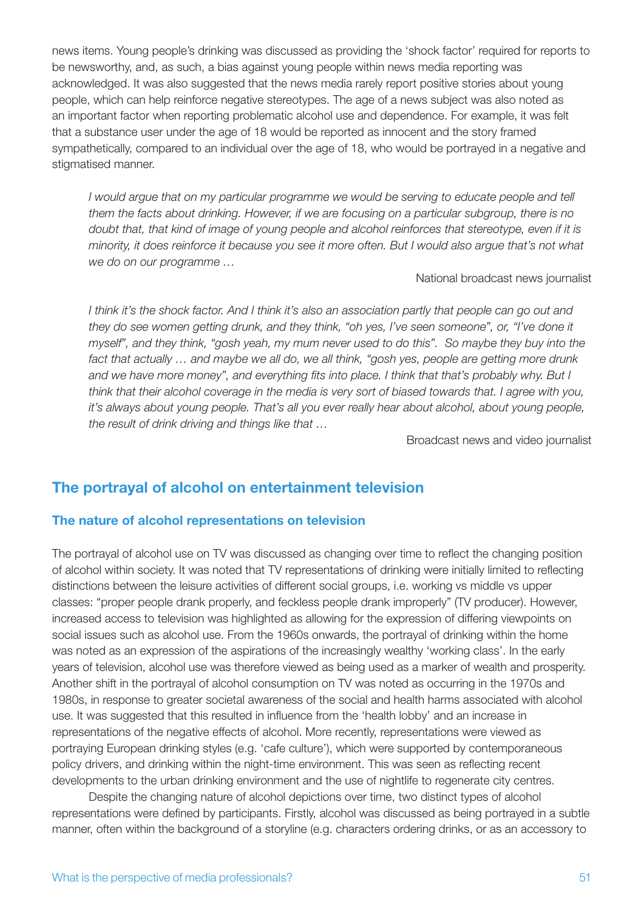news items. Young people's drinking was discussed as providing the 'shock factor' required for reports to be newsworthy, and, as such, a bias against young people within news media reporting was acknowledged. It was also suggested that the news media rarely report positive stories about young people, which can help reinforce negative stereotypes. The age of a news subject was also noted as an important factor when reporting problematic alcohol use and dependence. For example, it was felt that a substance user under the age of 18 would be reported as innocent and the story framed sympathetically, compared to an individual over the age of 18, who would be portrayed in a negative and stigmatised manner.

> *I would argue that on my particular programme we would be serving to educate people and tell them the facts about drinking. However, if we are focusing on a particular subgroup, there is no doubt that, that kind of image of young people and alcohol reinforces that stereotype, even if it is minority, it does reinforce it because you see it more often. But I would also argue that's not what we do on our programme …*
>
> National broadcast news journalist

> *I think it's the shock factor. And I think it's also an association partly that people can go out and they do see women getting drunk, and they think, "oh yes, I've seen someone", or, "I've done it myself", and they think, "gosh yeah, my mum never used to do this". So maybe they buy into the fact that actually … and maybe we all do, we all think, "gosh yes, people are getting more drunk and we have more money", and everything fits into place. I think that that's probably why. But I think that their alcohol coverage in the media is very sort of biased towards that. I agree with you, it's always about young people. That's all you ever really hear about alcohol, about young people, the result of drink driving and things like that …*
>
> Broadcast news and video journalist

## The portrayal of alcohol on entertainment television

### The nature of alcohol representations on television

The portrayal of alcohol use on TV was discussed as changing over time to reflect the changing position of alcohol within society. It was noted that TV representations of drinking were initially limited to reflecting distinctions between the leisure activities of different social groups, i.e. working vs middle vs upper classes: "proper people drank properly, and feckless people drank improperly" (TV producer). However, increased access to television was highlighted as allowing for the expression of differing viewpoints on social issues such as alcohol use. From the 1960s onwards, the portrayal of drinking within the home was noted as an expression of the aspirations of the increasingly wealthy 'working class'. In the early years of television, alcohol use was therefore viewed as being used as a marker of wealth and prosperity. Another shift in the portrayal of alcohol consumption on TV was noted as occurring in the 1970s and 1980s, in response to greater societal awareness of the social and health harms associated with alcohol use. It was suggested that this resulted in influence from the 'health lobby' and an increase in representations of the negative effects of alcohol. More recently, representations were viewed as portraying European drinking styles (e.g. 'cafe culture'), which were supported by contemporaneous policy drivers, and drinking within the night-time environment. This was seen as reflecting recent developments to the urban drinking environment and the use of nightlife to regenerate city centres.

Despite the changing nature of alcohol depictions over time, two distinct types of alcohol representations were defined by participants. Firstly, alcohol was discussed as being portrayed in a subtle manner, often within the background of a storyline (e.g. characters ordering drinks, or as an accessory to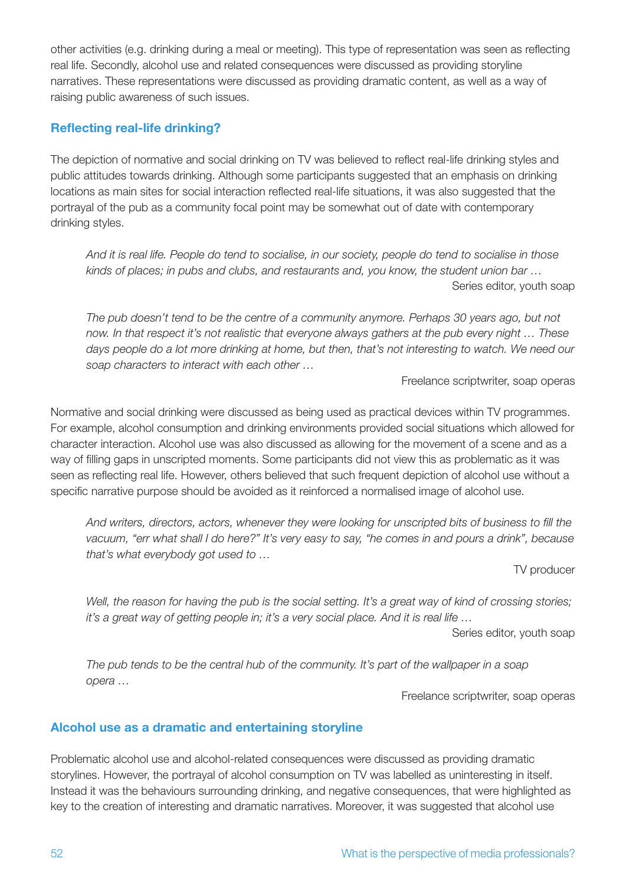other activities (e.g. drinking during a meal or meeting). This type of representation was seen as reflecting real life. Secondly, alcohol use and related consequences were discussed as providing storyline narratives. These representations were discussed as providing dramatic content, as well as a way of raising public awareness of such issues.

### Reflecting real-life drinking?

The depiction of normative and social drinking on TV was believed to reflect real-life drinking styles and public attitudes towards drinking. Although some participants suggested that an emphasis on drinking locations as main sites for social interaction reflected real-life situations, it was also suggested that the portrayal of the pub as a community focal point may be somewhat out of date with contemporary drinking styles.

> *And it is real life. People do tend to socialise, in our society, people do tend to socialise in those kinds of places; in pubs and clubs, and restaurants and, you know, the student union bar …*
>
> Series editor, youth soap

> *The pub doesn't tend to be the centre of a community anymore. Perhaps 30 years ago, but not now. In that respect it's not realistic that everyone always gathers at the pub every night … These days people do a lot more drinking at home, but then, that's not interesting to watch. We need our soap characters to interact with each other …*
>
> Freelance scriptwriter, soap operas

Normative and social drinking were discussed as being used as practical devices within TV programmes. For example, alcohol consumption and drinking environments provided social situations which allowed for character interaction. Alcohol use was also discussed as allowing for the movement of a scene and as a way of filling gaps in unscripted moments. Some participants did not view this as problematic as it was seen as reflecting real life. However, others believed that such frequent depiction of alcohol use without a specific narrative purpose should be avoided as it reinforced a normalised image of alcohol use.

> *And writers, directors, actors, whenever they were looking for unscripted bits of business to fill the vacuum, "err what shall I do here?" It's very easy to say, "he comes in and pours a drink", because that's what everybody got used to …*
>
> TV producer

> *Well, the reason for having the pub is the social setting. It's a great way of kind of crossing stories; it's a great way of getting people in; it's a very social place. And it is real life …*
>
> Series editor, youth soap

> *The pub tends to be the central hub of the community. It's part of the wallpaper in a soap opera …*
>
> Freelance scriptwriter, soap operas

### Alcohol use as a dramatic and entertaining storyline

Problematic alcohol use and alcohol-related consequences were discussed as providing dramatic storylines. However, the portrayal of alcohol consumption on TV was labelled as uninteresting in itself. Instead it was the behaviours surrounding drinking, and negative consequences, that were highlighted as key to the creation of interesting and dramatic narratives. Moreover, it was suggested that alcohol use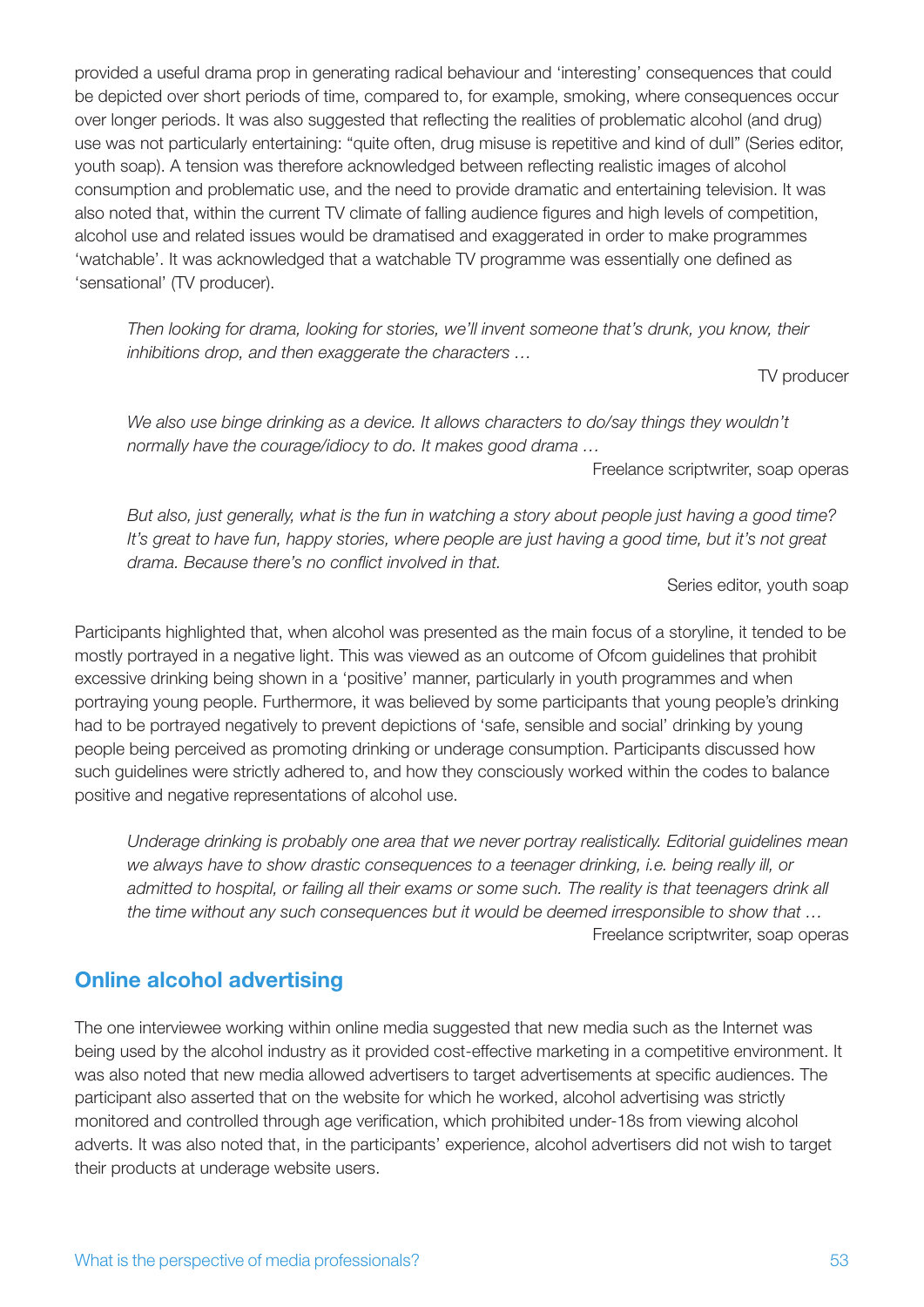provided a useful drama prop in generating radical behaviour and 'interesting' consequences that could be depicted over short periods of time, compared to, for example, smoking, where consequences occur over longer periods. It was also suggested that reflecting the realities of problematic alcohol (and drug) use was not particularly entertaining: "quite often, drug misuse is repetitive and kind of dull" (Series editor, youth soap). A tension was therefore acknowledged between reflecting realistic images of alcohol consumption and problematic use, and the need to provide dramatic and entertaining television. It was also noted that, within the current TV climate of falling audience figures and high levels of competition, alcohol use and related issues would be dramatised and exaggerated in order to make programmes 'watchable'. It was acknowledged that a watchable TV programme was essentially one defined as 'sensational' (TV producer).

> *Then looking for drama, looking for stories, we'll invent someone that's drunk, you know, their inhibitions drop, and then exaggerate the characters …*
>
> TV producer

> *We also use binge drinking as a device. It allows characters to do/say things they wouldn't normally have the courage/idiocy to do. It makes good drama …*
>
> Freelance scriptwriter, soap operas

> *But also, just generally, what is the fun in watching a story about people just having a good time? It's great to have fun, happy stories, where people are just having a good time, but it's not great drama. Because there's no conflict involved in that.*
>
> Series editor, youth soap

Participants highlighted that, when alcohol was presented as the main focus of a storyline, it tended to be mostly portrayed in a negative light. This was viewed as an outcome of Ofcom guidelines that prohibit excessive drinking being shown in a 'positive' manner, particularly in youth programmes and when portraying young people. Furthermore, it was believed by some participants that young people's drinking had to be portrayed negatively to prevent depictions of 'safe, sensible and social' drinking by young people being perceived as promoting drinking or underage consumption. Participants discussed how such guidelines were strictly adhered to, and how they consciously worked within the codes to balance positive and negative representations of alcohol use.

> *Underage drinking is probably one area that we never portray realistically. Editorial guidelines mean we always have to show drastic consequences to a teenager drinking, i.e. being really ill, or admitted to hospital, or failing all their exams or some such. The reality is that teenagers drink all the time without any such consequences but it would be deemed irresponsible to show that …*
>
> Freelance scriptwriter, soap operas

## Online alcohol advertising

The one interviewee working within online media suggested that new media such as the Internet was being used by the alcohol industry as it provided cost-effective marketing in a competitive environment. It was also noted that new media allowed advertisers to target advertisements at specific audiences. The participant also asserted that on the website for which he worked, alcohol advertising was strictly monitored and controlled through age verification, which prohibited under-18s from viewing alcohol adverts. It was also noted that, in the participants' experience, alcohol advertisers did not wish to target their products at underage website users.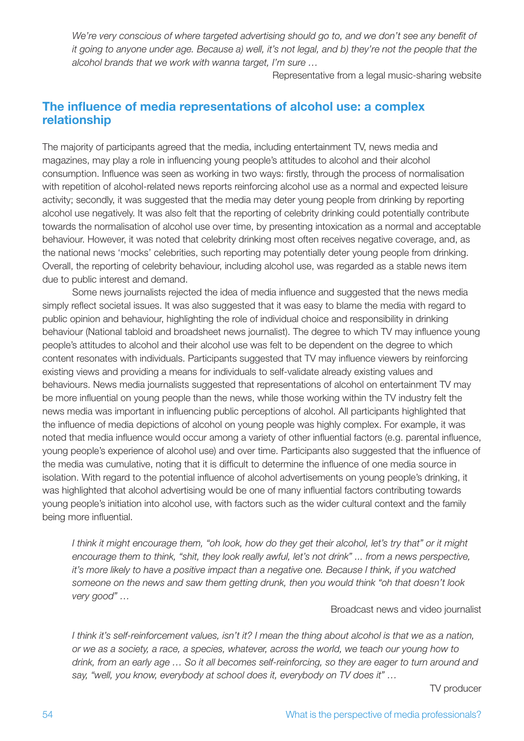*We're very conscious of where targeted advertising should go to, and we don't see any benefit of it going to anyone under age. Because a) well, it's not legal, and b) they're not the people that the alcohol brands that we work with wanna target, I'm sure …*

Representative from a legal music-sharing website

## The influence of media representations of alcohol use: a complex relationship

The majority of participants agreed that the media, including entertainment TV, news media and magazines, may play a role in influencing young people's attitudes to alcohol and their alcohol consumption. Influence was seen as working in two ways: firstly, through the process of normalisation with repetition of alcohol-related news reports reinforcing alcohol use as a normal and expected leisure activity; secondly, it was suggested that the media may deter young people from drinking by reporting alcohol use negatively. It was also felt that the reporting of celebrity drinking could potentially contribute towards the normalisation of alcohol use over time, by presenting intoxication as a normal and acceptable behaviour. However, it was noted that celebrity drinking most often receives negative coverage, and, as the national news 'mocks' celebrities, such reporting may potentially deter young people from drinking. Overall, the reporting of celebrity behaviour, including alcohol use, was regarded as a stable news item due to public interest and demand.

Some news journalists rejected the idea of media influence and suggested that the news media simply reflect societal issues. It was also suggested that it was easy to blame the media with regard to public opinion and behaviour, highlighting the role of individual choice and responsibility in drinking behaviour (National tabloid and broadsheet news journalist). The degree to which TV may influence young people's attitudes to alcohol and their alcohol use was felt to be dependent on the degree to which content resonates with individuals. Participants suggested that TV may influence viewers by reinforcing existing views and providing a means for individuals to self-validate already existing values and behaviours. News media journalists suggested that representations of alcohol on entertainment TV may be more influential on young people than the news, while those working within the TV industry felt the news media was important in influencing public perceptions of alcohol. All participants highlighted that the influence of media depictions of alcohol on young people was highly complex. For example, it was noted that media influence would occur among a variety of other influential factors (e.g. parental influence, young people's experience of alcohol use) and over time. Participants also suggested that the influence of the media was cumulative, noting that it is difficult to determine the influence of one media source in isolation. With regard to the potential influence of alcohol advertisements on young people's drinking, it was highlighted that alcohol advertising would be one of many influential factors contributing towards young people's initiation into alcohol use, with factors such as the wider cultural context and the family being more influential.

*I think it might encourage them, "oh look, how do they get their alcohol, let's try that" or it might encourage them to think, "shit, they look really awful, let's not drink" ... from a news perspective, it's more likely to have a positive impact than a negative one. Because I think, if you watched someone on the news and saw them getting drunk, then you would think "oh that doesn't look very good" …*

Broadcast news and video journalist

*I think it's self-reinforcement values, isn't it? I mean the thing about alcohol is that we as a nation, or we as a society, a race, a species, whatever, across the world, we teach our young how to drink, from an early age … So it all becomes self-reinforcing, so they are eager to turn around and say, "well, you know, everybody at school does it, everybody on TV does it" …*

TV producer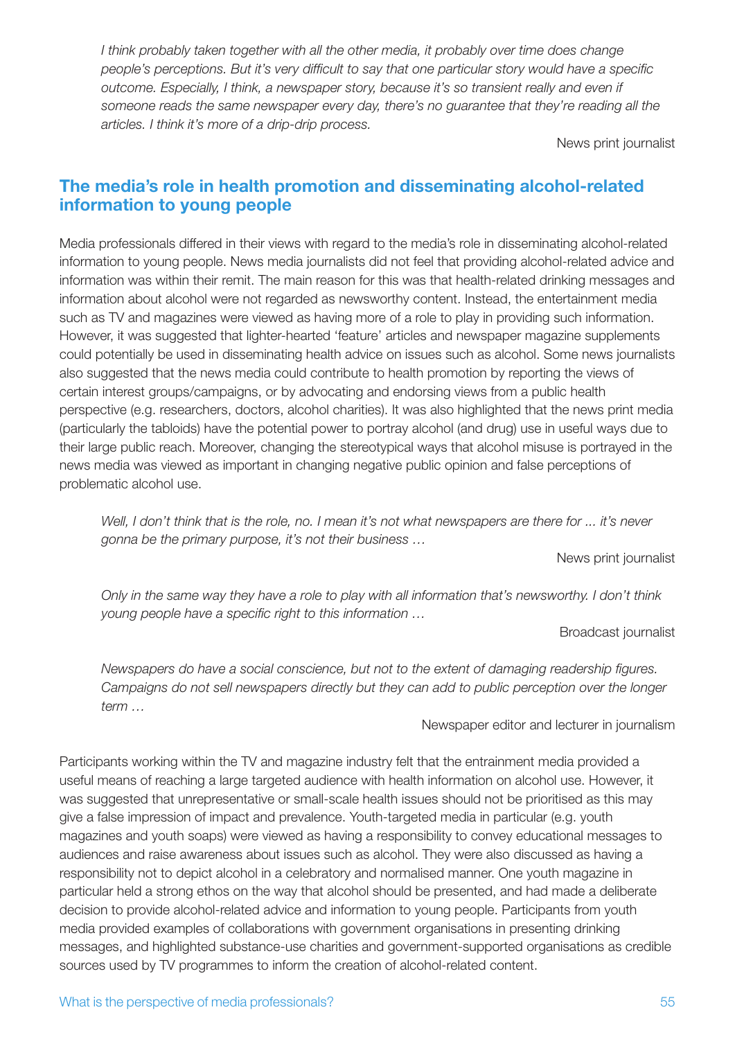*I think probably taken together with all the other media, it probably over time does change people's perceptions. But it's very difficult to say that one particular story would have a specific outcome. Especially, I think, a newspaper story, because it's so transient really and even if someone reads the same newspaper every day, there's no guarantee that they're reading all the articles. I think it's more of a drip-drip process.*

News print journalist

## The media's role in health promotion and disseminating alcohol-related information to young people

Media professionals differed in their views with regard to the media's role in disseminating alcohol-related information to young people. News media journalists did not feel that providing alcohol-related advice and information was within their remit. The main reason for this was that health-related drinking messages and information about alcohol were not regarded as newsworthy content. Instead, the entertainment media such as TV and magazines were viewed as having more of a role to play in providing such information. However, it was suggested that lighter-hearted 'feature' articles and newspaper magazine supplements could potentially be used in disseminating health advice on issues such as alcohol. Some news journalists also suggested that the news media could contribute to health promotion by reporting the views of certain interest groups/campaigns, or by advocating and endorsing views from a public health perspective (e.g. researchers, doctors, alcohol charities). It was also highlighted that the news print media (particularly the tabloids) have the potential power to portray alcohol (and drug) use in useful ways due to their large public reach. Moreover, changing the stereotypical ways that alcohol misuse is portrayed in the news media was viewed as important in changing negative public opinion and false perceptions of problematic alcohol use.

*Well, I don't think that is the role, no. I mean it's not what newspapers are there for ... it's never gonna be the primary purpose, it's not their business …*

News print journalist

*Only in the same way they have a role to play with all information that's newsworthy. I don't think young people have a specific right to this information …*

Broadcast journalist

*Newspapers do have a social conscience, but not to the extent of damaging readership figures. Campaigns do not sell newspapers directly but they can add to public perception over the longer term …*

Newspaper editor and lecturer in journalism

Participants working within the TV and magazine industry felt that the entrainment media provided a useful means of reaching a large targeted audience with health information on alcohol use. However, it was suggested that unrepresentative or small-scale health issues should not be prioritised as this may give a false impression of impact and prevalence. Youth-targeted media in particular (e.g. youth magazines and youth soaps) were viewed as having a responsibility to convey educational messages to audiences and raise awareness about issues such as alcohol. They were also discussed as having a responsibility not to depict alcohol in a celebratory and normalised manner. One youth magazine in particular held a strong ethos on the way that alcohol should be presented, and had made a deliberate decision to provide alcohol-related advice and information to young people. Participants from youth media provided examples of collaborations with government organisations in presenting drinking messages, and highlighted substance-use charities and government-supported organisations as credible sources used by TV programmes to inform the creation of alcohol-related content.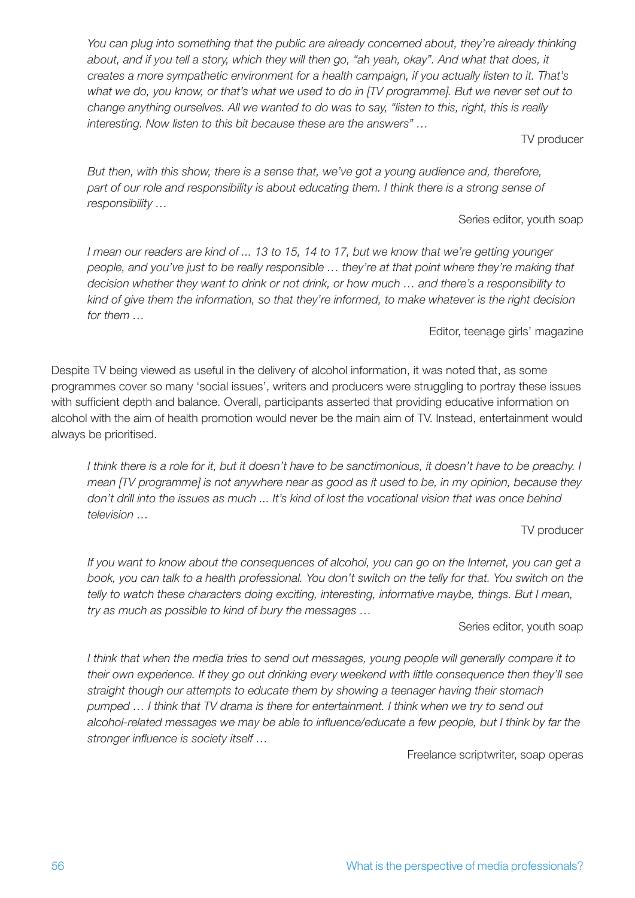> *You can plug into something that the public are already concerned about, they're already thinking about, and if you tell a story, which they will then go, "ah yeah, okay". And what that does, it creates a more sympathetic environment for a health campaign, if you actually listen to it. That's what we do, you know, or that's what we used to do in [TV programme]. But we never set out to change anything ourselves. All we wanted to do was to say, "listen to this, right, this is really interesting. Now listen to this bit because these are the answers" …*
>
> TV producer

> *But then, with this show, there is a sense that, we've got a young audience and, therefore, part of our role and responsibility is about educating them. I think there is a strong sense of responsibility …*
>
> Series editor, youth soap

> *I mean our readers are kind of ... 13 to 15, 14 to 17, but we know that we're getting younger people, and you've just to be really responsible … they're at that point where they're making that decision whether they want to drink or not drink, or how much … and there's a responsibility to kind of give them the information, so that they're informed, to make whatever is the right decision for them …*
>
> Editor, teenage girls' magazine

Despite TV being viewed as useful in the delivery of alcohol information, it was noted that, as some programmes cover so many 'social issues', writers and producers were struggling to portray these issues with sufficient depth and balance. Overall, participants asserted that providing educative information on alcohol with the aim of health promotion would never be the main aim of TV. Instead, entertainment would always be prioritised.

> *I think there is a role for it, but it doesn't have to be sanctimonious, it doesn't have to be preachy. I mean [TV programme] is not anywhere near as good as it used to be, in my opinion, because they don't drill into the issues as much ... It's kind of lost the vocational vision that was once behind television …*
>
> TV producer

> *If you want to know about the consequences of alcohol, you can go on the Internet, you can get a book, you can talk to a health professional. You don't switch on the telly for that. You switch on the telly to watch these characters doing exciting, interesting, informative maybe, things. But I mean, try as much as possible to kind of bury the messages …*
>
> Series editor, youth soap

> *I think that when the media tries to send out messages, young people will generally compare it to their own experience. If they go out drinking every weekend with little consequence then they'll see straight though our attempts to educate them by showing a teenager having their stomach pumped … I think that TV drama is there for entertainment. I think when we try to send out alcohol-related messages we may be able to influence/educate a few people, but I think by far the stronger influence is society itself …*
>
> Freelance scriptwriter, soap operas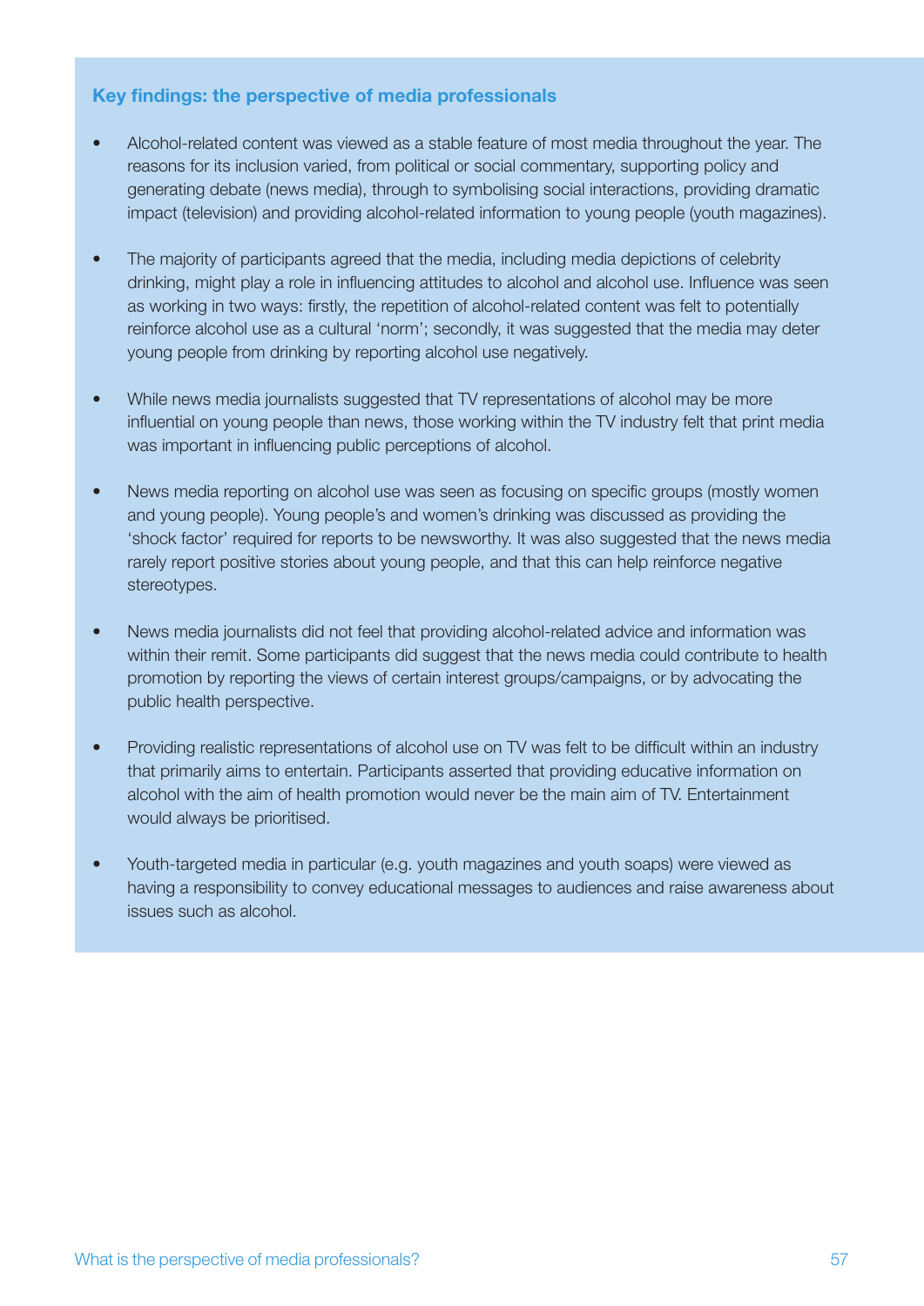### Key findings: the perspective of media professionals

- Alcohol-related content was viewed as a stable feature of most media throughout the year. The reasons for its inclusion varied, from political or social commentary, supporting policy and generating debate (news media), through to symbolising social interactions, providing dramatic impact (television) and providing alcohol-related information to young people (youth magazines).

- The majority of participants agreed that the media, including media depictions of celebrity drinking, might play a role in influencing attitudes to alcohol and alcohol use. Influence was seen as working in two ways: firstly, the repetition of alcohol-related content was felt to potentially reinforce alcohol use as a cultural 'norm'; secondly, it was suggested that the media may deter young people from drinking by reporting alcohol use negatively.

- While news media journalists suggested that TV representations of alcohol may be more influential on young people than news, those working within the TV industry felt that print media was important in influencing public perceptions of alcohol.

- News media reporting on alcohol use was seen as focusing on specific groups (mostly women and young people). Young people's and women's drinking was discussed as providing the 'shock factor' required for reports to be newsworthy. It was also suggested that the news media rarely report positive stories about young people, and that this can help reinforce negative stereotypes.

- News media journalists did not feel that providing alcohol-related advice and information was within their remit. Some participants did suggest that the news media could contribute to health promotion by reporting the views of certain interest groups/campaigns, or by advocating the public health perspective.

- Providing realistic representations of alcohol use on TV was felt to be difficult within an industry that primarily aims to entertain. Participants asserted that providing educative information on alcohol with the aim of health promotion would never be the main aim of TV. Entertainment would always be prioritised.

- Youth-targeted media in particular (e.g. youth magazines and youth soaps) were viewed as having a responsibility to convey educational messages to audiences and raise awareness about issues such as alcohol.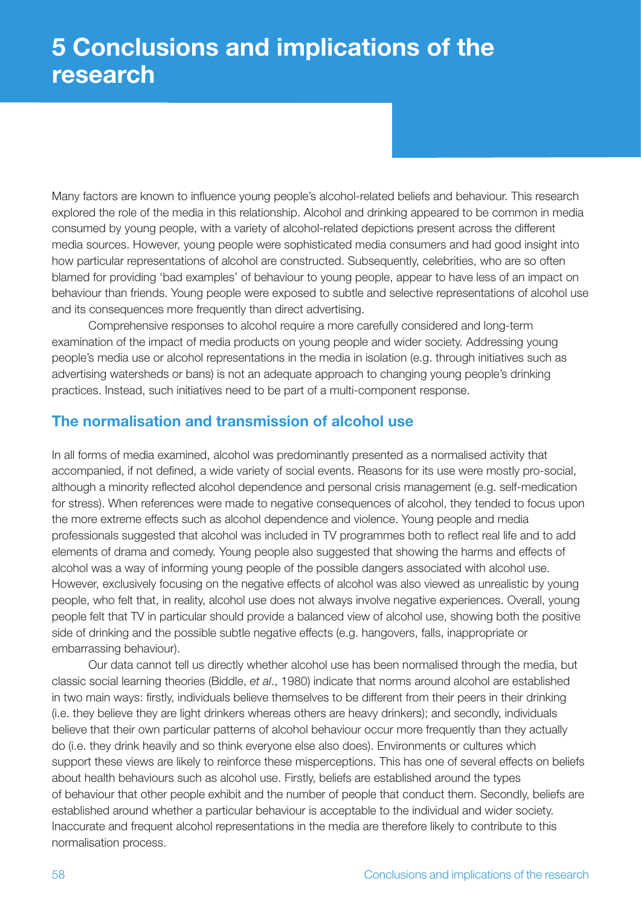# 5 Conclusions and implications of the research

Many factors are known to influence young people's alcohol-related beliefs and behaviour. This research explored the role of the media in this relationship. Alcohol and drinking appeared to be common in media consumed by young people, with a variety of alcohol-related depictions present across the different media sources. However, young people were sophisticated media consumers and had good insight into how particular representations of alcohol are constructed. Subsequently, celebrities, who are so often blamed for providing 'bad examples' of behaviour to young people, appear to have less of an impact on behaviour than friends. Young people were exposed to subtle and selective representations of alcohol use and its consequences more frequently than direct advertising.

Comprehensive responses to alcohol require a more carefully considered and long-term examination of the impact of media products on young people and wider society. Addressing young people's media use or alcohol representations in the media in isolation (e.g. through initiatives such as advertising watersheds or bans) is not an adequate approach to changing young people's drinking practices. Instead, such initiatives need to be part of a multi-component response.

## The normalisation and transmission of alcohol use

In all forms of media examined, alcohol was predominantly presented as a normalised activity that accompanied, if not defined, a wide variety of social events. Reasons for its use were mostly pro-social, although a minority reflected alcohol dependence and personal crisis management (e.g. self-medication for stress). When references were made to negative consequences of alcohol, they tended to focus upon the more extreme effects such as alcohol dependence and violence. Young people and media professionals suggested that alcohol was included in TV programmes both to reflect real life and to add elements of drama and comedy. Young people also suggested that showing the harms and effects of alcohol was a way of informing young people of the possible dangers associated with alcohol use. However, exclusively focusing on the negative effects of alcohol was also viewed as unrealistic by young people, who felt that, in reality, alcohol use does not always involve negative experiences. Overall, young people felt that TV in particular should provide a balanced view of alcohol use, showing both the positive side of drinking and the possible subtle negative effects (e.g. hangovers, falls, inappropriate or embarrassing behaviour).

Our data cannot tell us directly whether alcohol use has been normalised through the media, but classic social learning theories (Biddle, *et al*., 1980) indicate that norms around alcohol are established in two main ways: firstly, individuals believe themselves to be different from their peers in their drinking (i.e. they believe they are light drinkers whereas others are heavy drinkers); and secondly, individuals believe that their own particular patterns of alcohol behaviour occur more frequently than they actually do (i.e. they drink heavily and so think everyone else also does). Environments or cultures which support these views are likely to reinforce these misperceptions. This has one of several effects on beliefs about health behaviours such as alcohol use. Firstly, beliefs are established around the types of behaviour that other people exhibit and the number of people that conduct them. Secondly, beliefs are established around whether a particular behaviour is acceptable to the individual and wider society. Inaccurate and frequent alcohol representations in the media are therefore likely to contribute to this normalisation process.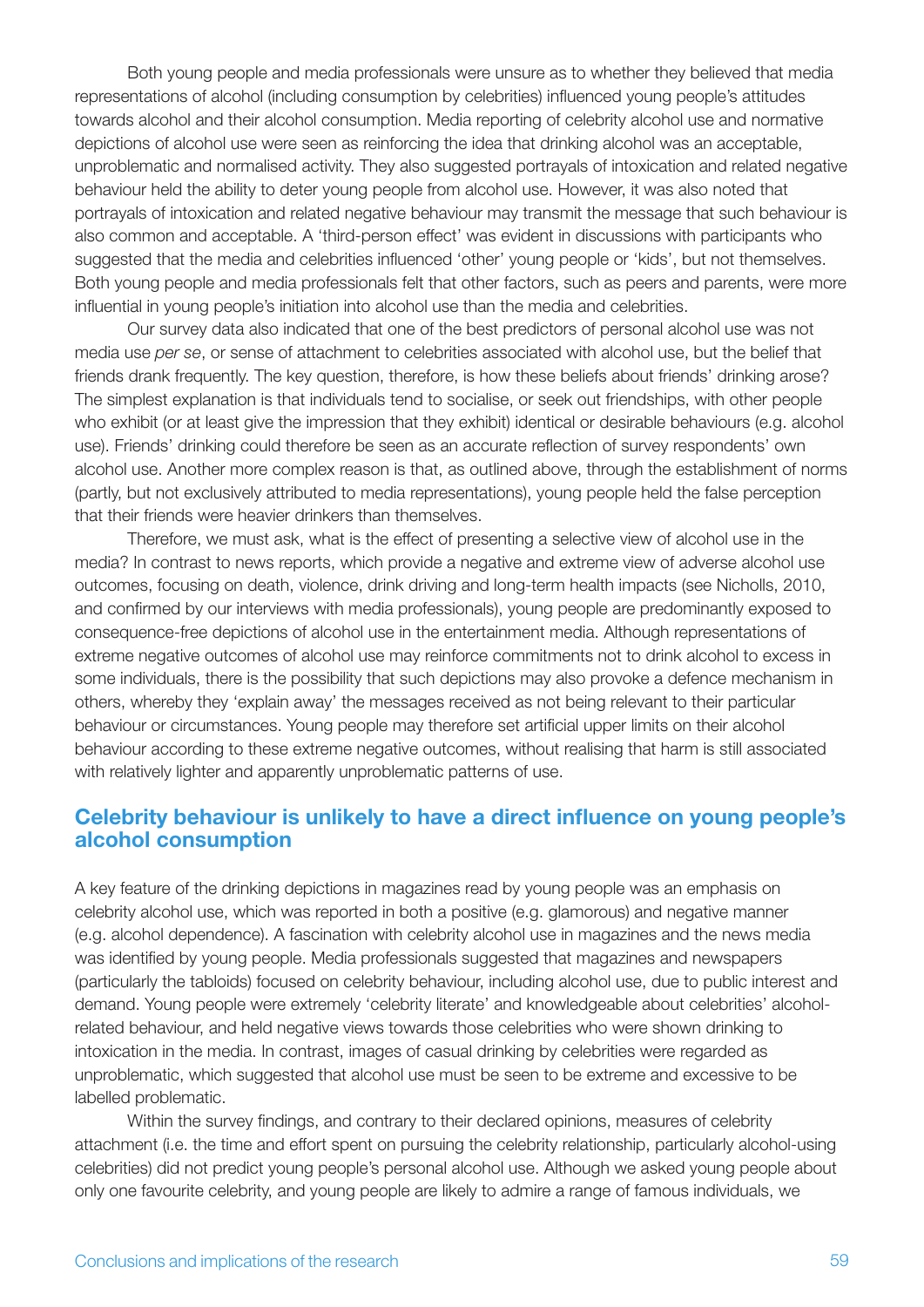Both young people and media professionals were unsure as to whether they believed that media representations of alcohol (including consumption by celebrities) influenced young people's attitudes towards alcohol and their alcohol consumption. Media reporting of celebrity alcohol use and normative depictions of alcohol use were seen as reinforcing the idea that drinking alcohol was an acceptable, unproblematic and normalised activity. They also suggested portrayals of intoxication and related negative behaviour held the ability to deter young people from alcohol use. However, it was also noted that portrayals of intoxication and related negative behaviour may transmit the message that such behaviour is also common and acceptable. A 'third-person effect' was evident in discussions with participants who suggested that the media and celebrities influenced 'other' young people or 'kids', but not themselves. Both young people and media professionals felt that other factors, such as peers and parents, were more influential in young people's initiation into alcohol use than the media and celebrities.

Our survey data also indicated that one of the best predictors of personal alcohol use was not media use *per se*, or sense of attachment to celebrities associated with alcohol use, but the belief that friends drank frequently. The key question, therefore, is how these beliefs about friends' drinking arose? The simplest explanation is that individuals tend to socialise, or seek out friendships, with other people who exhibit (or at least give the impression that they exhibit) identical or desirable behaviours (e.g. alcohol use). Friends' drinking could therefore be seen as an accurate reflection of survey respondents' own alcohol use. Another more complex reason is that, as outlined above, through the establishment of norms (partly, but not exclusively attributed to media representations), young people held the false perception that their friends were heavier drinkers than themselves.

Therefore, we must ask, what is the effect of presenting a selective view of alcohol use in the media? In contrast to news reports, which provide a negative and extreme view of adverse alcohol use outcomes, focusing on death, violence, drink driving and long-term health impacts (see Nicholls, 2010, and confirmed by our interviews with media professionals), young people are predominantly exposed to consequence-free depictions of alcohol use in the entertainment media. Although representations of extreme negative outcomes of alcohol use may reinforce commitments not to drink alcohol to excess in some individuals, there is the possibility that such depictions may also provoke a defence mechanism in others, whereby they 'explain away' the messages received as not being relevant to their particular behaviour or circumstances. Young people may therefore set artificial upper limits on their alcohol behaviour according to these extreme negative outcomes, without realising that harm is still associated with relatively lighter and apparently unproblematic patterns of use.

## Celebrity behaviour is unlikely to have a direct influence on young people's alcohol consumption

A key feature of the drinking depictions in magazines read by young people was an emphasis on celebrity alcohol use, which was reported in both a positive (e.g. glamorous) and negative manner (e.g. alcohol dependence). A fascination with celebrity alcohol use in magazines and the news media was identified by young people. Media professionals suggested that magazines and newspapers (particularly the tabloids) focused on celebrity behaviour, including alcohol use, due to public interest and demand. Young people were extremely 'celebrity literate' and knowledgeable about celebrities' alcohol-related behaviour, and held negative views towards those celebrities who were shown drinking to intoxication in the media. In contrast, images of casual drinking by celebrities were regarded as unproblematic, which suggested that alcohol use must be seen to be extreme and excessive to be labelled problematic.

Within the survey findings, and contrary to their declared opinions, measures of celebrity attachment (i.e. the time and effort spent on pursuing the celebrity relationship, particularly alcohol-using celebrities) did not predict young people's personal alcohol use. Although we asked young people about only one favourite celebrity, and young people are likely to admire a range of famous individuals, we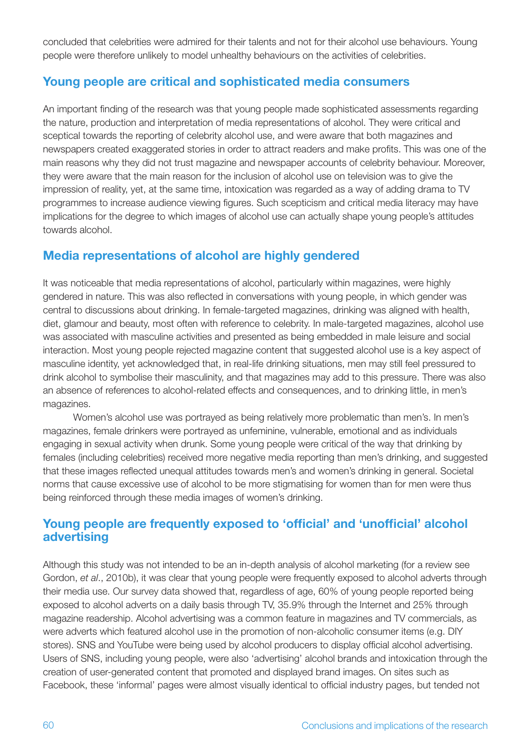concluded that celebrities were admired for their talents and not for their alcohol use behaviours. Young people were therefore unlikely to model unhealthy behaviours on the activities of celebrities.

## Young people are critical and sophisticated media consumers

An important finding of the research was that young people made sophisticated assessments regarding the nature, production and interpretation of media representations of alcohol. They were critical and sceptical towards the reporting of celebrity alcohol use, and were aware that both magazines and newspapers created exaggerated stories in order to attract readers and make profits. This was one of the main reasons why they did not trust magazine and newspaper accounts of celebrity behaviour. Moreover, they were aware that the main reason for the inclusion of alcohol use on television was to give the impression of reality, yet, at the same time, intoxication was regarded as a way of adding drama to TV programmes to increase audience viewing figures. Such scepticism and critical media literacy may have implications for the degree to which images of alcohol use can actually shape young people's attitudes towards alcohol.

## Media representations of alcohol are highly gendered

It was noticeable that media representations of alcohol, particularly within magazines, were highly gendered in nature. This was also reflected in conversations with young people, in which gender was central to discussions about drinking. In female-targeted magazines, drinking was aligned with health, diet, glamour and beauty, most often with reference to celebrity. In male-targeted magazines, alcohol use was associated with masculine activities and presented as being embedded in male leisure and social interaction. Most young people rejected magazine content that suggested alcohol use is a key aspect of masculine identity, yet acknowledged that, in real-life drinking situations, men may still feel pressured to drink alcohol to symbolise their masculinity, and that magazines may add to this pressure. There was also an absence of references to alcohol-related effects and consequences, and to drinking little, in men's magazines.

Women's alcohol use was portrayed as being relatively more problematic than men's. In men's magazines, female drinkers were portrayed as unfeminine, vulnerable, emotional and as individuals engaging in sexual activity when drunk. Some young people were critical of the way that drinking by females (including celebrities) received more negative media reporting than men's drinking, and suggested that these images reflected unequal attitudes towards men's and women's drinking in general. Societal norms that cause excessive use of alcohol to be more stigmatising for women than for men were thus being reinforced through these media images of women's drinking.

## Young people are frequently exposed to 'official' and 'unofficial' alcohol advertising

Although this study was not intended to be an in-depth analysis of alcohol marketing (for a review see Gordon, *et al*., 2010b), it was clear that young people were frequently exposed to alcohol adverts through their media use. Our survey data showed that, regardless of age, 60% of young people reported being exposed to alcohol adverts on a daily basis through TV, 35.9% through the Internet and 25% through magazine readership. Alcohol advertising was a common feature in magazines and TV commercials, as were adverts which featured alcohol use in the promotion of non-alcoholic consumer items (e.g. DIY stores). SNS and YouTube were being used by alcohol producers to display official alcohol advertising. Users of SNS, including young people, were also 'advertising' alcohol brands and intoxication through the creation of user-generated content that promoted and displayed brand images. On sites such as Facebook, these 'informal' pages were almost visually identical to official industry pages, but tended not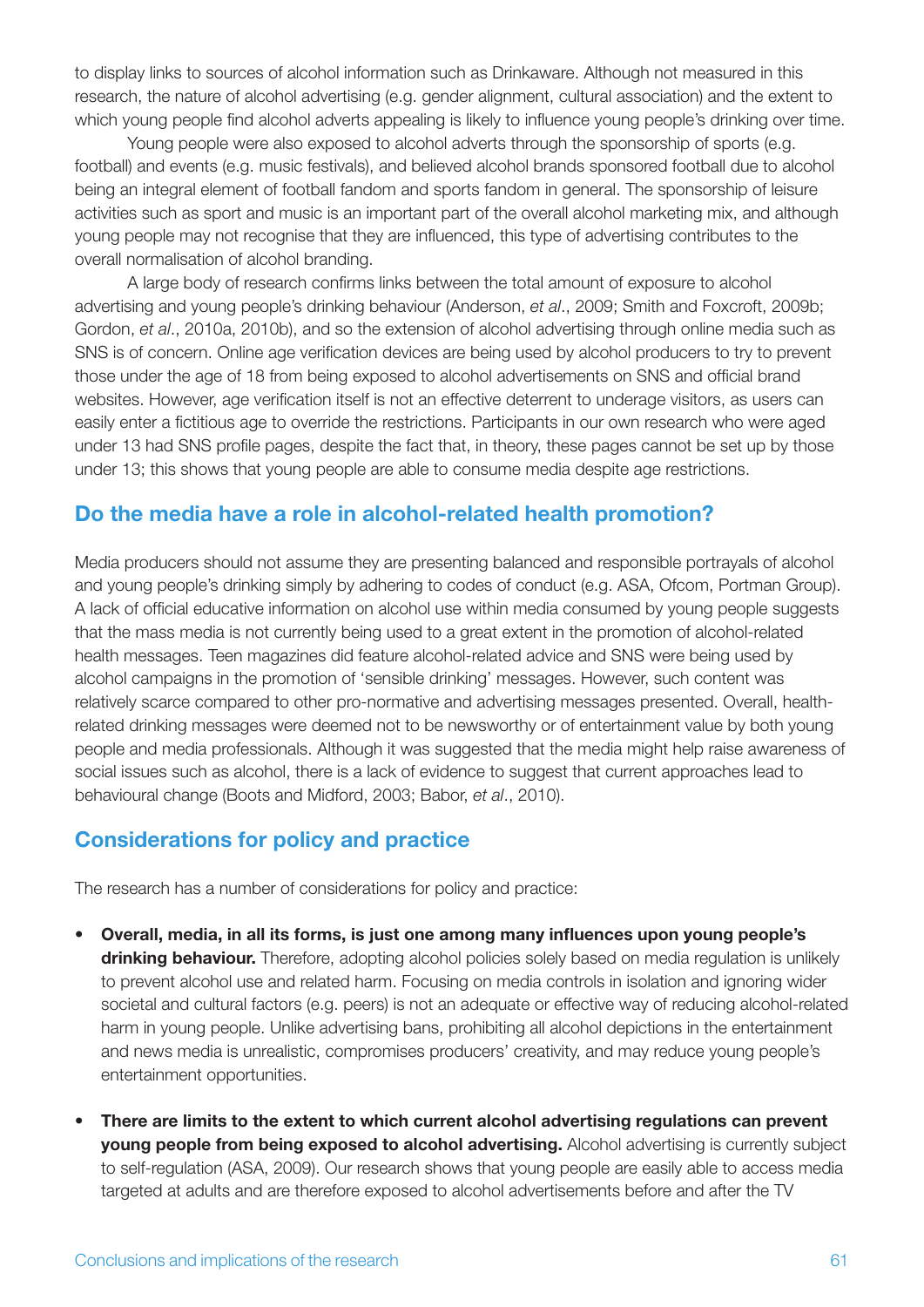to display links to sources of alcohol information such as Drinkaware. Although not measured in this research, the nature of alcohol advertising (e.g. gender alignment, cultural association) and the extent to which young people find alcohol adverts appealing is likely to influence young people's drinking over time.

Young people were also exposed to alcohol adverts through the sponsorship of sports (e.g. football) and events (e.g. music festivals), and believed alcohol brands sponsored football due to alcohol being an integral element of football fandom and sports fandom in general. The sponsorship of leisure activities such as sport and music is an important part of the overall alcohol marketing mix, and although young people may not recognise that they are influenced, this type of advertising contributes to the overall normalisation of alcohol branding.

A large body of research confirms links between the total amount of exposure to alcohol advertising and young people's drinking behaviour (Anderson, *et al*., 2009; Smith and Foxcroft, 2009b; Gordon, *et al*., 2010a, 2010b), and so the extension of alcohol advertising through online media such as SNS is of concern. Online age verification devices are being used by alcohol producers to try to prevent those under the age of 18 from being exposed to alcohol advertisements on SNS and official brand websites. However, age verification itself is not an effective deterrent to underage visitors, as users can easily enter a fictitious age to override the restrictions. Participants in our own research who were aged under 13 had SNS profile pages, despite the fact that, in theory, these pages cannot be set up by those under 13; this shows that young people are able to consume media despite age restrictions.

## Do the media have a role in alcohol-related health promotion?

Media producers should not assume they are presenting balanced and responsible portrayals of alcohol and young people's drinking simply by adhering to codes of conduct (e.g. ASA, Ofcom, Portman Group). A lack of official educative information on alcohol use within media consumed by young people suggests that the mass media is not currently being used to a great extent in the promotion of alcohol-related health messages. Teen magazines did feature alcohol-related advice and SNS were being used by alcohol campaigns in the promotion of 'sensible drinking' messages. However, such content was relatively scarce compared to other pro-normative and advertising messages presented. Overall, health-related drinking messages were deemed not to be newsworthy or of entertainment value by both young people and media professionals. Although it was suggested that the media might help raise awareness of social issues such as alcohol, there is a lack of evidence to suggest that current approaches lead to behavioural change (Boots and Midford, 2003; Babor, *et al*., 2010).

## Considerations for policy and practice

The research has a number of considerations for policy and practice:

- **Overall, media, in all its forms, is just one among many influences upon young people's drinking behaviour.** Therefore, adopting alcohol policies solely based on media regulation is unlikely to prevent alcohol use and related harm. Focusing on media controls in isolation and ignoring wider societal and cultural factors (e.g. peers) is not an adequate or effective way of reducing alcohol-related harm in young people. Unlike advertising bans, prohibiting all alcohol depictions in the entertainment and news media is unrealistic, compromises producers' creativity, and may reduce young people's entertainment opportunities.

- **There are limits to the extent to which current alcohol advertising regulations can prevent young people from being exposed to alcohol advertising.** Alcohol advertising is currently subject to self-regulation (ASA, 2009). Our research shows that young people are easily able to access media targeted at adults and are therefore exposed to alcohol advertisements before and after the TV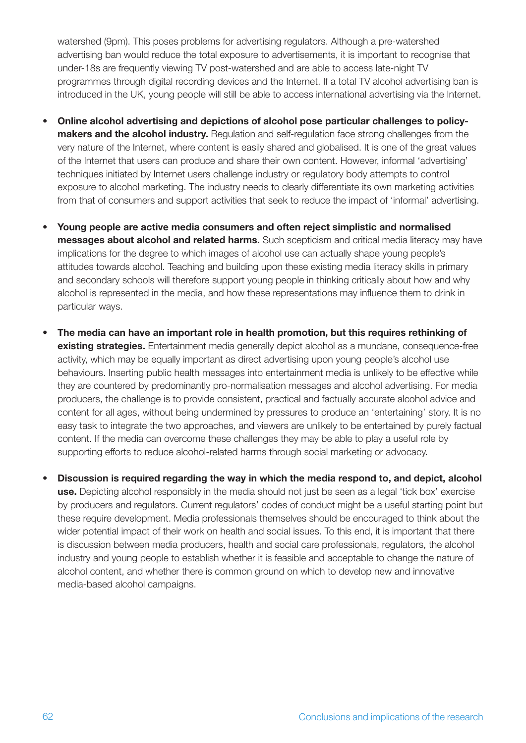watershed (9pm). This poses problems for advertising regulators. Although a pre-watershed advertising ban would reduce the total exposure to advertisements, it is important to recognise that under-18s are frequently viewing TV post-watershed and are able to access late-night TV programmes through digital recording devices and the Internet. If a total TV alcohol advertising ban is introduced in the UK, young people will still be able to access international advertising via the Internet.

- **Online alcohol advertising and depictions of alcohol pose particular challenges to policy-makers and the alcohol industry.** Regulation and self-regulation face strong challenges from the very nature of the Internet, where content is easily shared and globalised. It is one of the great values of the Internet that users can produce and share their own content. However, informal 'advertising' techniques initiated by Internet users challenge industry or regulatory body attempts to control exposure to alcohol marketing. The industry needs to clearly differentiate its own marketing activities from that of consumers and support activities that seek to reduce the impact of 'informal' advertising.

- **Young people are active media consumers and often reject simplistic and normalised messages about alcohol and related harms.** Such scepticism and critical media literacy may have implications for the degree to which images of alcohol use can actually shape young people's attitudes towards alcohol. Teaching and building upon these existing media literacy skills in primary and secondary schools will therefore support young people in thinking critically about how and why alcohol is represented in the media, and how these representations may influence them to drink in particular ways.

- **The media can have an important role in health promotion, but this requires rethinking of existing strategies.** Entertainment media generally depict alcohol as a mundane, consequence-free activity, which may be equally important as direct advertising upon young people's alcohol use behaviours. Inserting public health messages into entertainment media is unlikely to be effective while they are countered by predominantly pro-normalisation messages and alcohol advertising. For media producers, the challenge is to provide consistent, practical and factually accurate alcohol advice and content for all ages, without being undermined by pressures to produce an 'entertaining' story. It is no easy task to integrate the two approaches, and viewers are unlikely to be entertained by purely factual content. If the media can overcome these challenges they may be able to play a useful role by supporting efforts to reduce alcohol-related harms through social marketing or advocacy.

- **Discussion is required regarding the way in which the media respond to, and depict, alcohol use.** Depicting alcohol responsibly in the media should not just be seen as a legal 'tick box' exercise by producers and regulators. Current regulators' codes of conduct might be a useful starting point but these require development. Media professionals themselves should be encouraged to think about the wider potential impact of their work on health and social issues. To this end, it is important that there is discussion between media producers, health and social care professionals, regulators, the alcohol industry and young people to establish whether it is feasible and acceptable to change the nature of alcohol content, and whether there is common ground on which to develop new and innovative media-based alcohol campaigns.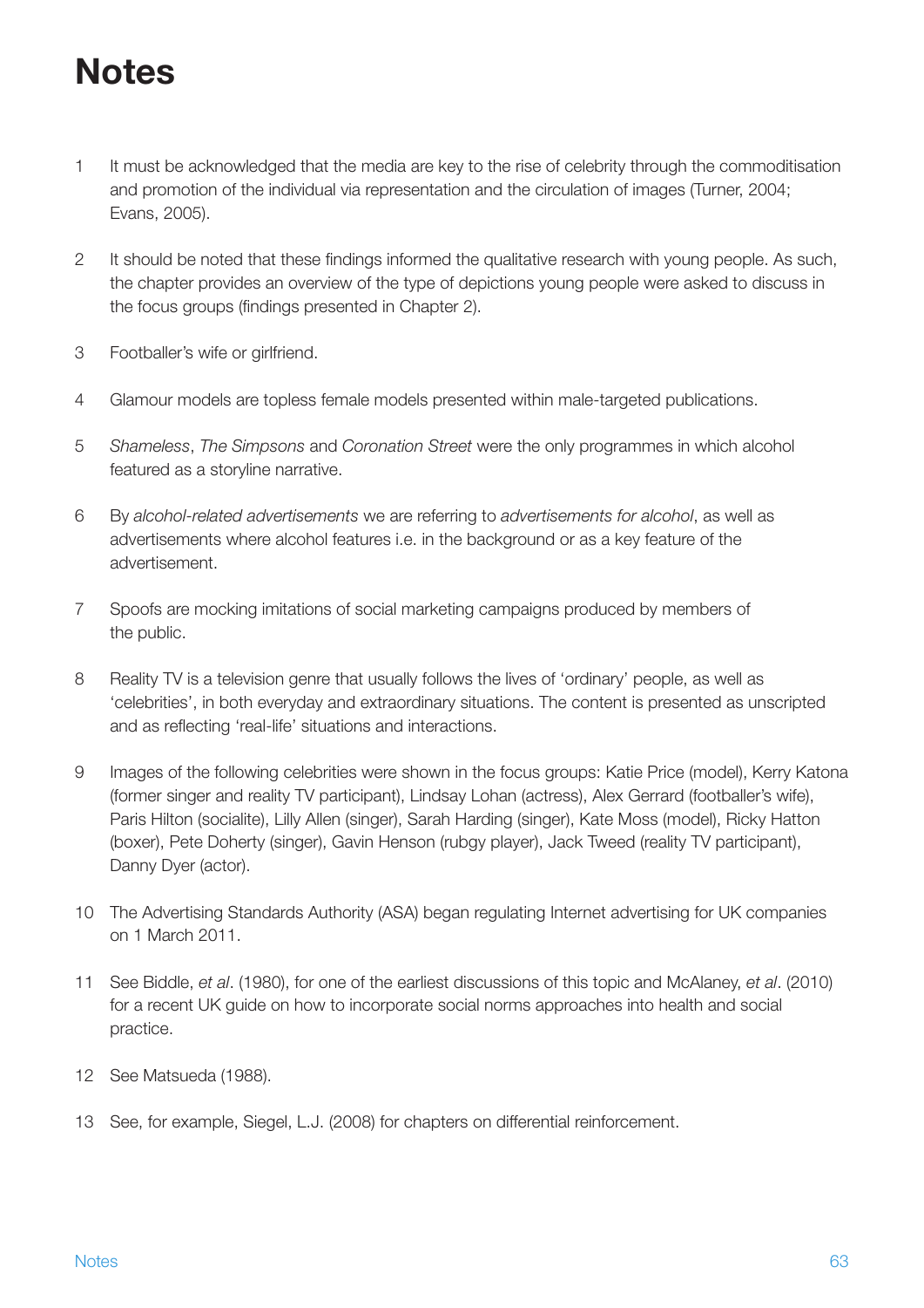# Notes

1. It must be acknowledged that the media are key to the rise of celebrity through the commoditisation and promotion of the individual via representation and the circulation of images (Turner, 2004; Evans, 2005).

2. It should be noted that these findings informed the qualitative research with young people. As such, the chapter provides an overview of the type of depictions young people were asked to discuss in the focus groups (findings presented in Chapter 2).

3. Footballer's wife or girlfriend.

4. Glamour models are topless female models presented within male-targeted publications.

5. *Shameless*, *The Simpsons* and *Coronation Street* were the only programmes in which alcohol featured as a storyline narrative.

6. By *alcohol-related advertisements* we are referring to *advertisements for alcohol*, as well as advertisements where alcohol features i.e. in the background or as a key feature of the advertisement.

7. Spoofs are mocking imitations of social marketing campaigns produced by members of the public.

8. Reality TV is a television genre that usually follows the lives of 'ordinary' people, as well as 'celebrities', in both everyday and extraordinary situations. The content is presented as unscripted and as reflecting 'real-life' situations and interactions.

9. Images of the following celebrities were shown in the focus groups: Katie Price (model), Kerry Katona (former singer and reality TV participant), Lindsay Lohan (actress), Alex Gerrard (footballer's wife), Paris Hilton (socialite), Lilly Allen (singer), Sarah Harding (singer), Kate Moss (model), Ricky Hatton (boxer), Pete Doherty (singer), Gavin Henson (rubgy player), Jack Tweed (reality TV participant), Danny Dyer (actor).

10. The Advertising Standards Authority (ASA) began regulating Internet advertising for UK companies on 1 March 2011.

11. See Biddle, *et al*. (1980), for one of the earliest discussions of this topic and McAlaney, *et al*. (2010) for a recent UK guide on how to incorporate social norms approaches into health and social practice.

12. See Matsueda (1988).

13. See, for example, Siegel, L.J. (2008) for chapters on differential reinforcement.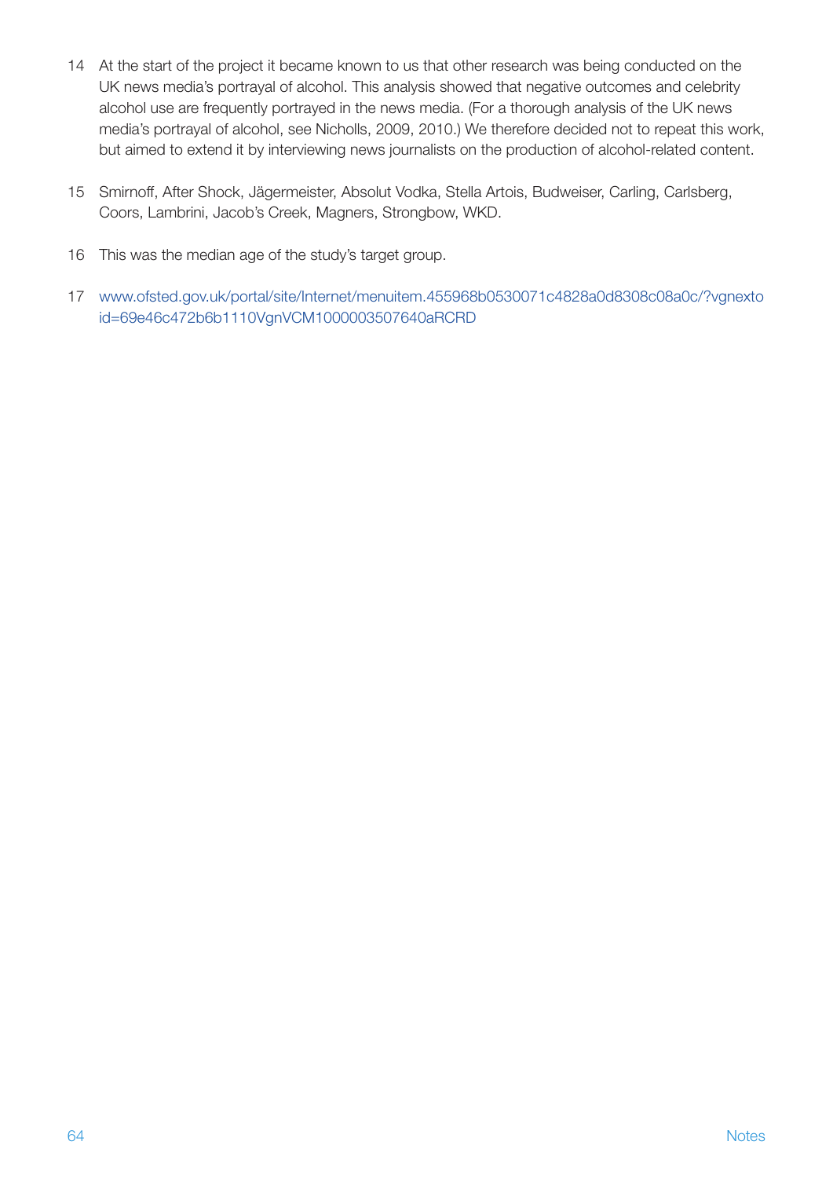14 At the start of the project it became known to us that other research was being conducted on the UK news media's portrayal of alcohol. This analysis showed that negative outcomes and celebrity alcohol use are frequently portrayed in the news media. (For a thorough analysis of the UK news media's portrayal of alcohol, see Nicholls, 2009, 2010.) We therefore decided not to repeat this work, but aimed to extend it by interviewing news journalists on the production of alcohol-related content.

15 Smirnoff, After Shock, Jägermeister, Absolut Vodka, Stella Artois, Budweiser, Carling, Carlsberg, Coors, Lambrini, Jacob's Creek, Magners, Strongbow, WKD.

16 This was the median age of the study's target group.

17 www.ofsted.gov.uk/portal/site/Internet/menuitem.455968b0530071c4828a0d8308c08a0c/?vgnextoid=69e46c472b6b1110VgnVCM1000003507640aRCRD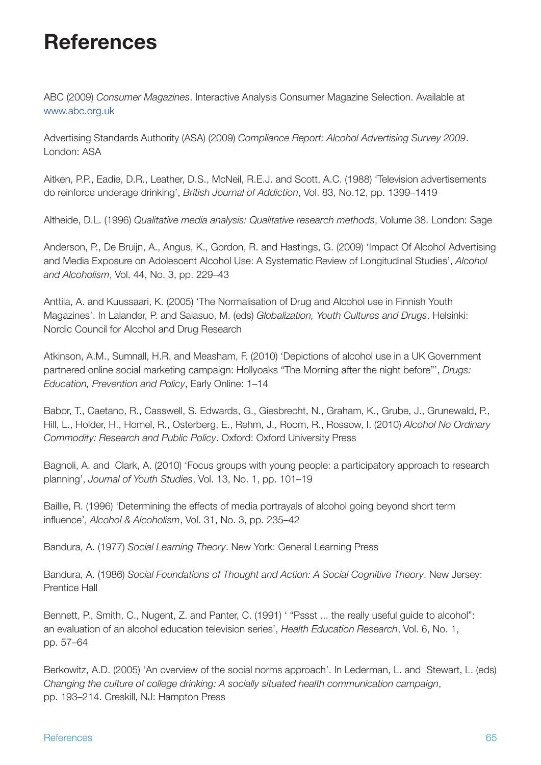# References

ABC (2009) *Consumer Magazines*. Interactive Analysis Consumer Magazine Selection. Available at www.abc.org.uk

Advertising Standards Authority (ASA) (2009) *Compliance Report: Alcohol Advertising Survey 2009*. London: ASA

Aitken, P.P., Eadie, D.R., Leather, D.S., McNeil, R.E.J. and Scott, A.C. (1988) 'Television advertisements do reinforce underage drinking', *British Journal of Addiction*, Vol. 83, No.12, pp. 1399–1419

Altheide, D.L. (1996) *Qualitative media analysis: Qualitative research methods*, Volume 38. London: Sage

Anderson, P., De Bruijn, A., Angus, K., Gordon, R. and Hastings, G. (2009) 'Impact Of Alcohol Advertising and Media Exposure on Adolescent Alcohol Use: A Systematic Review of Longitudinal Studies', *Alcohol and Alcoholism*, Vol. 44, No. 3, pp. 229–43

Anttila, A. and Kuussaari, K. (2005) 'The Normalisation of Drug and Alcohol use in Finnish Youth Magazines'. In Lalander, P. and Salasuo, M. (eds) *Globalization, Youth Cultures and Drugs*. Helsinki: Nordic Council for Alcohol and Drug Research

Atkinson, A.M., Sumnall, H.R. and Measham, F. (2010) 'Depictions of alcohol use in a UK Government partnered online social marketing campaign: Hollyoaks "The Morning after the night before"', *Drugs: Education, Prevention and Policy*, Early Online: 1–14

Babor, T., Caetano, R., Casswell, S. Edwards, G., Giesbrecht, N., Graham, K., Grube, J., Grunewald, P., Hill, L., Holder, H., Homel, R., Osterberg, E., Rehm, J., Room, R., Rossow, I. (2010) *Alcohol No Ordinary Commodity: Research and Public Policy*. Oxford: Oxford University Press

Bagnoli, A. and Clark, A. (2010) 'Focus groups with young people: a participatory approach to research planning', *Journal of Youth Studies*, Vol. 13, No. 1, pp. 101–19

Baillie, R. (1996) 'Determining the effects of media portrayals of alcohol going beyond short term influence', *Alcohol & Alcoholism*, Vol. 31, No. 3, pp. 235–42

Bandura, A. (1977) *Social Learning Theory*. New York: General Learning Press

Bandura, A. (1986) *Social Foundations of Thought and Action: A Social Cognitive Theory*. New Jersey: Prentice Hall

Bennett, P., Smith, C., Nugent, Z. and Panter, C. (1991) ' "Pssst ... the really useful guide to alcohol": an evaluation of an alcohol education television series', *Health Education Research*, Vol. 6, No. 1, pp. 57–64

Berkowitz, A.D. (2005) 'An overview of the social norms approach'. In Lederman, L. and Stewart, L. (eds) *Changing the culture of college drinking: A socially situated health communication campaign*, pp. 193–214. Creskill, NJ: Hampton Press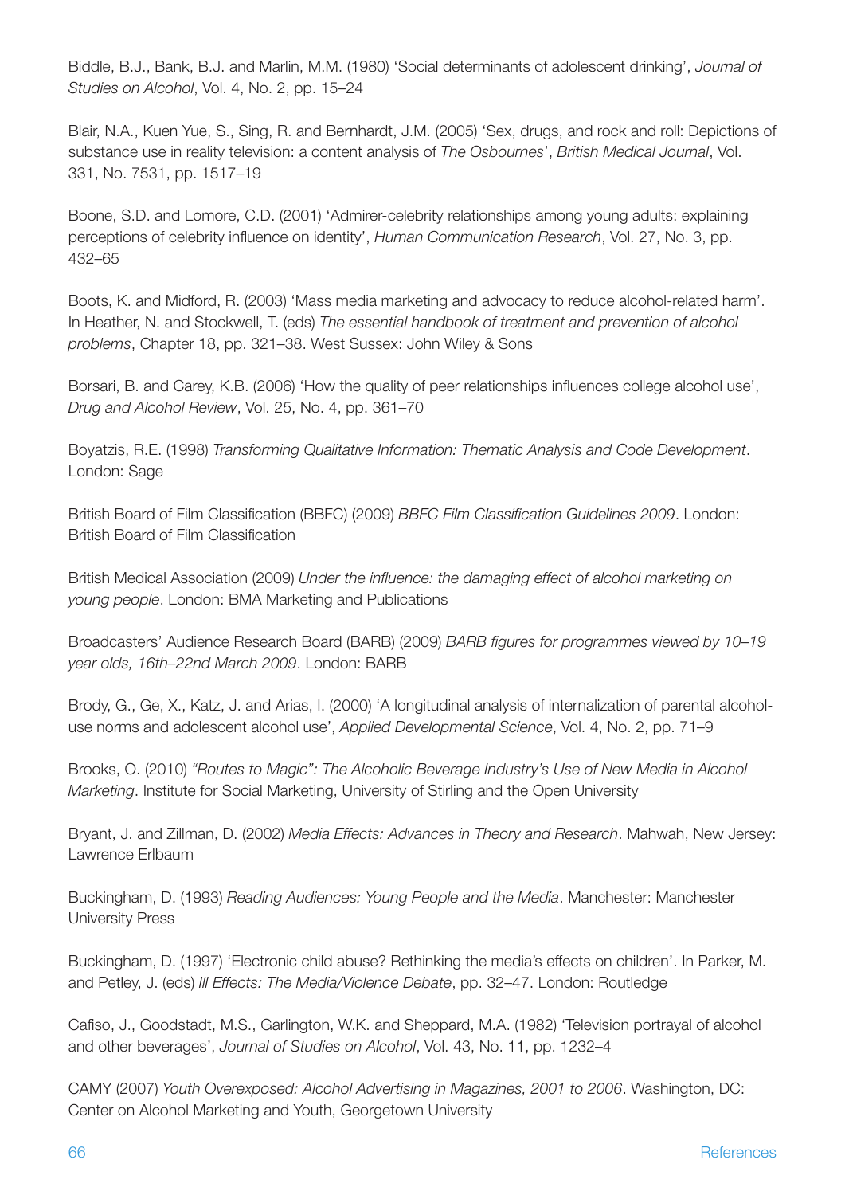Biddle, B.J., Bank, B.J. and Marlin, M.M. (1980) 'Social determinants of adolescent drinking', *Journal of Studies on Alcohol*, Vol. 4, No. 2, pp. 15–24

Blair, N.A., Kuen Yue, S., Sing, R. and Bernhardt, J.M. (2005) 'Sex, drugs, and rock and roll: Depictions of substance use in reality television: a content analysis of *The Osbournes*', *British Medical Journal*, Vol. 331, No. 7531, pp. 1517–19

Boone, S.D. and Lomore, C.D. (2001) 'Admirer-celebrity relationships among young adults: explaining perceptions of celebrity influence on identity', *Human Communication Research*, Vol. 27, No. 3, pp. 432–65

Boots, K. and Midford, R. (2003) 'Mass media marketing and advocacy to reduce alcohol-related harm'. In Heather, N. and Stockwell, T. (eds) *The essential handbook of treatment and prevention of alcohol problems*, Chapter 18, pp. 321–38. West Sussex: John Wiley & Sons

Borsari, B. and Carey, K.B. (2006) 'How the quality of peer relationships influences college alcohol use', *Drug and Alcohol Review*, Vol. 25, No. 4, pp. 361–70

Boyatzis, R.E. (1998) *Transforming Qualitative Information: Thematic Analysis and Code Development*. London: Sage

British Board of Film Classification (BBFC) (2009) *BBFC Film Classification Guidelines 2009*. London: British Board of Film Classification

British Medical Association (2009) *Under the influence: the damaging effect of alcohol marketing on young people*. London: BMA Marketing and Publications

Broadcasters' Audience Research Board (BARB) (2009) *BARB figures for programmes viewed by 10–19 year olds, 16th–22nd March 2009*. London: BARB

Brody, G., Ge, X., Katz, J. and Arias, I. (2000) 'A longitudinal analysis of internalization of parental alcohol-use norms and adolescent alcohol use', *Applied Developmental Science*, Vol. 4, No. 2, pp. 71–9

Brooks, O. (2010) *"Routes to Magic": The Alcoholic Beverage Industry's Use of New Media in Alcohol Marketing*. Institute for Social Marketing, University of Stirling and the Open University

Bryant, J. and Zillman, D. (2002) *Media Effects: Advances in Theory and Research*. Mahwah, New Jersey: Lawrence Erlbaum

Buckingham, D. (1993) *Reading Audiences: Young People and the Media*. Manchester: Manchester University Press

Buckingham, D. (1997) 'Electronic child abuse? Rethinking the media's effects on children'. In Parker, M. and Petley, J. (eds) *Ill Effects: The Media/Violence Debate*, pp. 32–47. London: Routledge

Cafiso, J., Goodstadt, M.S., Garlington, W.K. and Sheppard, M.A. (1982) 'Television portrayal of alcohol and other beverages', *Journal of Studies on Alcohol*, Vol. 43, No. 11, pp. 1232–4

CAMY (2007) *Youth Overexposed: Alcohol Advertising in Magazines, 2001 to 2006*. Washington, DC: Center on Alcohol Marketing and Youth, Georgetown University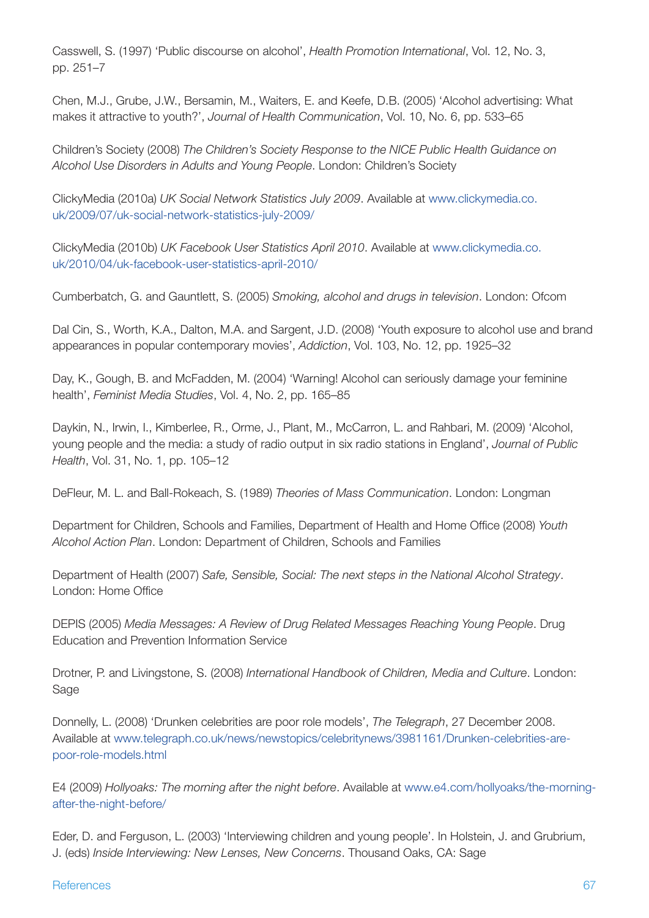Casswell, S. (1997) 'Public discourse on alcohol', *Health Promotion International*, Vol. 12, No. 3, pp. 251–7

Chen, M.J., Grube, J.W., Bersamin, M., Waiters, E. and Keefe, D.B. (2005) 'Alcohol advertising: What makes it attractive to youth?', *Journal of Health Communication*, Vol. 10, No. 6, pp. 533–65

Children's Society (2008) *The Children's Society Response to the NICE Public Health Guidance on Alcohol Use Disorders in Adults and Young People*. London: Children's Society

ClickyMedia (2010a) *UK Social Network Statistics July 2009*. Available at www.clickymedia.co.uk/2009/07/uk-social-network-statistics-july-2009/

ClickyMedia (2010b) *UK Facebook User Statistics April 2010*. Available at www.clickymedia.co.uk/2010/04/uk-facebook-user-statistics-april-2010/

Cumberbatch, G. and Gauntlett, S. (2005) *Smoking, alcohol and drugs in television*. London: Ofcom

Dal Cin, S., Worth, K.A., Dalton, M.A. and Sargent, J.D. (2008) 'Youth exposure to alcohol use and brand appearances in popular contemporary movies', *Addiction*, Vol. 103, No. 12, pp. 1925–32

Day, K., Gough, B. and McFadden, M. (2004) 'Warning! Alcohol can seriously damage your feminine health', *Feminist Media Studies*, Vol. 4, No. 2, pp. 165–85

Daykin, N., Irwin, I., Kimberlee, R., Orme, J., Plant, M., McCarron, L. and Rahbari, M. (2009) 'Alcohol, young people and the media: a study of radio output in six radio stations in England', *Journal of Public Health*, Vol. 31, No. 1, pp. 105–12

DeFleur, M. L. and Ball-Rokeach, S. (1989) *Theories of Mass Communication*. London: Longman

Department for Children, Schools and Families, Department of Health and Home Office (2008) *Youth Alcohol Action Plan*. London: Department of Children, Schools and Families

Department of Health (2007) *Safe, Sensible, Social: The next steps in the National Alcohol Strategy*. London: Home Office

DEPIS (2005) *Media Messages: A Review of Drug Related Messages Reaching Young People*. Drug Education and Prevention Information Service

Drotner, P. and Livingstone, S. (2008) *International Handbook of Children, Media and Culture*. London: Sage

Donnelly, L. (2008) 'Drunken celebrities are poor role models', *The Telegraph*, 27 December 2008. Available at www.telegraph.co.uk/news/newstopics/celebritynews/3981161/Drunken-celebrities-are-poor-role-models.html

E4 (2009) *Hollyoaks: The morning after the night before*. Available at www.e4.com/hollyoaks/the-morning-after-the-night-before/

Eder, D. and Ferguson, L. (2003) 'Interviewing children and young people'. In Holstein, J. and Grubrium, J. (eds) *Inside Interviewing: New Lenses, New Concerns*. Thousand Oaks, CA: Sage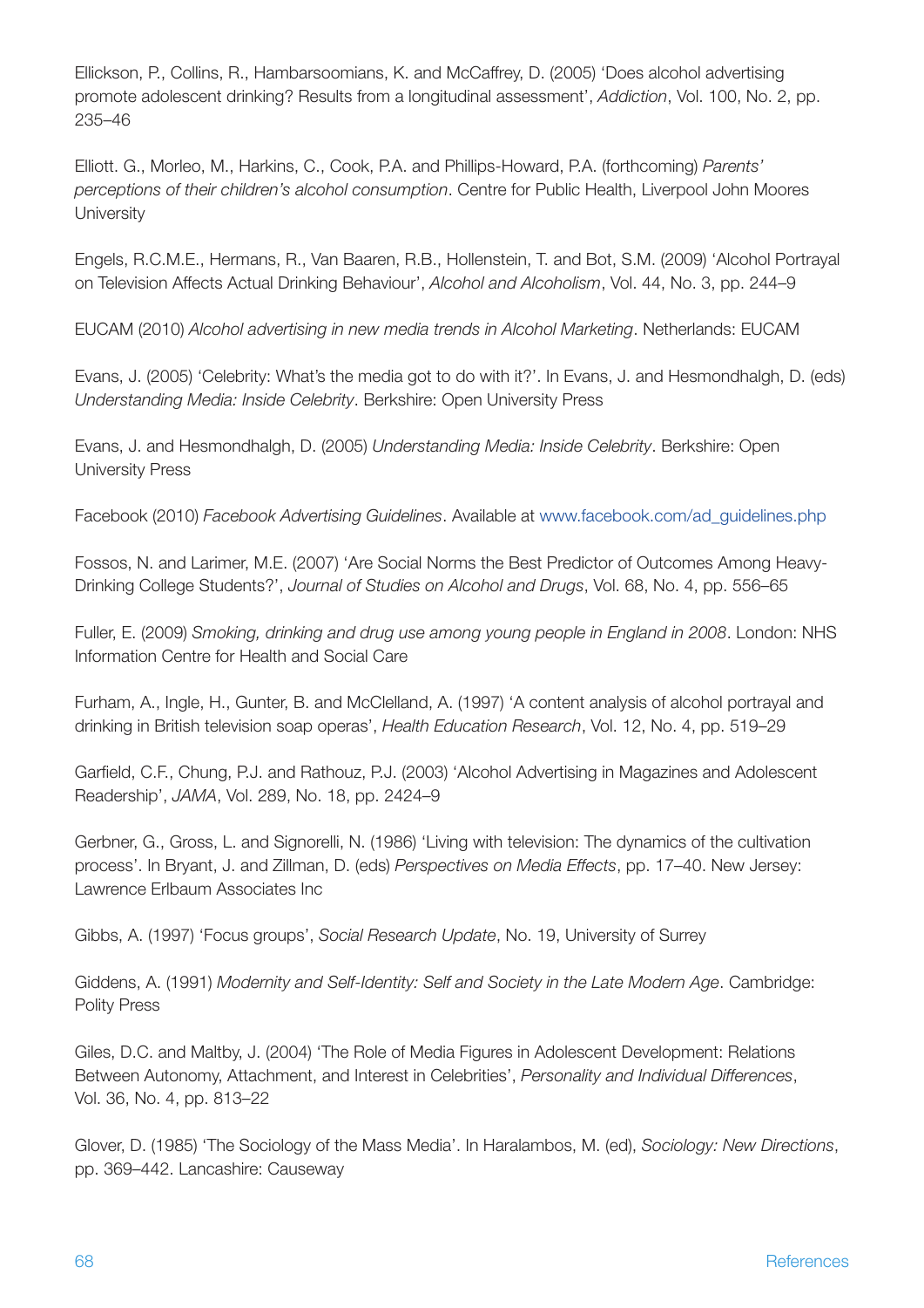Ellickson, P., Collins, R., Hambarsoomians, K. and McCaffrey, D. (2005) 'Does alcohol advertising promote adolescent drinking? Results from a longitudinal assessment', *Addiction*, Vol. 100, No. 2, pp. 235–46

Elliott. G., Morleo, M., Harkins, C., Cook, P.A. and Phillips-Howard, P.A. (forthcoming) *Parents' perceptions of their children's alcohol consumption*. Centre for Public Health, Liverpool John Moores University

Engels, R.C.M.E., Hermans, R., Van Baaren, R.B., Hollenstein, T. and Bot, S.M. (2009) 'Alcohol Portrayal on Television Affects Actual Drinking Behaviour', *Alcohol and Alcoholism*, Vol. 44, No. 3, pp. 244–9

EUCAM (2010) *Alcohol advertising in new media trends in Alcohol Marketing*. Netherlands: EUCAM

Evans, J. (2005) 'Celebrity: What's the media got to do with it?'. In Evans, J. and Hesmondhalgh, D. (eds) *Understanding Media: Inside Celebrity*. Berkshire: Open University Press

Evans, J. and Hesmondhalgh, D. (2005) *Understanding Media: Inside Celebrity*. Berkshire: Open University Press

Facebook (2010) *Facebook Advertising Guidelines*. Available at www.facebook.com/ad_guidelines.php

Fossos, N. and Larimer, M.E. (2007) 'Are Social Norms the Best Predictor of Outcomes Among Heavy-Drinking College Students?', *Journal of Studies on Alcohol and Drugs*, Vol. 68, No. 4, pp. 556–65

Fuller, E. (2009) *Smoking, drinking and drug use among young people in England in 2008*. London: NHS Information Centre for Health and Social Care

Furham, A., Ingle, H., Gunter, B. and McClelland, A. (1997) 'A content analysis of alcohol portrayal and drinking in British television soap operas', *Health Education Research*, Vol. 12, No. 4, pp. 519–29

Garfield, C.F., Chung, P.J. and Rathouz, P.J. (2003) 'Alcohol Advertising in Magazines and Adolescent Readership', *JAMA*, Vol. 289, No. 18, pp. 2424–9

Gerbner, G., Gross, L. and Signorelli, N. (1986) 'Living with television: The dynamics of the cultivation process'. In Bryant, J. and Zillman, D. (eds) *Perspectives on Media Effects*, pp. 17–40. New Jersey: Lawrence Erlbaum Associates Inc

Gibbs, A. (1997) 'Focus groups', *Social Research Update*, No. 19, University of Surrey

Giddens, A. (1991) *Modernity and Self-Identity: Self and Society in the Late Modern Age*. Cambridge: Polity Press

Giles, D.C. and Maltby, J. (2004) 'The Role of Media Figures in Adolescent Development: Relations Between Autonomy, Attachment, and Interest in Celebrities', *Personality and Individual Differences*, Vol. 36, No. 4, pp. 813–22

Glover, D. (1985) 'The Sociology of the Mass Media'. In Haralambos, M. (ed), *Sociology: New Directions*, pp. 369–442. Lancashire: Causeway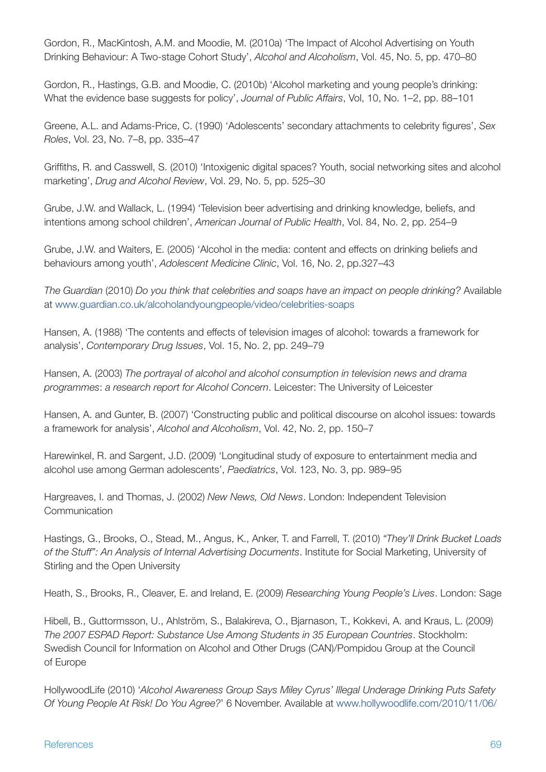Gordon, R., MacKintosh, A.M. and Moodie, M. (2010a) 'The Impact of Alcohol Advertising on Youth Drinking Behaviour: A Two-stage Cohort Study', *Alcohol and Alcoholism*, Vol. 45, No. 5, pp. 470–80

Gordon, R., Hastings, G.B. and Moodie, C. (2010b) 'Alcohol marketing and young people's drinking: What the evidence base suggests for policy', *Journal of Public Affairs*, Vol, 10, No. 1–2, pp. 88–101

Greene, A.L. and Adams-Price, C. (1990) 'Adolescents' secondary attachments to celebrity figures', *Sex Roles*, Vol. 23, No. 7–8, pp. 335–47

Griffiths, R. and Casswell, S. (2010) 'Intoxigenic digital spaces? Youth, social networking sites and alcohol marketing', *Drug and Alcohol Review*, Vol. 29, No. 5, pp. 525–30

Grube, J.W. and Wallack, L. (1994) 'Television beer advertising and drinking knowledge, beliefs, and intentions among school children', *American Journal of Public Health*, Vol. 84, No. 2, pp. 254–9

Grube, J.W. and Waiters, E. (2005) 'Alcohol in the media: content and effects on drinking beliefs and behaviours among youth', *Adolescent Medicine Clinic*, Vol. 16, No. 2, pp.327–43

*The Guardian* (2010) *Do you think that celebrities and soaps have an impact on people drinking?* Available at www.guardian.co.uk/alcoholandyoungpeople/video/celebrities-soaps

Hansen, A. (1988) 'The contents and effects of television images of alcohol: towards a framework for analysis', *Contemporary Drug Issues*, Vol. 15, No. 2, pp. 249–79

Hansen, A. (2003) *The portrayal of alcohol and alcohol consumption in television news and drama programmes*: *a research report for Alcohol Concern*. Leicester: The University of Leicester

Hansen, A. and Gunter, B. (2007) 'Constructing public and political discourse on alcohol issues: towards a framework for analysis', *Alcohol and Alcoholism*, Vol. 42, No. 2, pp. 150–7

Harewinkel, R. and Sargent, J.D. (2009) 'Longitudinal study of exposure to entertainment media and alcohol use among German adolescents', *Paediatrics*, Vol. 123, No. 3, pp. 989–95

Hargreaves, I. and Thomas, J. (2002) *New News, Old News*. London: Independent Television Communication

Hastings, G., Brooks, O., Stead, M., Angus, K., Anker, T. and Farrell, T. (2010) *"They'll Drink Bucket Loads of the Stuff": An Analysis of Internal Advertising Documents*. Institute for Social Marketing, University of Stirling and the Open University

Heath, S., Brooks, R., Cleaver, E. and Ireland, E. (2009) *Researching Young People's Lives*. London: Sage

Hibell, B., Guttormsson, U., Ahlström, S., Balakireva, O., Bjarnason, T., Kokkevi, A. and Kraus, L. (2009) *The 2007 ESPAD Report: Substance Use Among Students in 35 European Countries*. Stockholm: Swedish Council for Information on Alcohol and Other Drugs (CAN)/Pompidou Group at the Council of Europe

HollywoodLife (2010) '*Alcohol Awareness Group Says Miley Cyrus' Illegal Underage Drinking Puts Safety Of Young People At Risk! Do You Agree?*' 6 November. Available at www.hollywoodlife.com/2010/11/06/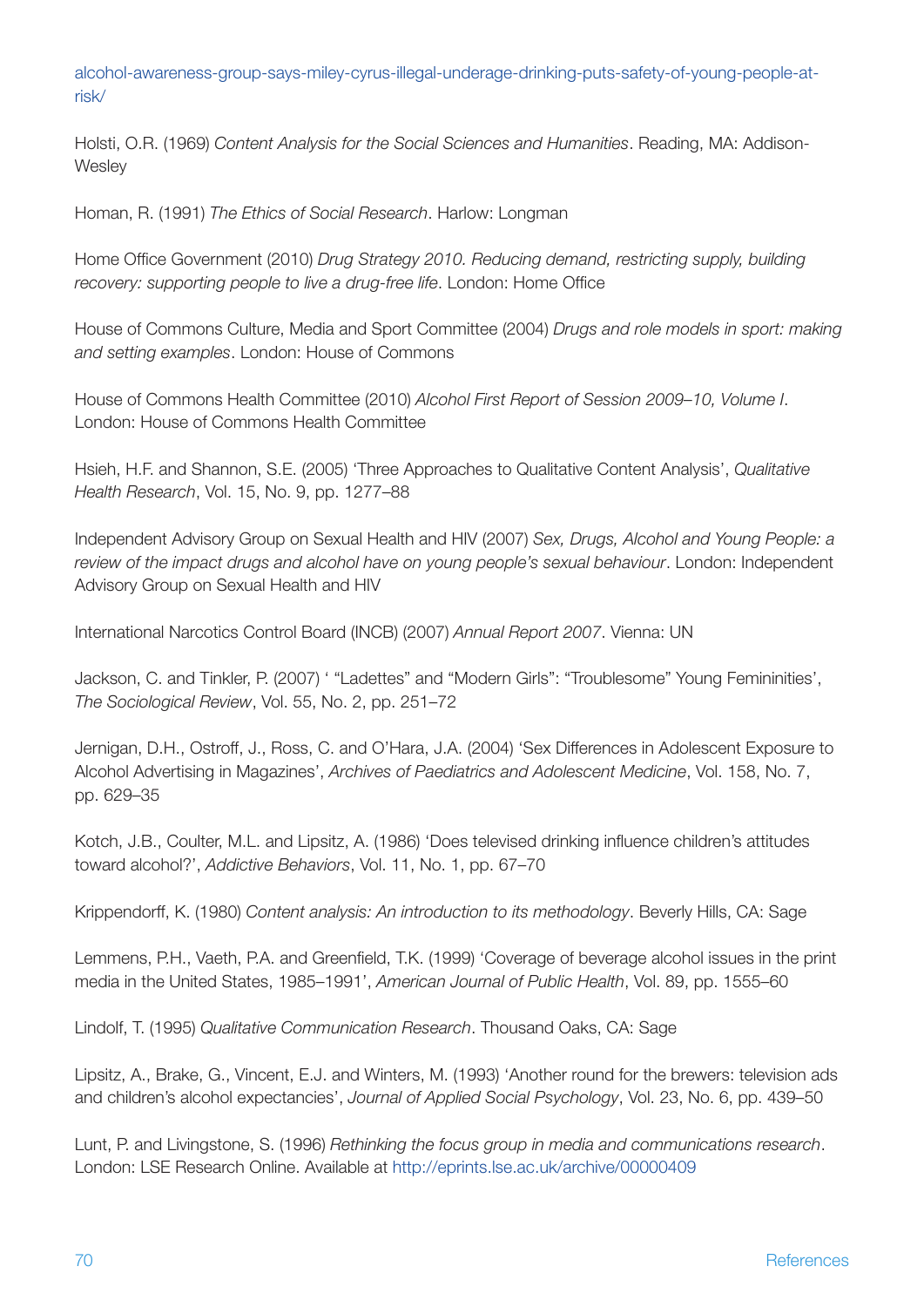alcohol-awareness-group-says-miley-cyrus-illegal-underage-drinking-puts-safety-of-young-people-at-risk/

Holsti, O.R. (1969) *Content Analysis for the Social Sciences and Humanities*. Reading, MA: Addison-Wesley

Homan, R. (1991) *The Ethics of Social Research*. Harlow: Longman

Home Office Government (2010) *Drug Strategy 2010. Reducing demand, restricting supply, building recovery: supporting people to live a drug-free life*. London: Home Office

House of Commons Culture, Media and Sport Committee (2004) *Drugs and role models in sport: making and setting examples*. London: House of Commons

House of Commons Health Committee (2010) *Alcohol First Report of Session 2009–10, Volume I*. London: House of Commons Health Committee

Hsieh, H.F. and Shannon, S.E. (2005) 'Three Approaches to Qualitative Content Analysis', *Qualitative Health Research*, Vol. 15, No. 9, pp. 1277–88

Independent Advisory Group on Sexual Health and HIV (2007) *Sex, Drugs, Alcohol and Young People: a review of the impact drugs and alcohol have on young people's sexual behaviour*. London: Independent Advisory Group on Sexual Health and HIV

International Narcotics Control Board (INCB) (2007) *Annual Report 2007*. Vienna: UN

Jackson, C. and Tinkler, P. (2007) ' "Ladettes" and "Modern Girls": "Troublesome" Young Femininities', *The Sociological Review*, Vol. 55, No. 2, pp. 251–72

Jernigan, D.H., Ostroff, J., Ross, C. and O'Hara, J.A. (2004) 'Sex Differences in Adolescent Exposure to Alcohol Advertising in Magazines', *Archives of Paediatrics and Adolescent Medicine*, Vol. 158, No. 7, pp. 629–35

Kotch, J.B., Coulter, M.L. and Lipsitz, A. (1986) 'Does televised drinking influence children's attitudes toward alcohol?', *Addictive Behaviors*, Vol. 11, No. 1, pp. 67–70

Krippendorff, K. (1980) *Content analysis: An introduction to its methodology*. Beverly Hills, CA: Sage

Lemmens, P.H., Vaeth, P.A. and Greenfield, T.K. (1999) 'Coverage of beverage alcohol issues in the print media in the United States, 1985–1991', *American Journal of Public Health*, Vol. 89, pp. 1555–60

Lindolf, T. (1995) *Qualitative Communication Research*. Thousand Oaks, CA: Sage

Lipsitz, A., Brake, G., Vincent, E.J. and Winters, M. (1993) 'Another round for the brewers: television ads and children's alcohol expectancies', *Journal of Applied Social Psychology*, Vol. 23, No. 6, pp. 439–50

Lunt, P. and Livingstone, S. (1996) *Rethinking the focus group in media and communications research*. London: LSE Research Online. Available at http://eprints.lse.ac.uk/archive/00000409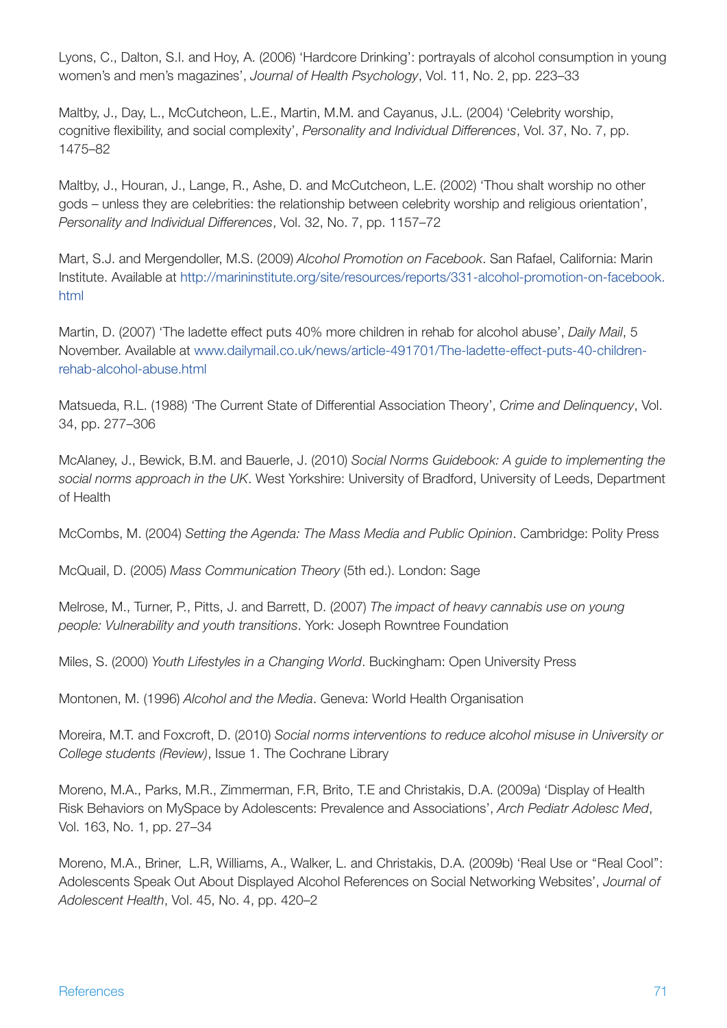Lyons, C., Dalton, S.I. and Hoy, A. (2006) 'Hardcore Drinking': portrayals of alcohol consumption in young women's and men's magazines', *Journal of Health Psychology*, Vol. 11, No. 2, pp. 223–33

Maltby, J., Day, L., McCutcheon, L.E., Martin, M.M. and Cayanus, J.L. (2004) 'Celebrity worship, cognitive flexibility, and social complexity', *Personality and Individual Differences*, Vol. 37, No. 7, pp. 1475–82

Maltby, J., Houran, J., Lange, R., Ashe, D. and McCutcheon, L.E. (2002) 'Thou shalt worship no other gods – unless they are celebrities: the relationship between celebrity worship and religious orientation', *Personality and Individual Differences*, Vol. 32, No. 7, pp. 1157–72

Mart, S.J. and Mergendoller, M.S. (2009) *Alcohol Promotion on Facebook*. San Rafael, California: Marin Institute. Available at http://marininstitute.org/site/resources/reports/331-alcohol-promotion-on-facebook.html

Martin, D. (2007) 'The ladette effect puts 40% more children in rehab for alcohol abuse', *Daily Mail*, 5 November. Available at www.dailymail.co.uk/news/article-491701/The-ladette-effect-puts-40-children-rehab-alcohol-abuse.html

Matsueda, R.L. (1988) 'The Current State of Differential Association Theory', *Crime and Delinquency*, Vol. 34, pp. 277–306

McAlaney, J., Bewick, B.M. and Bauerle, J. (2010) *Social Norms Guidebook: A guide to implementing the social norms approach in the UK*. West Yorkshire: University of Bradford, University of Leeds, Department of Health

McCombs, M. (2004) *Setting the Agenda: The Mass Media and Public Opinion*. Cambridge: Polity Press

McQuail, D. (2005) *Mass Communication Theory* (5th ed.). London: Sage

Melrose, M., Turner, P., Pitts, J. and Barrett, D. (2007) *The impact of heavy cannabis use on young people: Vulnerability and youth transitions*. York: Joseph Rowntree Foundation

Miles, S. (2000) *Youth Lifestyles in a Changing World*. Buckingham: Open University Press

Montonen, M. (1996) *Alcohol and the Media*. Geneva: World Health Organisation

Moreira, M.T. and Foxcroft, D. (2010) *Social norms interventions to reduce alcohol misuse in University or College students (Review)*, Issue 1. The Cochrane Library

Moreno, M.A., Parks, M.R., Zimmerman, F.R, Brito, T.E and Christakis, D.A. (2009a) 'Display of Health Risk Behaviors on MySpace by Adolescents: Prevalence and Associations', *Arch Pediatr Adolesc Med*, Vol. 163, No. 1, pp. 27–34

Moreno, M.A., Briner, L.R, Williams, A., Walker, L. and Christakis, D.A. (2009b) 'Real Use or "Real Cool": Adolescents Speak Out About Displayed Alcohol References on Social Networking Websites', *Journal of Adolescent Health*, Vol. 45, No. 4, pp. 420–2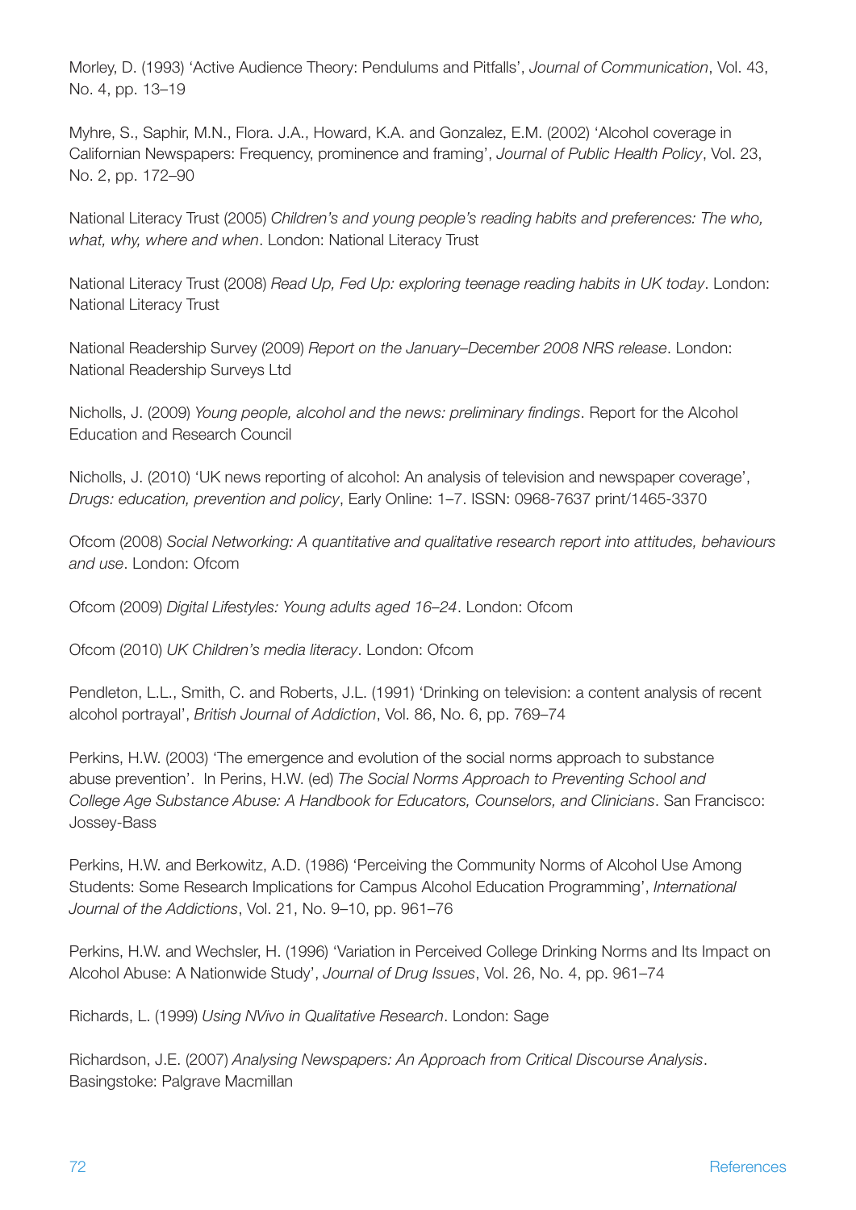Morley, D. (1993) 'Active Audience Theory: Pendulums and Pitfalls', *Journal of Communication*, Vol. 43, No. 4, pp. 13–19

Myhre, S., Saphir, M.N., Flora. J.A., Howard, K.A. and Gonzalez, E.M. (2002) 'Alcohol coverage in Californian Newspapers: Frequency, prominence and framing', *Journal of Public Health Policy*, Vol. 23, No. 2, pp. 172–90

National Literacy Trust (2005) *Children's and young people's reading habits and preferences: The who, what, why, where and when*. London: National Literacy Trust

National Literacy Trust (2008) *Read Up, Fed Up: exploring teenage reading habits in UK today*. London: National Literacy Trust

National Readership Survey (2009) *Report on the January–December 2008 NRS release*. London: National Readership Surveys Ltd

Nicholls, J. (2009) *Young people, alcohol and the news: preliminary findings*. Report for the Alcohol Education and Research Council

Nicholls, J. (2010) 'UK news reporting of alcohol: An analysis of television and newspaper coverage', *Drugs: education, prevention and policy*, Early Online: 1–7. ISSN: 0968-7637 print/1465-3370

Ofcom (2008) *Social Networking: A quantitative and qualitative research report into attitudes, behaviours and use*. London: Ofcom

Ofcom (2009) *Digital Lifestyles: Young adults aged 16–24*. London: Ofcom

Ofcom (2010) *UK Children's media literacy*. London: Ofcom

Pendleton, L.L., Smith, C. and Roberts, J.L. (1991) 'Drinking on television: a content analysis of recent alcohol portrayal', *British Journal of Addiction*, Vol. 86, No. 6, pp. 769–74

Perkins, H.W. (2003) 'The emergence and evolution of the social norms approach to substance abuse prevention'. In Perins, H.W. (ed) *The Social Norms Approach to Preventing School and College Age Substance Abuse: A Handbook for Educators, Counselors, and Clinicians*. San Francisco: Jossey-Bass

Perkins, H.W. and Berkowitz, A.D. (1986) 'Perceiving the Community Norms of Alcohol Use Among Students: Some Research Implications for Campus Alcohol Education Programming', *International Journal of the Addictions*, Vol. 21, No. 9–10, pp. 961–76

Perkins, H.W. and Wechsler, H. (1996) 'Variation in Perceived College Drinking Norms and Its Impact on Alcohol Abuse: A Nationwide Study', *Journal of Drug Issues*, Vol. 26, No. 4, pp. 961–74

Richards, L. (1999) *Using NVivo in Qualitative Research*. London: Sage

Richardson, J.E. (2007) *Analysing Newspapers: An Approach from Critical Discourse Analysis*. Basingstoke: Palgrave Macmillan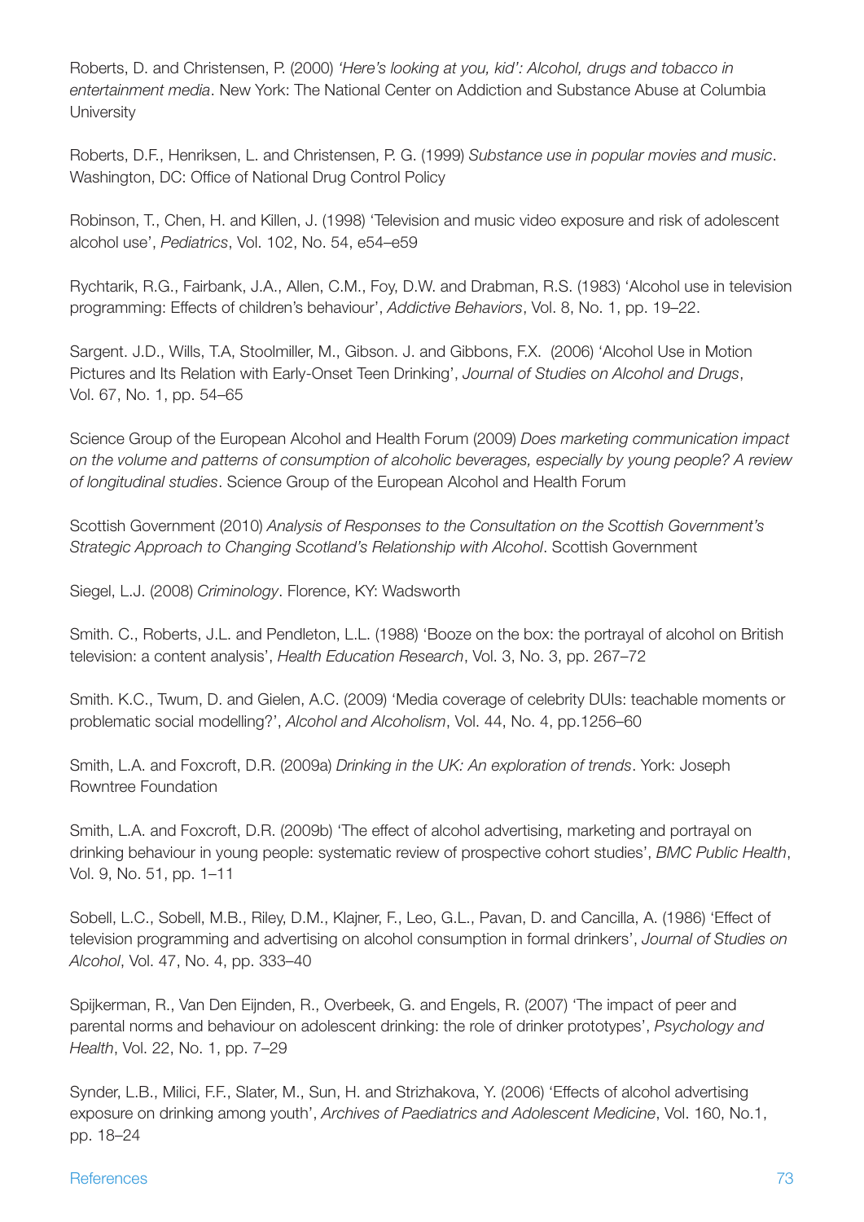Roberts, D. and Christensen, P. (2000) *'Here's looking at you, kid': Alcohol, drugs and tobacco in entertainment media*. New York: The National Center on Addiction and Substance Abuse at Columbia University

Roberts, D.F., Henriksen, L. and Christensen, P. G. (1999) *Substance use in popular movies and music*. Washington, DC: Office of National Drug Control Policy

Robinson, T., Chen, H. and Killen, J. (1998) 'Television and music video exposure and risk of adolescent alcohol use', *Pediatrics*, Vol. 102, No. 54, e54–e59

Rychtarik, R.G., Fairbank, J.A., Allen, C.M., Foy, D.W. and Drabman, R.S. (1983) 'Alcohol use in television programming: Effects of children's behaviour', *Addictive Behaviors*, Vol. 8, No. 1, pp. 19–22.

Sargent. J.D., Wills, T.A, Stoolmiller, M., Gibson. J. and Gibbons, F.X. (2006) 'Alcohol Use in Motion Pictures and Its Relation with Early-Onset Teen Drinking', *Journal of Studies on Alcohol and Drugs*, Vol. 67, No. 1, pp. 54–65

Science Group of the European Alcohol and Health Forum (2009) *Does marketing communication impact on the volume and patterns of consumption of alcoholic beverages, especially by young people? A review of longitudinal studies*. Science Group of the European Alcohol and Health Forum

Scottish Government (2010) *Analysis of Responses to the Consultation on the Scottish Government's Strategic Approach to Changing Scotland's Relationship with Alcohol*. Scottish Government

Siegel, L.J. (2008) *Criminology*. Florence, KY: Wadsworth

Smith. C., Roberts, J.L. and Pendleton, L.L. (1988) 'Booze on the box: the portrayal of alcohol on British television: a content analysis', *Health Education Research*, Vol. 3, No. 3, pp. 267–72

Smith. K.C., Twum, D. and Gielen, A.C. (2009) 'Media coverage of celebrity DUIs: teachable moments or problematic social modelling?', *Alcohol and Alcoholism*, Vol. 44, No. 4, pp.1256–60

Smith, L.A. and Foxcroft, D.R. (2009a) *Drinking in the UK: An exploration of trends*. York: Joseph Rowntree Foundation

Smith, L.A. and Foxcroft, D.R. (2009b) 'The effect of alcohol advertising, marketing and portrayal on drinking behaviour in young people: systematic review of prospective cohort studies', *BMC Public Health*, Vol. 9, No. 51, pp. 1–11

Sobell, L.C., Sobell, M.B., Riley, D.M., Klajner, F., Leo, G.L., Pavan, D. and Cancilla, A. (1986) 'Effect of television programming and advertising on alcohol consumption in formal drinkers', *Journal of Studies on Alcohol*, Vol. 47, No. 4, pp. 333–40

Spijkerman, R., Van Den Eijnden, R., Overbeek, G. and Engels, R. (2007) 'The impact of peer and parental norms and behaviour on adolescent drinking: the role of drinker prototypes', *Psychology and Health*, Vol. 22, No. 1, pp. 7–29

Synder, L.B., Milici, F.F., Slater, M., Sun, H. and Strizhakova, Y. (2006) 'Effects of alcohol advertising exposure on drinking among youth', *Archives of Paediatrics and Adolescent Medicine*, Vol. 160, No.1, pp. 18–24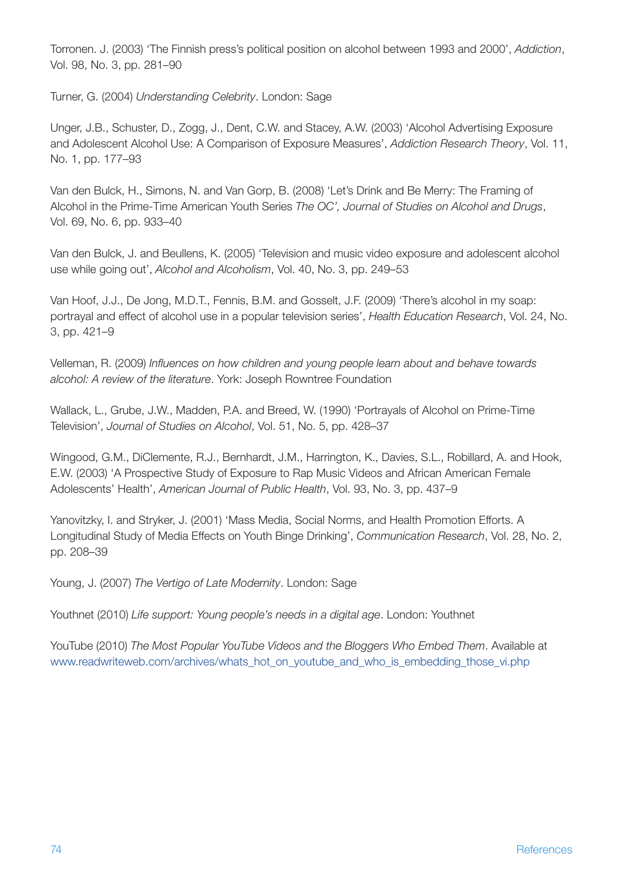Torronen. J. (2003) 'The Finnish press's political position on alcohol between 1993 and 2000', *Addiction*, Vol. 98, No. 3, pp. 281–90

Turner, G. (2004) *Understanding Celebrity*. London: Sage

Unger, J.B., Schuster, D., Zogg, J., Dent, C.W. and Stacey, A.W. (2003) 'Alcohol Advertising Exposure and Adolescent Alcohol Use: A Comparison of Exposure Measures', *Addiction Research Theory*, Vol. 11, No. 1, pp. 177–93

Van den Bulck, H., Simons, N. and Van Gorp, B. (2008) 'Let's Drink and Be Merry: The Framing of Alcohol in the Prime-Time American Youth Series *The OC', Journal of Studies on Alcohol and Drugs*, Vol. 69, No. 6, pp. 933–40

Van den Bulck, J. and Beullens, K. (2005) 'Television and music video exposure and adolescent alcohol use while going out', *Alcohol and Alcoholism*, Vol. 40, No. 3, pp. 249–53

Van Hoof, J.J., De Jong, M.D.T., Fennis, B.M. and Gosselt, J.F. (2009) 'There's alcohol in my soap: portrayal and effect of alcohol use in a popular television series', *Health Education Research*, Vol. 24, No. 3, pp. 421–9

Velleman, R. (2009) *Influences on how children and young people learn about and behave towards alcohol: A review of the literature*. York: Joseph Rowntree Foundation

Wallack, L., Grube, J.W., Madden, P.A. and Breed, W. (1990) 'Portrayals of Alcohol on Prime-Time Television', *Journal of Studies on Alcohol*, Vol. 51, No. 5, pp. 428–37

Wingood, G.M., DiClemente, R.J., Bernhardt, J.M., Harrington, K., Davies, S.L., Robillard, A. and Hook, E.W. (2003) 'A Prospective Study of Exposure to Rap Music Videos and African American Female Adolescents' Health', *American Journal of Public Health*, Vol. 93, No. 3, pp. 437–9

Yanovitzky, I. and Stryker, J. (2001) 'Mass Media, Social Norms, and Health Promotion Efforts. A Longitudinal Study of Media Effects on Youth Binge Drinking', *Communication Research*, Vol. 28, No. 2, pp. 208–39

Young, J. (2007) *The Vertigo of Late Modernity*. London: Sage

Youthnet (2010) *Life support: Young people's needs in a digital age*. London: Youthnet

YouTube (2010) *The Most Popular YouTube Videos and the Bloggers Who Embed Them*. Available at www.readwriteweb.com/archives/whats_hot_on_youtube_and_who_is_embedding_those_vi.php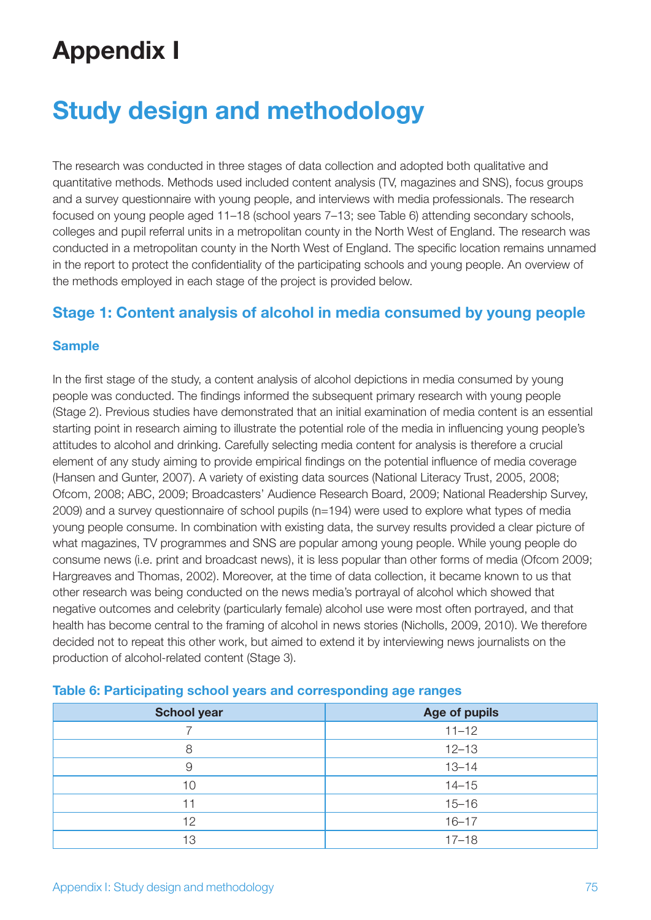# Appendix I

# Study design and methodology

The research was conducted in three stages of data collection and adopted both qualitative and quantitative methods. Methods used included content analysis (TV, magazines and SNS), focus groups and a survey questionnaire with young people, and interviews with media professionals. The research focused on young people aged 11–18 (school years 7–13; see Table 6) attending secondary schools, colleges and pupil referral units in a metropolitan county in the North West of England. The research was conducted in a metropolitan county in the North West of England. The specific location remains unnamed in the report to protect the confidentiality of the participating schools and young people. An overview of the methods employed in each stage of the project is provided below.

## Stage 1: Content analysis of alcohol in media consumed by young people

### Sample

In the first stage of the study, a content analysis of alcohol depictions in media consumed by young people was conducted. The findings informed the subsequent primary research with young people (Stage 2). Previous studies have demonstrated that an initial examination of media content is an essential starting point in research aiming to illustrate the potential role of the media in influencing young people's attitudes to alcohol and drinking. Carefully selecting media content for analysis is therefore a crucial element of any study aiming to provide empirical findings on the potential influence of media coverage (Hansen and Gunter, 2007). A variety of existing data sources (National Literacy Trust, 2005, 2008; Ofcom, 2008; ABC, 2009; Broadcasters' Audience Research Board, 2009; National Readership Survey, 2009) and a survey questionnaire of school pupils (n=194) were used to explore what types of media young people consume. In combination with existing data, the survey results provided a clear picture of what magazines, TV programmes and SNS are popular among young people. While young people do consume news (i.e. print and broadcast news), it is less popular than other forms of media (Ofcom 2009; Hargreaves and Thomas, 2002). Moreover, at the time of data collection, it became known to us that other research was being conducted on the news media's portrayal of alcohol which showed that negative outcomes and celebrity (particularly female) alcohol use were most often portrayed, and that health has become central to the framing of alcohol in news stories (Nicholls, 2009, 2010). We therefore decided not to repeat this other work, but aimed to extend it by interviewing news journalists on the production of alcohol-related content (Stage 3).

**Table 6: Participating school years and corresponding age ranges**

| School year | Age of pupils |
|---|---|
| 7 | 11–12 |
| 8 | 12–13 |
| 9 | 13–14 |
| 10 | 14–15 |
| 11 | 15–16 |
| 12 | 16–17 |
| 13 | 17–18 |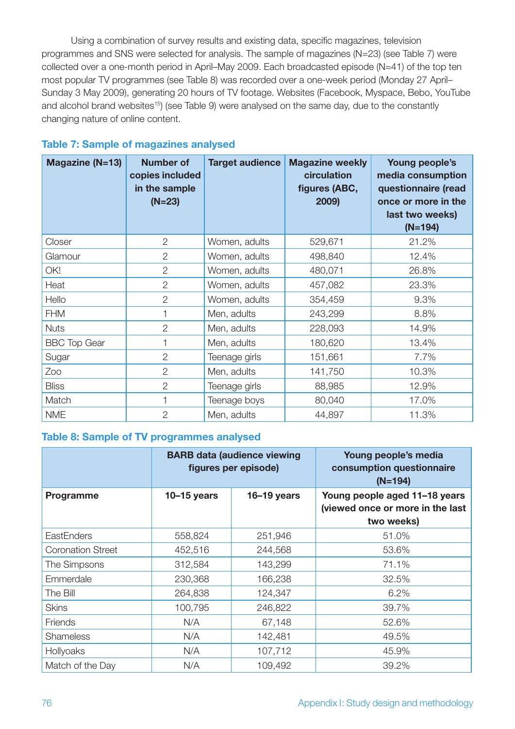Using a combination of survey results and existing data, specific magazines, television programmes and SNS were selected for analysis. The sample of magazines (N=23) (see Table 7) were collected over a one-month period in April–May 2009. Each broadcasted episode (N=41) of the top ten most popular TV programmes (see Table 8) was recorded over a one-week period (Monday 27 April–Sunday 3 May 2009), generating 20 hours of TV footage. Websites (Facebook, Myspace, Bebo, YouTube and alcohol brand websites[15]) (see Table 9) were analysed on the same day, due to the constantly changing nature of online content.

### Table 7: Sample of magazines analysed

| Magazine (N=13) | Number of copies included in the sample (N=23) | Target audience | Magazine weekly circulation figures (ABC, 2009) | Young people's media consumption questionnaire (read once or more in the last two weeks) (N=194) |
|---|---|---|---|---|
| Closer | 2 | Women, adults | 529,671 | 21.2% |
| Glamour | 2 | Women, adults | 498,840 | 12.4% |
| OK! | 2 | Women, adults | 480,071 | 26.8% |
| Heat | 2 | Women, adults | 457,082 | 23.3% |
| Hello | 2 | Women, adults | 354,459 | 9.3% |
| FHM | 1 | Men, adults | 243,299 | 8.8% |
| Nuts | 2 | Men, adults | 228,093 | 14.9% |
| BBC Top Gear | 1 | Men, adults | 180,620 | 13.4% |
| Sugar | 2 | Teenage girls | 151,661 | 7.7% |
| Zoo | 2 | Men, adults | 141,750 | 10.3% |
| Bliss | 2 | Teenage girls | 88,985 | 12.9% |
| Match | 1 | Teenage boys | 80,040 | 17.0% |
| NME | 2 | Men, adults | 44,897 | 11.3% |

### Table 8: Sample of TV programmes analysed

| | BARB data (audience viewing figures per episode) | | Young people's media consumption questionnaire (N=194) |
|---|---|---|---|
| **Programme** | **10–15 years** | **16–19 years** | **Young people aged 11–18 years (viewed once or more in the last two weeks)** |
| EastEnders | 558,824 | 251,946 | 51.0% |
| Coronation Street | 452,516 | 244,568 | 53.6% |
| The Simpsons | 312,584 | 143,299 | 71.1% |
| Emmerdale | 230,368 | 166,238 | 32.5% |
| The Bill | 264,838 | 124,347 | 6.2% |
| Skins | 100,795 | 246,822 | 39.7% |
| Friends | N/A | 67,148 | 52.6% |
| Shameless | N/A | 142,481 | 49.5% |
| Hollyoaks | N/A | 107,712 | 45.9% |
| Match of the Day | N/A | 109,492 | 39.2% |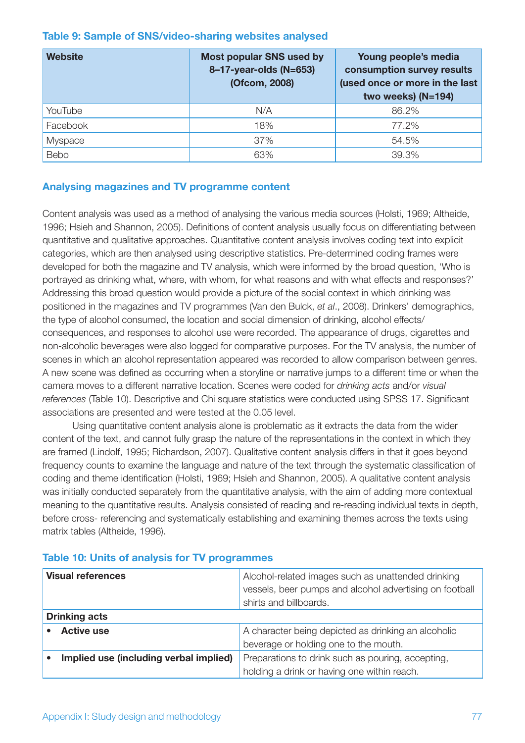**Table 9: Sample of SNS/video-sharing websites analysed**

| Website | Most popular SNS used by 8–17-year-olds (N=653) (Ofcom, 2008) | Young people's media consumption survey results (used once or more in the last two weeks) (N=194) |
|---|---|---|
| YouTube | N/A | 86.2% |
| Facebook | 18% | 77.2% |
| Myspace | 37% | 54.5% |
| Bebo | 63% | 39.3% |

## Analysing magazines and TV programme content

Content analysis was used as a method of analysing the various media sources (Holsti, 1969; Altheide, 1996; Hsieh and Shannon, 2005). Definitions of content analysis usually focus on differentiating between quantitative and qualitative approaches. Quantitative content analysis involves coding text into explicit categories, which are then analysed using descriptive statistics. Pre-determined coding frames were developed for both the magazine and TV analysis, which were informed by the broad question, 'Who is portrayed as drinking what, where, with whom, for what reasons and with what effects and responses?' Addressing this broad question would provide a picture of the social context in which drinking was positioned in the magazines and TV programmes (Van den Bulck, *et al*., 2008). Drinkers' demographics, the type of alcohol consumed, the location and social dimension of drinking, alcohol effects/consequences, and responses to alcohol use were recorded. The appearance of drugs, cigarettes and non-alcoholic beverages were also logged for comparative purposes. For the TV analysis, the number of scenes in which an alcohol representation appeared was recorded to allow comparison between genres. A new scene was defined as occurring when a storyline or narrative jumps to a different time or when the camera moves to a different narrative location. Scenes were coded for *drinking acts* and/or *visual references* (Table 10). Descriptive and Chi square statistics were conducted using SPSS 17. Significant associations are presented and were tested at the 0.05 level.

Using quantitative content analysis alone is problematic as it extracts the data from the wider content of the text, and cannot fully grasp the nature of the representations in the context in which they are framed (Lindolf, 1995; Richardson, 2007). Qualitative content analysis differs in that it goes beyond frequency counts to examine the language and nature of the text through the systematic classification of coding and theme identification (Holsti, 1969; Hsieh and Shannon, 2005). A qualitative content analysis was initially conducted separately from the quantitative analysis, with the aim of adding more contextual meaning to the quantitative results. Analysis consisted of reading and re-reading individual texts in depth, before cross- referencing and systematically establishing and examining themes across the texts using matrix tables (Altheide, 1996).

**Table 10: Units of analysis for TV programmes**

| | |
|---|---|
| **Visual references** | Alcohol-related images such as unattended drinking vessels, beer pumps and alcohol advertising on football shirts and billboards. |
| **Drinking acts** | |
| • **Active use** | A character being depicted as drinking an alcoholic beverage or holding one to the mouth. |
| • **Implied use (including verbal implied)** | Preparations to drink such as pouring, accepting, holding a drink or having one within reach. |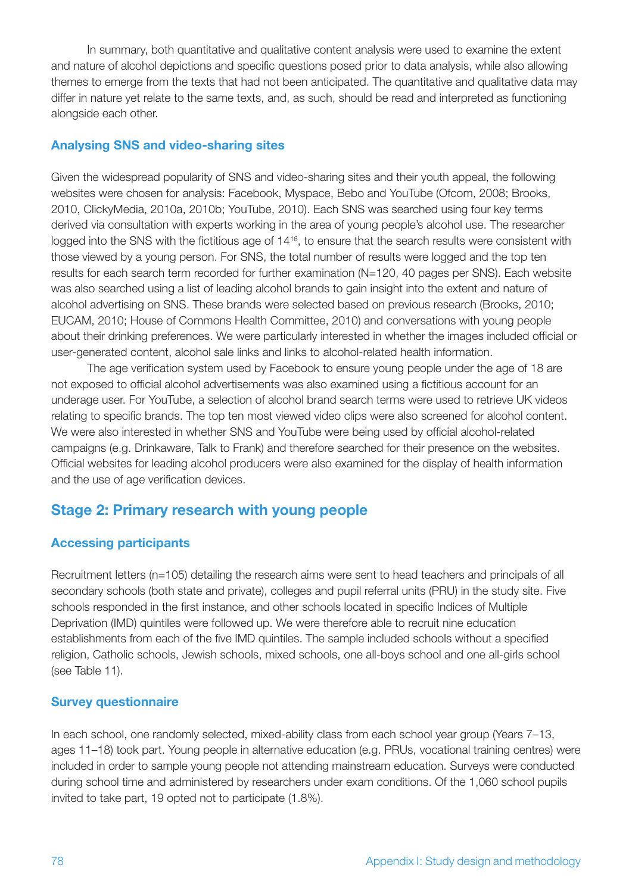In summary, both quantitative and qualitative content analysis were used to examine the extent and nature of alcohol depictions and specific questions posed prior to data analysis, while also allowing themes to emerge from the texts that had not been anticipated. The quantitative and qualitative data may differ in nature yet relate to the same texts, and, as such, should be read and interpreted as functioning alongside each other.

### Analysing SNS and video-sharing sites

Given the widespread popularity of SNS and video-sharing sites and their youth appeal, the following websites were chosen for analysis: Facebook, Myspace, Bebo and YouTube (Ofcom, 2008; Brooks, 2010, ClickyMedia, 2010a, 2010b; YouTube, 2010). Each SNS was searched using four key terms derived via consultation with experts working in the area of young people's alcohol use. The researcher logged into the SNS with the fictitious age of 14[16], to ensure that the search results were consistent with those viewed by a young person. For SNS, the total number of results were logged and the top ten results for each search term recorded for further examination (N=120, 40 pages per SNS). Each website was also searched using a list of leading alcohol brands to gain insight into the extent and nature of alcohol advertising on SNS. These brands were selected based on previous research (Brooks, 2010; EUCAM, 2010; House of Commons Health Committee, 2010) and conversations with young people about their drinking preferences. We were particularly interested in whether the images included official or user-generated content, alcohol sale links and links to alcohol-related health information.

The age verification system used by Facebook to ensure young people under the age of 18 are not exposed to official alcohol advertisements was also examined using a fictitious account for an underage user. For YouTube, a selection of alcohol brand search terms were used to retrieve UK videos relating to specific brands. The top ten most viewed video clips were also screened for alcohol content. We were also interested in whether SNS and YouTube were being used by official alcohol-related campaigns (e.g. Drinkaware, Talk to Frank) and therefore searched for their presence on the websites. Official websites for leading alcohol producers were also examined for the display of health information and the use of age verification devices.

## Stage 2: Primary research with young people

### Accessing participants

Recruitment letters (n=105) detailing the research aims were sent to head teachers and principals of all secondary schools (both state and private), colleges and pupil referral units (PRU) in the study site. Five schools responded in the first instance, and other schools located in specific Indices of Multiple Deprivation (IMD) quintiles were followed up. We were therefore able to recruit nine education establishments from each of the five IMD quintiles. The sample included schools without a specified religion, Catholic schools, Jewish schools, mixed schools, one all-boys school and one all-girls school (see Table 11).

### Survey questionnaire

In each school, one randomly selected, mixed-ability class from each school year group (Years 7–13, ages 11–18) took part. Young people in alternative education (e.g. PRUs, vocational training centres) were included in order to sample young people not attending mainstream education. Surveys were conducted during school time and administered by researchers under exam conditions. Of the 1,060 school pupils invited to take part, 19 opted not to participate (1.8%).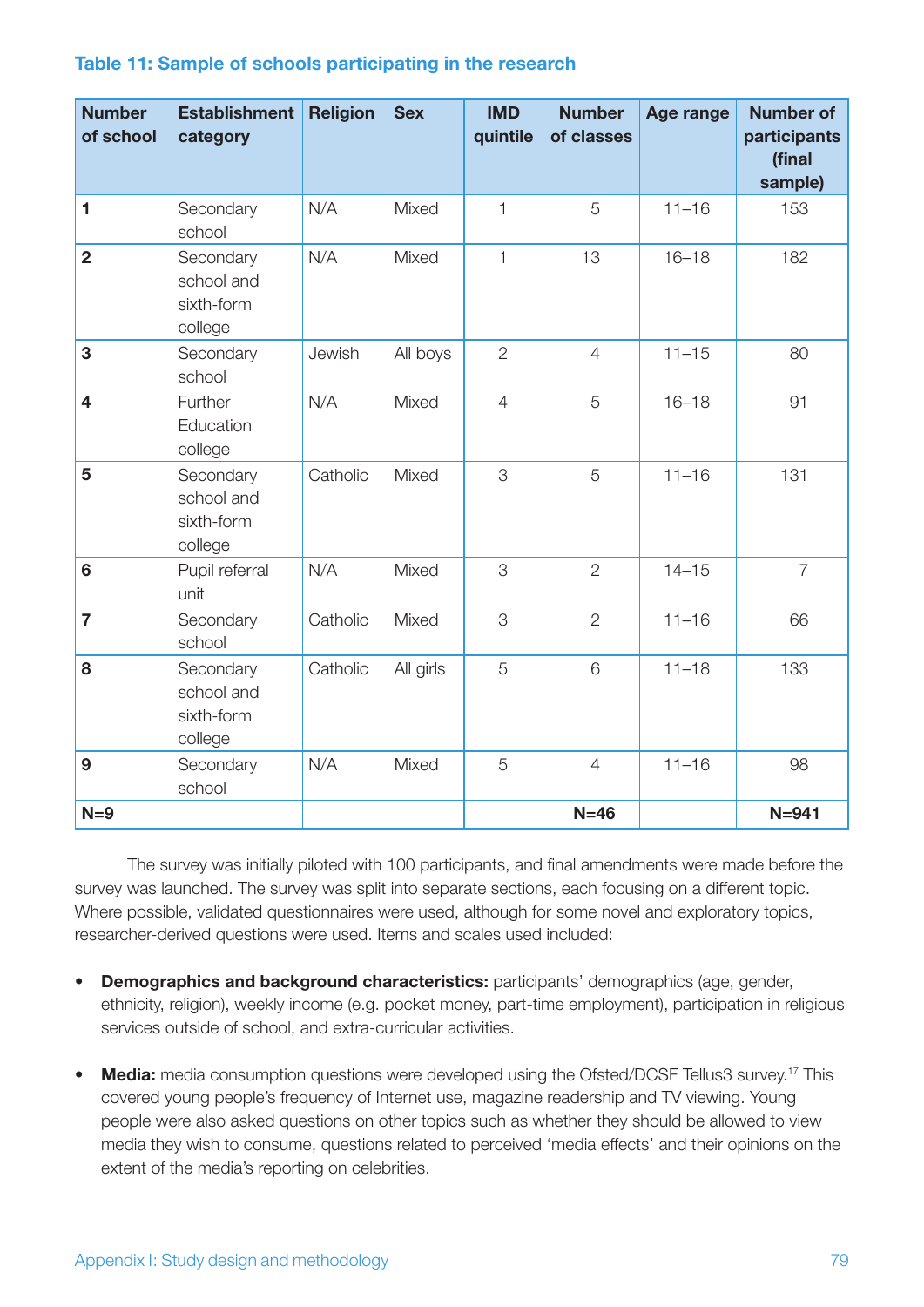### Table 11: Sample of schools participating in the research

| Number of school | Establishment category | Religion | Sex | IMD quintile | Number of classes | Age range | Number of participants (final sample) |
|---|---|---|---|---|---|---|---|
| **1** | Secondary school | N/A | Mixed | 1 | 5 | 11–16 | 153 |
| **2** | Secondary school and sixth-form college | N/A | Mixed | 1 | 13 | 16–18 | 182 |
| **3** | Secondary school | Jewish | All boys | 2 | 4 | 11–15 | 80 |
| **4** | Further Education college | N/A | Mixed | 4 | 5 | 16–18 | 91 |
| **5** | Secondary school and sixth-form college | Catholic | Mixed | 3 | 5 | 11–16 | 131 |
| **6** | Pupil referral unit | N/A | Mixed | 3 | 2 | 14–15 | 7 |
| **7** | Secondary school | Catholic | Mixed | 3 | 2 | 11–16 | 66 |
| **8** | Secondary school and sixth-form college | Catholic | All girls | 5 | 6 | 11–18 | 133 |
| **9** | Secondary school | N/A | Mixed | 5 | 4 | 11–16 | 98 |
| **N=9** | | | | | **N=46** | | **N=941** |

The survey was initially piloted with 100 participants, and final amendments were made before the survey was launched. The survey was split into separate sections, each focusing on a different topic. Where possible, validated questionnaires were used, although for some novel and exploratory topics, researcher-derived questions were used. Items and scales used included:

- **Demographics and background characteristics:** participants' demographics (age, gender, ethnicity, religion), weekly income (e.g. pocket money, part-time employment), participation in religious services outside of school, and extra-curricular activities.

- **Media:** media consumption questions were developed using the Ofsted/DCSF Tellus3 survey.[17] This covered young people's frequency of Internet use, magazine readership and TV viewing. Young people were also asked questions on other topics such as whether they should be allowed to view media they wish to consume, questions related to perceived 'media effects' and their opinions on the extent of the media's reporting on celebrities.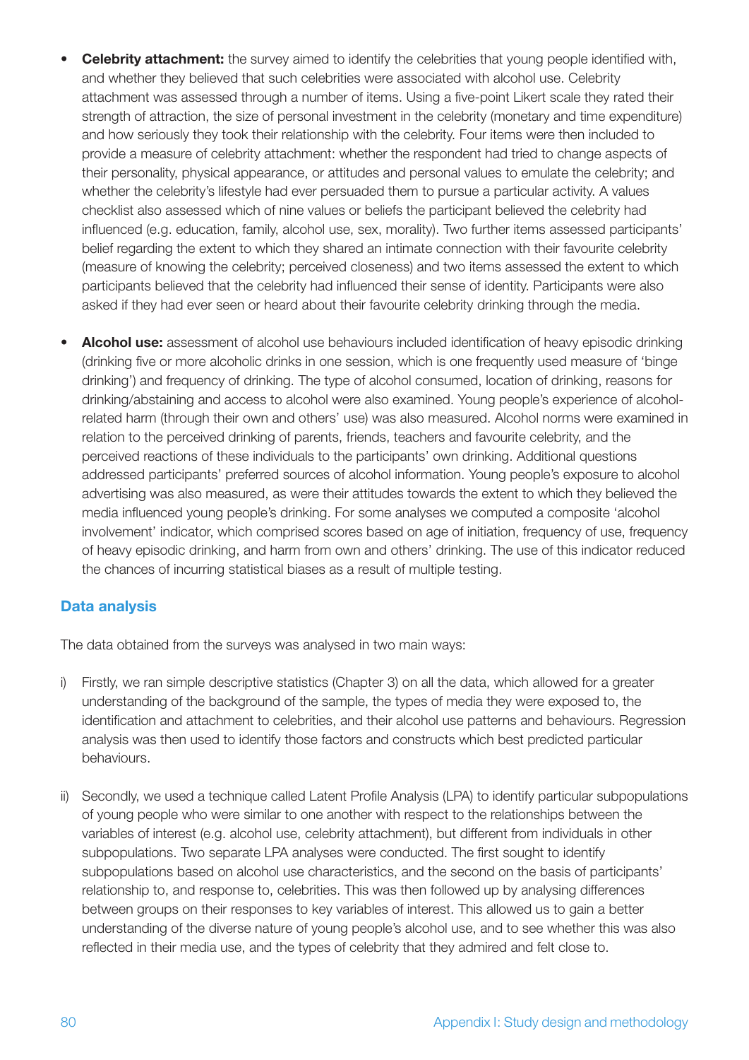- **Celebrity attachment:** the survey aimed to identify the celebrities that young people identified with, and whether they believed that such celebrities were associated with alcohol use. Celebrity attachment was assessed through a number of items. Using a five-point Likert scale they rated their strength of attraction, the size of personal investment in the celebrity (monetary and time expenditure) and how seriously they took their relationship with the celebrity. Four items were then included to provide a measure of celebrity attachment: whether the respondent had tried to change aspects of their personality, physical appearance, or attitudes and personal values to emulate the celebrity; and whether the celebrity's lifestyle had ever persuaded them to pursue a particular activity. A values checklist also assessed which of nine values or beliefs the participant believed the celebrity had influenced (e.g. education, family, alcohol use, sex, morality). Two further items assessed participants' belief regarding the extent to which they shared an intimate connection with their favourite celebrity (measure of knowing the celebrity; perceived closeness) and two items assessed the extent to which participants believed that the celebrity had influenced their sense of identity. Participants were also asked if they had ever seen or heard about their favourite celebrity drinking through the media.

- **Alcohol use:** assessment of alcohol use behaviours included identification of heavy episodic drinking (drinking five or more alcoholic drinks in one session, which is one frequently used measure of 'binge drinking') and frequency of drinking. The type of alcohol consumed, location of drinking, reasons for drinking/abstaining and access to alcohol were also examined. Young people's experience of alcohol-related harm (through their own and others' use) was also measured. Alcohol norms were examined in relation to the perceived drinking of parents, friends, teachers and favourite celebrity, and the perceived reactions of these individuals to the participants' own drinking. Additional questions addressed participants' preferred sources of alcohol information. Young people's exposure to alcohol advertising was also measured, as were their attitudes towards the extent to which they believed the media influenced young people's drinking. For some analyses we computed a composite 'alcohol involvement' indicator, which comprised scores based on age of initiation, frequency of use, frequency of heavy episodic drinking, and harm from own and others' drinking. The use of this indicator reduced the chances of incurring statistical biases as a result of multiple testing.

## Data analysis

The data obtained from the surveys was analysed in two main ways:

i) Firstly, we ran simple descriptive statistics (Chapter 3) on all the data, which allowed for a greater understanding of the background of the sample, the types of media they were exposed to, the identification and attachment to celebrities, and their alcohol use patterns and behaviours. Regression analysis was then used to identify those factors and constructs which best predicted particular behaviours.

ii) Secondly, we used a technique called Latent Profile Analysis (LPA) to identify particular subpopulations of young people who were similar to one another with respect to the relationships between the variables of interest (e.g. alcohol use, celebrity attachment), but different from individuals in other subpopulations. Two separate LPA analyses were conducted. The first sought to identify subpopulations based on alcohol use characteristics, and the second on the basis of participants' relationship to, and response to, celebrities. This was then followed up by analysing differences between groups on their responses to key variables of interest. This allowed us to gain a better understanding of the diverse nature of young people's alcohol use, and to see whether this was also reflected in their media use, and the types of celebrity that they admired and felt close to.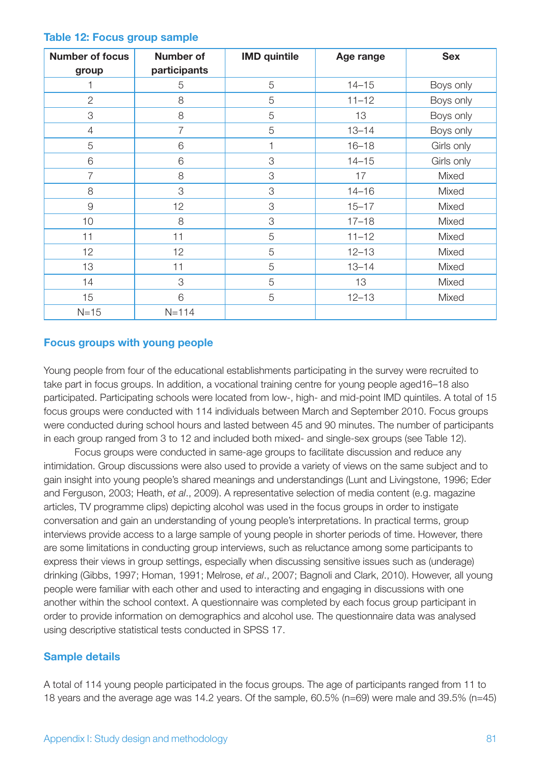**Table 12: Focus group sample**

| Number of focus group | Number of participants | IMD quintile | Age range | Sex |
|---|---|---|---|---|
| 1 | 5 | 5 | 14–15 | Boys only |
| 2 | 8 | 5 | 11–12 | Boys only |
| 3 | 8 | 5 | 13 | Boys only |
| 4 | 7 | 5 | 13–14 | Boys only |
| 5 | 6 | 1 | 16–18 | Girls only |
| 6 | 6 | 3 | 14–15 | Girls only |
| 7 | 8 | 3 | 17 | Mixed |
| 8 | 3 | 3 | 14–16 | Mixed |
| 9 | 12 | 3 | 15–17 | Mixed |
| 10 | 8 | 3 | 17–18 | Mixed |
| 11 | 11 | 5 | 11–12 | Mixed |
| 12 | 12 | 5 | 12–13 | Mixed |
| 13 | 11 | 5 | 13–14 | Mixed |
| 14 | 3 | 5 | 13 | Mixed |
| 15 | 6 | 5 | 12–13 | Mixed |
| N=15 | N=114 | | | |

## Focus groups with young people

Young people from four of the educational establishments participating in the survey were recruited to take part in focus groups. In addition, a vocational training centre for young people aged16–18 also participated. Participating schools were located from low-, high- and mid-point IMD quintiles. A total of 15 focus groups were conducted with 114 individuals between March and September 2010. Focus groups were conducted during school hours and lasted between 45 and 90 minutes. The number of participants in each group ranged from 3 to 12 and included both mixed- and single-sex groups (see Table 12).

Focus groups were conducted in same-age groups to facilitate discussion and reduce any intimidation. Group discussions were also used to provide a variety of views on the same subject and to gain insight into young people's shared meanings and understandings (Lunt and Livingstone, 1996; Eder and Ferguson, 2003; Heath, *et al*., 2009). A representative selection of media content (e.g. magazine articles, TV programme clips) depicting alcohol was used in the focus groups in order to instigate conversation and gain an understanding of young people's interpretations. In practical terms, group interviews provide access to a large sample of young people in shorter periods of time. However, there are some limitations in conducting group interviews, such as reluctance among some participants to express their views in group settings, especially when discussing sensitive issues such as (underage) drinking (Gibbs, 1997; Homan, 1991; Melrose, *et al*., 2007; Bagnoli and Clark, 2010). However, all young people were familiar with each other and used to interacting and engaging in discussions with one another within the school context. A questionnaire was completed by each focus group participant in order to provide information on demographics and alcohol use. The questionnaire data was analysed using descriptive statistical tests conducted in SPSS 17.

## Sample details

A total of 114 young people participated in the focus groups. The age of participants ranged from 11 to 18 years and the average age was 14.2 years. Of the sample, 60.5% (n=69) were male and 39.5% (n=45)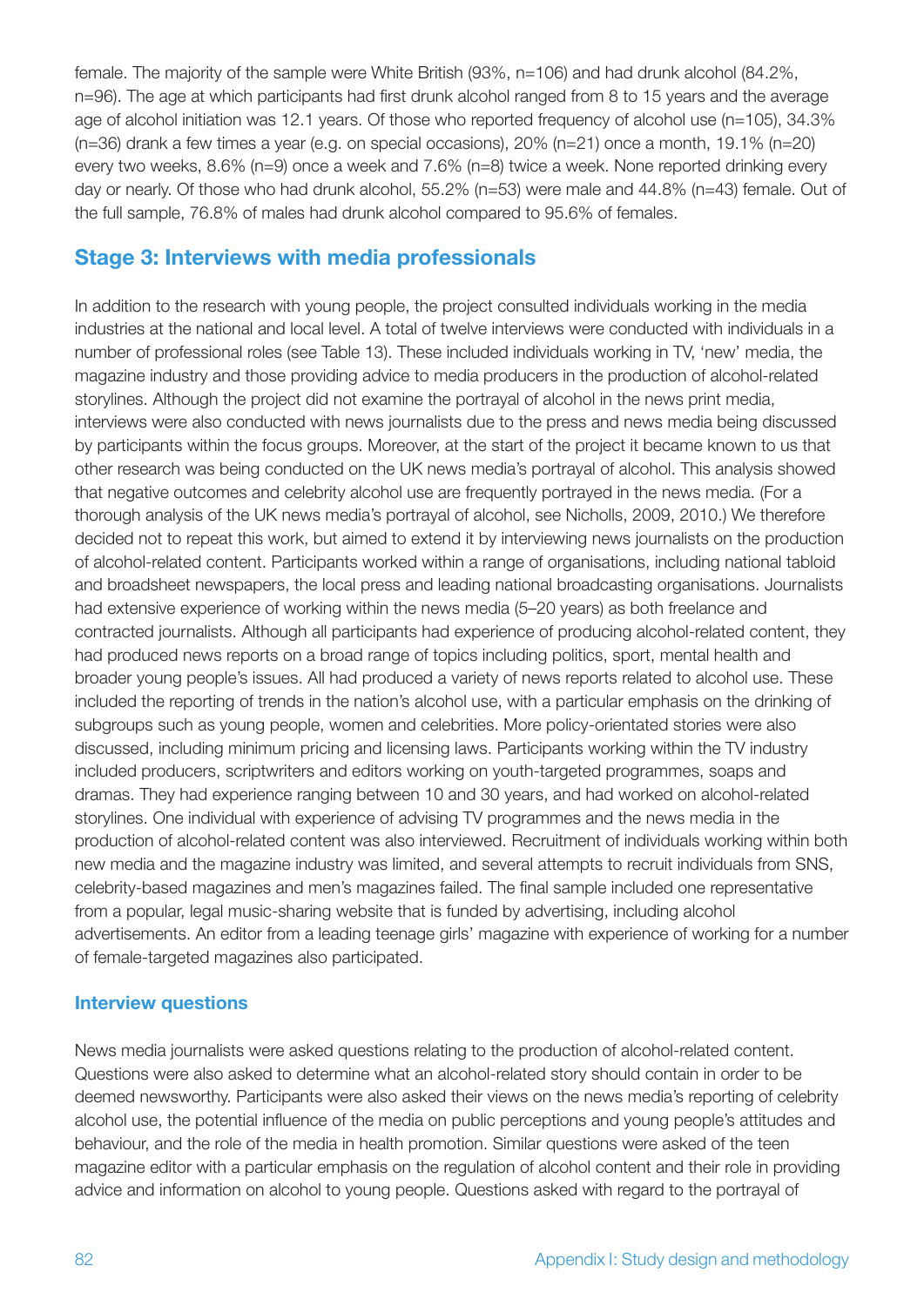female. The majority of the sample were White British (93%, n=106) and had drunk alcohol (84.2%, n=96). The age at which participants had first drunk alcohol ranged from 8 to 15 years and the average age of alcohol initiation was 12.1 years. Of those who reported frequency of alcohol use (n=105), 34.3% (n=36) drank a few times a year (e.g. on special occasions), 20% (n=21) once a month, 19.1% (n=20) every two weeks, 8.6% (n=9) once a week and 7.6% (n=8) twice a week. None reported drinking every day or nearly. Of those who had drunk alcohol, 55.2% (n=53) were male and 44.8% (n=43) female. Out of the full sample, 76.8% of males had drunk alcohol compared to 95.6% of females.

## Stage 3: Interviews with media professionals

In addition to the research with young people, the project consulted individuals working in the media industries at the national and local level. A total of twelve interviews were conducted with individuals in a number of professional roles (see Table 13). These included individuals working in TV, 'new' media, the magazine industry and those providing advice to media producers in the production of alcohol-related storylines. Although the project did not examine the portrayal of alcohol in the news print media, interviews were also conducted with news journalists due to the press and news media being discussed by participants within the focus groups. Moreover, at the start of the project it became known to us that other research was being conducted on the UK news media's portrayal of alcohol. This analysis showed that negative outcomes and celebrity alcohol use are frequently portrayed in the news media. (For a thorough analysis of the UK news media's portrayal of alcohol, see Nicholls, 2009, 2010.) We therefore decided not to repeat this work, but aimed to extend it by interviewing news journalists on the production of alcohol-related content. Participants worked within a range of organisations, including national tabloid and broadsheet newspapers, the local press and leading national broadcasting organisations. Journalists had extensive experience of working within the news media (5–20 years) as both freelance and contracted journalists. Although all participants had experience of producing alcohol-related content, they had produced news reports on a broad range of topics including politics, sport, mental health and broader young people's issues. All had produced a variety of news reports related to alcohol use. These included the reporting of trends in the nation's alcohol use, with a particular emphasis on the drinking of subgroups such as young people, women and celebrities. More policy-orientated stories were also discussed, including minimum pricing and licensing laws. Participants working within the TV industry included producers, scriptwriters and editors working on youth-targeted programmes, soaps and dramas. They had experience ranging between 10 and 30 years, and had worked on alcohol-related storylines. One individual with experience of advising TV programmes and the news media in the production of alcohol-related content was also interviewed. Recruitment of individuals working within both new media and the magazine industry was limited, and several attempts to recruit individuals from SNS, celebrity-based magazines and men's magazines failed. The final sample included one representative from a popular, legal music-sharing website that is funded by advertising, including alcohol advertisements. An editor from a leading teenage girls' magazine with experience of working for a number of female-targeted magazines also participated.

### Interview questions

News media journalists were asked questions relating to the production of alcohol-related content. Questions were also asked to determine what an alcohol-related story should contain in order to be deemed newsworthy. Participants were also asked their views on the news media's reporting of celebrity alcohol use, the potential influence of the media on public perceptions and young people's attitudes and behaviour, and the role of the media in health promotion. Similar questions were asked of the teen magazine editor with a particular emphasis on the regulation of alcohol content and their role in providing advice and information on alcohol to young people. Questions asked with regard to the portrayal of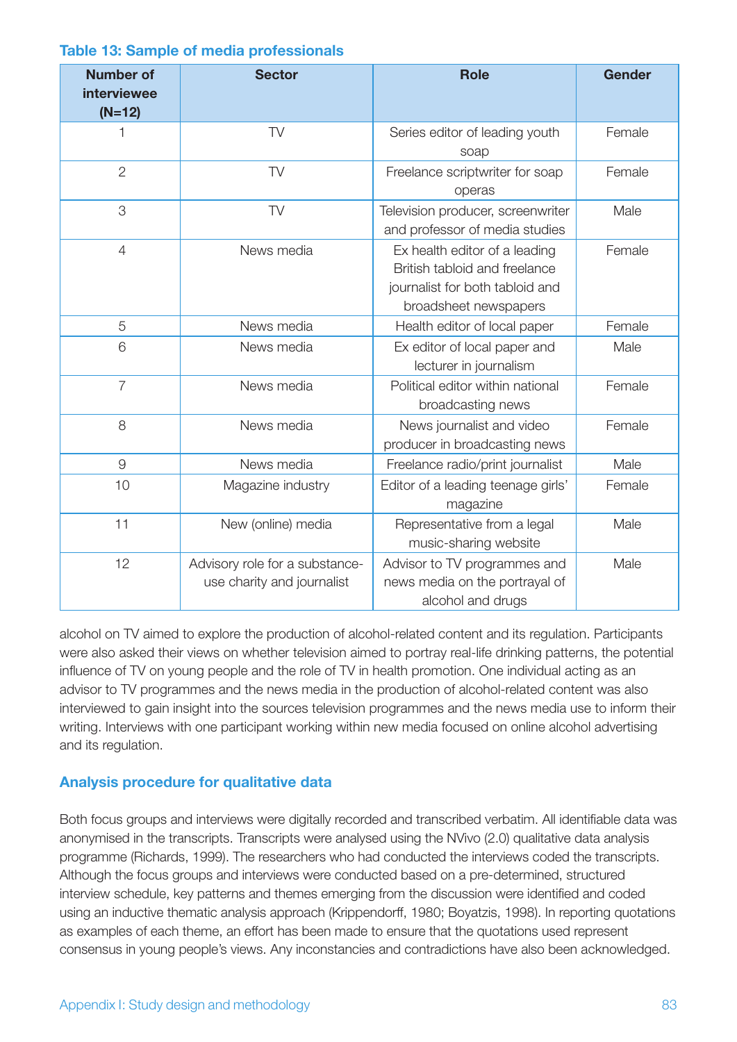**Table 13: Sample of media professionals**

| Number of interviewee (N=12) | Sector | Role | Gender |
|---|---|---|---|
| 1 | TV | Series editor of leading youth soap | Female |
| 2 | TV | Freelance scriptwriter for soap operas | Female |
| 3 | TV | Television producer, screenwriter and professor of media studies | Male |
| 4 | News media | Ex health editor of a leading British tabloid and freelance journalist for both tabloid and broadsheet newspapers | Female |
| 5 | News media | Health editor of local paper | Female |
| 6 | News media | Ex editor of local paper and lecturer in journalism | Male |
| 7 | News media | Political editor within national broadcasting news | Female |
| 8 | News media | News journalist and video producer in broadcasting news | Female |
| 9 | News media | Freelance radio/print journalist | Male |
| 10 | Magazine industry | Editor of a leading teenage girls' magazine | Female |
| 11 | New (online) media | Representative from a legal music-sharing website | Male |
| 12 | Advisory role for a substance-use charity and journalist | Advisor to TV programmes and news media on the portrayal of alcohol and drugs | Male |

alcohol on TV aimed to explore the production of alcohol-related content and its regulation. Participants were also asked their views on whether television aimed to portray real-life drinking patterns, the potential influence of TV on young people and the role of TV in health promotion. One individual acting as an advisor to TV programmes and the news media in the production of alcohol-related content was also interviewed to gain insight into the sources television programmes and the news media use to inform their writing. Interviews with one participant working within new media focused on online alcohol advertising and its regulation.

## Analysis procedure for qualitative data

Both focus groups and interviews were digitally recorded and transcribed verbatim. All identifiable data was anonymised in the transcripts. Transcripts were analysed using the NVivo (2.0) qualitative data analysis programme (Richards, 1999). The researchers who had conducted the interviews coded the transcripts. Although the focus groups and interviews were conducted based on a pre-determined, structured interview schedule, key patterns and themes emerging from the discussion were identified and coded using an inductive thematic analysis approach (Krippendorff, 1980; Boyatzis, 1998). In reporting quotations as examples of each theme, an effort has been made to ensure that the quotations used represent consensus in young people's views. Any inconstancies and contradictions have also been acknowledged.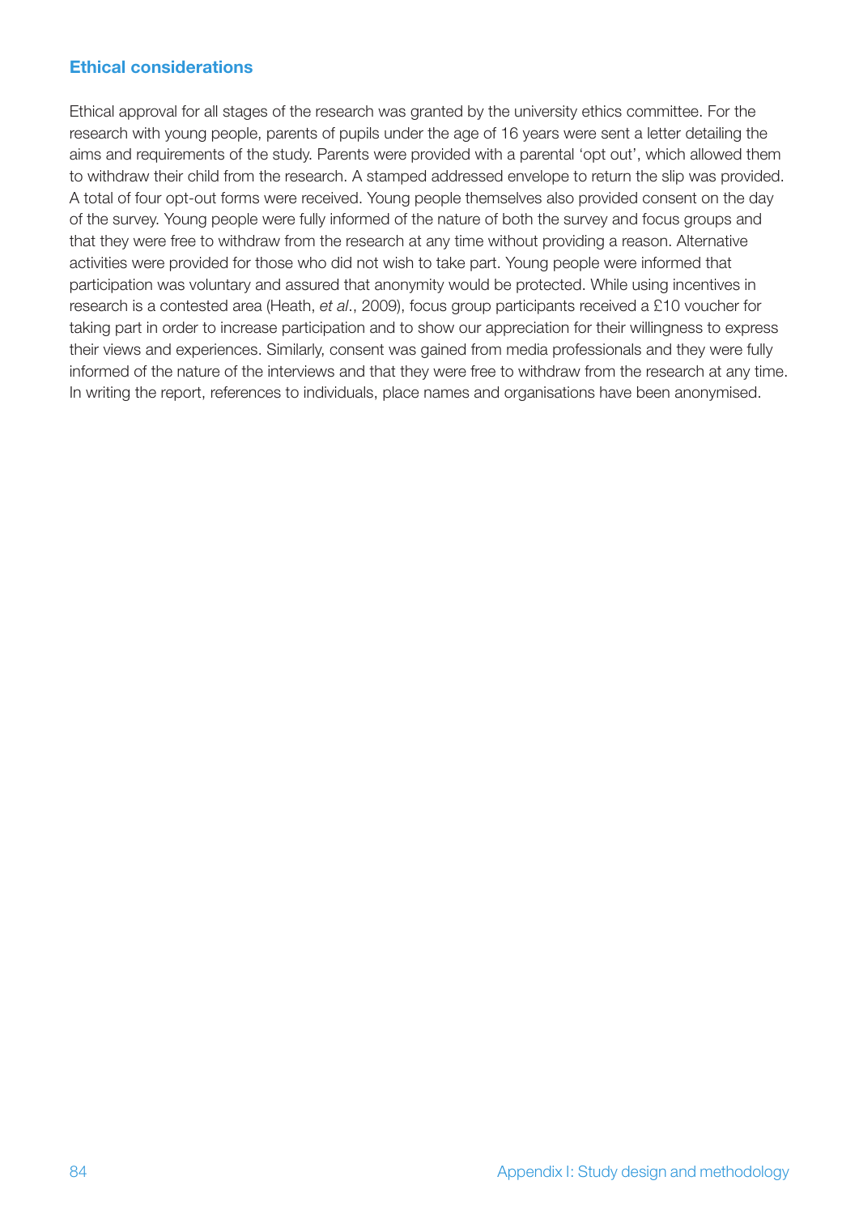## Ethical considerations

Ethical approval for all stages of the research was granted by the university ethics committee. For the research with young people, parents of pupils under the age of 16 years were sent a letter detailing the aims and requirements of the study. Parents were provided with a parental 'opt out', which allowed them to withdraw their child from the research. A stamped addressed envelope to return the slip was provided. A total of four opt-out forms were received. Young people themselves also provided consent on the day of the survey. Young people were fully informed of the nature of both the survey and focus groups and that they were free to withdraw from the research at any time without providing a reason. Alternative activities were provided for those who did not wish to take part. Young people were informed that participation was voluntary and assured that anonymity would be protected. While using incentives in research is a contested area (Heath, *et al*., 2009), focus group participants received a £10 voucher for taking part in order to increase participation and to show our appreciation for their willingness to express their views and experiences. Similarly, consent was gained from media professionals and they were fully informed of the nature of the interviews and that they were free to withdraw from the research at any time. In writing the report, references to individuals, place names and organisations have been anonymised.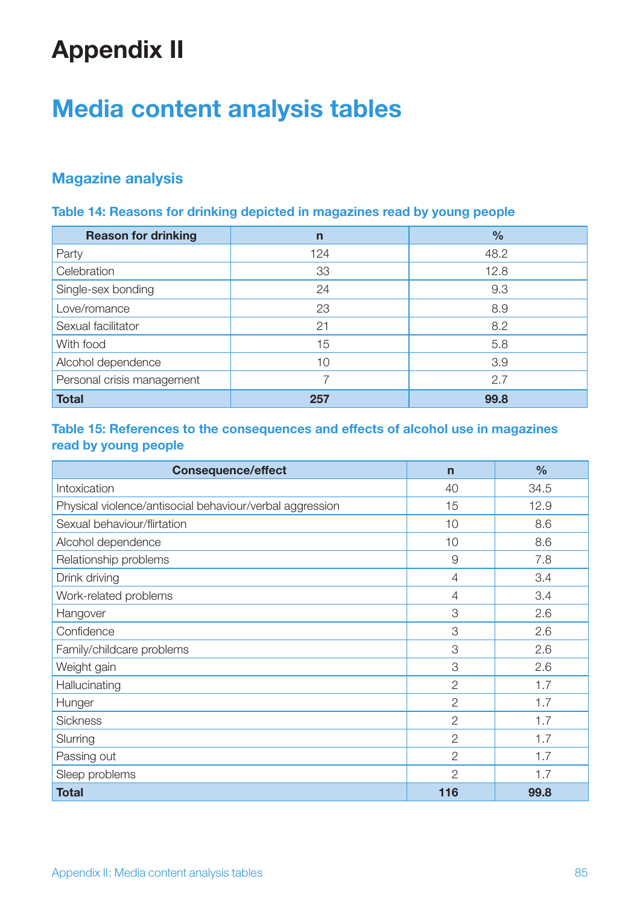# Appendix II

# Media content analysis tables

## Magazine analysis

### Table 14: Reasons for drinking depicted in magazines read by young people

| Reason for drinking | n | % |
|---|---|---|
| Party | 124 | 48.2 |
| Celebration | 33 | 12.8 |
| Single-sex bonding | 24 | 9.3 |
| Love/romance | 23 | 8.9 |
| Sexual facilitator | 21 | 8.2 |
| With food | 15 | 5.8 |
| Alcohol dependence | 10 | 3.9 |
| Personal crisis management | 7 | 2.7 |
| **Total** | **257** | **99.8** |

### Table 15: References to the consequences and effects of alcohol use in magazines read by young people

| Consequence/effect | n | % |
|---|---|---|
| Intoxication | 40 | 34.5 |
| Physical violence/antisocial behaviour/verbal aggression | 15 | 12.9 |
| Sexual behaviour/flirtation | 10 | 8.6 |
| Alcohol dependence | 10 | 8.6 |
| Relationship problems | 9 | 7.8 |
| Drink driving | 4 | 3.4 |
| Work-related problems | 4 | 3.4 |
| Hangover | 3 | 2.6 |
| Confidence | 3 | 2.6 |
| Family/childcare problems | 3 | 2.6 |
| Weight gain | 3 | 2.6 |
| Hallucinating | 2 | 1.7 |
| Hunger | 2 | 1.7 |
| Sickness | 2 | 1.7 |
| Slurring | 2 | 1.7 |
| Passing out | 2 | 1.7 |
| Sleep problems | 2 | 1.7 |
| **Total** | **116** | **99.8** |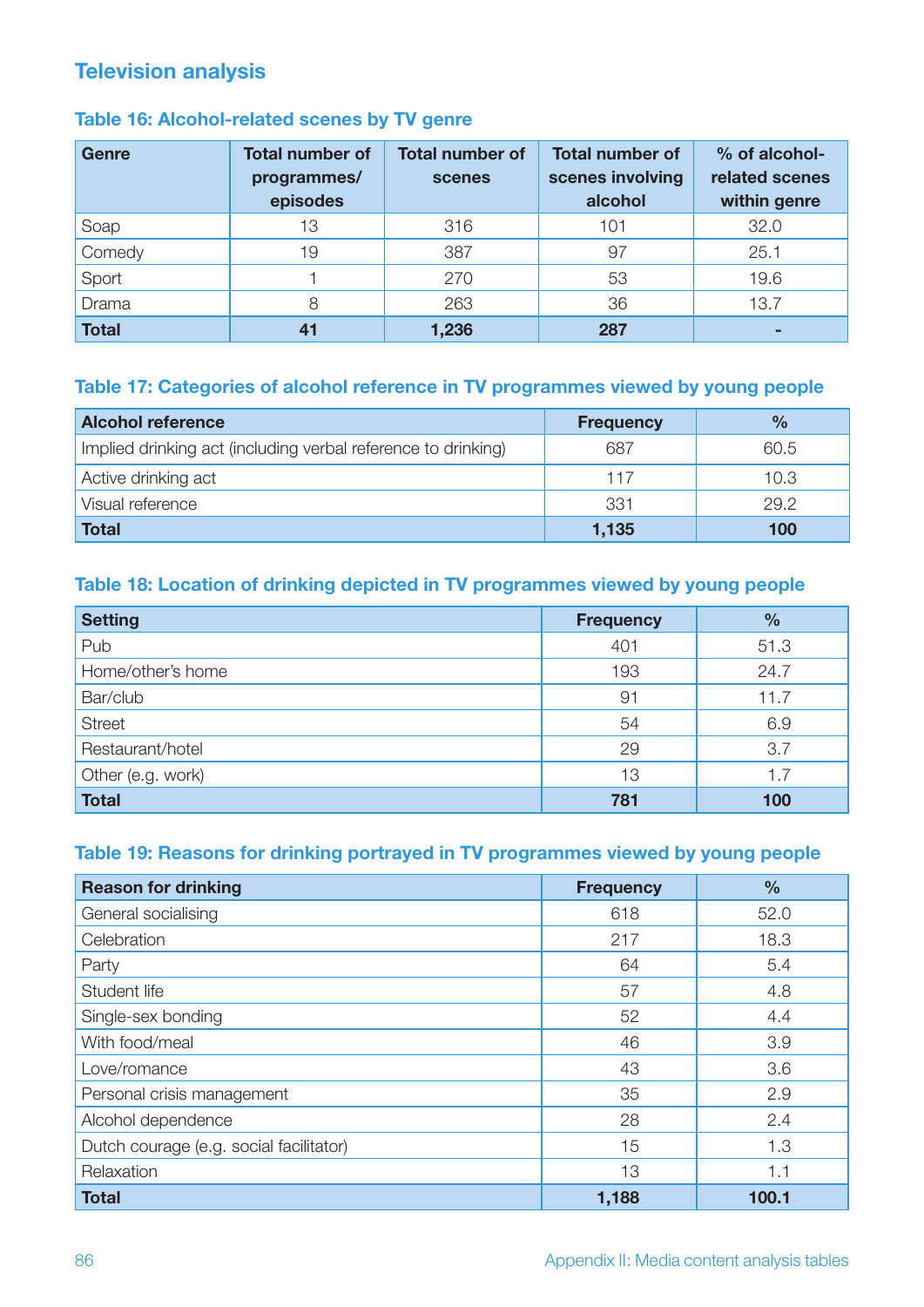## Television analysis

### Table 16: Alcohol-related scenes by TV genre

| Genre | Total number of programmes/ episodes | Total number of scenes | Total number of scenes involving alcohol | % of alcohol-related scenes within genre |
|---|---|---|---|---|
| Soap | 13 | 316 | 101 | 32.0 |
| Comedy | 19 | 387 | 97 | 25.1 |
| Sport | 1 | 270 | 53 | 19.6 |
| Drama | 8 | 263 | 36 | 13.7 |
| **Total** | **41** | **1,236** | **287** | **-** |

### Table 17: Categories of alcohol reference in TV programmes viewed by young people

| Alcohol reference | Frequency | % |
|---|---|---|
| Implied drinking act (including verbal reference to drinking) | 687 | 60.5 |
| Active drinking act | 117 | 10.3 |
| Visual reference | 331 | 29.2 |
| **Total** | **1,135** | **100** |

### Table 18: Location of drinking depicted in TV programmes viewed by young people

| Setting | Frequency | % |
|---|---|---|
| Pub | 401 | 51.3 |
| Home/other's home | 193 | 24.7 |
| Bar/club | 91 | 11.7 |
| Street | 54 | 6.9 |
| Restaurant/hotel | 29 | 3.7 |
| Other (e.g. work) | 13 | 1.7 |
| **Total** | **781** | **100** |

### Table 19: Reasons for drinking portrayed in TV programmes viewed by young people

| Reason for drinking | Frequency | % |
|---|---|---|
| General socialising | 618 | 52.0 |
| Celebration | 217 | 18.3 |
| Party | 64 | 5.4 |
| Student life | 57 | 4.8 |
| Single-sex bonding | 52 | 4.4 |
| With food/meal | 46 | 3.9 |
| Love/romance | 43 | 3.6 |
| Personal crisis management | 35 | 2.9 |
| Alcohol dependence | 28 | 2.4 |
| Dutch courage (e.g. social facilitator) | 15 | 1.3 |
| Relaxation | 13 | 1.1 |
| **Total** | **1,188** | **100.1** |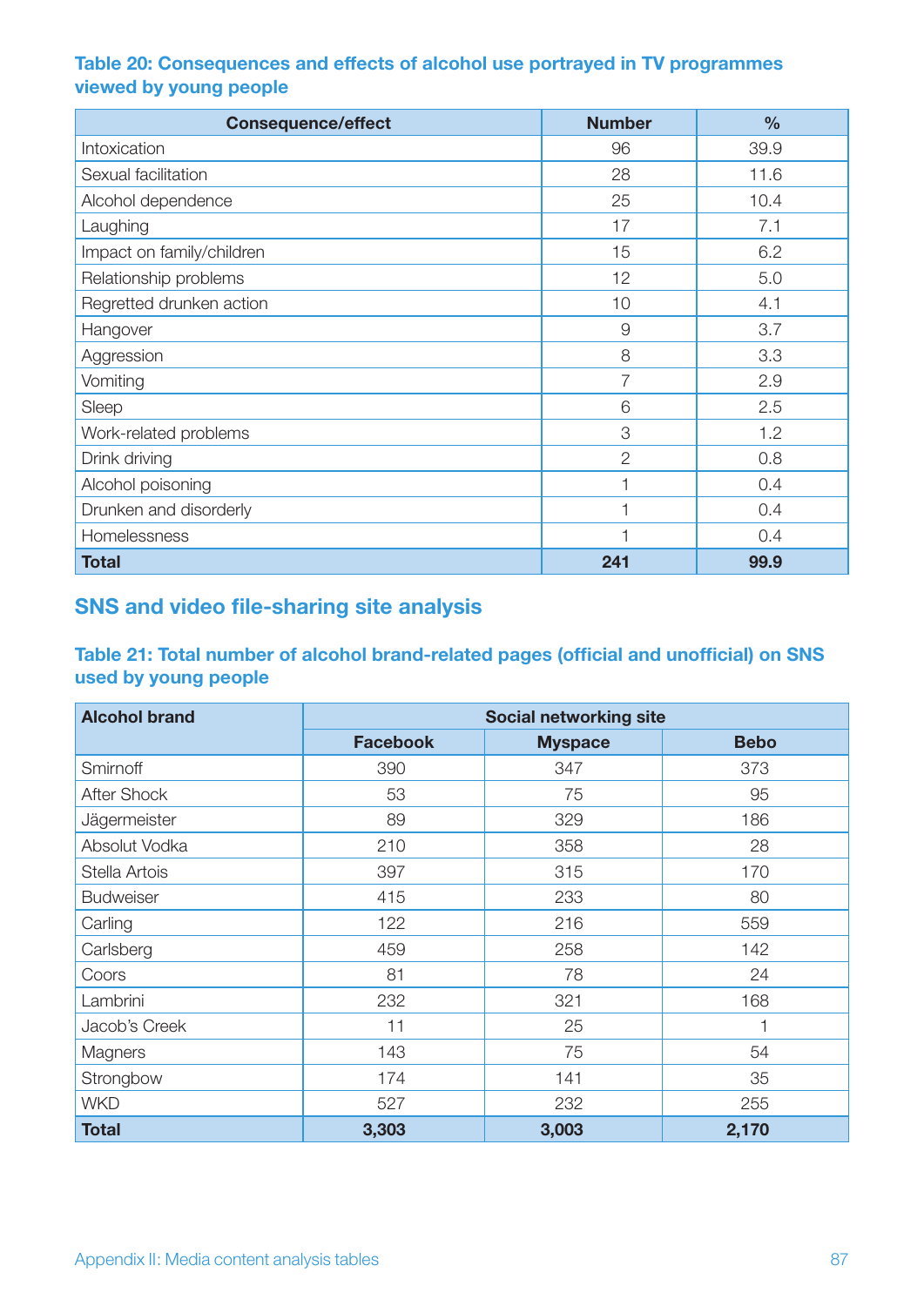### Table 20: Consequences and effects of alcohol use portrayed in TV programmes viewed by young people

| Consequence/effect | Number | % |
|---|---|---|
| Intoxication | 96 | 39.9 |
| Sexual facilitation | 28 | 11.6 |
| Alcohol dependence | 25 | 10.4 |
| Laughing | 17 | 7.1 |
| Impact on family/children | 15 | 6.2 |
| Relationship problems | 12 | 5.0 |
| Regretted drunken action | 10 | 4.1 |
| Hangover | 9 | 3.7 |
| Aggression | 8 | 3.3 |
| Vomiting | 7 | 2.9 |
| Sleep | 6 | 2.5 |
| Work-related problems | 3 | 1.2 |
| Drink driving | 2 | 0.8 |
| Alcohol poisoning | 1 | 0.4 |
| Drunken and disorderly | 1 | 0.4 |
| Homelessness | 1 | 0.4 |
| **Total** | **241** | **99.9** |

## SNS and video file-sharing site analysis

### Table 21: Total number of alcohol brand-related pages (official and unofficial) on SNS used by young people

| Alcohol brand | Social networking site | | |
|---|---|---|---|
| | Facebook | Myspace | Bebo |
| Smirnoff | 390 | 347 | 373 |
| After Shock | 53 | 75 | 95 |
| Jägermeister | 89 | 329 | 186 |
| Absolut Vodka | 210 | 358 | 28 |
| Stella Artois | 397 | 315 | 170 |
| Budweiser | 415 | 233 | 80 |
| Carling | 122 | 216 | 559 |
| Carlsberg | 459 | 258 | 142 |
| Coors | 81 | 78 | 24 |
| Lambrini | 232 | 321 | 168 |
| Jacob's Creek | 11 | 25 | 1 |
| Magners | 143 | 75 | 54 |
| Strongbow | 174 | 141 | 35 |
| WKD | 527 | 232 | 255 |
| **Total** | **3,303** | **3,003** | **2,170** |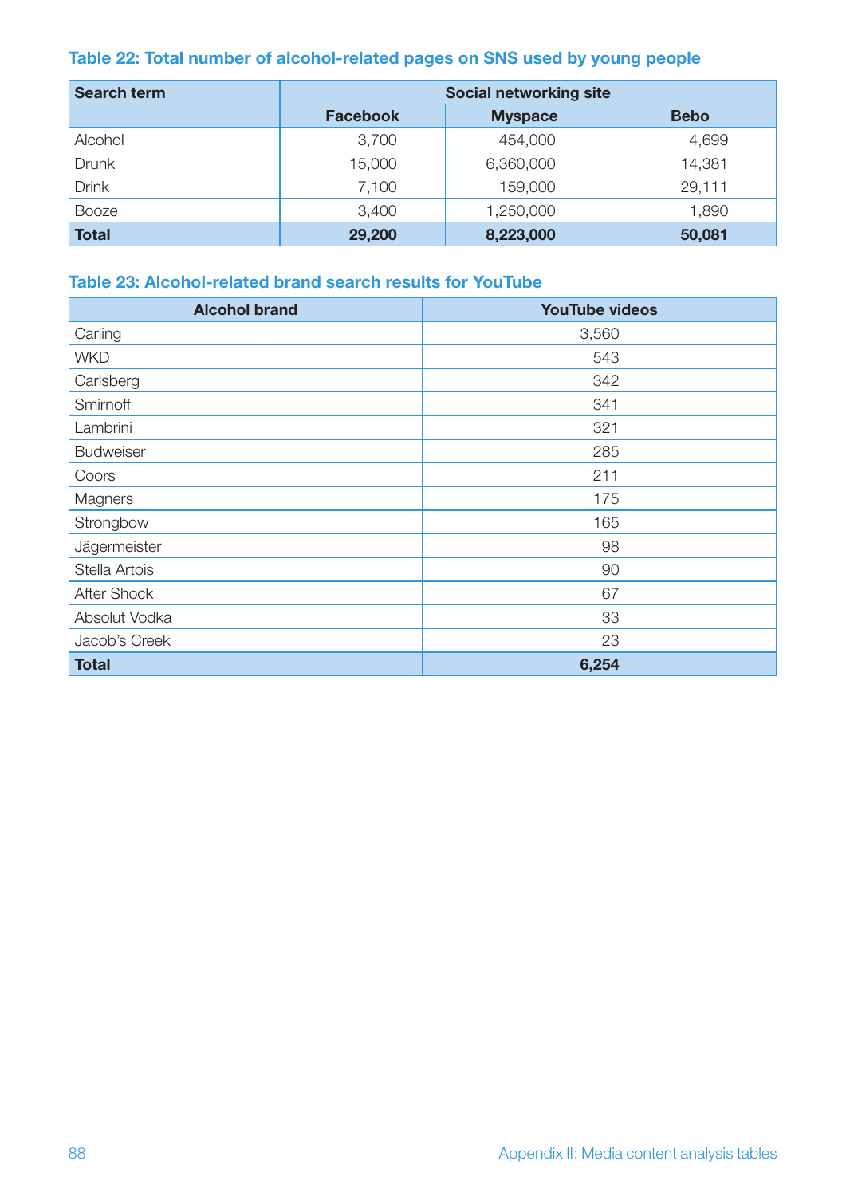### Table 22: Total number of alcohol-related pages on SNS used by young people

| Search term | Social networking site | | |
|---|---|---|---|
| | **Facebook** | **Myspace** | **Bebo** |
| Alcohol | 3,700 | 454,000 | 4,699 |
| Drunk | 15,000 | 6,360,000 | 14,381 |
| Drink | 7,100 | 159,000 | 29,111 |
| Booze | 3,400 | 1,250,000 | 1,890 |
| **Total** | **29,200** | **8,223,000** | **50,081** |

### Table 23: Alcohol-related brand search results for YouTube

| Alcohol brand | YouTube videos |
|---|---|
| Carling | 3,560 |
| WKD | 543 |
| Carlsberg | 342 |
| Smirnoff | 341 |
| Lambrini | 321 |
| Budweiser | 285 |
| Coors | 211 |
| Magners | 175 |
| Strongbow | 165 |
| Jägermeister | 98 |
| Stella Artois | 90 |
| After Shock | 67 |
| Absolut Vodka | 33 |
| Jacob's Creek | 23 |
| **Total** | **6,254** |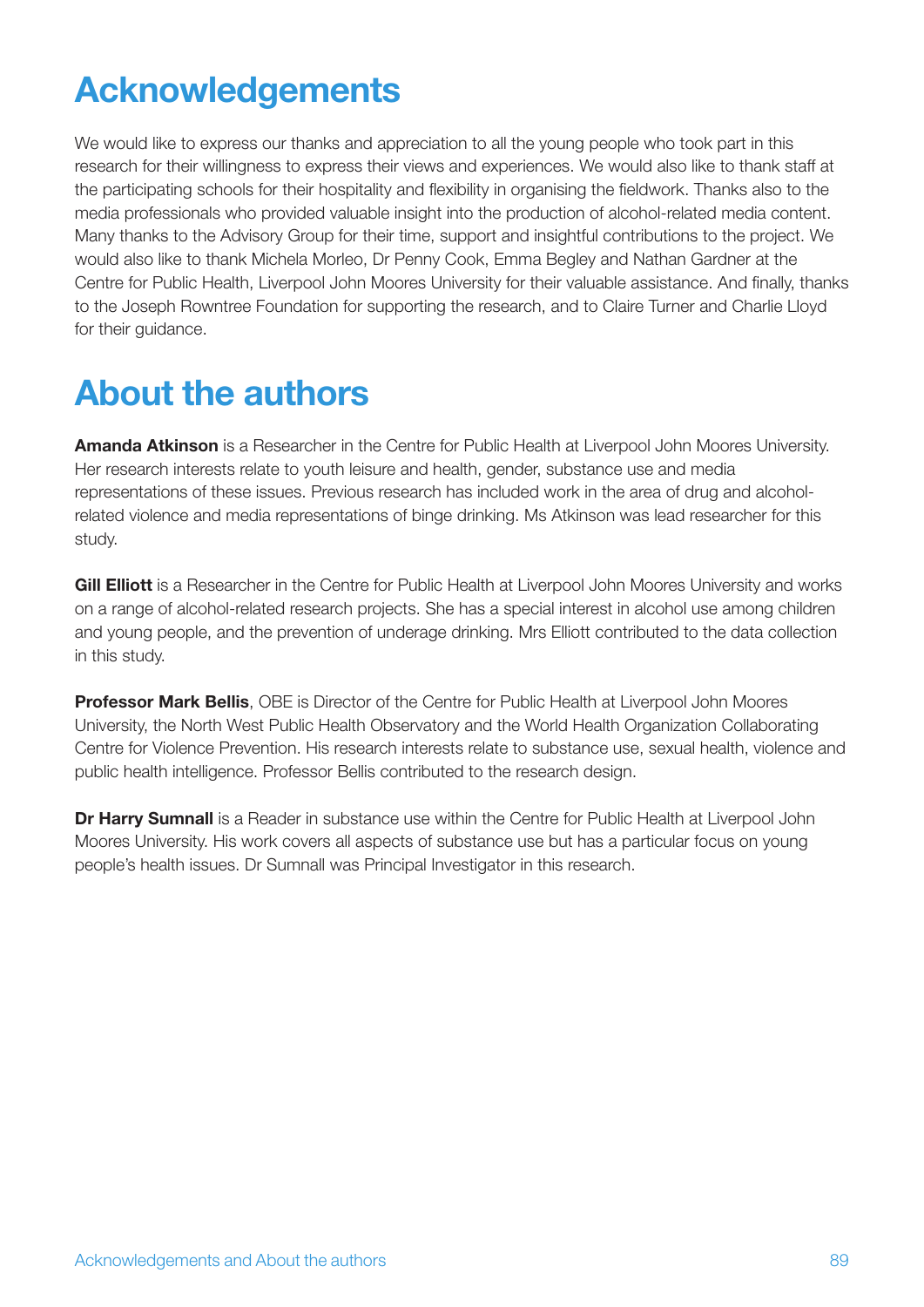# Acknowledgements

We would like to express our thanks and appreciation to all the young people who took part in this research for their willingness to express their views and experiences. We would also like to thank staff at the participating schools for their hospitality and flexibility in organising the fieldwork. Thanks also to the media professionals who provided valuable insight into the production of alcohol-related media content. Many thanks to the Advisory Group for their time, support and insightful contributions to the project. We would also like to thank Michela Morleo, Dr Penny Cook, Emma Begley and Nathan Gardner at the Centre for Public Health, Liverpool John Moores University for their valuable assistance. And finally, thanks to the Joseph Rowntree Foundation for supporting the research, and to Claire Turner and Charlie Lloyd for their guidance.

# About the authors

**Amanda Atkinson** is a Researcher in the Centre for Public Health at Liverpool John Moores University. Her research interests relate to youth leisure and health, gender, substance use and media representations of these issues. Previous research has included work in the area of drug and alcohol-related violence and media representations of binge drinking. Ms Atkinson was lead researcher for this study.

**Gill Elliott** is a Researcher in the Centre for Public Health at Liverpool John Moores University and works on a range of alcohol-related research projects. She has a special interest in alcohol use among children and young people, and the prevention of underage drinking. Mrs Elliott contributed to the data collection in this study.

**Professor Mark Bellis**, OBE is Director of the Centre for Public Health at Liverpool John Moores University, the North West Public Health Observatory and the World Health Organization Collaborating Centre for Violence Prevention. His research interests relate to substance use, sexual health, violence and public health intelligence. Professor Bellis contributed to the research design.

**Dr Harry Sumnall** is a Reader in substance use within the Centre for Public Health at Liverpool John Moores University. His work covers all aspects of substance use but has a particular focus on young people's health issues. Dr Sumnall was Principal Investigator in this research.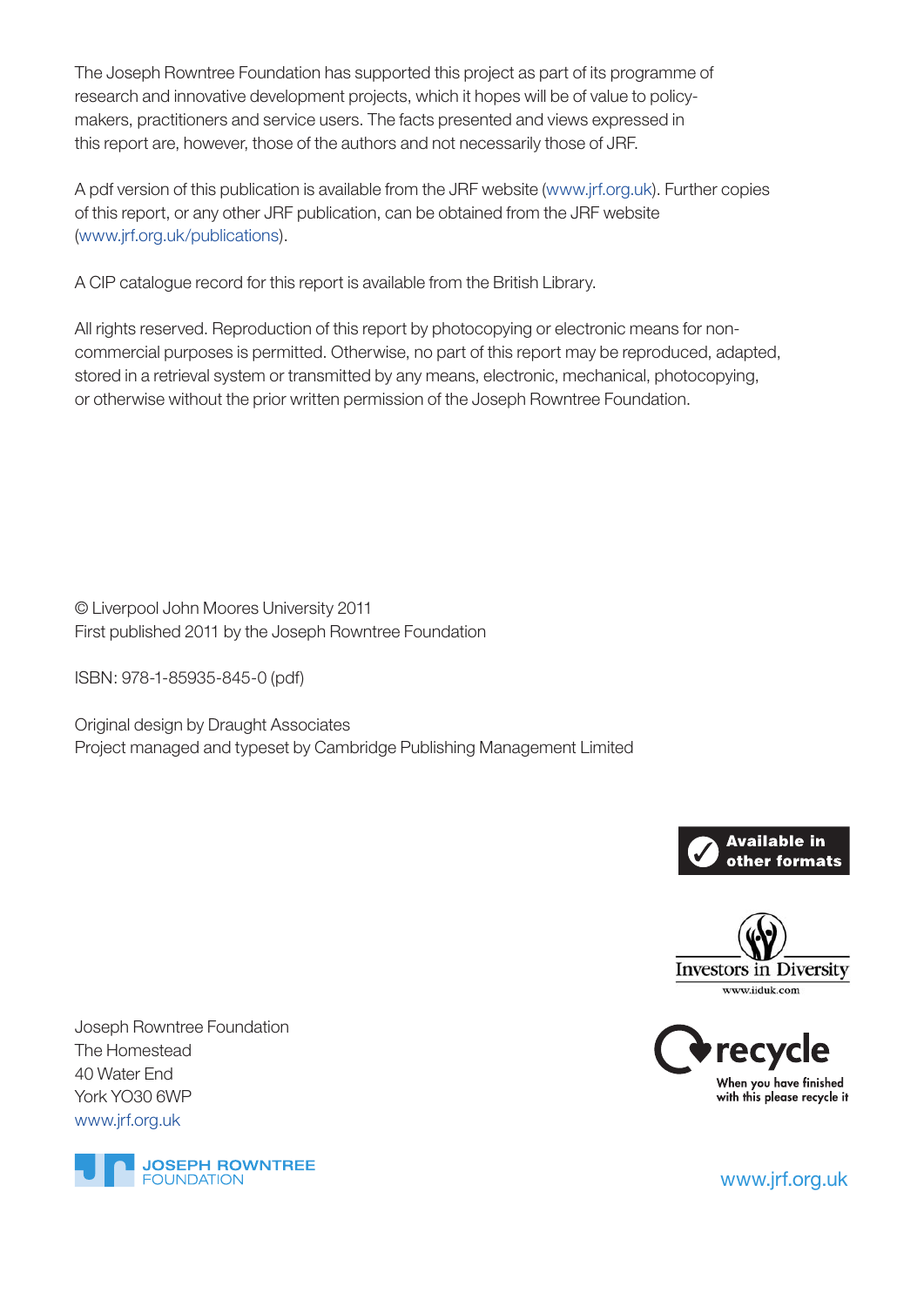The Joseph Rowntree Foundation has supported this project as part of its programme of research and innovative development projects, which it hopes will be of value to policy-makers, practitioners and service users. The facts presented and views expressed in this report are, however, those of the authors and not necessarily those of JRF.

A pdf version of this publication is available from the JRF website (www.jrf.org.uk). Further copies of this report, or any other JRF publication, can be obtained from the JRF website (www.jrf.org.uk/publications).

A CIP catalogue record for this report is available from the British Library.

All rights reserved. Reproduction of this report by photocopying or electronic means for non-commercial purposes is permitted. Otherwise, no part of this report may be reproduced, adapted, stored in a retrieval system or transmitted by any means, electronic, mechanical, photocopying, or otherwise without the prior written permission of the Joseph Rowntree Foundation.

© Liverpool John Moores University 2011
First published 2011 by the Joseph Rowntree Foundation

ISBN: 978-1-85935-845-0 (pdf)

Original design by Draught Associates
Project managed and typeset by Cambridge Publishing Management Limited

Available in other formats

Investors in Diversity
www.iiduk.com

recycle
When you have finished with this please recycle it

Joseph Rowntree Foundation
The Homestead
40 Water End
York YO30 6WP
www.jrf.org.uk

JOSEPH ROWNTREE FOUNDATION

www.jrf.org.uk